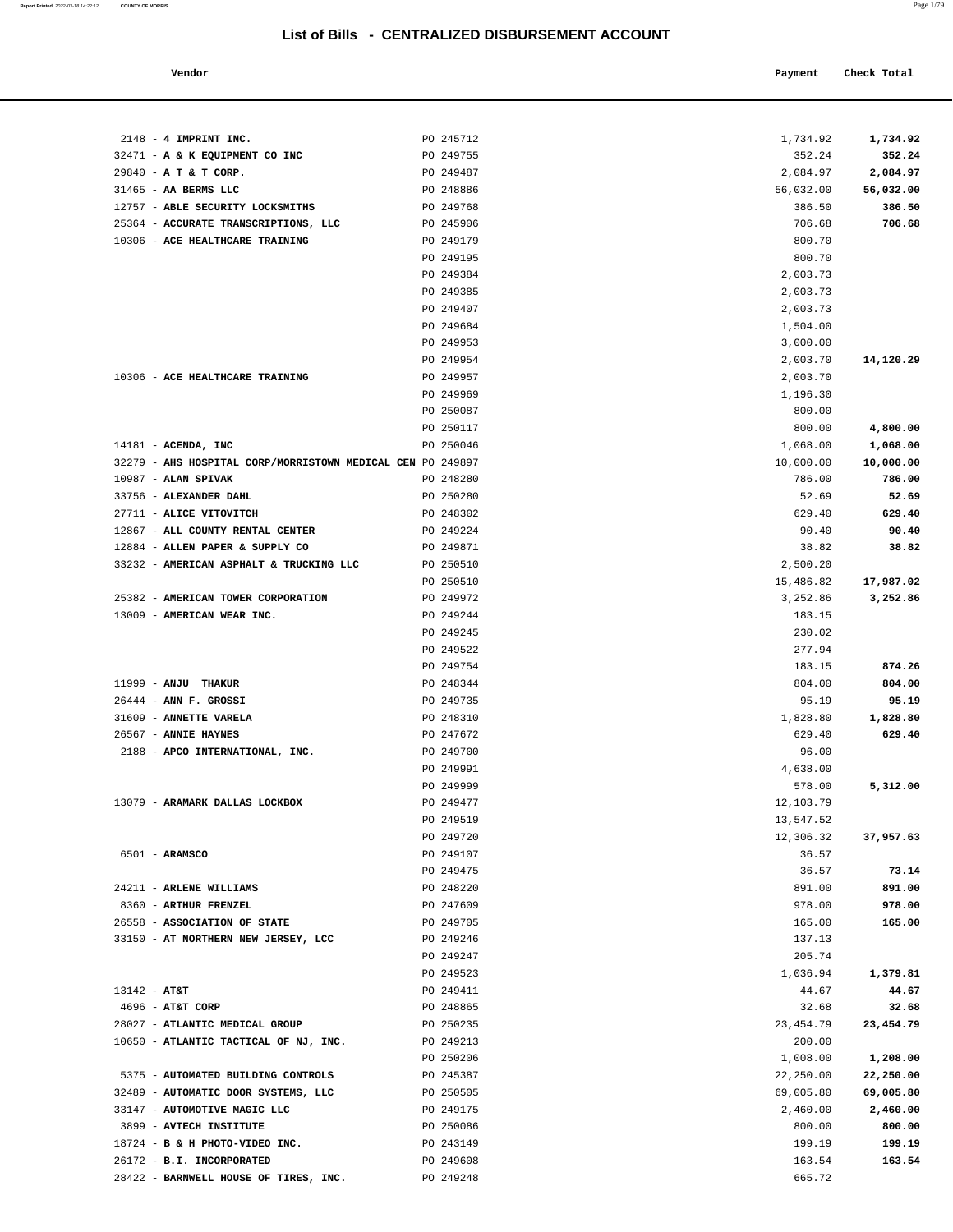# List of Bills - CENTRALIZED DISBURSEMENT ACCOUNT

| Vendor | | Payment | Check Total |
|---|---|---|---|
| 2148 - **4 IMPRINT INC.** | PO 245712 | 1,734.92 | **1,734.92** |
| 32471 - **A & K EQUIPMENT CO INC** | PO 249755 | 352.24 | **352.24** |
| 29840 - **A T & T CORP.** | PO 249487 | 2,084.97 | **2,084.97** |
| 31465 - **AA BERMS LLC** | PO 248886 | 56,032.00 | **56,032.00** |
| 12757 - **ABLE SECURITY LOCKSMITHS** | PO 249768 | 386.50 | **386.50** |
| 25364 - **ACCURATE TRANSCRIPTIONS, LLC** | PO 245906 | 706.68 | **706.68** |
| 10306 - **ACE HEALTHCARE TRAINING** | PO 249179 | 800.70 | |
| | PO 249195 | 800.70 | |
| | PO 249384 | 2,003.73 | |
| | PO 249385 | 2,003.73 | |
| | PO 249407 | 2,003.73 | |
| | PO 249684 | 1,504.00 | |
| | PO 249953 | 3,000.00 | |
| | PO 249954 | 2,003.70 | **14,120.29** |
| 10306 - **ACE HEALTHCARE TRAINING** | PO 249957 | 2,003.70 | |
| | PO 249969 | 1,196.30 | |
| | PO 250087 | 800.00 | |
| | PO 250117 | 800.00 | **4,800.00** |
| 14181 - **ACENDA, INC** | PO 250046 | 1,068.00 | **1,068.00** |
| 32279 - **AHS HOSPITAL CORP/MORRISTOWN MEDICAL CEN** | PO 249897 | 10,000.00 | **10,000.00** |
| 10987 - **ALAN SPIVAK** | PO 248280 | 786.00 | **786.00** |
| 33756 - **ALEXANDER DAHL** | PO 250280 | 52.69 | **52.69** |
| 27711 - **ALICE VITOVITCH** | PO 248302 | 629.40 | **629.40** |
| 12867 - **ALL COUNTY RENTAL CENTER** | PO 249224 | 90.40 | **90.40** |
| 12884 - **ALLEN PAPER & SUPPLY CO** | PO 249871 | 38.82 | **38.82** |
| 33232 - **AMERICAN ASPHALT & TRUCKING LLC** | PO 250510 | 2,500.20 | |
| | PO 250510 | 15,486.82 | **17,987.02** |
| 25382 - **AMERICAN TOWER CORPORATION** | PO 249972 | 3,252.86 | **3,252.86** |
| 13009 - **AMERICAN WEAR INC.** | PO 249244 | 183.15 | |
| | PO 249245 | 230.02 | |
| | PO 249522 | 277.94 | |
| | PO 249754 | 183.15 | **874.26** |
| 11999 - **ANJU THAKUR** | PO 248344 | 804.00 | **804.00** |
| 26444 - **ANN F. GROSSI** | PO 249735 | 95.19 | **95.19** |
| 31609 - **ANNETTE VARELA** | PO 248310 | 1,828.80 | **1,828.80** |
| 26567 - **ANNIE HAYNES** | PO 247672 | 629.40 | **629.40** |
| 2188 - **APCO INTERNATIONAL, INC.** | PO 249700 | 96.00 | |
| | PO 249991 | 4,638.00 | |
| | PO 249999 | 578.00 | **5,312.00** |
| 13079 - **ARAMARK DALLAS LOCKBOX** | PO 249477 | 12,103.79 | |
| | PO 249519 | 13,547.52 | |
| | PO 249720 | 12,306.32 | **37,957.63** |
| 6501 - **ARAMSCO** | PO 249107 | 36.57 | |
| | PO 249475 | 36.57 | **73.14** |
| 24211 - **ARLENE WILLIAMS** | PO 248220 | 891.00 | **891.00** |
| 8360 - **ARTHUR FRENZEL** | PO 247609 | 978.00 | **978.00** |
| 26558 - **ASSOCIATION OF STATE** | PO 249705 | 165.00 | **165.00** |
| 33150 - **AT NORTHERN NEW JERSEY, LCC** | PO 249246 | 137.13 | |
| | PO 249247 | 205.74 | |
| | PO 249523 | 1,036.94 | **1,379.81** |
| 13142 - **AT&T** | PO 249411 | 44.67 | **44.67** |
| 4696 - **AT&T CORP** | PO 248865 | 32.68 | **32.68** |
| 28027 - **ATLANTIC MEDICAL GROUP** | PO 250235 | 23,454.79 | **23,454.79** |
| 10650 - **ATLANTIC TACTICAL OF NJ, INC.** | PO 249213 | 200.00 | |
| | PO 250206 | 1,008.00 | **1,208.00** |
| 5375 - **AUTOMATED BUILDING CONTROLS** | PO 245387 | 22,250.00 | **22,250.00** |
| 32489 - **AUTOMATIC DOOR SYSTEMS, LLC** | PO 250505 | 69,005.80 | **69,005.80** |
| 33147 - **AUTOMOTIVE MAGIC LLC** | PO 249175 | 2,460.00 | **2,460.00** |
| 3899 - **AVTECH INSTITUTE** | PO 250086 | 800.00 | **800.00** |
| 18724 - **B & H PHOTO-VIDEO INC.** | PO 243149 | 199.19 | **199.19** |
| 26172 - **B.I. INCORPORATED** | PO 249608 | 163.54 | **163.54** |
| 28422 - **BARNWELL HOUSE OF TIRES, INC.** | PO 249248 | 665.72 | |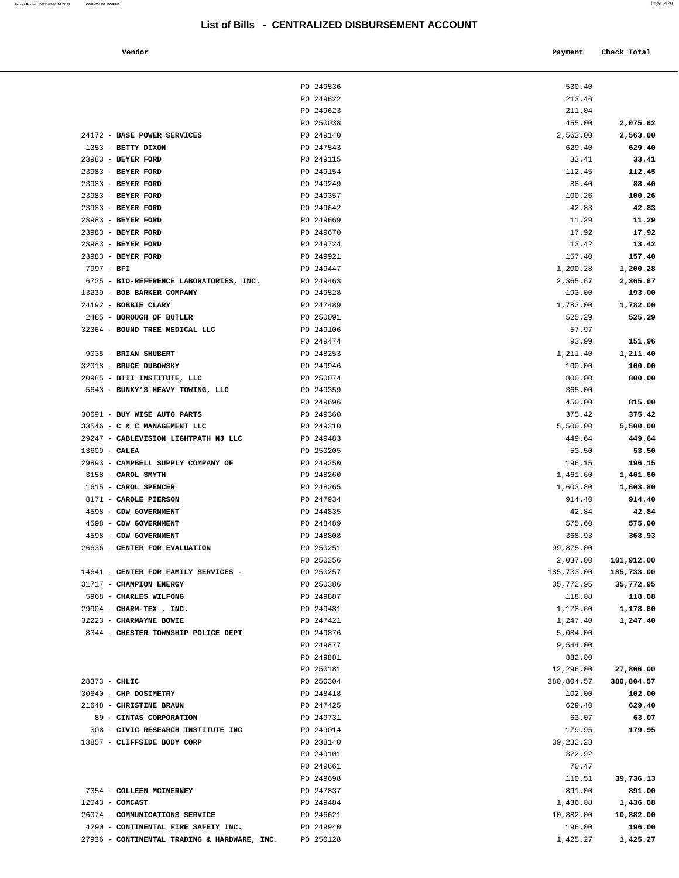# List of Bills - CENTRALIZED DISBURSEMENT ACCOUNT

| Vendor | | Payment | Check Total |
|---|---|---|---|
| | PO 249536 | 530.40 | |
| | PO 249622 | 213.46 | |
| | PO 249623 | 211.04 | |
| | PO 250038 | 455.00 | **2,075.62** |
| 24172 - **BASE POWER SERVICES** | PO 249140 | 2,563.00 | **2,563.00** |
| 1353 - **BETTY DIXON** | PO 247543 | 629.40 | **629.40** |
| 23983 - **BEYER FORD** | PO 249115 | 33.41 | **33.41** |
| 23983 - **BEYER FORD** | PO 249154 | 112.45 | **112.45** |
| 23983 - **BEYER FORD** | PO 249249 | 88.40 | **88.40** |
| 23983 - **BEYER FORD** | PO 249357 | 100.26 | **100.26** |
| 23983 - **BEYER FORD** | PO 249642 | 42.83 | **42.83** |
| 23983 - **BEYER FORD** | PO 249669 | 11.29 | **11.29** |
| 23983 - **BEYER FORD** | PO 249670 | 17.92 | **17.92** |
| 23983 - **BEYER FORD** | PO 249724 | 13.42 | **13.42** |
| 23983 - **BEYER FORD** | PO 249921 | 157.40 | **157.40** |
| 7997 - **BFI** | PO 249447 | 1,200.28 | **1,200.28** |
| 6725 - **BIO-REFERENCE LABORATORIES, INC.** | PO 249463 | 2,365.67 | **2,365.67** |
| 13239 - **BOB BARKER COMPANY** | PO 249528 | 193.00 | **193.00** |
| 24192 - **BOBBIE CLARY** | PO 247489 | 1,782.00 | **1,782.00** |
| 2485 - **BOROUGH OF BUTLER** | PO 250091 | 525.29 | **525.29** |
| 32364 - **BOUND TREE MEDICAL LLC** | PO 249106 | 57.97 | |
| | PO 249474 | 93.99 | **151.96** |
| 9035 - **BRIAN SHUBERT** | PO 248253 | 1,211.40 | **1,211.40** |
| 32018 - **BRUCE DUBOWSKY** | PO 249946 | 100.00 | **100.00** |
| 20985 - **BTII INSTITUTE, LLC** | PO 250074 | 800.00 | **800.00** |
| 5643 - **BUNKY'S HEAVY TOWING, LLC** | PO 249359 | 365.00 | |
| | PO 249696 | 450.00 | **815.00** |
| 30691 - **BUY WISE AUTO PARTS** | PO 249360 | 375.42 | **375.42** |
| 33546 - **C & C MANAGEMENT LLC** | PO 249310 | 5,500.00 | **5,500.00** |
| 29247 - **CABLEVISION LIGHTPATH NJ LLC** | PO 249483 | 449.64 | **449.64** |
| 13609 - **CALEA** | PO 250205 | 53.50 | **53.50** |
| 29893 - **CAMPBELL SUPPLY COMPANY OF** | PO 249250 | 196.15 | **196.15** |
| 3158 - **CAROL SMYTH** | PO 248260 | 1,461.60 | **1,461.60** |
| 1615 - **CAROL SPENCER** | PO 248265 | 1,603.80 | **1,603.80** |
| 8171 - **CAROLE PIERSON** | PO 247934 | 914.40 | **914.40** |
| 4598 - **CDW GOVERNMENT** | PO 244835 | 42.84 | **42.84** |
| 4598 - **CDW GOVERNMENT** | PO 248489 | 575.60 | **575.60** |
| 4598 - **CDW GOVERNMENT** | PO 248808 | 368.93 | **368.93** |
| 26636 - **CENTER FOR EVALUATION** | PO 250251 | 99,875.00 | |
| | PO 250256 | 2,037.00 | **101,912.00** |
| 14641 - **CENTER FOR FAMILY SERVICES -** | PO 250257 | 185,733.00 | **185,733.00** |
| 31717 - **CHAMPION ENERGY** | PO 250386 | 35,772.95 | **35,772.95** |
| 5968 - **CHARLES WILFONG** | PO 249887 | 118.08 | **118.08** |
| 29904 - **CHARM-TEX , INC.** | PO 249481 | 1,178.60 | **1,178.60** |
| 32223 - **CHARMAYNE BOWIE** | PO 247421 | 1,247.40 | **1,247.40** |
| 8344 - **CHESTER TOWNSHIP POLICE DEPT** | PO 249876 | 5,084.00 | |
| | PO 249877 | 9,544.00 | |
| | PO 249881 | 882.00 | |
| | PO 250181 | 12,296.00 | **27,806.00** |
| 28373 - **CHLIC** | PO 250304 | 380,804.57 | **380,804.57** |
| 30640 - **CHP DOSIMETRY** | PO 248418 | 102.00 | **102.00** |
| 21648 - **CHRISTINE BRAUN** | PO 247425 | 629.40 | **629.40** |
| 89 - **CINTAS CORPORATION** | PO 249731 | 63.07 | **63.07** |
| 308 - **CIVIC RESEARCH INSTITUTE INC** | PO 249014 | 179.95 | **179.95** |
| 13857 - **CLIFFSIDE BODY CORP** | PO 238140 | 39,232.23 | |
| | PO 249101 | 322.92 | |
| | PO 249661 | 70.47 | |
| | PO 249698 | 110.51 | **39,736.13** |
| 7354 - **COLLEEN MCINERNEY** | PO 247837 | 891.00 | **891.00** |
| 12043 - **COMCAST** | PO 249484 | 1,436.08 | **1,436.08** |
| 26074 - **COMMUNICATIONS SERVICE** | PO 246621 | 10,882.00 | **10,882.00** |
| 4290 - **CONTINENTAL FIRE SAFETY INC.** | PO 249940 | 196.00 | **196.00** |
| 27936 - **CONTINENTAL TRADING & HARDWARE, INC.** | PO 250128 | 1,425.27 | **1,425.27** |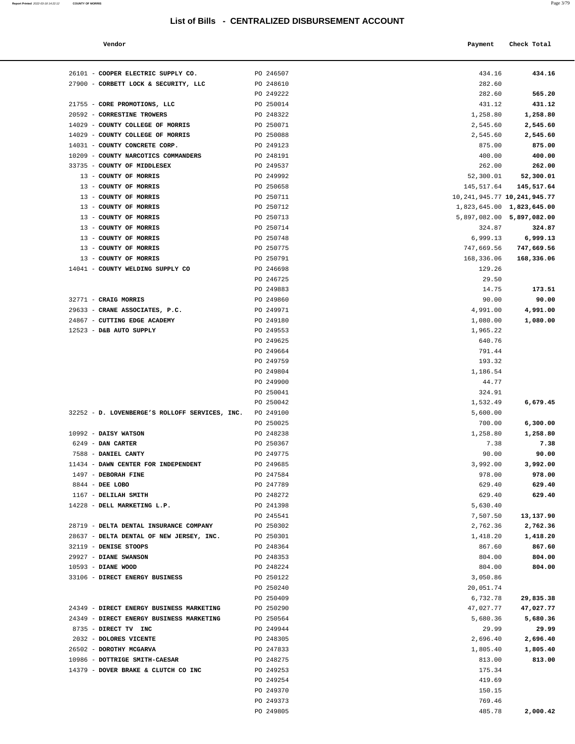# List of Bills - CENTRALIZED DISBURSEMENT ACCOUNT

| Vendor | | Payment | Check Total |
|---|---|---|---|
| 26101 - **COOPER ELECTRIC SUPPLY CO.** | PO 246507 | 434.16 | **434.16** |
| 27900 - **CORBETT LOCK & SECURITY, LLC** | PO 248610 | 282.60 | |
| | PO 249222 | 282.60 | **565.20** |
| 21755 - **CORE PROMOTIONS, LLC** | PO 250014 | 431.12 | **431.12** |
| 20592 - **CORRESTINE TROWERS** | PO 248322 | 1,258.80 | **1,258.80** |
| 14029 - **COUNTY COLLEGE OF MORRIS** | PO 250071 | 2,545.60 | **2,545.60** |
| 14029 - **COUNTY COLLEGE OF MORRIS** | PO 250088 | 2,545.60 | **2,545.60** |
| 14031 - **COUNTY CONCRETE CORP.** | PO 249123 | 875.00 | **875.00** |
| 10209 - **COUNTY NARCOTICS COMMANDERS** | PO 248191 | 400.00 | **400.00** |
| 33735 - **COUNTY OF MIDDLESEX** | PO 249537 | 262.00 | **262.00** |
| 13 - **COUNTY OF MORRIS** | PO 249992 | 52,300.01 | **52,300.01** |
| 13 - **COUNTY OF MORRIS** | PO 250658 | 145,517.64 | **145,517.64** |
| 13 - **COUNTY OF MORRIS** | PO 250711 | 10,241,945.77 | **10,241,945.77** |
| 13 - **COUNTY OF MORRIS** | PO 250712 | 1,823,645.00 | **1,823,645.00** |
| 13 - **COUNTY OF MORRIS** | PO 250713 | 5,897,082.00 | **5,897,082.00** |
| 13 - **COUNTY OF MORRIS** | PO 250714 | 324.87 | **324.87** |
| 13 - **COUNTY OF MORRIS** | PO 250748 | 6,999.13 | **6,999.13** |
| 13 - **COUNTY OF MORRIS** | PO 250775 | 747,669.56 | **747,669.56** |
| 13 - **COUNTY OF MORRIS** | PO 250791 | 168,336.06 | **168,336.06** |
| 14041 - **COUNTY WELDING SUPPLY CO** | PO 246698 | 129.26 | |
| | PO 246725 | 29.50 | |
| | PO 249883 | 14.75 | **173.51** |
| 32771 - **CRAIG MORRIS** | PO 249860 | 90.00 | **90.00** |
| 29633 - **CRANE ASSOCIATES, P.C.** | PO 249971 | 4,991.00 | **4,991.00** |
| 24867 - **CUTTING EDGE ACADEMY** | PO 249180 | 1,080.00 | **1,080.00** |
| 12523 - **D&B AUTO SUPPLY** | PO 249553 | 1,965.22 | |
| | PO 249625 | 640.76 | |
| | PO 249664 | 791.44 | |
| | PO 249759 | 193.32 | |
| | PO 249804 | 1,186.54 | |
| | PO 249900 | 44.77 | |
| | PO 250041 | 324.91 | |
| | PO 250042 | 1,532.49 | **6,679.45** |
| 32252 - **D. LOVENBERGE'S ROLLOFF SERVICES, INC.** | PO 249100 | 5,600.00 | |
| | PO 250025 | 700.00 | **6,300.00** |
| 10992 - **DAISY WATSON** | PO 248238 | 1,258.80 | **1,258.80** |
| 6249 - **DAN CARTER** | PO 250367 | 7.38 | **7.38** |
| 7588 - **DANIEL CANTY** | PO 249775 | 90.00 | **90.00** |
| 11434 - **DAWN CENTER FOR INDEPENDENT** | PO 249685 | 3,992.00 | **3,992.00** |
| 1497 - **DEBORAH FINE** | PO 247584 | 978.00 | **978.00** |
| 8844 - **DEE LOBO** | PO 247789 | 629.40 | **629.40** |
| 1167 - **DELILAH SMITH** | PO 248272 | 629.40 | **629.40** |
| 14228 - **DELL MARKETING L.P.** | PO 241398 | 5,630.40 | |
| | PO 245541 | 7,507.50 | **13,137.90** |
| 28719 - **DELTA DENTAL INSURANCE COMPANY** | PO 250302 | 2,762.36 | **2,762.36** |
| 28637 - **DELTA DENTAL OF NEW JERSEY, INC.** | PO 250301 | 1,418.20 | **1,418.20** |
| 32119 - **DENISE STOOPS** | PO 248364 | 867.60 | **867.60** |
| 29927 - **DIANE SWANSON** | PO 248353 | 804.00 | **804.00** |
| 10593 - **DIANE WOOD** | PO 248224 | 804.00 | **804.00** |
| 33106 - **DIRECT ENERGY BUSINESS** | PO 250122 | 3,050.86 | |
| | PO 250240 | 20,051.74 | |
| | PO 250409 | 6,732.78 | **29,835.38** |
| 24349 - **DIRECT ENERGY BUSINESS MARKETING** | PO 250290 | 47,027.77 | **47,027.77** |
| 24349 - **DIRECT ENERGY BUSINESS MARKETING** | PO 250564 | 5,680.36 | **5,680.36** |
| 8735 - **DIRECT TV INC** | PO 249944 | 29.99 | **29.99** |
| 2032 - **DOLORES VICENTE** | PO 248305 | 2,696.40 | **2,696.40** |
| 26502 - **DOROTHY MCGARVA** | PO 247833 | 1,805.40 | **1,805.40** |
| 10986 - **DOTTRIGE SMITH-CAESAR** | PO 248275 | 813.00 | **813.00** |
| 14379 - **DOVER BRAKE & CLUTCH CO INC** | PO 249253 | 175.34 | |
| | PO 249254 | 419.69 | |
| | PO 249370 | 150.15 | |
| | PO 249373 | 769.46 | |
| | PO 249805 | 485.78 | **2,000.42** |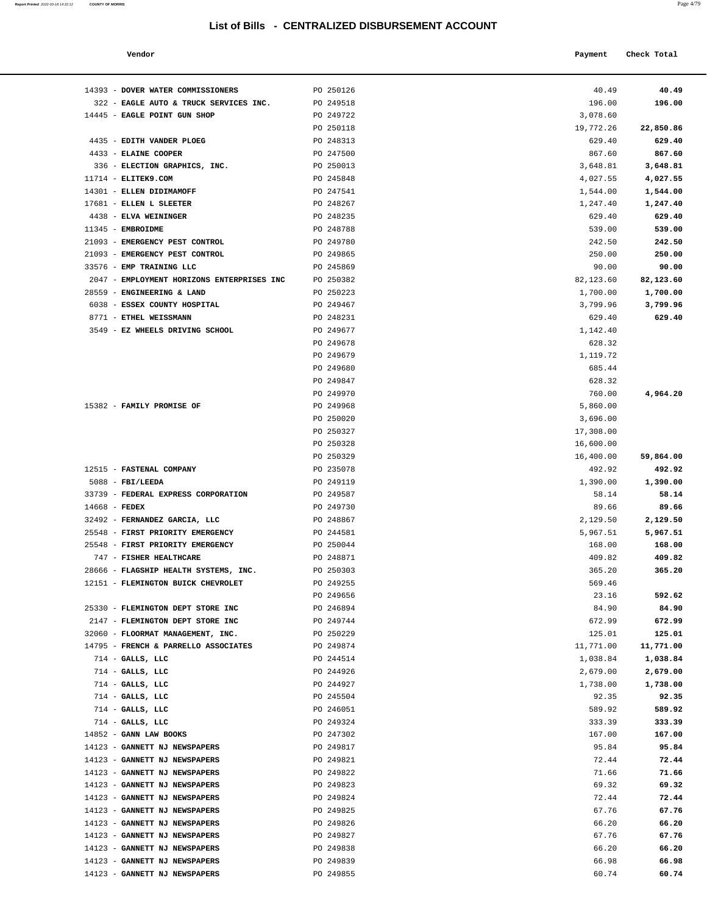# List of Bills - CENTRALIZED DISBURSEMENT ACCOUNT

| Vendor | | Payment | Check Total |
|---|---|---|---|
| 14393 - **DOVER WATER COMMISSIONERS** | PO 250126 | 40.49 | **40.49** |
| 322 - **EAGLE AUTO & TRUCK SERVICES INC.** | PO 249518 | 196.00 | **196.00** |
| 14445 - **EAGLE POINT GUN SHOP** | PO 249722 | 3,078.60 | |
| | PO 250118 | 19,772.26 | **22,850.86** |
| 4435 - **EDITH VANDER PLOEG** | PO 248313 | 629.40 | **629.40** |
| 4433 - **ELAINE COOPER** | PO 247500 | 867.60 | **867.60** |
| 336 - **ELECTION GRAPHICS, INC.** | PO 250013 | 3,648.81 | **3,648.81** |
| 11714 - **ELITEK9.COM** | PO 245848 | 4,027.55 | **4,027.55** |
| 14301 - **ELLEN DIDIMAMOFF** | PO 247541 | 1,544.00 | **1,544.00** |
| 17681 - **ELLEN L SLEETER** | PO 248267 | 1,247.40 | **1,247.40** |
| 4438 - **ELVA WEININGER** | PO 248235 | 629.40 | **629.40** |
| 11345 - **EMBROIDME** | PO 248788 | 539.00 | **539.00** |
| 21093 - **EMERGENCY PEST CONTROL** | PO 249780 | 242.50 | **242.50** |
| 21093 - **EMERGENCY PEST CONTROL** | PO 249865 | 250.00 | **250.00** |
| 33576 - **EMP TRAINING LLC** | PO 245869 | 90.00 | **90.00** |
| 2047 - **EMPLOYMENT HORIZONS ENTERPRISES INC** | PO 250382 | 82,123.60 | **82,123.60** |
| 28559 - **ENGINEERING & LAND** | PO 250223 | 1,700.00 | **1,700.00** |
| 6038 - **ESSEX COUNTY HOSPITAL** | PO 249467 | 3,799.96 | **3,799.96** |
| 8771 - **ETHEL WEISSMANN** | PO 248231 | 629.40 | **629.40** |
| 3549 - **EZ WHEELS DRIVING SCHOOL** | PO 249677 | 1,142.40 | |
| | PO 249678 | 628.32 | |
| | PO 249679 | 1,119.72 | |
| | PO 249680 | 685.44 | |
| | PO 249847 | 628.32 | |
| | PO 249970 | 760.00 | **4,964.20** |
| 15382 - **FAMILY PROMISE OF** | PO 249968 | 5,860.00 | |
| | PO 250020 | 3,696.00 | |
| | PO 250327 | 17,308.00 | |
| | PO 250328 | 16,600.00 | |
| | PO 250329 | 16,400.00 | **59,864.00** |
| 12515 - **FASTENAL COMPANY** | PO 235078 | 492.92 | **492.92** |
| 5088 - **FBI/LEEDA** | PO 249119 | 1,390.00 | **1,390.00** |
| 33739 - **FEDERAL EXPRESS CORPORATION** | PO 249587 | 58.14 | **58.14** |
| 14668 - **FEDEX** | PO 249730 | 89.66 | **89.66** |
| 32492 - **FERNANDEZ GARCIA, LLC** | PO 248867 | 2,129.50 | **2,129.50** |
| 25548 - **FIRST PRIORITY EMERGENCY** | PO 244581 | 5,967.51 | **5,967.51** |
| 25548 - **FIRST PRIORITY EMERGENCY** | PO 250044 | 168.00 | **168.00** |
| 747 - **FISHER HEALTHCARE** | PO 248871 | 409.82 | **409.82** |
| 28666 - **FLAGSHIP HEALTH SYSTEMS, INC.** | PO 250303 | 365.20 | **365.20** |
| 12151 - **FLEMINGTON BUICK CHEVROLET** | PO 249255 | 569.46 | |
| | PO 249656 | 23.16 | **592.62** |
| 25330 - **FLEMINGTON DEPT STORE INC** | PO 246894 | 84.90 | **84.90** |
| 2147 - **FLEMINGTON DEPT STORE INC** | PO 249744 | 672.99 | **672.99** |
| 32060 - **FLOORMAT MANAGEMENT, INC.** | PO 250229 | 125.01 | **125.01** |
| 14795 - **FRENCH & PARRELLO ASSOCIATES** | PO 249874 | 11,771.00 | **11,771.00** |
| 714 - **GALLS, LLC** | PO 244514 | 1,038.84 | **1,038.84** |
| 714 - **GALLS, LLC** | PO 244926 | 2,679.00 | **2,679.00** |
| 714 - **GALLS, LLC** | PO 244927 | 1,738.00 | **1,738.00** |
| 714 - **GALLS, LLC** | PO 245504 | 92.35 | **92.35** |
| 714 - **GALLS, LLC** | PO 246051 | 589.92 | **589.92** |
| 714 - **GALLS, LLC** | PO 249324 | 333.39 | **333.39** |
| 14852 - **GANN LAW BOOKS** | PO 247302 | 167.00 | **167.00** |
| 14123 - **GANNETT NJ NEWSPAPERS** | PO 249817 | 95.84 | **95.84** |
| 14123 - **GANNETT NJ NEWSPAPERS** | PO 249821 | 72.44 | **72.44** |
| 14123 - **GANNETT NJ NEWSPAPERS** | PO 249822 | 71.66 | **71.66** |
| 14123 - **GANNETT NJ NEWSPAPERS** | PO 249823 | 69.32 | **69.32** |
| 14123 - **GANNETT NJ NEWSPAPERS** | PO 249824 | 72.44 | **72.44** |
| 14123 - **GANNETT NJ NEWSPAPERS** | PO 249825 | 67.76 | **67.76** |
| 14123 - **GANNETT NJ NEWSPAPERS** | PO 249826 | 66.20 | **66.20** |
| 14123 - **GANNETT NJ NEWSPAPERS** | PO 249827 | 67.76 | **67.76** |
| 14123 - **GANNETT NJ NEWSPAPERS** | PO 249838 | 66.20 | **66.20** |
| 14123 - **GANNETT NJ NEWSPAPERS** | PO 249839 | 66.98 | **66.98** |
| 14123 - **GANNETT NJ NEWSPAPERS** | PO 249855 | 60.74 | **60.74** |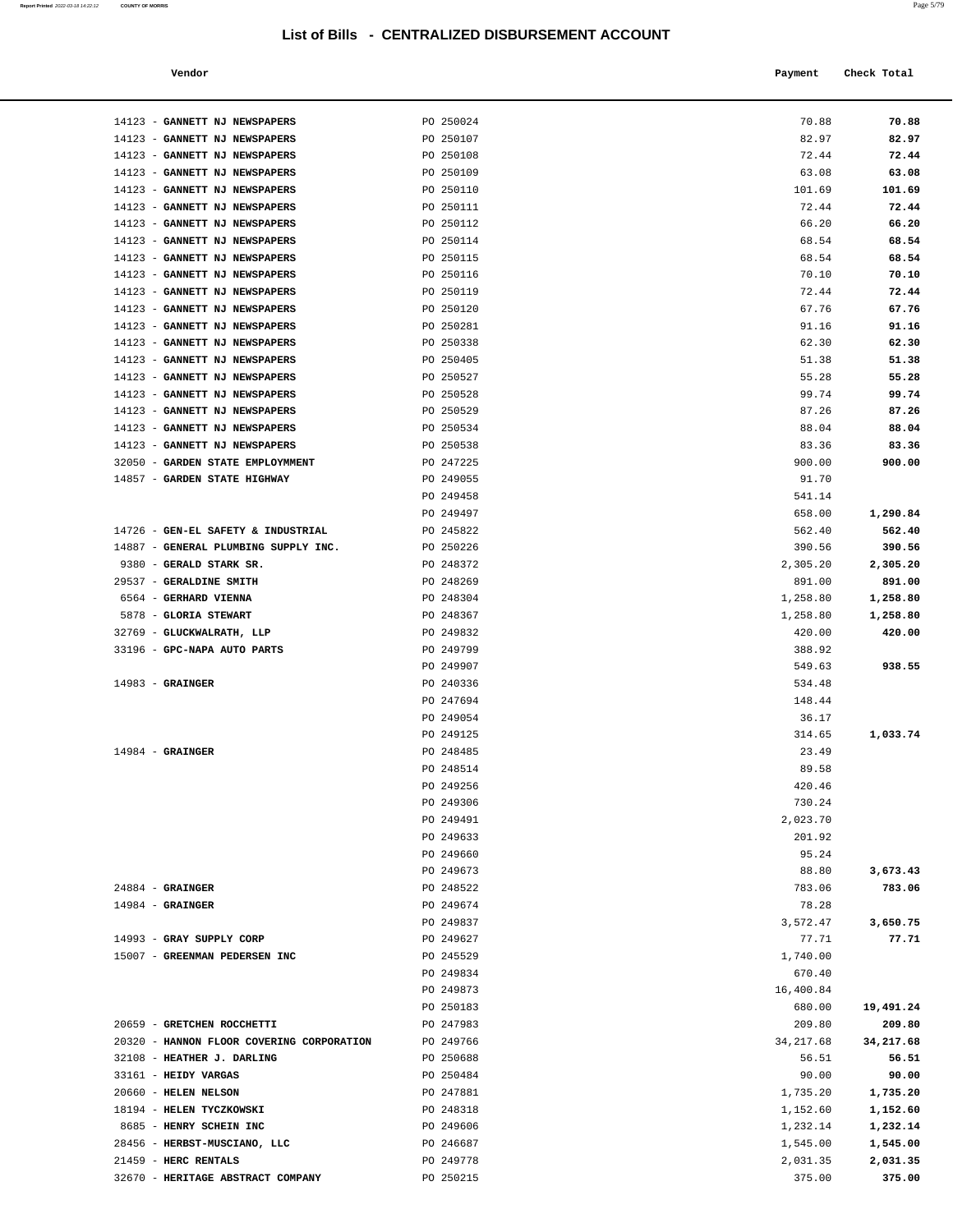# List of Bills - CENTRALIZED DISBURSEMENT ACCOUNT

| Vendor | | Payment | Check Total |
|---|---|---|---|
| 14123 - **GANNETT NJ NEWSPAPERS** | PO 250024 | 70.88 | **70.88** |
| 14123 - **GANNETT NJ NEWSPAPERS** | PO 250107 | 82.97 | **82.97** |
| 14123 - **GANNETT NJ NEWSPAPERS** | PO 250108 | 72.44 | **72.44** |
| 14123 - **GANNETT NJ NEWSPAPERS** | PO 250109 | 63.08 | **63.08** |
| 14123 - **GANNETT NJ NEWSPAPERS** | PO 250110 | 101.69 | **101.69** |
| 14123 - **GANNETT NJ NEWSPAPERS** | PO 250111 | 72.44 | **72.44** |
| 14123 - **GANNETT NJ NEWSPAPERS** | PO 250112 | 66.20 | **66.20** |
| 14123 - **GANNETT NJ NEWSPAPERS** | PO 250114 | 68.54 | **68.54** |
| 14123 - **GANNETT NJ NEWSPAPERS** | PO 250115 | 68.54 | **68.54** |
| 14123 - **GANNETT NJ NEWSPAPERS** | PO 250116 | 70.10 | **70.10** |
| 14123 - **GANNETT NJ NEWSPAPERS** | PO 250119 | 72.44 | **72.44** |
| 14123 - **GANNETT NJ NEWSPAPERS** | PO 250120 | 67.76 | **67.76** |
| 14123 - **GANNETT NJ NEWSPAPERS** | PO 250281 | 91.16 | **91.16** |
| 14123 - **GANNETT NJ NEWSPAPERS** | PO 250338 | 62.30 | **62.30** |
| 14123 - **GANNETT NJ NEWSPAPERS** | PO 250405 | 51.38 | **51.38** |
| 14123 - **GANNETT NJ NEWSPAPERS** | PO 250527 | 55.28 | **55.28** |
| 14123 - **GANNETT NJ NEWSPAPERS** | PO 250528 | 99.74 | **99.74** |
| 14123 - **GANNETT NJ NEWSPAPERS** | PO 250529 | 87.26 | **87.26** |
| 14123 - **GANNETT NJ NEWSPAPERS** | PO 250534 | 88.04 | **88.04** |
| 14123 - **GANNETT NJ NEWSPAPERS** | PO 250538 | 83.36 | **83.36** |
| 32050 - **GARDEN STATE EMPLOYMMENT** | PO 247225 | 900.00 | **900.00** |
| 14857 - **GARDEN STATE HIGHWAY** | PO 249055 | 91.70 | |
| | PO 249458 | 541.14 | |
| | PO 249497 | 658.00 | **1,290.84** |
| 14726 - **GEN-EL SAFETY & INDUSTRIAL** | PO 245822 | 562.40 | **562.40** |
| 14887 - **GENERAL PLUMBING SUPPLY INC.** | PO 250226 | 390.56 | **390.56** |
| 9380 - **GERALD STARK SR.** | PO 248372 | 2,305.20 | **2,305.20** |
| 29537 - **GERALDINE SMITH** | PO 248269 | 891.00 | **891.00** |
| 6564 - **GERHARD VIENNA** | PO 248304 | 1,258.80 | **1,258.80** |
| 5878 - **GLORIA STEWART** | PO 248367 | 1,258.80 | **1,258.80** |
| 32769 - **GLUCKWALRATH, LLP** | PO 249832 | 420.00 | **420.00** |
| 33196 - **GPC-NAPA AUTO PARTS** | PO 249799 | 388.92 | |
| | PO 249907 | 549.63 | **938.55** |
| 14983 - **GRAINGER** | PO 240336 | 534.48 | |
| | PO 247694 | 148.44 | |
| | PO 249054 | 36.17 | |
| | PO 249125 | 314.65 | **1,033.74** |
| 14984 - **GRAINGER** | PO 248485 | 23.49 | |
| | PO 248514 | 89.58 | |
| | PO 249256 | 420.46 | |
| | PO 249306 | 730.24 | |
| | PO 249491 | 2,023.70 | |
| | PO 249633 | 201.92 | |
| | PO 249660 | 95.24 | |
| | PO 249673 | 88.80 | **3,673.43** |
| 24884 - **GRAINGER** | PO 248522 | 783.06 | **783.06** |
| 14984 - **GRAINGER** | PO 249674 | 78.28 | |
| | PO 249837 | 3,572.47 | **3,650.75** |
| 14993 - **GRAY SUPPLY CORP** | PO 249627 | 77.71 | **77.71** |
| 15007 - **GREENMAN PEDERSEN INC** | PO 245529 | 1,740.00 | |
| | PO 249834 | 670.40 | |
| | PO 249873 | 16,400.84 | |
| | PO 250183 | 680.00 | **19,491.24** |
| 20659 - **GRETCHEN ROCCHETTI** | PO 247983 | 209.80 | **209.80** |
| 20320 - **HANNON FLOOR COVERING CORPORATION** | PO 249766 | 34,217.68 | **34,217.68** |
| 32108 - **HEATHER J. DARLING** | PO 250688 | 56.51 | **56.51** |
| 33161 - **HEIDY VARGAS** | PO 250484 | 90.00 | **90.00** |
| 20660 - **HELEN NELSON** | PO 247881 | 1,735.20 | **1,735.20** |
| 18194 - **HELEN TYCZKOWSKI** | PO 248318 | 1,152.60 | **1,152.60** |
| 8685 - **HENRY SCHEIN INC** | PO 249606 | 1,232.14 | **1,232.14** |
| 28456 - **HERBST-MUSCIANO, LLC** | PO 246687 | 1,545.00 | **1,545.00** |
| 21459 - **HERC RENTALS** | PO 249778 | 2,031.35 | **2,031.35** |
| 32670 - **HERITAGE ABSTRACT COMPANY** | PO 250215 | 375.00 | **375.00** |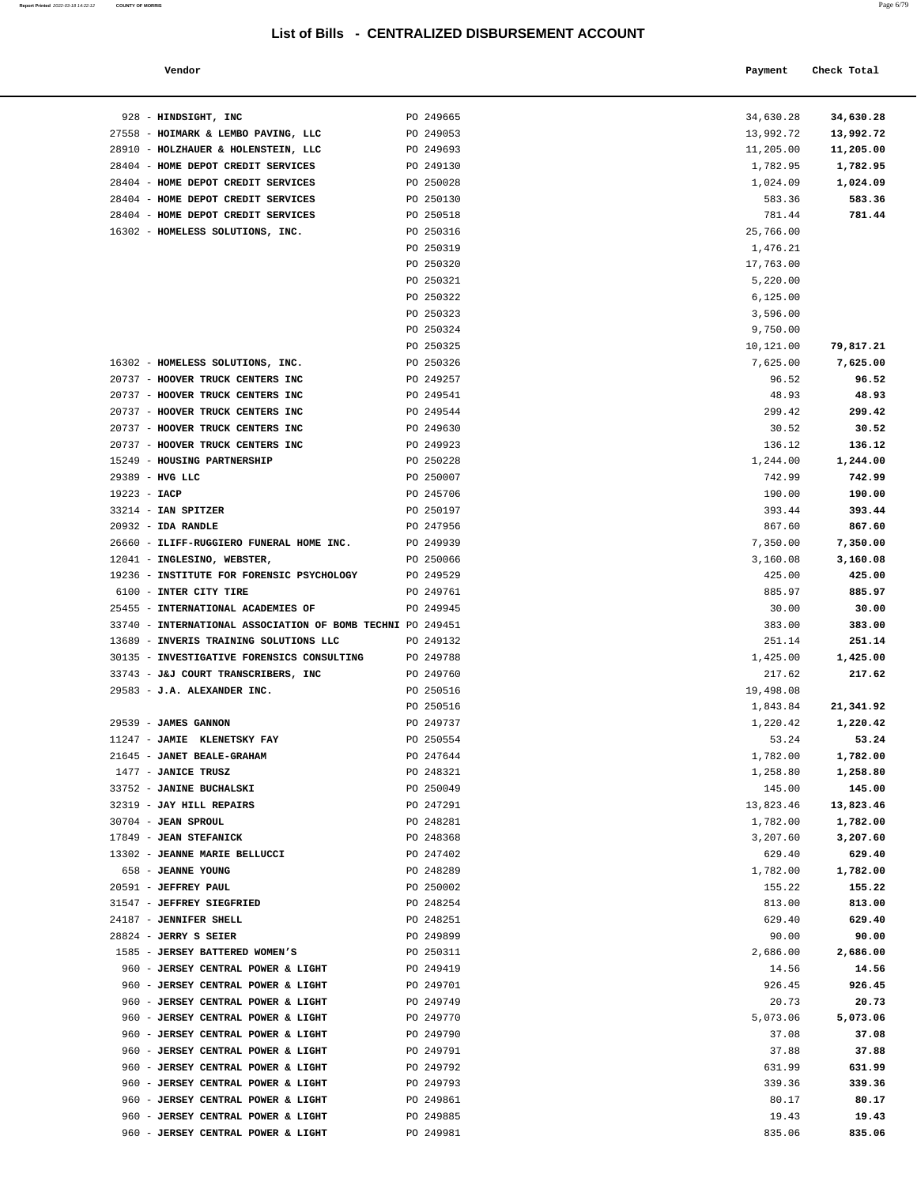# List of Bills - CENTRALIZED DISBURSEMENT ACCOUNT

| Vendor | | Payment | Check Total |
|---|---|---|---|
| 928 - **HINDSIGHT, INC** | PO 249665 | 34,630.28 | **34,630.28** |
| 27558 - **HOIMARK & LEMBO PAVING, LLC** | PO 249053 | 13,992.72 | **13,992.72** |
| 28910 - **HOLZHAUER & HOLENSTEIN, LLC** | PO 249693 | 11,205.00 | **11,205.00** |
| 28404 - **HOME DEPOT CREDIT SERVICES** | PO 249130 | 1,782.95 | **1,782.95** |
| 28404 - **HOME DEPOT CREDIT SERVICES** | PO 250028 | 1,024.09 | **1,024.09** |
| 28404 - **HOME DEPOT CREDIT SERVICES** | PO 250130 | 583.36 | **583.36** |
| 28404 - **HOME DEPOT CREDIT SERVICES** | PO 250518 | 781.44 | **781.44** |
| 16302 - **HOMELESS SOLUTIONS, INC.** | PO 250316 | 25,766.00 | |
| | PO 250319 | 1,476.21 | |
| | PO 250320 | 17,763.00 | |
| | PO 250321 | 5,220.00 | |
| | PO 250322 | 6,125.00 | |
| | PO 250323 | 3,596.00 | |
| | PO 250324 | 9,750.00 | |
| | PO 250325 | 10,121.00 | **79,817.21** |
| 16302 - **HOMELESS SOLUTIONS, INC.** | PO 250326 | 7,625.00 | **7,625.00** |
| 20737 - **HOOVER TRUCK CENTERS INC** | PO 249257 | 96.52 | **96.52** |
| 20737 - **HOOVER TRUCK CENTERS INC** | PO 249541 | 48.93 | **48.93** |
| 20737 - **HOOVER TRUCK CENTERS INC** | PO 249544 | 299.42 | **299.42** |
| 20737 - **HOOVER TRUCK CENTERS INC** | PO 249630 | 30.52 | **30.52** |
| 20737 - **HOOVER TRUCK CENTERS INC** | PO 249923 | 136.12 | **136.12** |
| 15249 - **HOUSING PARTNERSHIP** | PO 250228 | 1,244.00 | **1,244.00** |
| 29389 - **HVG LLC** | PO 250007 | 742.99 | **742.99** |
| 19223 - **IACP** | PO 245706 | 190.00 | **190.00** |
| 33214 - **IAN SPITZER** | PO 250197 | 393.44 | **393.44** |
| 20932 - **IDA RANDLE** | PO 247956 | 867.60 | **867.60** |
| 26660 - **ILIFF-RUGGIERO FUNERAL HOME INC.** | PO 249939 | 7,350.00 | **7,350.00** |
| 12041 - **INGLESINO, WEBSTER,** | PO 250066 | 3,160.08 | **3,160.08** |
| 19236 - **INSTITUTE FOR FORENSIC PSYCHOLOGY** | PO 249529 | 425.00 | **425.00** |
| 6100 - **INTER CITY TIRE** | PO 249761 | 885.97 | **885.97** |
| 25455 - **INTERNATIONAL ACADEMIES OF** | PO 249945 | 30.00 | **30.00** |
| 33740 - **INTERNATIONAL ASSOCIATION OF BOMB TECHNI** | PO 249451 | 383.00 | **383.00** |
| 13689 - **INVERIS TRAINING SOLUTIONS LLC** | PO 249132 | 251.14 | **251.14** |
| 30135 - **INVESTIGATIVE FORENSICS CONSULTING** | PO 249788 | 1,425.00 | **1,425.00** |
| 33743 - **J&J COURT TRANSCRIBERS, INC** | PO 249760 | 217.62 | **217.62** |
| 29583 - **J.A. ALEXANDER INC.** | PO 250516 | 19,498.08 | |
| | PO 250516 | 1,843.84 | **21,341.92** |
| 29539 - **JAMES GANNON** | PO 249737 | 1,220.42 | **1,220.42** |
| 11247 - **JAMIE KLENETSKY FAY** | PO 250554 | 53.24 | **53.24** |
| 21645 - **JANET BEALE-GRAHAM** | PO 247644 | 1,782.00 | **1,782.00** |
| 1477 - **JANICE TRUSZ** | PO 248321 | 1,258.80 | **1,258.80** |
| 33752 - **JANINE BUCHALSKI** | PO 250049 | 145.00 | **145.00** |
| 32319 - **JAY HILL REPAIRS** | PO 247291 | 13,823.46 | **13,823.46** |
| 30704 - **JEAN SPROUL** | PO 248281 | 1,782.00 | **1,782.00** |
| 17849 - **JEAN STEFANICK** | PO 248368 | 3,207.60 | **3,207.60** |
| 13302 - **JEANNE MARIE BELLUCCI** | PO 247402 | 629.40 | **629.40** |
| 658 - **JEANNE YOUNG** | PO 248289 | 1,782.00 | **1,782.00** |
| 20591 - **JEFFREY PAUL** | PO 250002 | 155.22 | **155.22** |
| 31547 - **JEFFREY SIEGFRIED** | PO 248254 | 813.00 | **813.00** |
| 24187 - **JENNIFER SHELL** | PO 248251 | 629.40 | **629.40** |
| 28824 - **JERRY S SEIER** | PO 249899 | 90.00 | **90.00** |
| 1585 - **JERSEY BATTERED WOMEN'S** | PO 250311 | 2,686.00 | **2,686.00** |
| 960 - **JERSEY CENTRAL POWER & LIGHT** | PO 249419 | 14.56 | **14.56** |
| 960 - **JERSEY CENTRAL POWER & LIGHT** | PO 249701 | 926.45 | **926.45** |
| 960 - **JERSEY CENTRAL POWER & LIGHT** | PO 249749 | 20.73 | **20.73** |
| 960 - **JERSEY CENTRAL POWER & LIGHT** | PO 249770 | 5,073.06 | **5,073.06** |
| 960 - **JERSEY CENTRAL POWER & LIGHT** | PO 249790 | 37.08 | **37.08** |
| 960 - **JERSEY CENTRAL POWER & LIGHT** | PO 249791 | 37.88 | **37.88** |
| 960 - **JERSEY CENTRAL POWER & LIGHT** | PO 249792 | 631.99 | **631.99** |
| 960 - **JERSEY CENTRAL POWER & LIGHT** | PO 249793 | 339.36 | **339.36** |
| 960 - **JERSEY CENTRAL POWER & LIGHT** | PO 249861 | 80.17 | **80.17** |
| 960 - **JERSEY CENTRAL POWER & LIGHT** | PO 249885 | 19.43 | **19.43** |
| 960 - **JERSEY CENTRAL POWER & LIGHT** | PO 249981 | 835.06 | **835.06** |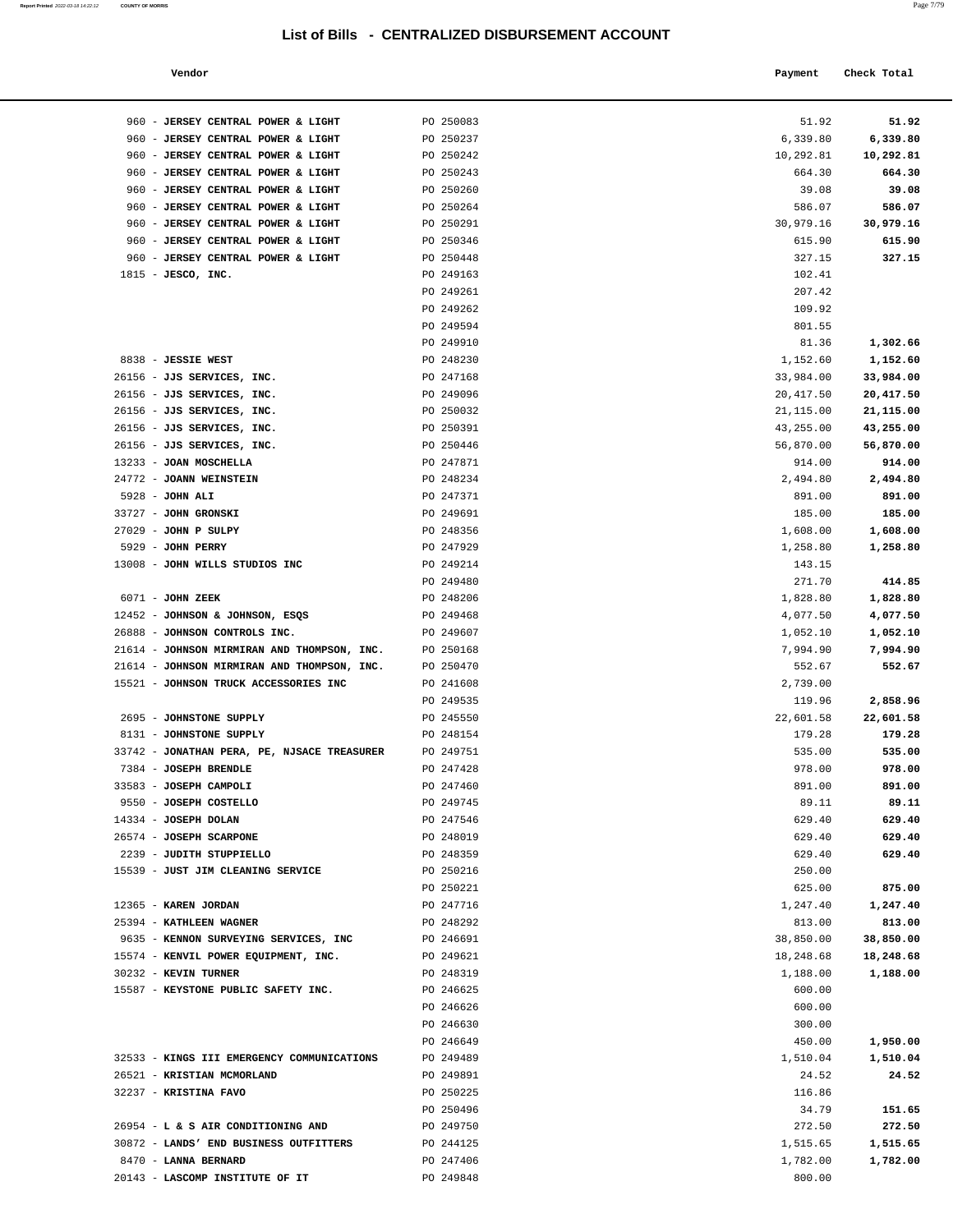# List of Bills - CENTRALIZED DISBURSEMENT ACCOUNT

| Vendor | | Payment | Check Total |
|---|---|---|---|
| 960 - **JERSEY CENTRAL POWER & LIGHT** | PO 250083 | 51.92 | **51.92** |
| 960 - **JERSEY CENTRAL POWER & LIGHT** | PO 250237 | 6,339.80 | **6,339.80** |
| 960 - **JERSEY CENTRAL POWER & LIGHT** | PO 250242 | 10,292.81 | **10,292.81** |
| 960 - **JERSEY CENTRAL POWER & LIGHT** | PO 250243 | 664.30 | **664.30** |
| 960 - **JERSEY CENTRAL POWER & LIGHT** | PO 250260 | 39.08 | **39.08** |
| 960 - **JERSEY CENTRAL POWER & LIGHT** | PO 250264 | 586.07 | **586.07** |
| 960 - **JERSEY CENTRAL POWER & LIGHT** | PO 250291 | 30,979.16 | **30,979.16** |
| 960 - **JERSEY CENTRAL POWER & LIGHT** | PO 250346 | 615.90 | **615.90** |
| 960 - **JERSEY CENTRAL POWER & LIGHT** | PO 250448 | 327.15 | **327.15** |
| 1815 - **JESCO, INC.** | PO 249163 | 102.41 | |
| | PO 249261 | 207.42 | |
| | PO 249262 | 109.92 | |
| | PO 249594 | 801.55 | |
| | PO 249910 | 81.36 | **1,302.66** |
| 8838 - **JESSIE WEST** | PO 248230 | 1,152.60 | **1,152.60** |
| 26156 - **JJS SERVICES, INC.** | PO 247168 | 33,984.00 | **33,984.00** |
| 26156 - **JJS SERVICES, INC.** | PO 249096 | 20,417.50 | **20,417.50** |
| 26156 - **JJS SERVICES, INC.** | PO 250032 | 21,115.00 | **21,115.00** |
| 26156 - **JJS SERVICES, INC.** | PO 250391 | 43,255.00 | **43,255.00** |
| 26156 - **JJS SERVICES, INC.** | PO 250446 | 56,870.00 | **56,870.00** |
| 13233 - **JOAN MOSCHELLA** | PO 247871 | 914.00 | **914.00** |
| 24772 - **JOANN WEINSTEIN** | PO 248234 | 2,494.80 | **2,494.80** |
| 5928 - **JOHN ALI** | PO 247371 | 891.00 | **891.00** |
| 33727 - **JOHN GRONSKI** | PO 249691 | 185.00 | **185.00** |
| 27029 - **JOHN P SULPY** | PO 248356 | 1,608.00 | **1,608.00** |
| 5929 - **JOHN PERRY** | PO 247929 | 1,258.80 | **1,258.80** |
| 13008 - **JOHN WILLS STUDIOS INC** | PO 249214 | 143.15 | |
| | PO 249480 | 271.70 | **414.85** |
| 6071 - **JOHN ZEEK** | PO 248206 | 1,828.80 | **1,828.80** |
| 12452 - **JOHNSON & JOHNSON, ESQS** | PO 249468 | 4,077.50 | **4,077.50** |
| 26888 - **JOHNSON CONTROLS INC.** | PO 249607 | 1,052.10 | **1,052.10** |
| 21614 - **JOHNSON MIRMIRAN AND THOMPSON, INC.** | PO 250168 | 7,994.90 | **7,994.90** |
| 21614 - **JOHNSON MIRMIRAN AND THOMPSON, INC.** | PO 250470 | 552.67 | **552.67** |
| 15521 - **JOHNSON TRUCK ACCESSORIES INC** | PO 241608 | 2,739.00 | |
| | PO 249535 | 119.96 | **2,858.96** |
| 2695 - **JOHNSTONE SUPPLY** | PO 245550 | 22,601.58 | **22,601.58** |
| 8131 - **JOHNSTONE SUPPLY** | PO 248154 | 179.28 | **179.28** |
| 33742 - **JONATHAN PERA, PE, NJSACE TREASURER** | PO 249751 | 535.00 | **535.00** |
| 7384 - **JOSEPH BRENDLE** | PO 247428 | 978.00 | **978.00** |
| 33583 - **JOSEPH CAMPOLI** | PO 247460 | 891.00 | **891.00** |
| 9550 - **JOSEPH COSTELLO** | PO 249745 | 89.11 | **89.11** |
| 14334 - **JOSEPH DOLAN** | PO 247546 | 629.40 | **629.40** |
| 26574 - **JOSEPH SCARPONE** | PO 248019 | 629.40 | **629.40** |
| 2239 - **JUDITH STUPPIELLO** | PO 248359 | 629.40 | **629.40** |
| 15539 - **JUST JIM CLEANING SERVICE** | PO 250216 | 250.00 | |
| | PO 250221 | 625.00 | **875.00** |
| 12365 - **KAREN JORDAN** | PO 247716 | 1,247.40 | **1,247.40** |
| 25394 - **KATHLEEN WAGNER** | PO 248292 | 813.00 | **813.00** |
| 9635 - **KENNON SURVEYING SERVICES, INC** | PO 246691 | 38,850.00 | **38,850.00** |
| 15574 - **KENVIL POWER EQUIPMENT, INC.** | PO 249621 | 18,248.68 | **18,248.68** |
| 30232 - **KEVIN TURNER** | PO 248319 | 1,188.00 | **1,188.00** |
| 15587 - **KEYSTONE PUBLIC SAFETY INC.** | PO 246625 | 600.00 | |
| | PO 246626 | 600.00 | |
| | PO 246630 | 300.00 | |
| | PO 246649 | 450.00 | **1,950.00** |
| 32533 - **KINGS III EMERGENCY COMMUNICATIONS** | PO 249489 | 1,510.04 | **1,510.04** |
| 26521 - **KRISTIAN MCMORLAND** | PO 249891 | 24.52 | **24.52** |
| 32237 - **KRISTINA FAVO** | PO 250225 | 116.86 | |
| | PO 250496 | 34.79 | **151.65** |
| 26954 - **L & S AIR CONDITIONING AND** | PO 249750 | 272.50 | **272.50** |
| 30872 - **LANDS' END BUSINESS OUTFITTERS** | PO 244125 | 1,515.65 | **1,515.65** |
| 8470 - **LANNA BERNARD** | PO 247406 | 1,782.00 | **1,782.00** |
| 20143 - **LASCOMP INSTITUTE OF IT** | PO 249848 | 800.00 | |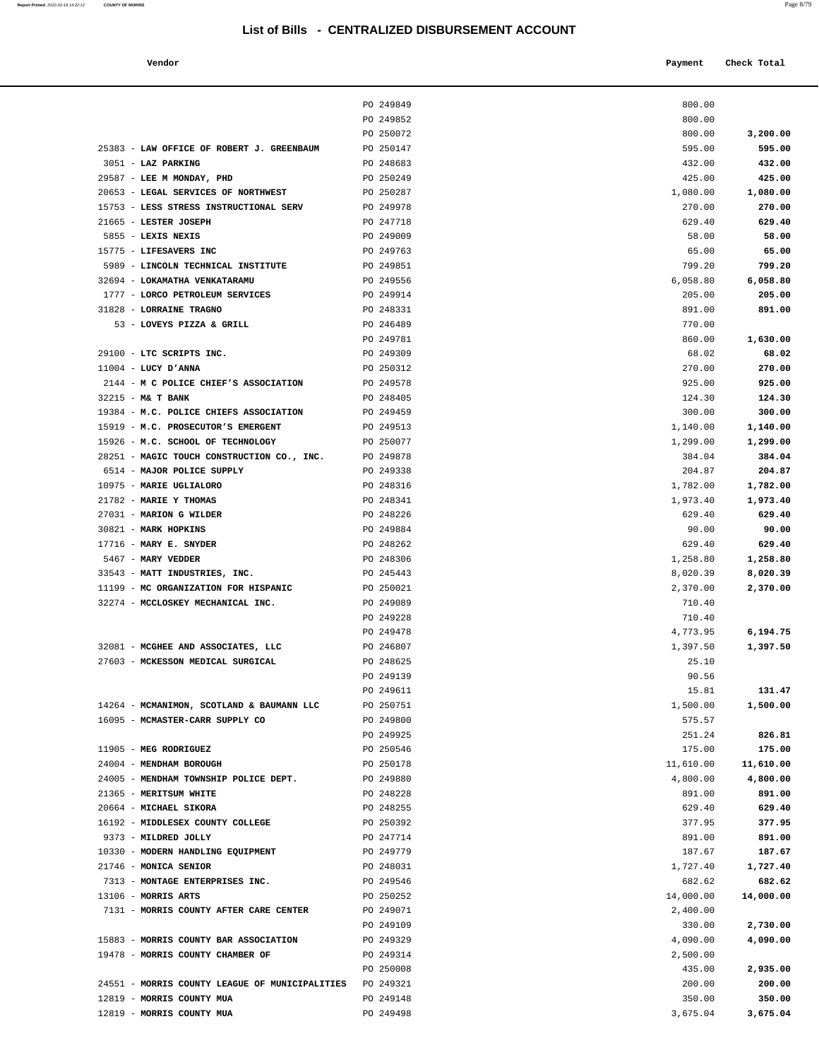## List of Bills - CENTRALIZED DISBURSEMENT ACCOUNT

| Vendor | | Payment | Check Total |
|---|---|---|---|
| | PO 249849 | 800.00 | |
| | PO 249852 | 800.00 | |
| | PO 250072 | 800.00 | **3,200.00** |
| 25383 - **LAW OFFICE OF ROBERT J. GREENBAUM** | PO 250147 | 595.00 | **595.00** |
| 3051 - **LAZ PARKING** | PO 248683 | 432.00 | **432.00** |
| 29587 - **LEE M MONDAY, PHD** | PO 250249 | 425.00 | **425.00** |
| 20653 - **LEGAL SERVICES OF NORTHWEST** | PO 250287 | 1,080.00 | **1,080.00** |
| 15753 - **LESS STRESS INSTRUCTIONAL SERV** | PO 249978 | 270.00 | **270.00** |
| 21665 - **LESTER JOSEPH** | PO 247718 | 629.40 | **629.40** |
| 5855 - **LEXIS NEXIS** | PO 249009 | 58.00 | **58.00** |
| 15775 - **LIFESAVERS INC** | PO 249763 | 65.00 | **65.00** |
| 5989 - **LINCOLN TECHNICAL INSTITUTE** | PO 249851 | 799.20 | **799.20** |
| 32694 - **LOKAMATHA VENKATARAMU** | PO 249556 | 6,058.80 | **6,058.80** |
| 1777 - **LORCO PETROLEUM SERVICES** | PO 249914 | 205.00 | **205.00** |
| 31828 - **LORRAINE TRAGNO** | PO 248331 | 891.00 | **891.00** |
| 53 - **LOVEYS PIZZA & GRILL** | PO 246489 | 770.00 | |
| | PO 249781 | 860.00 | **1,630.00** |
| 29100 - **LTC SCRIPTS INC.** | PO 249309 | 68.02 | **68.02** |
| 11004 - **LUCY D'ANNA** | PO 250312 | 270.00 | **270.00** |
| 2144 - **M C POLICE CHIEF'S ASSOCIATION** | PO 249578 | 925.00 | **925.00** |
| 32215 - **M& T BANK** | PO 248405 | 124.30 | **124.30** |
| 19384 - **M.C. POLICE CHIEFS ASSOCIATION** | PO 249459 | 300.00 | **300.00** |
| 15919 - **M.C. PROSECUTOR'S EMERGENT** | PO 249513 | 1,140.00 | **1,140.00** |
| 15926 - **M.C. SCHOOL OF TECHNOLOGY** | PO 250077 | 1,299.00 | **1,299.00** |
| 28251 - **MAGIC TOUCH CONSTRUCTION CO., INC.** | PO 249878 | 384.04 | **384.04** |
| 6514 - **MAJOR POLICE SUPPLY** | PO 249338 | 204.87 | **204.87** |
| 10975 - **MARIE UGLIALORO** | PO 248316 | 1,782.00 | **1,782.00** |
| 21782 - **MARIE Y THOMAS** | PO 248341 | 1,973.40 | **1,973.40** |
| 27031 - **MARION G WILDER** | PO 248226 | 629.40 | **629.40** |
| 30821 - **MARK HOPKINS** | PO 249884 | 90.00 | **90.00** |
| 17716 - **MARY E. SNYDER** | PO 248262 | 629.40 | **629.40** |
| 5467 - **MARY VEDDER** | PO 248306 | 1,258.80 | **1,258.80** |
| 33543 - **MATT INDUSTRIES, INC.** | PO 245443 | 8,020.39 | **8,020.39** |
| 11199 - **MC ORGANIZATION FOR HISPANIC** | PO 250021 | 2,370.00 | **2,370.00** |
| 32274 - **MCCLOSKEY MECHANICAL INC.** | PO 249089 | 710.40 | |
| | PO 249228 | 710.40 | |
| | PO 249478 | 4,773.95 | **6,194.75** |
| 32081 - **MCGHEE AND ASSOCIATES, LLC** | PO 246807 | 1,397.50 | **1,397.50** |
| 27603 - **MCKESSON MEDICAL SURGICAL** | PO 248625 | 25.10 | |
| | PO 249139 | 90.56 | |
| | PO 249611 | 15.81 | **131.47** |
| 14264 - **MCMANIMON, SCOTLAND & BAUMANN LLC** | PO 250751 | 1,500.00 | **1,500.00** |
| 16095 - **MCMASTER-CARR SUPPLY CO** | PO 249800 | 575.57 | |
| | PO 249925 | 251.24 | **826.81** |
| 11905 - **MEG RODRIGUEZ** | PO 250546 | 175.00 | **175.00** |
| 24004 - **MENDHAM BOROUGH** | PO 250178 | 11,610.00 | **11,610.00** |
| 24005 - **MENDHAM TOWNSHIP POLICE DEPT.** | PO 249880 | 4,800.00 | **4,800.00** |
| 21365 - **MERITSUM WHITE** | PO 248228 | 891.00 | **891.00** |
| 20664 - **MICHAEL SIKORA** | PO 248255 | 629.40 | **629.40** |
| 16192 - **MIDDLESEX COUNTY COLLEGE** | PO 250392 | 377.95 | **377.95** |
| 9373 - **MILDRED JOLLY** | PO 247714 | 891.00 | **891.00** |
| 10330 - **MODERN HANDLING EQUIPMENT** | PO 249779 | 187.67 | **187.67** |
| 21746 - **MONICA SENIOR** | PO 248031 | 1,727.40 | **1,727.40** |
| 7313 - **MONTAGE ENTERPRISES INC.** | PO 249546 | 682.62 | **682.62** |
| 13106 - **MORRIS ARTS** | PO 250252 | 14,000.00 | **14,000.00** |
| 7131 - **MORRIS COUNTY AFTER CARE CENTER** | PO 249071 | 2,400.00 | |
| | PO 249109 | 330.00 | **2,730.00** |
| 15883 - **MORRIS COUNTY BAR ASSOCIATION** | PO 249329 | 4,090.00 | **4,090.00** |
| 19478 - **MORRIS COUNTY CHAMBER OF** | PO 249314 | 2,500.00 | |
| | PO 250008 | 435.00 | **2,935.00** |
| 24551 - **MORRIS COUNTY LEAGUE OF MUNICIPALITIES** | PO 249321 | 200.00 | **200.00** |
| 12819 - **MORRIS COUNTY MUA** | PO 249148 | 350.00 | **350.00** |
| 12819 - **MORRIS COUNTY MUA** | PO 249498 | 3,675.04 | **3,675.04** |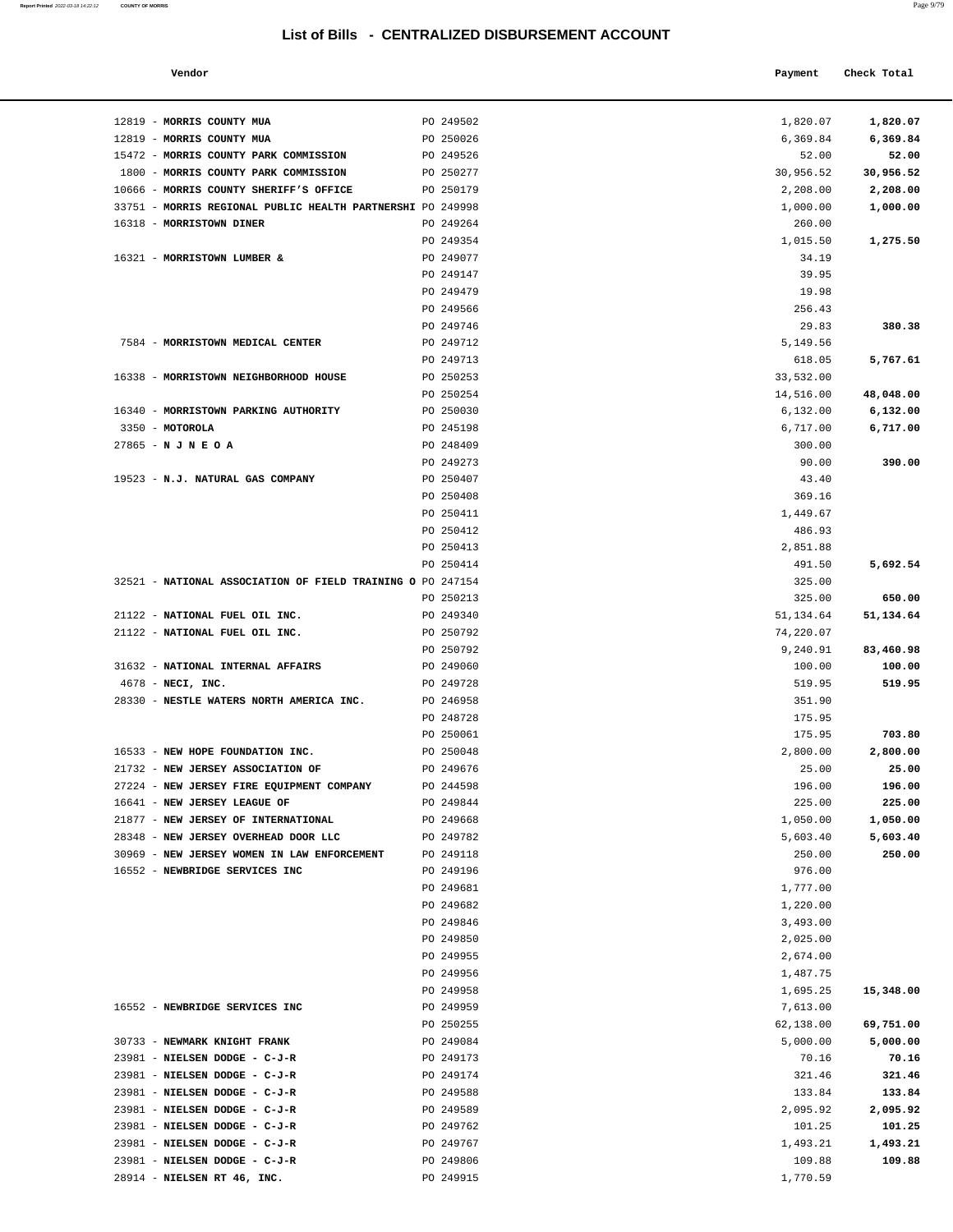# List of Bills - CENTRALIZED DISBURSEMENT ACCOUNT

| Vendor | | Payment | Check Total |
|---|---|---|---|
| 12819 - **MORRIS COUNTY MUA** | PO 249502 | 1,820.07 | **1,820.07** |
| 12819 - **MORRIS COUNTY MUA** | PO 250026 | 6,369.84 | **6,369.84** |
| 15472 - **MORRIS COUNTY PARK COMMISSION** | PO 249526 | 52.00 | **52.00** |
| 1800 - **MORRIS COUNTY PARK COMMISSION** | PO 250277 | 30,956.52 | **30,956.52** |
| 10666 - **MORRIS COUNTY SHERIFF'S OFFICE** | PO 250179 | 2,208.00 | **2,208.00** |
| 33751 - **MORRIS REGIONAL PUBLIC HEALTH PARTNERSHI** | PO 249998 | 1,000.00 | **1,000.00** |
| 16318 - **MORRISTOWN DINER** | PO 249264 | 260.00 | |
| | PO 249354 | 1,015.50 | **1,275.50** |
| 16321 - **MORRISTOWN LUMBER &** | PO 249077 | 34.19 | |
| | PO 249147 | 39.95 | |
| | PO 249479 | 19.98 | |
| | PO 249566 | 256.43 | |
| | PO 249746 | 29.83 | **380.38** |
| 7584 - **MORRISTOWN MEDICAL CENTER** | PO 249712 | 5,149.56 | |
| | PO 249713 | 618.05 | **5,767.61** |
| 16338 - **MORRISTOWN NEIGHBORHOOD HOUSE** | PO 250253 | 33,532.00 | |
| | PO 250254 | 14,516.00 | **48,048.00** |
| 16340 - **MORRISTOWN PARKING AUTHORITY** | PO 250030 | 6,132.00 | **6,132.00** |
| 3350 - **MOTOROLA** | PO 245198 | 6,717.00 | **6,717.00** |
| 27865 - **N J N E O A** | PO 248409 | 300.00 | |
| | PO 249273 | 90.00 | **390.00** |
| 19523 - **N.J. NATURAL GAS COMPANY** | PO 250407 | 43.40 | |
| | PO 250408 | 369.16 | |
| | PO 250411 | 1,449.67 | |
| | PO 250412 | 486.93 | |
| | PO 250413 | 2,851.88 | |
| | PO 250414 | 491.50 | **5,692.54** |
| 32521 - **NATIONAL ASSOCIATION OF FIELD TRAINING O** | PO 247154 | 325.00 | |
| | PO 250213 | 325.00 | **650.00** |
| 21122 - **NATIONAL FUEL OIL INC.** | PO 249340 | 51,134.64 | **51,134.64** |
| 21122 - **NATIONAL FUEL OIL INC.** | PO 250792 | 74,220.07 | |
| | PO 250792 | 9,240.91 | **83,460.98** |
| 31632 - **NATIONAL INTERNAL AFFAIRS** | PO 249060 | 100.00 | **100.00** |
| 4678 - **NECI, INC.** | PO 249728 | 519.95 | **519.95** |
| 28330 - **NESTLE WATERS NORTH AMERICA INC.** | PO 246958 | 351.90 | |
| | PO 248728 | 175.95 | |
| | PO 250061 | 175.95 | **703.80** |
| 16533 - **NEW HOPE FOUNDATION INC.** | PO 250048 | 2,800.00 | **2,800.00** |
| 21732 - **NEW JERSEY ASSOCIATION OF** | PO 249676 | 25.00 | **25.00** |
| 27224 - **NEW JERSEY FIRE EQUIPMENT COMPANY** | PO 244598 | 196.00 | **196.00** |
| 16641 - **NEW JERSEY LEAGUE OF** | PO 249844 | 225.00 | **225.00** |
| 21877 - **NEW JERSEY OF INTERNATIONAL** | PO 249668 | 1,050.00 | **1,050.00** |
| 28348 - **NEW JERSEY OVERHEAD DOOR LLC** | PO 249782 | 5,603.40 | **5,603.40** |
| 30969 - **NEW JERSEY WOMEN IN LAW ENFORCEMENT** | PO 249118 | 250.00 | **250.00** |
| 16552 - **NEWBRIDGE SERVICES INC** | PO 249196 | 976.00 | |
| | PO 249681 | 1,777.00 | |
| | PO 249682 | 1,220.00 | |
| | PO 249846 | 3,493.00 | |
| | PO 249850 | 2,025.00 | |
| | PO 249955 | 2,674.00 | |
| | PO 249956 | 1,487.75 | |
| | PO 249958 | 1,695.25 | **15,348.00** |
| 16552 - **NEWBRIDGE SERVICES INC** | PO 249959 | 7,613.00 | |
| | PO 250255 | 62,138.00 | **69,751.00** |
| 30733 - **NEWMARK KNIGHT FRANK** | PO 249084 | 5,000.00 | **5,000.00** |
| 23981 - **NIELSEN DODGE - C-J-R** | PO 249173 | 70.16 | **70.16** |
| 23981 - **NIELSEN DODGE - C-J-R** | PO 249174 | 321.46 | **321.46** |
| 23981 - **NIELSEN DODGE - C-J-R** | PO 249588 | 133.84 | **133.84** |
| 23981 - **NIELSEN DODGE - C-J-R** | PO 249589 | 2,095.92 | **2,095.92** |
| 23981 - **NIELSEN DODGE - C-J-R** | PO 249762 | 101.25 | **101.25** |
| 23981 - **NIELSEN DODGE - C-J-R** | PO 249767 | 1,493.21 | **1,493.21** |
| 23981 - **NIELSEN DODGE - C-J-R** | PO 249806 | 109.88 | **109.88** |
| 28914 - **NIELSEN RT 46, INC.** | PO 249915 | 1,770.59 | |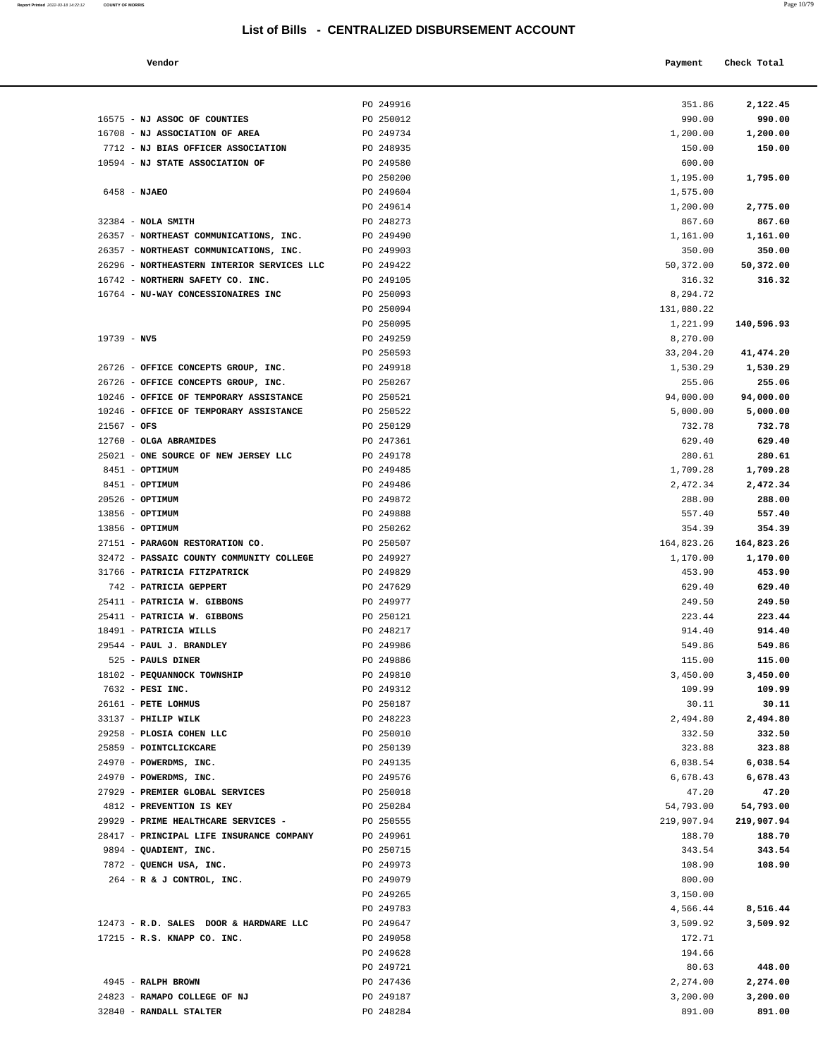# List of Bills - CENTRALIZED DISBURSEMENT ACCOUNT

| Vendor | | Payment | Check Total |
|---|---|---|---|
| | PO 249916 | 351.86 | **2,122.45** |
| 16575 - **NJ ASSOC OF COUNTIES** | PO 250012 | 990.00 | **990.00** |
| 16708 - **NJ ASSOCIATION OF AREA** | PO 249734 | 1,200.00 | **1,200.00** |
| 7712 - **NJ BIAS OFFICER ASSOCIATION** | PO 248935 | 150.00 | **150.00** |
| 10594 - **NJ STATE ASSOCIATION OF** | PO 249580 | 600.00 | |
| | PO 250200 | 1,195.00 | **1,795.00** |
| 6458 - **NJAEO** | PO 249604 | 1,575.00 | |
| | PO 249614 | 1,200.00 | **2,775.00** |
| 32384 - **NOLA SMITH** | PO 248273 | 867.60 | **867.60** |
| 26357 - **NORTHEAST COMMUNICATIONS, INC.** | PO 249490 | 1,161.00 | **1,161.00** |
| 26357 - **NORTHEAST COMMUNICATIONS, INC.** | PO 249903 | 350.00 | **350.00** |
| 26296 - **NORTHEASTERN INTERIOR SERVICES LLC** | PO 249422 | 50,372.00 | **50,372.00** |
| 16742 - **NORTHERN SAFETY CO. INC.** | PO 249105 | 316.32 | **316.32** |
| 16764 - **NU-WAY CONCESSIONAIRES INC** | PO 250093 | 8,294.72 | |
| | PO 250094 | 131,080.22 | |
| | PO 250095 | 1,221.99 | **140,596.93** |
| 19739 - **NV5** | PO 249259 | 8,270.00 | |
| | PO 250593 | 33,204.20 | **41,474.20** |
| 26726 - **OFFICE CONCEPTS GROUP, INC.** | PO 249918 | 1,530.29 | **1,530.29** |
| 26726 - **OFFICE CONCEPTS GROUP, INC.** | PO 250267 | 255.06 | **255.06** |
| 10246 - **OFFICE OF TEMPORARY ASSISTANCE** | PO 250521 | 94,000.00 | **94,000.00** |
| 10246 - **OFFICE OF TEMPORARY ASSISTANCE** | PO 250522 | 5,000.00 | **5,000.00** |
| 21567 - **OFS** | PO 250129 | 732.78 | **732.78** |
| 12760 - **OLGA ABRAMIDES** | PO 247361 | 629.40 | **629.40** |
| 25021 - **ONE SOURCE OF NEW JERSEY LLC** | PO 249178 | 280.61 | **280.61** |
| 8451 - **OPTIMUM** | PO 249485 | 1,709.28 | **1,709.28** |
| 8451 - **OPTIMUM** | PO 249486 | 2,472.34 | **2,472.34** |
| 20526 - **OPTIMUM** | PO 249872 | 288.00 | **288.00** |
| 13856 - **OPTIMUM** | PO 249888 | 557.40 | **557.40** |
| 13856 - **OPTIMUM** | PO 250262 | 354.39 | **354.39** |
| 27151 - **PARAGON RESTORATION CO.** | PO 250507 | 164,823.26 | **164,823.26** |
| 32472 - **PASSAIC COUNTY COMMUNITY COLLEGE** | PO 249927 | 1,170.00 | **1,170.00** |
| 31766 - **PATRICIA FITZPATRICK** | PO 249829 | 453.90 | **453.90** |
| 742 - **PATRICIA GEPPERT** | PO 247629 | 629.40 | **629.40** |
| 25411 - **PATRICIA W. GIBBONS** | PO 249977 | 249.50 | **249.50** |
| 25411 - **PATRICIA W. GIBBONS** | PO 250121 | 223.44 | **223.44** |
| 18491 - **PATRICIA WILLS** | PO 248217 | 914.40 | **914.40** |
| 29544 - **PAUL J. BRANDLEY** | PO 249986 | 549.86 | **549.86** |
| 525 - **PAULS DINER** | PO 249886 | 115.00 | **115.00** |
| 18102 - **PEQUANNOCK TOWNSHIP** | PO 249810 | 3,450.00 | **3,450.00** |
| 7632 - **PESI INC.** | PO 249312 | 109.99 | **109.99** |
| 26161 - **PETE LOHMUS** | PO 250187 | 30.11 | **30.11** |
| 33137 - **PHILIP WILK** | PO 248223 | 2,494.80 | **2,494.80** |
| 29258 - **PLOSIA COHEN LLC** | PO 250010 | 332.50 | **332.50** |
| 25859 - **POINTCLICKCARE** | PO 250139 | 323.88 | **323.88** |
| 24970 - **POWERDMS, INC.** | PO 249135 | 6,038.54 | **6,038.54** |
| 24970 - **POWERDMS, INC.** | PO 249576 | 6,678.43 | **6,678.43** |
| 27929 - **PREMIER GLOBAL SERVICES** | PO 250018 | 47.20 | **47.20** |
| 4812 - **PREVENTION IS KEY** | PO 250284 | 54,793.00 | **54,793.00** |
| 29929 - **PRIME HEALTHCARE SERVICES -** | PO 250555 | 219,907.94 | **219,907.94** |
| 28417 - **PRINCIPAL LIFE INSURANCE COMPANY** | PO 249961 | 188.70 | **188.70** |
| 9894 - **QUADIENT, INC.** | PO 250715 | 343.54 | **343.54** |
| 7872 - **QUENCH USA, INC.** | PO 249973 | 108.90 | **108.90** |
| 264 - **R & J CONTROL, INC.** | PO 249079 | 800.00 | |
| | PO 249265 | 3,150.00 | |
| | PO 249783 | 4,566.44 | **8,516.44** |
| 12473 - **R.D. SALES DOOR & HARDWARE LLC** | PO 249647 | 3,509.92 | **3,509.92** |
| 17215 - **R.S. KNAPP CO. INC.** | PO 249058 | 172.71 | |
| | PO 249628 | 194.66 | |
| | PO 249721 | 80.63 | **448.00** |
| 4945 - **RALPH BROWN** | PO 247436 | 2,274.00 | **2,274.00** |
| 24823 - **RAMAPO COLLEGE OF NJ** | PO 249187 | 3,200.00 | **3,200.00** |
| 32840 - **RANDALL STALTER** | PO 248284 | 891.00 | **891.00** |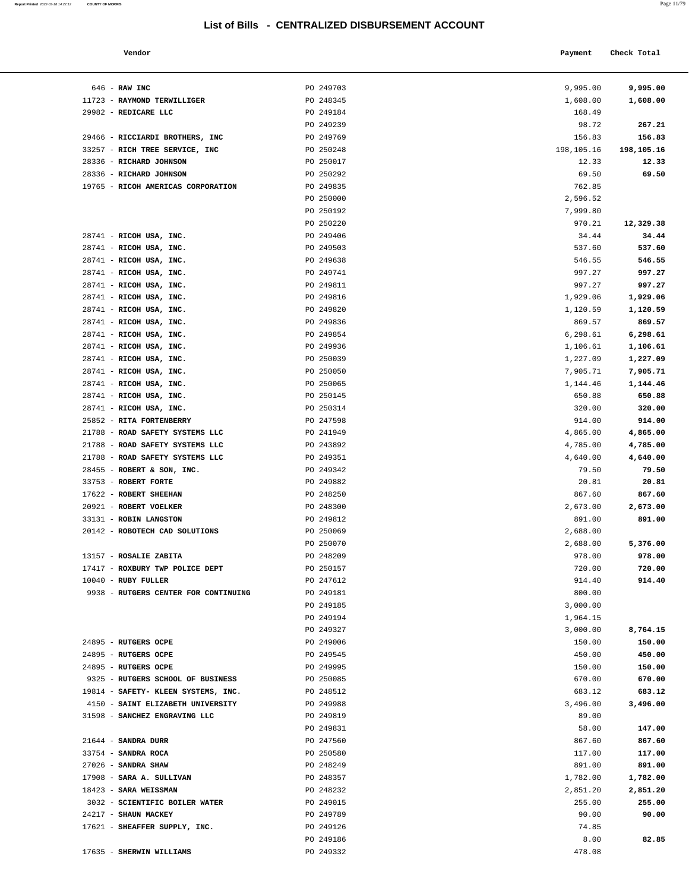## List of Bills - CENTRALIZED DISBURSEMENT ACCOUNT

| Vendor | | Payment | Check Total |
|---|---|---|---|
| 646 - **RAW INC** | PO 249703 | 9,995.00 | **9,995.00** |
| 11723 - **RAYMOND TERWILLIGER** | PO 248345 | 1,608.00 | **1,608.00** |
| 29982 - **REDICARE LLC** | PO 249184 | 168.49 | |
| | PO 249239 | 98.72 | **267.21** |
| 29466 - **RICCIARDI BROTHERS, INC** | PO 249769 | 156.83 | **156.83** |
| 33257 - **RICH TREE SERVICE, INC** | PO 250248 | 198,105.16 | **198,105.16** |
| 28336 - **RICHARD JOHNSON** | PO 250017 | 12.33 | **12.33** |
| 28336 - **RICHARD JOHNSON** | PO 250292 | 69.50 | **69.50** |
| 19765 - **RICOH AMERICAS CORPORATION** | PO 249835 | 762.85 | |
| | PO 250000 | 2,596.52 | |
| | PO 250192 | 7,999.80 | |
| | PO 250220 | 970.21 | **12,329.38** |
| 28741 - **RICOH USA, INC.** | PO 249406 | 34.44 | **34.44** |
| 28741 - **RICOH USA, INC.** | PO 249503 | 537.60 | **537.60** |
| 28741 - **RICOH USA, INC.** | PO 249638 | 546.55 | **546.55** |
| 28741 - **RICOH USA, INC.** | PO 249741 | 997.27 | **997.27** |
| 28741 - **RICOH USA, INC.** | PO 249811 | 997.27 | **997.27** |
| 28741 - **RICOH USA, INC.** | PO 249816 | 1,929.06 | **1,929.06** |
| 28741 - **RICOH USA, INC.** | PO 249820 | 1,120.59 | **1,120.59** |
| 28741 - **RICOH USA, INC.** | PO 249836 | 869.57 | **869.57** |
| 28741 - **RICOH USA, INC.** | PO 249854 | 6,298.61 | **6,298.61** |
| 28741 - **RICOH USA, INC.** | PO 249936 | 1,106.61 | **1,106.61** |
| 28741 - **RICOH USA, INC.** | PO 250039 | 1,227.09 | **1,227.09** |
| 28741 - **RICOH USA, INC.** | PO 250050 | 7,905.71 | **7,905.71** |
| 28741 - **RICOH USA, INC.** | PO 250065 | 1,144.46 | **1,144.46** |
| 28741 - **RICOH USA, INC.** | PO 250145 | 650.88 | **650.88** |
| 28741 - **RICOH USA, INC.** | PO 250314 | 320.00 | **320.00** |
| 25852 - **RITA FORTENBERRY** | PO 247598 | 914.00 | **914.00** |
| 21788 - **ROAD SAFETY SYSTEMS LLC** | PO 241949 | 4,865.00 | **4,865.00** |
| 21788 - **ROAD SAFETY SYSTEMS LLC** | PO 243892 | 4,785.00 | **4,785.00** |
| 21788 - **ROAD SAFETY SYSTEMS LLC** | PO 249351 | 4,640.00 | **4,640.00** |
| 28455 - **ROBERT & SON, INC.** | PO 249342 | 79.50 | **79.50** |
| 33753 - **ROBERT FORTE** | PO 249882 | 20.81 | **20.81** |
| 17622 - **ROBERT SHEEHAN** | PO 248250 | 867.60 | **867.60** |
| 20921 - **ROBERT VOELKER** | PO 248300 | 2,673.00 | **2,673.00** |
| 33131 - **ROBIN LANGSTON** | PO 249812 | 891.00 | **891.00** |
| 20142 - **ROBOTECH CAD SOLUTIONS** | PO 250069 | 2,688.00 | |
| | PO 250070 | 2,688.00 | **5,376.00** |
| 13157 - **ROSALIE ZABITA** | PO 248209 | 978.00 | **978.00** |
| 17417 - **ROXBURY TWP POLICE DEPT** | PO 250157 | 720.00 | **720.00** |
| 10040 - **RUBY FULLER** | PO 247612 | 914.40 | **914.40** |
| 9938 - **RUTGERS CENTER FOR CONTINUING** | PO 249181 | 800.00 | |
| | PO 249185 | 3,000.00 | |
| | PO 249194 | 1,964.15 | |
| | PO 249327 | 3,000.00 | **8,764.15** |
| 24895 - **RUTGERS OCPE** | PO 249006 | 150.00 | **150.00** |
| 24895 - **RUTGERS OCPE** | PO 249545 | 450.00 | **450.00** |
| 24895 - **RUTGERS OCPE** | PO 249995 | 150.00 | **150.00** |
| 9325 - **RUTGERS SCHOOL OF BUSINESS** | PO 250085 | 670.00 | **670.00** |
| 19814 - **SAFETY- KLEEN SYSTEMS, INC.** | PO 248512 | 683.12 | **683.12** |
| 4150 - **SAINT ELIZABETH UNIVERSITY** | PO 249988 | 3,496.00 | **3,496.00** |
| 31598 - **SANCHEZ ENGRAVING LLC** | PO 249819 | 89.00 | |
| | PO 249831 | 58.00 | **147.00** |
| 21644 - **SANDRA DURR** | PO 247560 | 867.60 | **867.60** |
| 33754 - **SANDRA ROCA** | PO 250580 | 117.00 | **117.00** |
| 27026 - **SANDRA SHAW** | PO 248249 | 891.00 | **891.00** |
| 17908 - **SARA A. SULLIVAN** | PO 248357 | 1,782.00 | **1,782.00** |
| 18423 - **SARA WEISSMAN** | PO 248232 | 2,851.20 | **2,851.20** |
| 3032 - **SCIENTIFIC BOILER WATER** | PO 249015 | 255.00 | **255.00** |
| 24217 - **SHAUN MACKEY** | PO 249789 | 90.00 | **90.00** |
| 17621 - **SHEAFFER SUPPLY, INC.** | PO 249126 | 74.85 | |
| | PO 249186 | 8.00 | **82.85** |
| 17635 - **SHERWIN WILLIAMS** | PO 249332 | 478.08 | |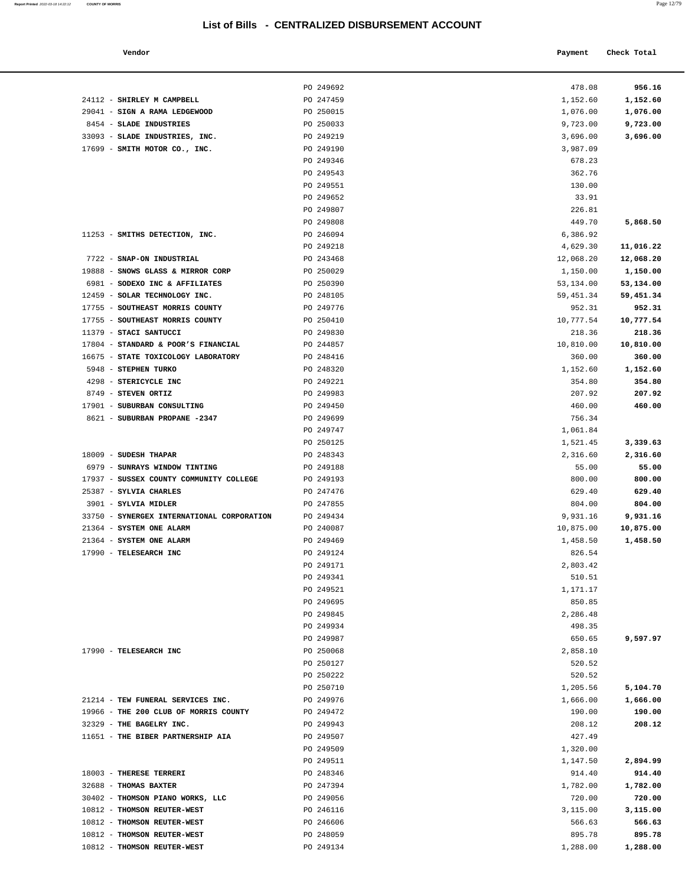## List of Bills - CENTRALIZED DISBURSEMENT ACCOUNT

| Vendor | | Payment | Check Total |
|---|---|---|---|
| | PO 249692 | 478.08 | **956.16** |
| 24112 - **SHIRLEY M CAMPBELL** | PO 247459 | 1,152.60 | **1,152.60** |
| 29041 - **SIGN A RAMA LEDGEWOOD** | PO 250015 | 1,076.00 | **1,076.00** |
| 8454 - **SLADE INDUSTRIES** | PO 250033 | 9,723.00 | **9,723.00** |
| 33093 - **SLADE INDUSTRIES, INC.** | PO 249219 | 3,696.00 | **3,696.00** |
| 17699 - **SMITH MOTOR CO., INC.** | PO 249190 | 3,987.09 | |
| | PO 249346 | 678.23 | |
| | PO 249543 | 362.76 | |
| | PO 249551 | 130.00 | |
| | PO 249652 | 33.91 | |
| | PO 249807 | 226.81 | |
| | PO 249808 | 449.70 | **5,868.50** |
| 11253 - **SMITHS DETECTION, INC.** | PO 246094 | 6,386.92 | |
| | PO 249218 | 4,629.30 | **11,016.22** |
| 7722 - **SNAP-ON INDUSTRIAL** | PO 243468 | 12,068.20 | **12,068.20** |
| 19888 - **SNOWS GLASS & MIRROR CORP** | PO 250029 | 1,150.00 | **1,150.00** |
| 6981 - **SODEXO INC & AFFILIATES** | PO 250390 | 53,134.00 | **53,134.00** |
| 12459 - **SOLAR TECHNOLOGY INC.** | PO 248105 | 59,451.34 | **59,451.34** |
| 17755 - **SOUTHEAST MORRIS COUNTY** | PO 249776 | 952.31 | **952.31** |
| 17755 - **SOUTHEAST MORRIS COUNTY** | PO 250410 | 10,777.54 | **10,777.54** |
| 11379 - **STACI SANTUCCI** | PO 249830 | 218.36 | **218.36** |
| 17804 - **STANDARD & POOR'S FINANCIAL** | PO 244857 | 10,810.00 | **10,810.00** |
| 16675 - **STATE TOXICOLOGY LABORATORY** | PO 248416 | 360.00 | **360.00** |
| 5948 - **STEPHEN TURKO** | PO 248320 | 1,152.60 | **1,152.60** |
| 4298 - **STERICYCLE INC** | PO 249221 | 354.80 | **354.80** |
| 8749 - **STEVEN ORTIZ** | PO 249983 | 207.92 | **207.92** |
| 17901 - **SUBURBAN CONSULTING** | PO 249450 | 460.00 | **460.00** |
| 8621 - **SUBURBAN PROPANE -2347** | PO 249699 | 756.34 | |
| | PO 249747 | 1,061.84 | |
| | PO 250125 | 1,521.45 | **3,339.63** |
| 18009 - **SUDESH THAPAR** | PO 248343 | 2,316.60 | **2,316.60** |
| 6979 - **SUNRAYS WINDOW TINTING** | PO 249188 | 55.00 | **55.00** |
| 17937 - **SUSSEX COUNTY COMMUNITY COLLEGE** | PO 249193 | 800.00 | **800.00** |
| 25387 - **SYLVIA CHARLES** | PO 247476 | 629.40 | **629.40** |
| 3901 - **SYLVIA MIDLER** | PO 247855 | 804.00 | **804.00** |
| 33750 - **SYNERGEX INTERNATIONAL CORPORATION** | PO 249434 | 9,931.16 | **9,931.16** |
| 21364 - **SYSTEM ONE ALARM** | PO 240087 | 10,875.00 | **10,875.00** |
| 21364 - **SYSTEM ONE ALARM** | PO 249469 | 1,458.50 | **1,458.50** |
| 17990 - **TELESEARCH INC** | PO 249124 | 826.54 | |
| | PO 249171 | 2,803.42 | |
| | PO 249341 | 510.51 | |
| | PO 249521 | 1,171.17 | |
| | PO 249695 | 850.85 | |
| | PO 249845 | 2,286.48 | |
| | PO 249934 | 498.35 | |
| | PO 249987 | 650.65 | **9,597.97** |
| 17990 - **TELESEARCH INC** | PO 250068 | 2,858.10 | |
| | PO 250127 | 520.52 | |
| | PO 250222 | 520.52 | |
| | PO 250710 | 1,205.56 | **5,104.70** |
| 21214 - **TEW FUNERAL SERVICES INC.** | PO 249976 | 1,666.00 | **1,666.00** |
| 19966 - **THE 200 CLUB OF MORRIS COUNTY** | PO 249472 | 190.00 | **190.00** |
| 32329 - **THE BAGELRY INC.** | PO 249943 | 208.12 | **208.12** |
| 11651 - **THE BIBER PARTNERSHIP AIA** | PO 249507 | 427.49 | |
| | PO 249509 | 1,320.00 | |
| | PO 249511 | 1,147.50 | **2,894.99** |
| 18003 - **THERESE TERRERI** | PO 248346 | 914.40 | **914.40** |
| 32688 - **THOMAS BAXTER** | PO 247394 | 1,782.00 | **1,782.00** |
| 30402 - **THOMSON PIANO WORKS, LLC** | PO 249056 | 720.00 | **720.00** |
| 10812 - **THOMSON REUTER-WEST** | PO 246116 | 3,115.00 | **3,115.00** |
| 10812 - **THOMSON REUTER-WEST** | PO 246606 | 566.63 | **566.63** |
| 10812 - **THOMSON REUTER-WEST** | PO 248059 | 895.78 | **895.78** |
| 10812 - **THOMSON REUTER-WEST** | PO 249134 | 1,288.00 | **1,288.00** |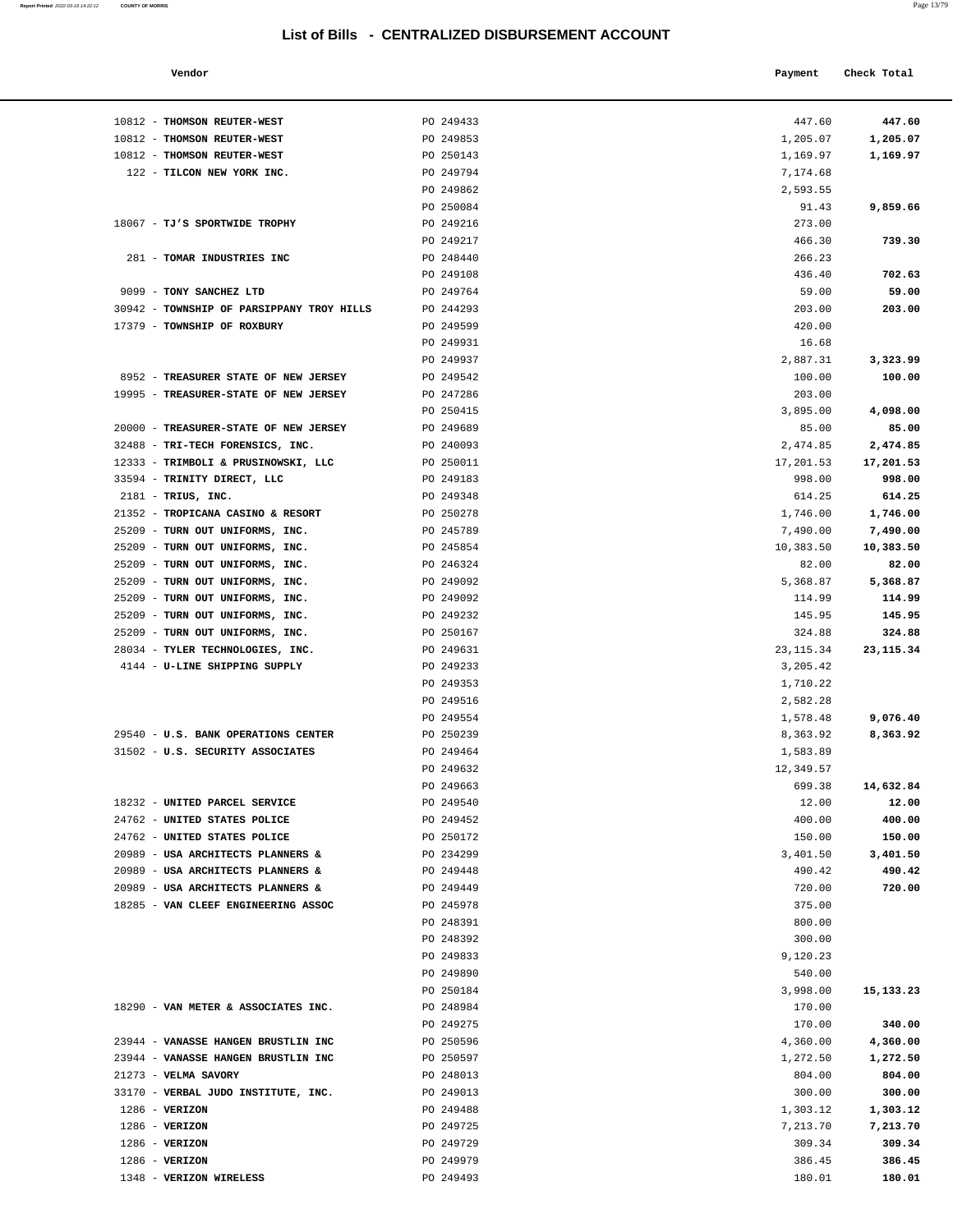# List of Bills - CENTRALIZED DISBURSEMENT ACCOUNT

| Vendor | | Payment | Check Total |
|---|---|---|---|
| 10812 - **THOMSON REUTER-WEST** | PO 249433 | 447.60 | **447.60** |
| 10812 - **THOMSON REUTER-WEST** | PO 249853 | 1,205.07 | **1,205.07** |
| 10812 - **THOMSON REUTER-WEST** | PO 250143 | 1,169.97 | **1,169.97** |
| 122 - **TILCON NEW YORK INC.** | PO 249794 | 7,174.68 | |
| | PO 249862 | 2,593.55 | |
| | PO 250084 | 91.43 | **9,859.66** |
| 18067 - **TJ'S SPORTWIDE TROPHY** | PO 249216 | 273.00 | |
| | PO 249217 | 466.30 | **739.30** |
| 281 - **TOMAR INDUSTRIES INC** | PO 248440 | 266.23 | |
| | PO 249108 | 436.40 | **702.63** |
| 9099 - **TONY SANCHEZ LTD** | PO 249764 | 59.00 | **59.00** |
| 30942 - **TOWNSHIP OF PARSIPPANY TROY HILLS** | PO 244293 | 203.00 | **203.00** |
| 17379 - **TOWNSHIP OF ROXBURY** | PO 249599 | 420.00 | |
| | PO 249931 | 16.68 | |
| | PO 249937 | 2,887.31 | **3,323.99** |
| 8952 - **TREASURER STATE OF NEW JERSEY** | PO 249542 | 100.00 | **100.00** |
| 19995 - **TREASURER-STATE OF NEW JERSEY** | PO 247286 | 203.00 | |
| | PO 250415 | 3,895.00 | **4,098.00** |
| 20000 - **TREASURER-STATE OF NEW JERSEY** | PO 249689 | 85.00 | **85.00** |
| 32488 - **TRI-TECH FORENSICS, INC.** | PO 240093 | 2,474.85 | **2,474.85** |
| 12333 - **TRIMBOLI & PRUSINOWSKI, LLC** | PO 250011 | 17,201.53 | **17,201.53** |
| 33594 - **TRINITY DIRECT, LLC** | PO 249183 | 998.00 | **998.00** |
| 2181 - **TRIUS, INC.** | PO 249348 | 614.25 | **614.25** |
| 21352 - **TROPICANA CASINO & RESORT** | PO 250278 | 1,746.00 | **1,746.00** |
| 25209 - **TURN OUT UNIFORMS, INC.** | PO 245789 | 7,490.00 | **7,490.00** |
| 25209 - **TURN OUT UNIFORMS, INC.** | PO 245854 | 10,383.50 | **10,383.50** |
| 25209 - **TURN OUT UNIFORMS, INC.** | PO 246324 | 82.00 | **82.00** |
| 25209 - **TURN OUT UNIFORMS, INC.** | PO 249092 | 5,368.87 | **5,368.87** |
| 25209 - **TURN OUT UNIFORMS, INC.** | PO 249092 | 114.99 | **114.99** |
| 25209 - **TURN OUT UNIFORMS, INC.** | PO 249232 | 145.95 | **145.95** |
| 25209 - **TURN OUT UNIFORMS, INC.** | PO 250167 | 324.88 | **324.88** |
| 28034 - **TYLER TECHNOLOGIES, INC.** | PO 249631 | 23,115.34 | **23,115.34** |
| 4144 - **U-LINE SHIPPING SUPPLY** | PO 249233 | 3,205.42 | |
| | PO 249353 | 1,710.22 | |
| | PO 249516 | 2,582.28 | |
| | PO 249554 | 1,578.48 | **9,076.40** |
| 29540 - **U.S. BANK OPERATIONS CENTER** | PO 250239 | 8,363.92 | **8,363.92** |
| 31502 - **U.S. SECURITY ASSOCIATES** | PO 249464 | 1,583.89 | |
| | PO 249632 | 12,349.57 | |
| | PO 249663 | 699.38 | **14,632.84** |
| 18232 - **UNITED PARCEL SERVICE** | PO 249540 | 12.00 | **12.00** |
| 24762 - **UNITED STATES POLICE** | PO 249452 | 400.00 | **400.00** |
| 24762 - **UNITED STATES POLICE** | PO 250172 | 150.00 | **150.00** |
| 20989 - **USA ARCHITECTS PLANNERS &** | PO 234299 | 3,401.50 | **3,401.50** |
| 20989 - **USA ARCHITECTS PLANNERS &** | PO 249448 | 490.42 | **490.42** |
| 20989 - **USA ARCHITECTS PLANNERS &** | PO 249449 | 720.00 | **720.00** |
| 18285 - **VAN CLEEF ENGINEERING ASSOC** | PO 245978 | 375.00 | |
| | PO 248391 | 800.00 | |
| | PO 248392 | 300.00 | |
| | PO 249833 | 9,120.23 | |
| | PO 249890 | 540.00 | |
| | PO 250184 | 3,998.00 | **15,133.23** |
| 18290 - **VAN METER & ASSOCIATES INC.** | PO 248984 | 170.00 | |
| | PO 249275 | 170.00 | **340.00** |
| 23944 - **VANASSE HANGEN BRUSTLIN INC** | PO 250596 | 4,360.00 | **4,360.00** |
| 23944 - **VANASSE HANGEN BRUSTLIN INC** | PO 250597 | 1,272.50 | **1,272.50** |
| 21273 - **VELMA SAVORY** | PO 248013 | 804.00 | **804.00** |
| 33170 - **VERBAL JUDO INSTITUTE, INC.** | PO 249013 | 300.00 | **300.00** |
| 1286 - **VERIZON** | PO 249488 | 1,303.12 | **1,303.12** |
| 1286 - **VERIZON** | PO 249725 | 7,213.70 | **7,213.70** |
| 1286 - **VERIZON** | PO 249729 | 309.34 | **309.34** |
| 1286 - **VERIZON** | PO 249979 | 386.45 | **386.45** |
| 1348 - **VERIZON WIRELESS** | PO 249493 | 180.01 | **180.01** |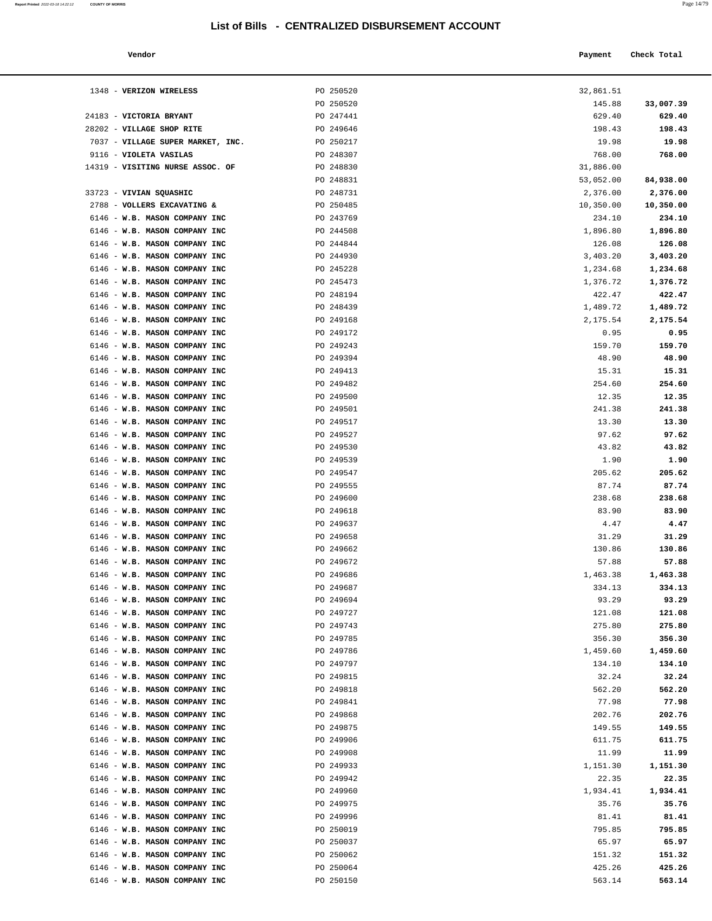# List of Bills - CENTRALIZED DISBURSEMENT ACCOUNT

| Vendor | | Payment | Check Total |
|---|---|---|---|
| 1348 - **VERIZON WIRELESS** | PO 250520 | 32,861.51 | |
| | PO 250520 | 145.88 | **33,007.39** |
| 24183 - **VICTORIA BRYANT** | PO 247441 | 629.40 | **629.40** |
| 28202 - **VILLAGE SHOP RITE** | PO 249646 | 198.43 | **198.43** |
| 7037 - **VILLAGE SUPER MARKET, INC.** | PO 250217 | 19.98 | **19.98** |
| 9116 - **VIOLETA VASILAS** | PO 248307 | 768.00 | **768.00** |
| 14319 - **VISITING NURSE ASSOC. OF** | PO 248830 | 31,886.00 | |
| | PO 248831 | 53,052.00 | **84,938.00** |
| 33723 - **VIVIAN SQUASHIC** | PO 248731 | 2,376.00 | **2,376.00** |
| 2788 - **VOLLERS EXCAVATING &** | PO 250485 | 10,350.00 | **10,350.00** |
| 6146 - **W.B. MASON COMPANY INC** | PO 243769 | 234.10 | **234.10** |
| 6146 - **W.B. MASON COMPANY INC** | PO 244508 | 1,896.80 | **1,896.80** |
| 6146 - **W.B. MASON COMPANY INC** | PO 244844 | 126.08 | **126.08** |
| 6146 - **W.B. MASON COMPANY INC** | PO 244930 | 3,403.20 | **3,403.20** |
| 6146 - **W.B. MASON COMPANY INC** | PO 245228 | 1,234.68 | **1,234.68** |
| 6146 - **W.B. MASON COMPANY INC** | PO 245473 | 1,376.72 | **1,376.72** |
| 6146 - **W.B. MASON COMPANY INC** | PO 248194 | 422.47 | **422.47** |
| 6146 - **W.B. MASON COMPANY INC** | PO 248439 | 1,489.72 | **1,489.72** |
| 6146 - **W.B. MASON COMPANY INC** | PO 249168 | 2,175.54 | **2,175.54** |
| 6146 - **W.B. MASON COMPANY INC** | PO 249172 | 0.95 | **0.95** |
| 6146 - **W.B. MASON COMPANY INC** | PO 249243 | 159.70 | **159.70** |
| 6146 - **W.B. MASON COMPANY INC** | PO 249394 | 48.90 | **48.90** |
| 6146 - **W.B. MASON COMPANY INC** | PO 249413 | 15.31 | **15.31** |
| 6146 - **W.B. MASON COMPANY INC** | PO 249482 | 254.60 | **254.60** |
| 6146 - **W.B. MASON COMPANY INC** | PO 249500 | 12.35 | **12.35** |
| 6146 - **W.B. MASON COMPANY INC** | PO 249501 | 241.38 | **241.38** |
| 6146 - **W.B. MASON COMPANY INC** | PO 249517 | 13.30 | **13.30** |
| 6146 - **W.B. MASON COMPANY INC** | PO 249527 | 97.62 | **97.62** |
| 6146 - **W.B. MASON COMPANY INC** | PO 249530 | 43.82 | **43.82** |
| 6146 - **W.B. MASON COMPANY INC** | PO 249539 | 1.90 | **1.90** |
| 6146 - **W.B. MASON COMPANY INC** | PO 249547 | 205.62 | **205.62** |
| 6146 - **W.B. MASON COMPANY INC** | PO 249555 | 87.74 | **87.74** |
| 6146 - **W.B. MASON COMPANY INC** | PO 249600 | 238.68 | **238.68** |
| 6146 - **W.B. MASON COMPANY INC** | PO 249618 | 83.90 | **83.90** |
| 6146 - **W.B. MASON COMPANY INC** | PO 249637 | 4.47 | **4.47** |
| 6146 - **W.B. MASON COMPANY INC** | PO 249658 | 31.29 | **31.29** |
| 6146 - **W.B. MASON COMPANY INC** | PO 249662 | 130.86 | **130.86** |
| 6146 - **W.B. MASON COMPANY INC** | PO 249672 | 57.88 | **57.88** |
| 6146 - **W.B. MASON COMPANY INC** | PO 249686 | 1,463.38 | **1,463.38** |
| 6146 - **W.B. MASON COMPANY INC** | PO 249687 | 334.13 | **334.13** |
| 6146 - **W.B. MASON COMPANY INC** | PO 249694 | 93.29 | **93.29** |
| 6146 - **W.B. MASON COMPANY INC** | PO 249727 | 121.08 | **121.08** |
| 6146 - **W.B. MASON COMPANY INC** | PO 249743 | 275.80 | **275.80** |
| 6146 - **W.B. MASON COMPANY INC** | PO 249785 | 356.30 | **356.30** |
| 6146 - **W.B. MASON COMPANY INC** | PO 249786 | 1,459.60 | **1,459.60** |
| 6146 - **W.B. MASON COMPANY INC** | PO 249797 | 134.10 | **134.10** |
| 6146 - **W.B. MASON COMPANY INC** | PO 249815 | 32.24 | **32.24** |
| 6146 - **W.B. MASON COMPANY INC** | PO 249818 | 562.20 | **562.20** |
| 6146 - **W.B. MASON COMPANY INC** | PO 249841 | 77.98 | **77.98** |
| 6146 - **W.B. MASON COMPANY INC** | PO 249868 | 202.76 | **202.76** |
| 6146 - **W.B. MASON COMPANY INC** | PO 249875 | 149.55 | **149.55** |
| 6146 - **W.B. MASON COMPANY INC** | PO 249906 | 611.75 | **611.75** |
| 6146 - **W.B. MASON COMPANY INC** | PO 249908 | 11.99 | **11.99** |
| 6146 - **W.B. MASON COMPANY INC** | PO 249933 | 1,151.30 | **1,151.30** |
| 6146 - **W.B. MASON COMPANY INC** | PO 249942 | 22.35 | **22.35** |
| 6146 - **W.B. MASON COMPANY INC** | PO 249960 | 1,934.41 | **1,934.41** |
| 6146 - **W.B. MASON COMPANY INC** | PO 249975 | 35.76 | **35.76** |
| 6146 - **W.B. MASON COMPANY INC** | PO 249996 | 81.41 | **81.41** |
| 6146 - **W.B. MASON COMPANY INC** | PO 250019 | 795.85 | **795.85** |
| 6146 - **W.B. MASON COMPANY INC** | PO 250037 | 65.97 | **65.97** |
| 6146 - **W.B. MASON COMPANY INC** | PO 250062 | 151.32 | **151.32** |
| 6146 - **W.B. MASON COMPANY INC** | PO 250064 | 425.26 | **425.26** |
| 6146 - **W.B. MASON COMPANY INC** | PO 250150 | 563.14 | **563.14** |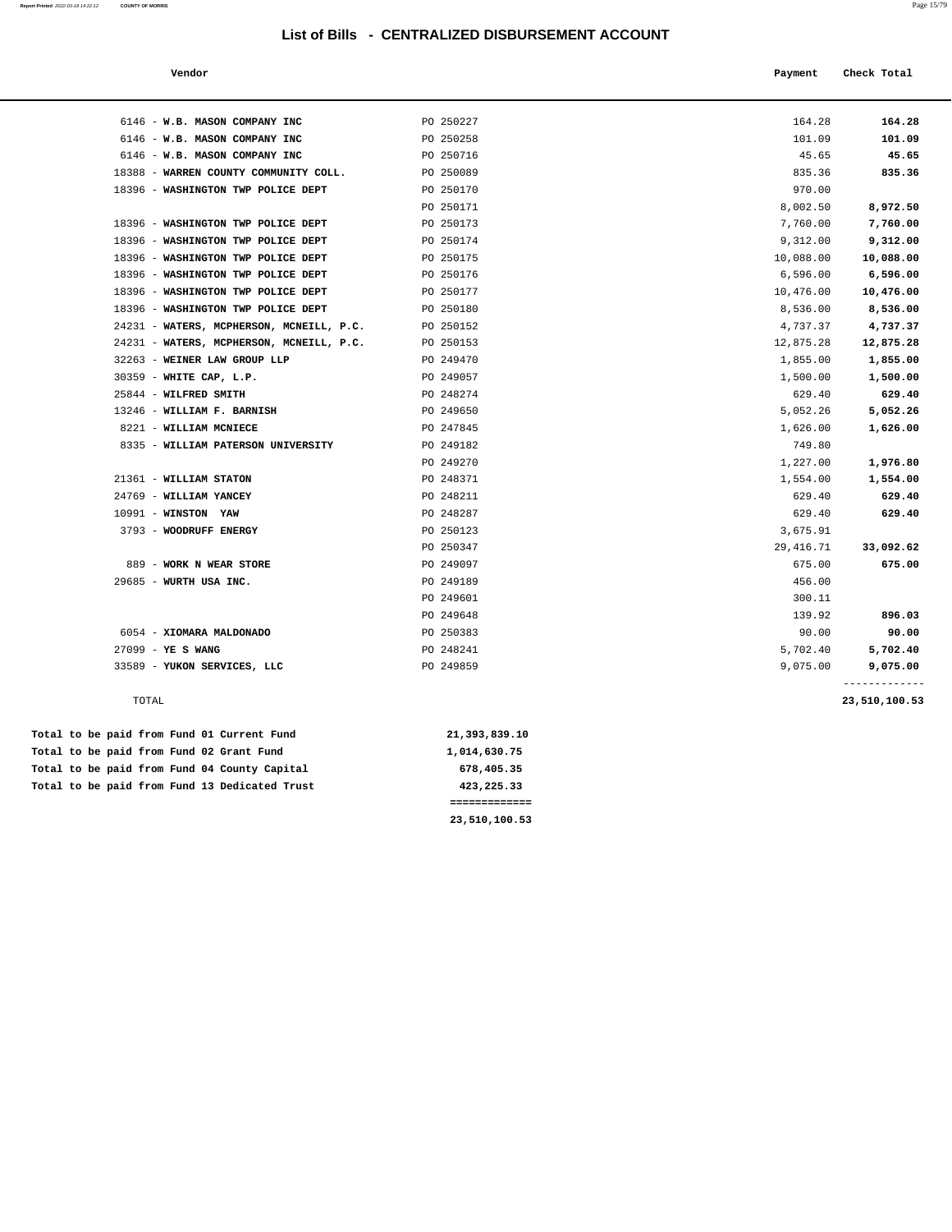# List of Bills - CENTRALIZED DISBURSEMENT ACCOUNT

| Vendor | | Payment | Check Total |
|---|---|---|---|
| 6146 - **W.B. MASON COMPANY INC** | PO 250227 | 164.28 | **164.28** |
| 6146 - **W.B. MASON COMPANY INC** | PO 250258 | 101.09 | **101.09** |
| 6146 - **W.B. MASON COMPANY INC** | PO 250716 | 45.65 | **45.65** |
| 18388 - **WARREN COUNTY COMMUNITY COLL.** | PO 250089 | 835.36 | **835.36** |
| 18396 - **WASHINGTON TWP POLICE DEPT** | PO 250170 | 970.00 | |
| | PO 250171 | 8,002.50 | **8,972.50** |
| 18396 - **WASHINGTON TWP POLICE DEPT** | PO 250173 | 7,760.00 | **7,760.00** |
| 18396 - **WASHINGTON TWP POLICE DEPT** | PO 250174 | 9,312.00 | **9,312.00** |
| 18396 - **WASHINGTON TWP POLICE DEPT** | PO 250175 | 10,088.00 | **10,088.00** |
| 18396 - **WASHINGTON TWP POLICE DEPT** | PO 250176 | 6,596.00 | **6,596.00** |
| 18396 - **WASHINGTON TWP POLICE DEPT** | PO 250177 | 10,476.00 | **10,476.00** |
| 18396 - **WASHINGTON TWP POLICE DEPT** | PO 250180 | 8,536.00 | **8,536.00** |
| 24231 - **WATERS, MCPHERSON, MCNEILL, P.C.** | PO 250152 | 4,737.37 | **4,737.37** |
| 24231 - **WATERS, MCPHERSON, MCNEILL, P.C.** | PO 250153 | 12,875.28 | **12,875.28** |
| 32263 - **WEINER LAW GROUP LLP** | PO 249470 | 1,855.00 | **1,855.00** |
| 30359 - **WHITE CAP, L.P.** | PO 249057 | 1,500.00 | **1,500.00** |
| 25844 - **WILFRED SMITH** | PO 248274 | 629.40 | **629.40** |
| 13246 - **WILLIAM F. BARNISH** | PO 249650 | 5,052.26 | **5,052.26** |
| 8221 - **WILLIAM MCNIECE** | PO 247845 | 1,626.00 | **1,626.00** |
| 8335 - **WILLIAM PATERSON UNIVERSITY** | PO 249182 | 749.80 | |
| | PO 249270 | 1,227.00 | **1,976.80** |
| 21361 - **WILLIAM STATON** | PO 248371 | 1,554.00 | **1,554.00** |
| 24769 - **WILLIAM YANCEY** | PO 248211 | 629.40 | **629.40** |
| 10991 - **WINSTON YAW** | PO 248287 | 629.40 | **629.40** |
| 3793 - **WOODRUFF ENERGY** | PO 250123 | 3,675.91 | |
| | PO 250347 | 29,416.71 | **33,092.62** |
| 889 - **WORK N WEAR STORE** | PO 249097 | 675.00 | **675.00** |
| 29685 - **WURTH USA INC.** | PO 249189 | 456.00 | |
| | PO 249601 | 300.11 | |
| | PO 249648 | 139.92 | **896.03** |
| 6054 - **XIOMARA MALDONADO** | PO 250383 | 90.00 | **90.00** |
| 27099 - **YE S WANG** | PO 248241 | 5,702.40 | **5,702.40** |
| 33589 - **YUKON SERVICES, LLC** | PO 249859 | 9,075.00 | **9,075.00** |
| TOTAL | | | **23,510,100.53** |

| | |
|---|---|
| **Total to be paid from Fund 01 Current Fund** | **21,393,839.10** |
| **Total to be paid from Fund 02 Grant Fund** | **1,014,630.75** |
| **Total to be paid from Fund 04 County Capital** | **678,405.35** |
| **Total to be paid from Fund 13 Dedicated Trust** | **423,225.33** |
| | **23,510,100.53** |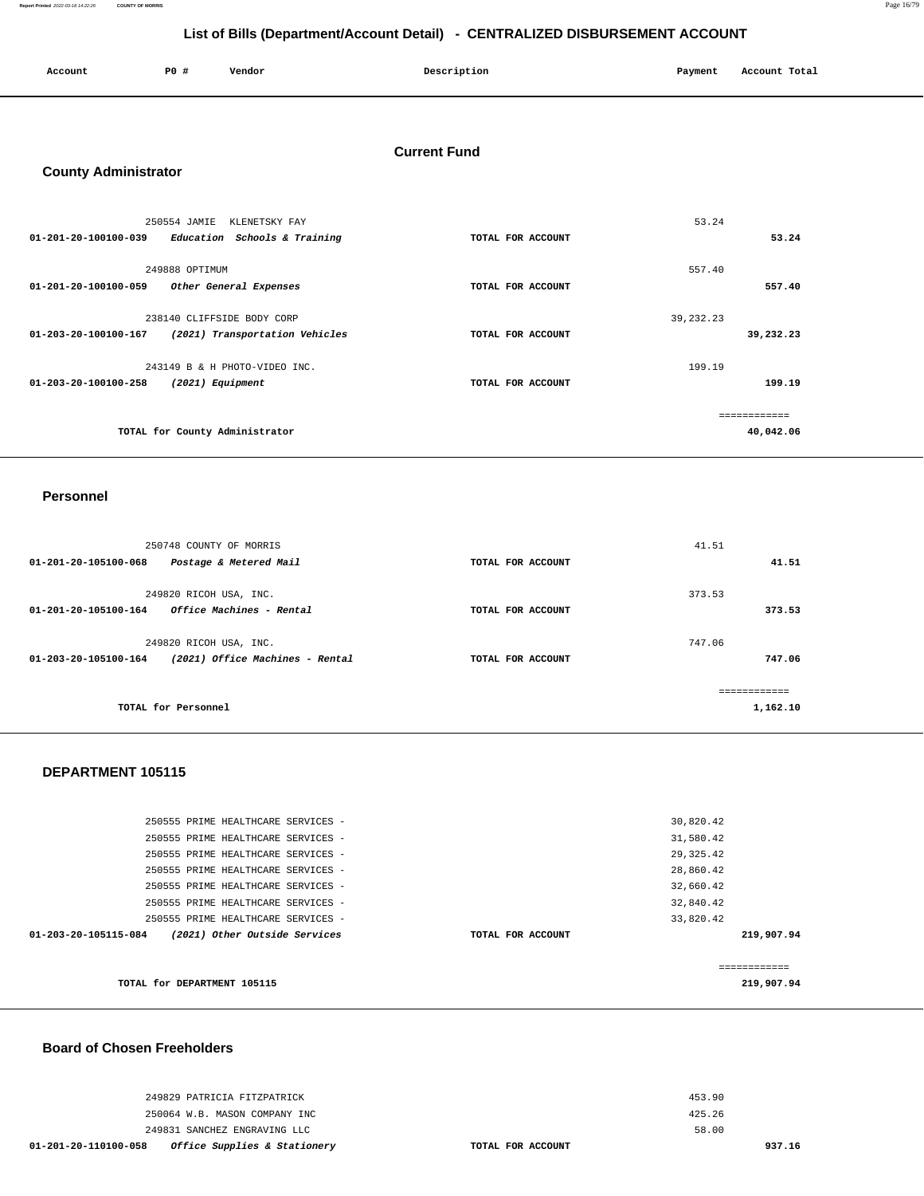# List of Bills (Department/Account Detail) - CENTRALIZED DISBURSEMENT ACCOUNT

| Account | PO # | Vendor | Description | Payment | Account Total |
|---|---|---|---|---|---|

## Current Fund

### County Administrator

| Account | PO # | Vendor | Description | Payment | Account Total |
|---|---|---|---|---|---|
| | 250554 | JAMIE KLENETSKY FAY | | 53.24 | |
| 01-201-20-100100-039 | | *Education Schools & Training* | TOTAL FOR ACCOUNT | | 53.24 |
| | 249888 | OPTIMUM | | 557.40 | |
| 01-201-20-100100-059 | | *Other General Expenses* | TOTAL FOR ACCOUNT | | 557.40 |
| | 238140 | CLIFFSIDE BODY CORP | | 39,232.23 | |
| 01-203-20-100100-167 | | *(2021) Transportation Vehicles* | TOTAL FOR ACCOUNT | | 39,232.23 |
| | 243149 | B & H PHOTO-VIDEO INC. | | 199.19 | |
| 01-203-20-100100-258 | | *(2021) Equipment* | TOTAL FOR ACCOUNT | | 199.19 |
| | | | | | ============ |
| | | TOTAL for County Administrator | | | 40,042.06 |

### Personnel

| Account | PO # | Vendor | Description | Payment | Account Total |
|---|---|---|---|---|---|
| | 250748 | COUNTY OF MORRIS | | 41.51 | |
| 01-201-20-105100-068 | | *Postage & Metered Mail* | TOTAL FOR ACCOUNT | | 41.51 |
| | 249820 | RICOH USA, INC. | | 373.53 | |
| 01-201-20-105100-164 | | *Office Machines - Rental* | TOTAL FOR ACCOUNT | | 373.53 |
| | 249820 | RICOH USA, INC. | | 747.06 | |
| 01-203-20-105100-164 | | *(2021) Office Machines - Rental* | TOTAL FOR ACCOUNT | | 747.06 |
| | | | | | ============ |
| | | TOTAL for Personnel | | | 1,162.10 |

### DEPARTMENT 105115

| Account | PO # | Vendor | Description | Payment | Account Total |
|---|---|---|---|---|---|
| | 250555 | PRIME HEALTHCARE SERVICES - | | 30,820.42 | |
| | 250555 | PRIME HEALTHCARE SERVICES - | | 31,580.42 | |
| | 250555 | PRIME HEALTHCARE SERVICES - | | 29,325.42 | |
| | 250555 | PRIME HEALTHCARE SERVICES - | | 28,860.42 | |
| | 250555 | PRIME HEALTHCARE SERVICES - | | 32,660.42 | |
| | 250555 | PRIME HEALTHCARE SERVICES - | | 32,840.42 | |
| | 250555 | PRIME HEALTHCARE SERVICES - | | 33,820.42 | |
| 01-203-20-105115-084 | | *(2021) Other Outside Services* | TOTAL FOR ACCOUNT | | 219,907.94 |
| | | | | | ============ |
| | | TOTAL for DEPARTMENT 105115 | | | 219,907.94 |

### Board of Chosen Freeholders

| Account | PO # | Vendor | Description | Payment | Account Total |
|---|---|---|---|---|---|
| | 249829 | PATRICIA FITZPATRICK | | 453.90 | |
| | 250064 | W.B. MASON COMPANY INC | | 425.26 | |
| | 249831 | SANCHEZ ENGRAVING LLC | | 58.00 | |
| 01-201-20-110100-058 | | *Office Supplies & Stationery* | TOTAL FOR ACCOUNT | | 937.16 |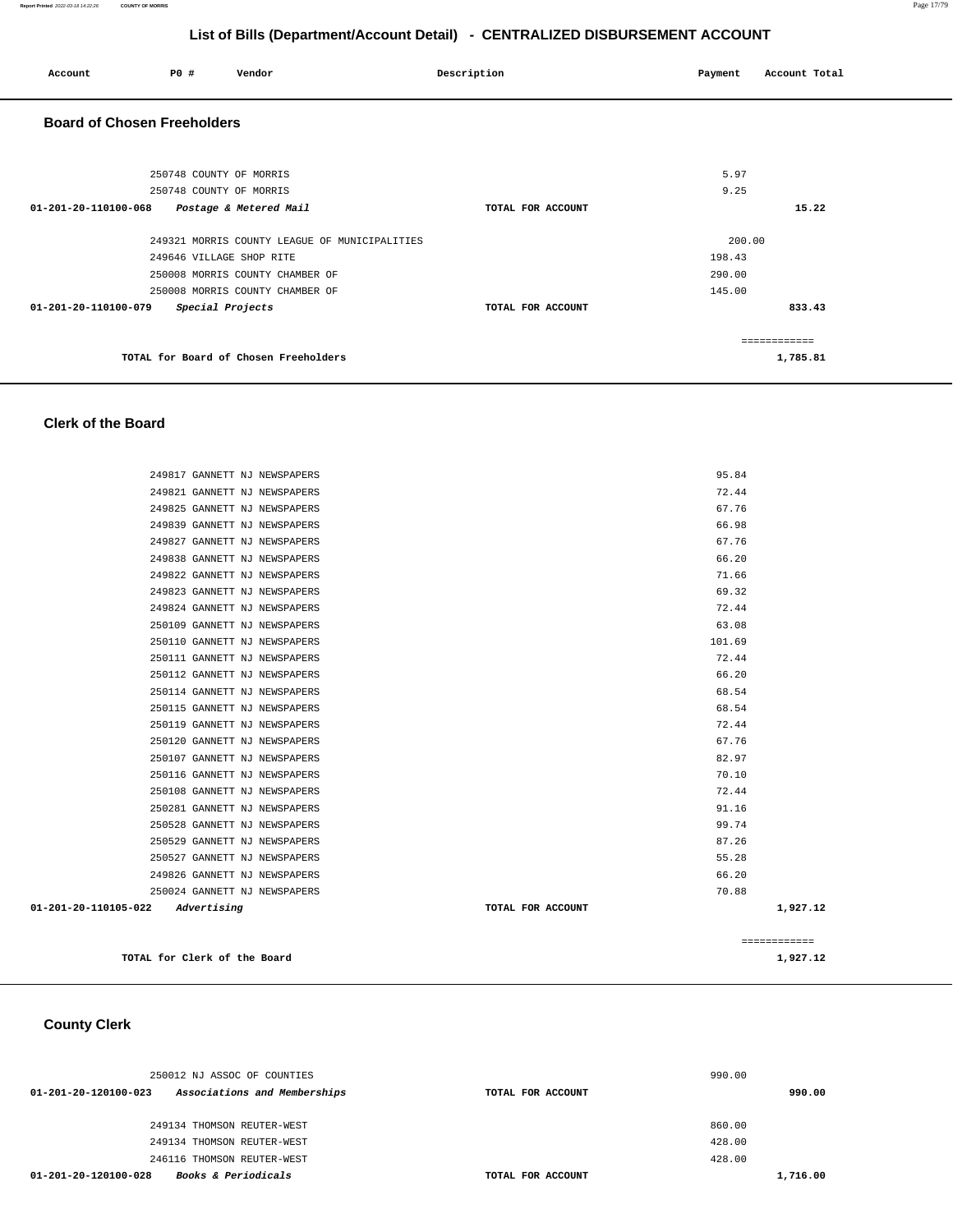## List of Bills (Department/Account Detail) - CENTRALIZED DISBURSEMENT ACCOUNT

| Account | PO # | Vendor | Description | Payment | Account Total |
| --- | --- | --- | --- | --- | --- |

### Board of Chosen Freeholders

| Account | PO # | Vendor | Description | Payment | Account Total |
| --- | --- | --- | --- | --- | --- |
| | 250748 | COUNTY OF MORRIS | | 5.97 | |
| | 250748 | COUNTY OF MORRIS | | 9.25 | |
| **01-201-20-110100-068** | | ***Postage & Metered Mail*** | **TOTAL FOR ACCOUNT** | | **15.22** |
| | 249321 | MORRIS COUNTY LEAGUE OF MUNICIPALITIES | | 200.00 | |
| | 249646 | VILLAGE SHOP RITE | | 198.43 | |
| | 250008 | MORRIS COUNTY CHAMBER OF | | 290.00 | |
| | 250008 | MORRIS COUNTY CHAMBER OF | | 145.00 | |
| **01-201-20-110100-079** | | ***Special Projects*** | **TOTAL FOR ACCOUNT** | | **833.43** |
| | | | | | ============ |
| | | **TOTAL for Board of Chosen Freeholders** | | | **1,785.81** |

### Clerk of the Board

| Account | PO # | Vendor | Description | Payment | Account Total |
| --- | --- | --- | --- | --- | --- |
| | 249817 | GANNETT NJ NEWSPAPERS | | 95.84 | |
| | 249821 | GANNETT NJ NEWSPAPERS | | 72.44 | |
| | 249825 | GANNETT NJ NEWSPAPERS | | 67.76 | |
| | 249839 | GANNETT NJ NEWSPAPERS | | 66.98 | |
| | 249827 | GANNETT NJ NEWSPAPERS | | 67.76 | |
| | 249838 | GANNETT NJ NEWSPAPERS | | 66.20 | |
| | 249822 | GANNETT NJ NEWSPAPERS | | 71.66 | |
| | 249823 | GANNETT NJ NEWSPAPERS | | 69.32 | |
| | 249824 | GANNETT NJ NEWSPAPERS | | 72.44 | |
| | 250109 | GANNETT NJ NEWSPAPERS | | 63.08 | |
| | 250110 | GANNETT NJ NEWSPAPERS | | 101.69 | |
| | 250111 | GANNETT NJ NEWSPAPERS | | 72.44 | |
| | 250112 | GANNETT NJ NEWSPAPERS | | 66.20 | |
| | 250114 | GANNETT NJ NEWSPAPERS | | 68.54 | |
| | 250115 | GANNETT NJ NEWSPAPERS | | 68.54 | |
| | 250119 | GANNETT NJ NEWSPAPERS | | 72.44 | |
| | 250120 | GANNETT NJ NEWSPAPERS | | 67.76 | |
| | 250107 | GANNETT NJ NEWSPAPERS | | 82.97 | |
| | 250116 | GANNETT NJ NEWSPAPERS | | 70.10 | |
| | 250108 | GANNETT NJ NEWSPAPERS | | 72.44 | |
| | 250281 | GANNETT NJ NEWSPAPERS | | 91.16 | |
| | 250528 | GANNETT NJ NEWSPAPERS | | 99.74 | |
| | 250529 | GANNETT NJ NEWSPAPERS | | 87.26 | |
| | 250527 | GANNETT NJ NEWSPAPERS | | 55.28 | |
| | 249826 | GANNETT NJ NEWSPAPERS | | 66.20 | |
| | 250024 | GANNETT NJ NEWSPAPERS | | 70.88 | |
| **01-201-20-110105-022** | | ***Advertising*** | **TOTAL FOR ACCOUNT** | | **1,927.12** |
| | | | | | ============ |
| | | **TOTAL for Clerk of the Board** | | | **1,927.12** |

### County Clerk

| Account | PO # | Vendor | Description | Payment | Account Total |
| --- | --- | --- | --- | --- | --- |
| | 250012 | NJ ASSOC OF COUNTIES | | 990.00 | |
| **01-201-20-120100-023** | | ***Associations and Memberships*** | **TOTAL FOR ACCOUNT** | | **990.00** |
| | 249134 | THOMSON REUTER-WEST | | 860.00 | |
| | 249134 | THOMSON REUTER-WEST | | 428.00 | |
| | 246116 | THOMSON REUTER-WEST | | 428.00 | |
| **01-201-20-120100-028** | | ***Books & Periodicals*** | **TOTAL FOR ACCOUNT** | | **1,716.00** |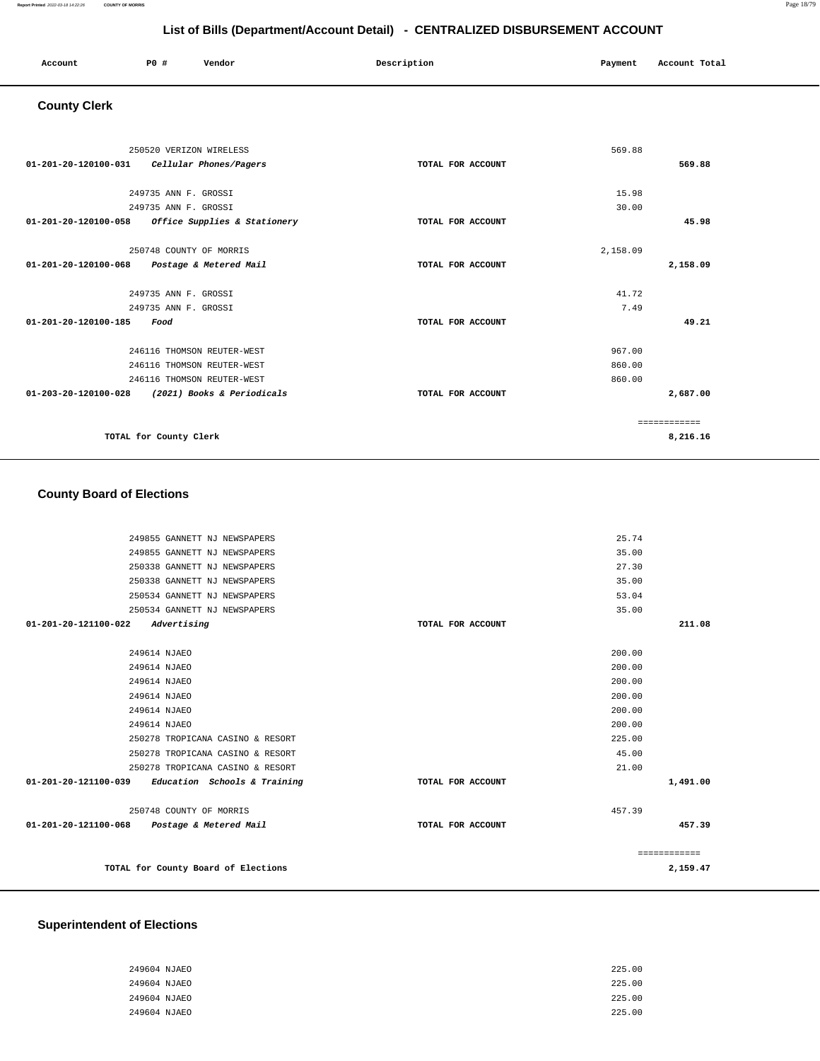## List of Bills (Department/Account Detail) - CENTRALIZED DISBURSEMENT ACCOUNT

| Account | PO # | Vendor | Description | Payment | Account Total |
|---|---|---|---|---|---|

### County Clerk

| Account | PO # | Vendor | Description | Payment | Account Total |
|---|---|---|---|---|---|
| | 250520 | VERIZON WIRELESS | | 569.88 | |
| **01-201-20-120100-031** | | ***Cellular Phones/Pagers*** | **TOTAL FOR ACCOUNT** | | **569.88** |
| | 249735 | ANN F. GROSSI | | 15.98 | |
| | 249735 | ANN F. GROSSI | | 30.00 | |
| **01-201-20-120100-058** | | ***Office Supplies & Stationery*** | **TOTAL FOR ACCOUNT** | | **45.98** |
| | 250748 | COUNTY OF MORRIS | | 2,158.09 | |
| **01-201-20-120100-068** | | ***Postage & Metered Mail*** | **TOTAL FOR ACCOUNT** | | **2,158.09** |
| | 249735 | ANN F. GROSSI | | 41.72 | |
| | 249735 | ANN F. GROSSI | | 7.49 | |
| **01-201-20-120100-185** | | ***Food*** | **TOTAL FOR ACCOUNT** | | **49.21** |
| | 246116 | THOMSON REUTER-WEST | | 967.00 | |
| | 246116 | THOMSON REUTER-WEST | | 860.00 | |
| | 246116 | THOMSON REUTER-WEST | | 860.00 | |
| **01-203-20-120100-028** | | ***(2021) Books & Periodicals*** | **TOTAL FOR ACCOUNT** | | **2,687.00** |
| | | | | | ============ |
| | | **TOTAL for County Clerk** | | | **8,216.16** |

### County Board of Elections

| Account | PO # | Vendor | Description | Payment | Account Total |
|---|---|---|---|---|---|
| | 249855 | GANNETT NJ NEWSPAPERS | | 25.74 | |
| | 249855 | GANNETT NJ NEWSPAPERS | | 35.00 | |
| | 250338 | GANNETT NJ NEWSPAPERS | | 27.30 | |
| | 250338 | GANNETT NJ NEWSPAPERS | | 35.00 | |
| | 250534 | GANNETT NJ NEWSPAPERS | | 53.04 | |
| | 250534 | GANNETT NJ NEWSPAPERS | | 35.00 | |
| **01-201-20-121100-022** | | ***Advertising*** | **TOTAL FOR ACCOUNT** | | **211.08** |
| | 249614 | NJAEO | | 200.00 | |
| | 249614 | NJAEO | | 200.00 | |
| | 249614 | NJAEO | | 200.00 | |
| | 249614 | NJAEO | | 200.00 | |
| | 249614 | NJAEO | | 200.00 | |
| | 249614 | NJAEO | | 200.00 | |
| | 250278 | TROPICANA CASINO & RESORT | | 225.00 | |
| | 250278 | TROPICANA CASINO & RESORT | | 45.00 | |
| | 250278 | TROPICANA CASINO & RESORT | | 21.00 | |
| **01-201-20-121100-039** | | ***Education Schools & Training*** | **TOTAL FOR ACCOUNT** | | **1,491.00** |
| | 250748 | COUNTY OF MORRIS | | 457.39 | |
| **01-201-20-121100-068** | | ***Postage & Metered Mail*** | **TOTAL FOR ACCOUNT** | | **457.39** |
| | | | | | ============ |
| | | **TOTAL for County Board of Elections** | | | **2,159.47** |

### Superintendent of Elections

| Account | PO # | Vendor | Description | Payment | Account Total |
|---|---|---|---|---|---|
| | 249604 | NJAEO | | 225.00 | |
| | 249604 | NJAEO | | 225.00 | |
| | 249604 | NJAEO | | 225.00 | |
| | 249604 | NJAEO | | 225.00 | |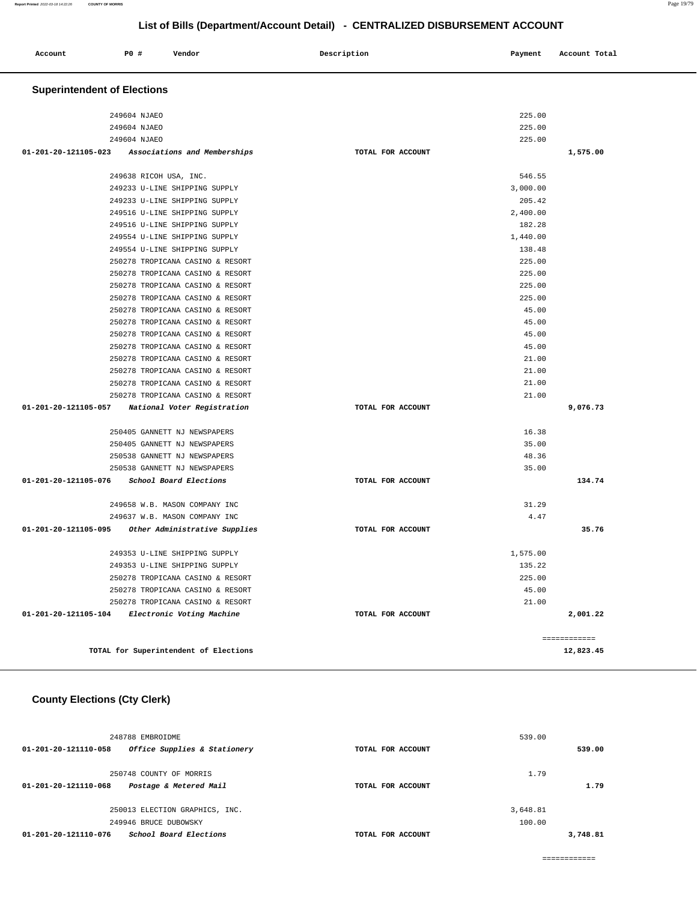## List of Bills (Department/Account Detail) - CENTRALIZED DISBURSEMENT ACCOUNT

| Account | PO # | Vendor | Description | Payment | Account Total |
|---|---|---|---|---|---|

### Superintendent of Elections

| Account | PO # | Vendor | Description | Payment | Account Total |
|---|---|---|---|---|---|
| | 249604 | NJAEO | | 225.00 | |
| | 249604 | NJAEO | | 225.00 | |
| | 249604 | NJAEO | | 225.00 | |
| 01-201-20-121105-023 | | *Associations and Memberships* | TOTAL FOR ACCOUNT | | 1,575.00 |
| | 249638 | RICOH USA, INC. | | 546.55 | |
| | 249233 | U-LINE SHIPPING SUPPLY | | 3,000.00 | |
| | 249233 | U-LINE SHIPPING SUPPLY | | 205.42 | |
| | 249516 | U-LINE SHIPPING SUPPLY | | 2,400.00 | |
| | 249516 | U-LINE SHIPPING SUPPLY | | 182.28 | |
| | 249554 | U-LINE SHIPPING SUPPLY | | 1,440.00 | |
| | 249554 | U-LINE SHIPPING SUPPLY | | 138.48 | |
| | 250278 | TROPICANA CASINO & RESORT | | 225.00 | |
| | 250278 | TROPICANA CASINO & RESORT | | 225.00 | |
| | 250278 | TROPICANA CASINO & RESORT | | 225.00 | |
| | 250278 | TROPICANA CASINO & RESORT | | 225.00 | |
| | 250278 | TROPICANA CASINO & RESORT | | 45.00 | |
| | 250278 | TROPICANA CASINO & RESORT | | 45.00 | |
| | 250278 | TROPICANA CASINO & RESORT | | 45.00 | |
| | 250278 | TROPICANA CASINO & RESORT | | 45.00 | |
| | 250278 | TROPICANA CASINO & RESORT | | 21.00 | |
| | 250278 | TROPICANA CASINO & RESORT | | 21.00 | |
| | 250278 | TROPICANA CASINO & RESORT | | 21.00 | |
| | 250278 | TROPICANA CASINO & RESORT | | 21.00 | |
| 01-201-20-121105-057 | | *National Voter Registration* | TOTAL FOR ACCOUNT | | 9,076.73 |
| | 250405 | GANNETT NJ NEWSPAPERS | | 16.38 | |
| | 250405 | GANNETT NJ NEWSPAPERS | | 35.00 | |
| | 250538 | GANNETT NJ NEWSPAPERS | | 48.36 | |
| | 250538 | GANNETT NJ NEWSPAPERS | | 35.00 | |
| 01-201-20-121105-076 | | *School Board Elections* | TOTAL FOR ACCOUNT | | 134.74 |
| | 249658 | W.B. MASON COMPANY INC | | 31.29 | |
| | 249637 | W.B. MASON COMPANY INC | | 4.47 | |
| 01-201-20-121105-095 | | *Other Administrative Supplies* | TOTAL FOR ACCOUNT | | 35.76 |
| | 249353 | U-LINE SHIPPING SUPPLY | | 1,575.00 | |
| | 249353 | U-LINE SHIPPING SUPPLY | | 135.22 | |
| | 250278 | TROPICANA CASINO & RESORT | | 225.00 | |
| | 250278 | TROPICANA CASINO & RESORT | | 45.00 | |
| | 250278 | TROPICANA CASINO & RESORT | | 21.00 | |
| 01-201-20-121105-104 | | *Electronic Voting Machine* | TOTAL FOR ACCOUNT | | 2,001.22 |
| | | | | | ============ |
| | | TOTAL for Superintendent of Elections | | | 12,823.45 |

### County Elections (Cty Clerk)

| Account | PO # | Vendor | Description | Payment | Account Total |
|---|---|---|---|---|---|
| | 248788 | EMBROIDME | | 539.00 | |
| 01-201-20-121110-058 | | *Office Supplies & Stationery* | TOTAL FOR ACCOUNT | | 539.00 |
| | 250748 | COUNTY OF MORRIS | | 1.79 | |
| 01-201-20-121110-068 | | *Postage & Metered Mail* | TOTAL FOR ACCOUNT | | 1.79 |
| | 250013 | ELECTION GRAPHICS, INC. | | 3,648.81 | |
| | 249946 | BRUCE DUBOWSKY | | 100.00 | |
| 01-201-20-121110-076 | | *School Board Elections* | TOTAL FOR ACCOUNT | | 3,748.81 |
| | | | | | ============ |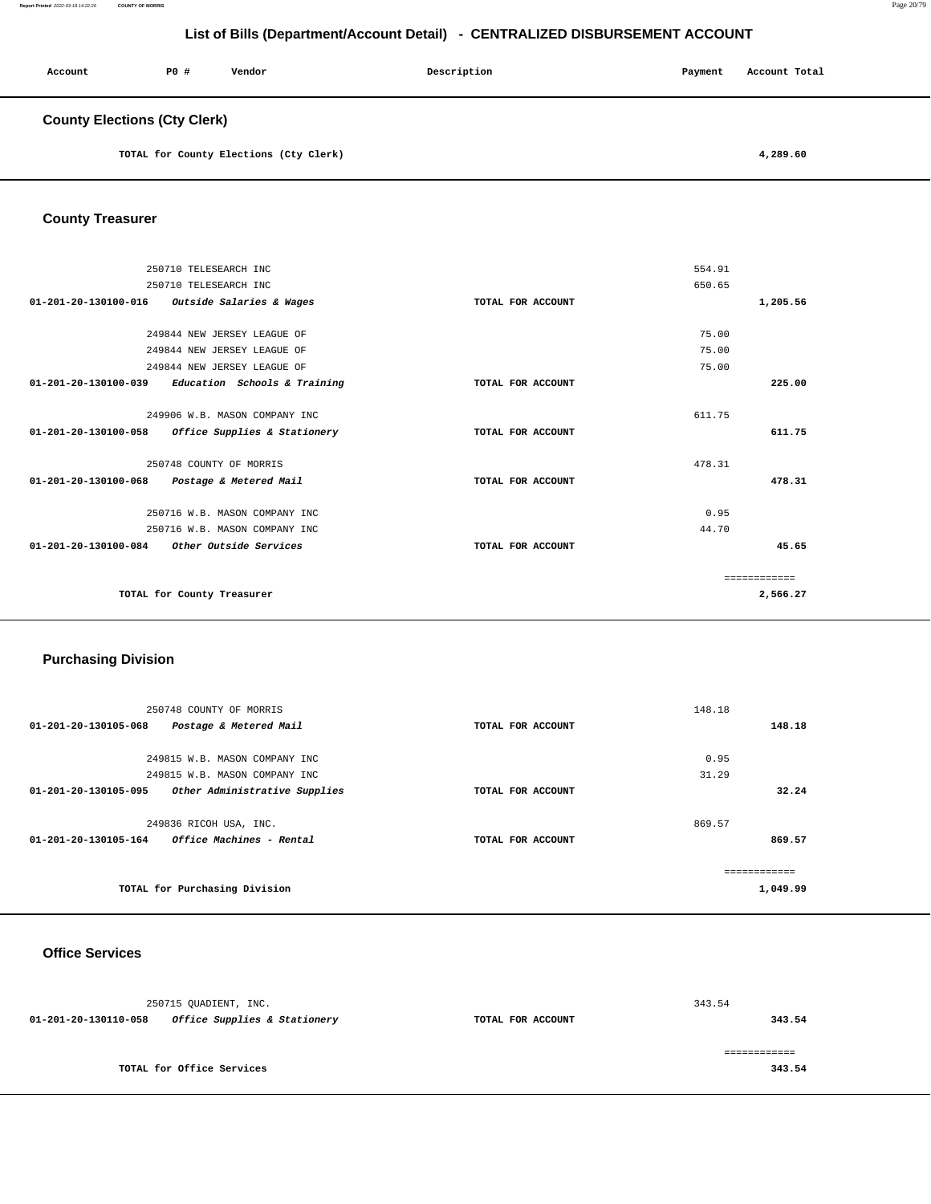## List of Bills (Department/Account Detail) - CENTRALIZED DISBURSEMENT ACCOUNT

| Account | P0 # | Vendor | Description | Payment | Account Total |
|---|---|---|---|---|---|

### County Elections (Cty Clerk)

| | | | | | |
|---|---|---|---|---|---|
| | | TOTAL for County Elections (Cty Clerk) | | | 4,289.60 |

### County Treasurer

| Account | P0 # | Vendor | Description | Payment | Account Total |
|---|---|---|---|---|---|
| | 250710 | TELESEARCH INC | | 554.91 | |
| | 250710 | TELESEARCH INC | | 650.65 | |
| 01-201-20-130100-016 | | *Outside Salaries & Wages* | TOTAL FOR ACCOUNT | | 1,205.56 |
| | 249844 | NEW JERSEY LEAGUE OF | | 75.00 | |
| | 249844 | NEW JERSEY LEAGUE OF | | 75.00 | |
| | 249844 | NEW JERSEY LEAGUE OF | | 75.00 | |
| 01-201-20-130100-039 | | *Education Schools & Training* | TOTAL FOR ACCOUNT | | 225.00 |
| | 249906 | W.B. MASON COMPANY INC | | 611.75 | |
| 01-201-20-130100-058 | | *Office Supplies & Stationery* | TOTAL FOR ACCOUNT | | 611.75 |
| | 250748 | COUNTY OF MORRIS | | 478.31 | |
| 01-201-20-130100-068 | | *Postage & Metered Mail* | TOTAL FOR ACCOUNT | | 478.31 |
| | 250716 | W.B. MASON COMPANY INC | | 0.95 | |
| | 250716 | W.B. MASON COMPANY INC | | 44.70 | |
| 01-201-20-130100-084 | | *Other Outside Services* | TOTAL FOR ACCOUNT | | 45.65 |
| | | | | | ============ |
| | | TOTAL for County Treasurer | | | 2,566.27 |

### Purchasing Division

| Account | P0 # | Vendor | Description | Payment | Account Total |
|---|---|---|---|---|---|
| | 250748 | COUNTY OF MORRIS | | 148.18 | |
| 01-201-20-130105-068 | | *Postage & Metered Mail* | TOTAL FOR ACCOUNT | | 148.18 |
| | 249815 | W.B. MASON COMPANY INC | | 0.95 | |
| | 249815 | W.B. MASON COMPANY INC | | 31.29 | |
| 01-201-20-130105-095 | | *Other Administrative Supplies* | TOTAL FOR ACCOUNT | | 32.24 |
| | 249836 | RICOH USA, INC. | | 869.57 | |
| 01-201-20-130105-164 | | *Office Machines - Rental* | TOTAL FOR ACCOUNT | | 869.57 |
| | | | | | ============ |
| | | TOTAL for Purchasing Division | | | 1,049.99 |

### Office Services

| Account | P0 # | Vendor | Description | Payment | Account Total |
|---|---|---|---|---|---|
| | 250715 | QUADIENT, INC. | | 343.54 | |
| 01-201-20-130110-058 | | *Office Supplies & Stationery* | TOTAL FOR ACCOUNT | | 343.54 |
| | | | | | ============ |
| | | TOTAL for Office Services | | | 343.54 |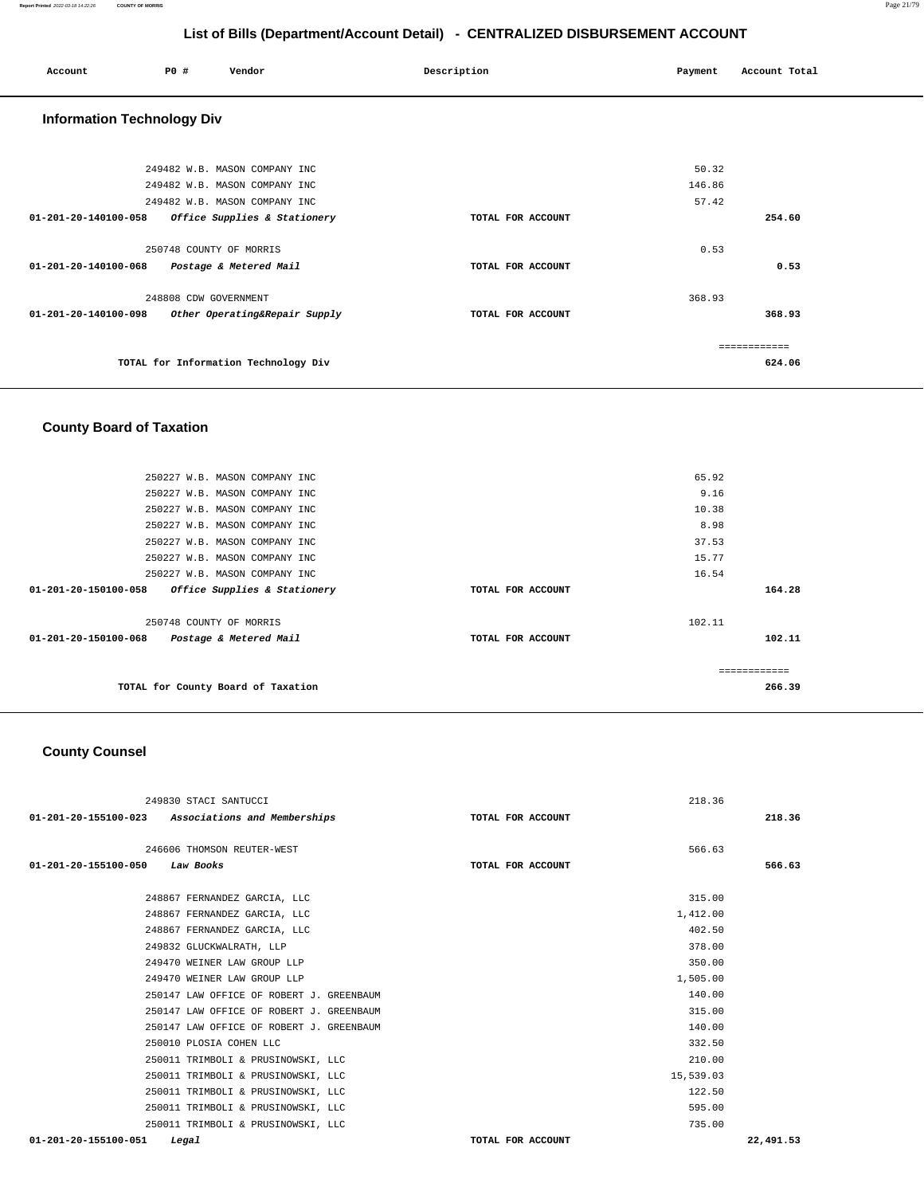# List of Bills (Department/Account Detail) - CENTRALIZED DISBURSEMENT ACCOUNT

| Account | PO # | Vendor | Description | Payment | Account Total |
|---|---|---|---|---|---|

## Information Technology Div

| Account | PO # | Vendor | Description | Payment | Account Total |
|---|---|---|---|---|---|
| | 249482 | W.B. MASON COMPANY INC | | 50.32 | |
| | 249482 | W.B. MASON COMPANY INC | | 146.86 | |
| | 249482 | W.B. MASON COMPANY INC | | 57.42 | |
| 01-201-20-140100-058 | | *Office Supplies & Stationery* | TOTAL FOR ACCOUNT | | 254.60 |
| | 250748 | COUNTY OF MORRIS | | 0.53 | |
| 01-201-20-140100-068 | | *Postage & Metered Mail* | TOTAL FOR ACCOUNT | | 0.53 |
| | 248808 | CDW GOVERNMENT | | 368.93 | |
| 01-201-20-140100-098 | | *Other Operating&Repair Supply* | TOTAL FOR ACCOUNT | | 368.93 |
| | | | | | ============ |
| | | TOTAL for Information Technology Div | | | 624.06 |

## County Board of Taxation

| Account | PO # | Vendor | Description | Payment | Account Total |
|---|---|---|---|---|---|
| | 250227 | W.B. MASON COMPANY INC | | 65.92 | |
| | 250227 | W.B. MASON COMPANY INC | | 9.16 | |
| | 250227 | W.B. MASON COMPANY INC | | 10.38 | |
| | 250227 | W.B. MASON COMPANY INC | | 8.98 | |
| | 250227 | W.B. MASON COMPANY INC | | 37.53 | |
| | 250227 | W.B. MASON COMPANY INC | | 15.77 | |
| | 250227 | W.B. MASON COMPANY INC | | 16.54 | |
| 01-201-20-150100-058 | | *Office Supplies & Stationery* | TOTAL FOR ACCOUNT | | 164.28 |
| | 250748 | COUNTY OF MORRIS | | 102.11 | |
| 01-201-20-150100-068 | | *Postage & Metered Mail* | TOTAL FOR ACCOUNT | | 102.11 |
| | | | | | ============ |
| | | TOTAL for County Board of Taxation | | | 266.39 |

## County Counsel

| Account | PO # | Vendor | Description | Payment | Account Total |
|---|---|---|---|---|---|
| | 249830 | STACI SANTUCCI | | 218.36 | |
| 01-201-20-155100-023 | | *Associations and Memberships* | TOTAL FOR ACCOUNT | | 218.36 |
| | 246606 | THOMSON REUTER-WEST | | 566.63 | |
| 01-201-20-155100-050 | | *Law Books* | TOTAL FOR ACCOUNT | | 566.63 |
| | 248867 | FERNANDEZ GARCIA, LLC | | 315.00 | |
| | 248867 | FERNANDEZ GARCIA, LLC | | 1,412.00 | |
| | 248867 | FERNANDEZ GARCIA, LLC | | 402.50 | |
| | 249832 | GLUCKWALRATH, LLP | | 378.00 | |
| | 249470 | WEINER LAW GROUP LLP | | 350.00 | |
| | 249470 | WEINER LAW GROUP LLP | | 1,505.00 | |
| | 250147 | LAW OFFICE OF ROBERT J. GREENBAUM | | 140.00 | |
| | 250147 | LAW OFFICE OF ROBERT J. GREENBAUM | | 315.00 | |
| | 250147 | LAW OFFICE OF ROBERT J. GREENBAUM | | 140.00 | |
| | 250010 | PLOSIA COHEN LLC | | 332.50 | |
| | 250011 | TRIMBOLI & PRUSINOWSKI, LLC | | 210.00 | |
| | 250011 | TRIMBOLI & PRUSINOWSKI, LLC | | 15,539.03 | |
| | 250011 | TRIMBOLI & PRUSINOWSKI, LLC | | 122.50 | |
| | 250011 | TRIMBOLI & PRUSINOWSKI, LLC | | 595.00 | |
| | 250011 | TRIMBOLI & PRUSINOWSKI, LLC | | 735.00 | |
| 01-201-20-155100-051 | | *Legal* | TOTAL FOR ACCOUNT | | 22,491.53 |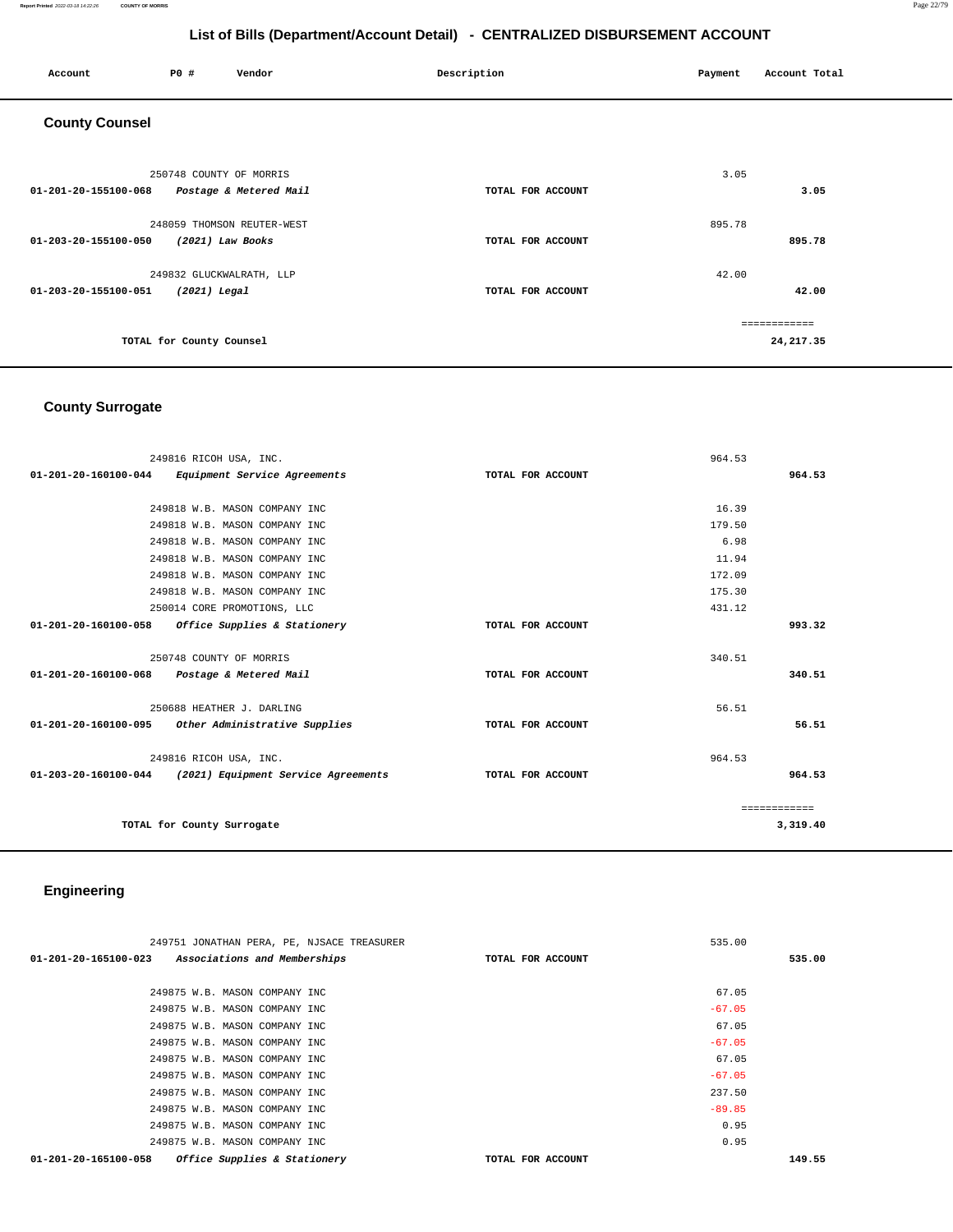# List of Bills (Department/Account Detail) - CENTRALIZED DISBURSEMENT ACCOUNT

| Account | PO # | Vendor | Description | Payment | Account Total |
|---|---|---|---|---|---|

## County Counsel

| Account | PO # | Vendor | Description | Payment | Account Total |
|---|---|---|---|---|---|
| | 250748 | COUNTY OF MORRIS | | 3.05 | |
| 01-201-20-155100-068 | | *Postage & Metered Mail* | TOTAL FOR ACCOUNT | | 3.05 |
| | 248059 | THOMSON REUTER-WEST | | 895.78 | |
| 01-203-20-155100-050 | | *(2021) Law Books* | TOTAL FOR ACCOUNT | | 895.78 |
| | 249832 | GLUCKWALRATH, LLP | | 42.00 | |
| 01-203-20-155100-051 | | *(2021) Legal* | TOTAL FOR ACCOUNT | | 42.00 |
| | | | | | ============ |
| | | TOTAL for County Counsel | | | 24,217.35 |

## County Surrogate

| Account | PO # | Vendor | Description | Payment | Account Total |
|---|---|---|---|---|---|
| | 249816 | RICOH USA, INC. | | 964.53 | |
| 01-201-20-160100-044 | | *Equipment Service Agreements* | TOTAL FOR ACCOUNT | | 964.53 |
| | 249818 | W.B. MASON COMPANY INC | | 16.39 | |
| | 249818 | W.B. MASON COMPANY INC | | 179.50 | |
| | 249818 | W.B. MASON COMPANY INC | | 6.98 | |
| | 249818 | W.B. MASON COMPANY INC | | 11.94 | |
| | 249818 | W.B. MASON COMPANY INC | | 172.09 | |
| | 249818 | W.B. MASON COMPANY INC | | 175.30 | |
| | 250014 | CORE PROMOTIONS, LLC | | 431.12 | |
| 01-201-20-160100-058 | | *Office Supplies & Stationery* | TOTAL FOR ACCOUNT | | 993.32 |
| | 250748 | COUNTY OF MORRIS | | 340.51 | |
| 01-201-20-160100-068 | | *Postage & Metered Mail* | TOTAL FOR ACCOUNT | | 340.51 |
| | 250688 | HEATHER J. DARLING | | 56.51 | |
| 01-201-20-160100-095 | | *Other Administrative Supplies* | TOTAL FOR ACCOUNT | | 56.51 |
| | 249816 | RICOH USA, INC. | | 964.53 | |
| 01-203-20-160100-044 | | *(2021) Equipment Service Agreements* | TOTAL FOR ACCOUNT | | 964.53 |
| | | | | | ============ |
| | | TOTAL for County Surrogate | | | 3,319.40 |

## Engineering

| Account | PO # | Vendor | Description | Payment | Account Total |
|---|---|---|---|---|---|
| | 249751 | JONATHAN PERA, PE, NJSACE TREASURER | | 535.00 | |
| 01-201-20-165100-023 | | *Associations and Memberships* | TOTAL FOR ACCOUNT | | 535.00 |
| | 249875 | W.B. MASON COMPANY INC | | 67.05 | |
| | 249875 | W.B. MASON COMPANY INC | | -67.05 | |
| | 249875 | W.B. MASON COMPANY INC | | 67.05 | |
| | 249875 | W.B. MASON COMPANY INC | | -67.05 | |
| | 249875 | W.B. MASON COMPANY INC | | 67.05 | |
| | 249875 | W.B. MASON COMPANY INC | | -67.05 | |
| | 249875 | W.B. MASON COMPANY INC | | 237.50 | |
| | 249875 | W.B. MASON COMPANY INC | | -89.85 | |
| | 249875 | W.B. MASON COMPANY INC | | 0.95 | |
| | 249875 | W.B. MASON COMPANY INC | | 0.95 | |
| 01-201-20-165100-058 | | *Office Supplies & Stationery* | TOTAL FOR ACCOUNT | | 149.55 |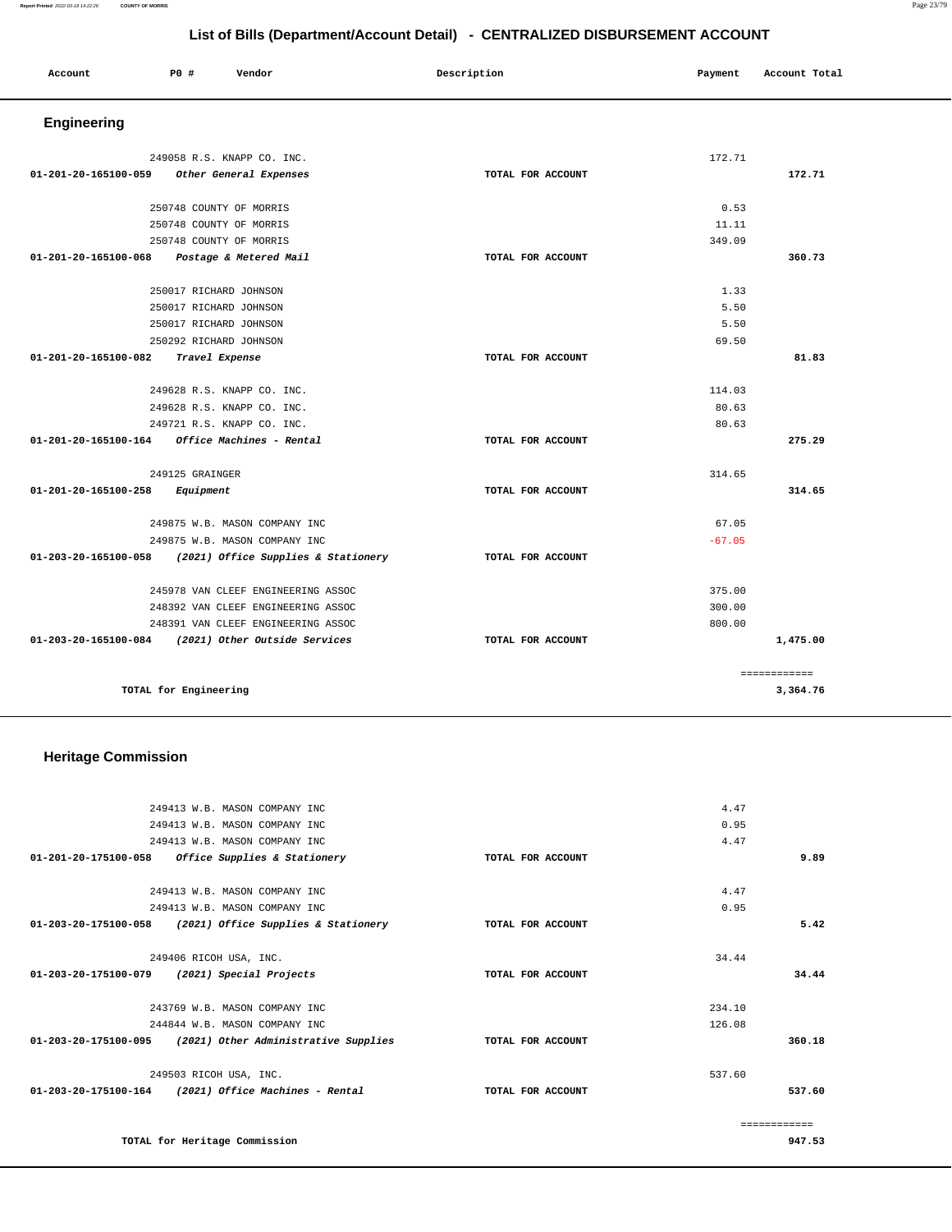## List of Bills (Department/Account Detail) - CENTRALIZED DISBURSEMENT ACCOUNT

| Account | PO # | Vendor | Description | Payment | Account Total |
|---|---|---|---|---|---|

### Engineering

| Account | PO # | Vendor | Description | Payment | Account Total |
|---|---|---|---|---|---|
| | 249058 | R.S. KNAPP CO. INC. | | 172.71 | |
| 01-201-20-165100-059 | | *Other General Expenses* | TOTAL FOR ACCOUNT | | 172.71 |
| | 250748 | COUNTY OF MORRIS | | 0.53 | |
| | 250748 | COUNTY OF MORRIS | | 11.11 | |
| | 250748 | COUNTY OF MORRIS | | 349.09 | |
| 01-201-20-165100-068 | | *Postage & Metered Mail* | TOTAL FOR ACCOUNT | | 360.73 |
| | 250017 | RICHARD JOHNSON | | 1.33 | |
| | 250017 | RICHARD JOHNSON | | 5.50 | |
| | 250017 | RICHARD JOHNSON | | 5.50 | |
| | 250292 | RICHARD JOHNSON | | 69.50 | |
| 01-201-20-165100-082 | | *Travel Expense* | TOTAL FOR ACCOUNT | | 81.83 |
| | 249628 | R.S. KNAPP CO. INC. | | 114.03 | |
| | 249628 | R.S. KNAPP CO. INC. | | 80.63 | |
| | 249721 | R.S. KNAPP CO. INC. | | 80.63 | |
| 01-201-20-165100-164 | | *Office Machines - Rental* | TOTAL FOR ACCOUNT | | 275.29 |
| | 249125 | GRAINGER | | 314.65 | |
| 01-201-20-165100-258 | | *Equipment* | TOTAL FOR ACCOUNT | | 314.65 |
| | 249875 | W.B. MASON COMPANY INC | | 67.05 | |
| | 249875 | W.B. MASON COMPANY INC | | -67.05 | |
| 01-203-20-165100-058 | | *(2021) Office Supplies & Stationery* | TOTAL FOR ACCOUNT | | |
| | 245978 | VAN CLEEF ENGINEERING ASSOC | | 375.00 | |
| | 248392 | VAN CLEEF ENGINEERING ASSOC | | 300.00 | |
| | 248391 | VAN CLEEF ENGINEERING ASSOC | | 800.00 | |
| 01-203-20-165100-084 | | *(2021) Other Outside Services* | TOTAL FOR ACCOUNT | | 1,475.00 |
| | | TOTAL for Engineering | | | 3,364.76 |

### Heritage Commission

| Account | PO # | Vendor | Description | Payment | Account Total |
|---|---|---|---|---|---|
| | 249413 | W.B. MASON COMPANY INC | | 4.47 | |
| | 249413 | W.B. MASON COMPANY INC | | 0.95 | |
| | 249413 | W.B. MASON COMPANY INC | | 4.47 | |
| 01-201-20-175100-058 | | *Office Supplies & Stationery* | TOTAL FOR ACCOUNT | | 9.89 |
| | 249413 | W.B. MASON COMPANY INC | | 4.47 | |
| | 249413 | W.B. MASON COMPANY INC | | 0.95 | |
| 01-203-20-175100-058 | | *(2021) Office Supplies & Stationery* | TOTAL FOR ACCOUNT | | 5.42 |
| | 249406 | RICOH USA, INC. | | 34.44 | |
| 01-203-20-175100-079 | | *(2021) Special Projects* | TOTAL FOR ACCOUNT | | 34.44 |
| | 243769 | W.B. MASON COMPANY INC | | 234.10 | |
| | 244844 | W.B. MASON COMPANY INC | | 126.08 | |
| 01-203-20-175100-095 | | *(2021) Other Administrative Supplies* | TOTAL FOR ACCOUNT | | 360.18 |
| | 249503 | RICOH USA, INC. | | 537.60 | |
| 01-203-20-175100-164 | | *(2021) Office Machines - Rental* | TOTAL FOR ACCOUNT | | 537.60 |
| | | TOTAL for Heritage Commission | | | 947.53 |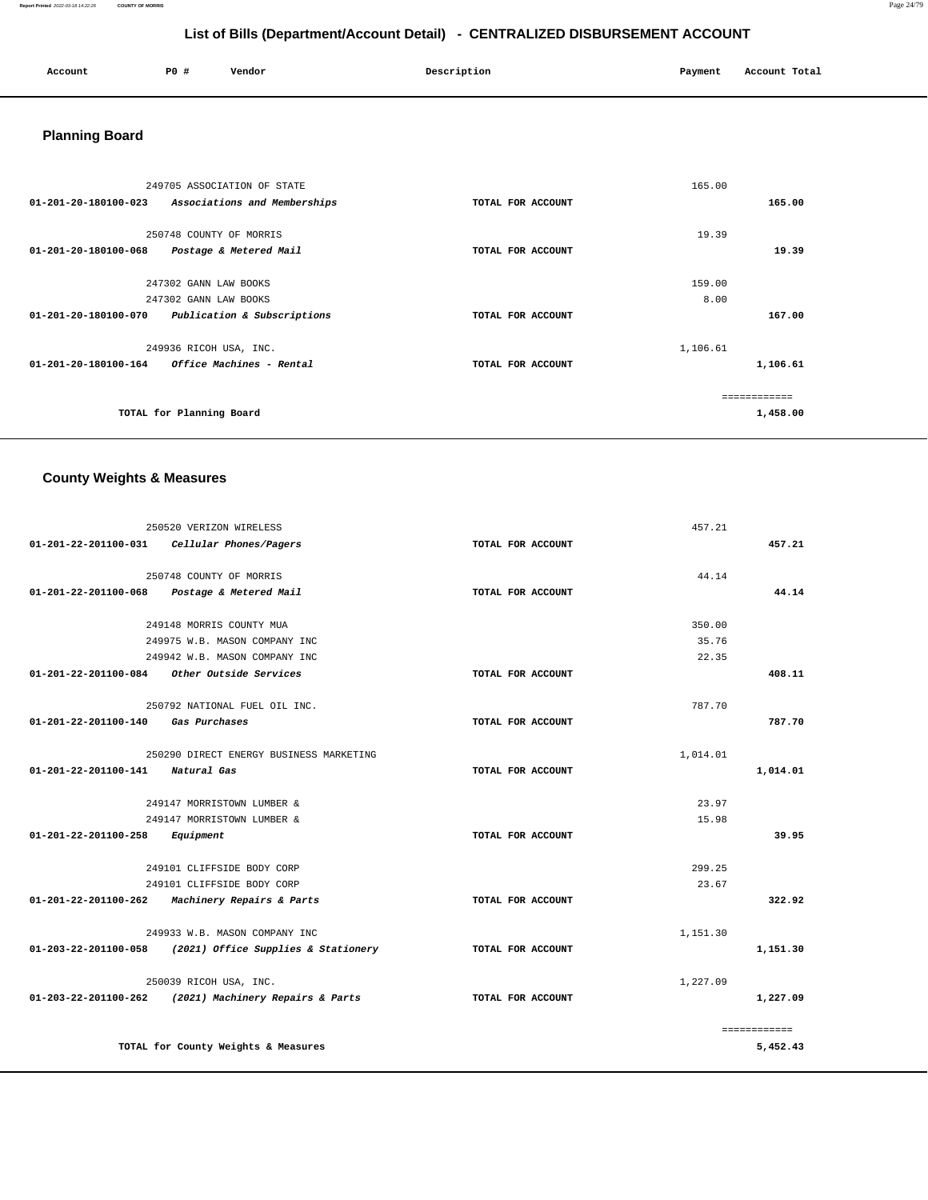# List of Bills (Department/Account Detail) - CENTRALIZED DISBURSEMENT ACCOUNT

| Account | PO # | Vendor | Description | Payment | Account Total |
|---|---|---|---|---|---|

## Planning Board

| Account | PO # | Vendor | Description | Payment | Account Total |
|---|---|---|---|---|---|
| | 249705 | ASSOCIATION OF STATE | | 165.00 | |
| 01-201-20-180100-023 | | *Associations and Memberships* | TOTAL FOR ACCOUNT | | 165.00 |
| | 250748 | COUNTY OF MORRIS | | 19.39 | |
| 01-201-20-180100-068 | | *Postage & Metered Mail* | TOTAL FOR ACCOUNT | | 19.39 |
| | 247302 | GANN LAW BOOKS | | 159.00 | |
| | 247302 | GANN LAW BOOKS | | 8.00 | |
| 01-201-20-180100-070 | | *Publication & Subscriptions* | TOTAL FOR ACCOUNT | | 167.00 |
| | 249936 | RICOH USA, INC. | | 1,106.61 | |
| 01-201-20-180100-164 | | *Office Machines - Rental* | TOTAL FOR ACCOUNT | | 1,106.61 |
| | | | | | ============ |
| | | TOTAL for Planning Board | | | 1,458.00 |

## County Weights & Measures

| Account | PO # | Vendor | Description | Payment | Account Total |
|---|---|---|---|---|---|
| | 250520 | VERIZON WIRELESS | | 457.21 | |
| 01-201-22-201100-031 | | *Cellular Phones/Pagers* | TOTAL FOR ACCOUNT | | 457.21 |
| | 250748 | COUNTY OF MORRIS | | 44.14 | |
| 01-201-22-201100-068 | | *Postage & Metered Mail* | TOTAL FOR ACCOUNT | | 44.14 |
| | 249148 | MORRIS COUNTY MUA | | 350.00 | |
| | 249975 | W.B. MASON COMPANY INC | | 35.76 | |
| | 249942 | W.B. MASON COMPANY INC | | 22.35 | |
| 01-201-22-201100-084 | | *Other Outside Services* | TOTAL FOR ACCOUNT | | 408.11 |
| | 250792 | NATIONAL FUEL OIL INC. | | 787.70 | |
| 01-201-22-201100-140 | | *Gas Purchases* | TOTAL FOR ACCOUNT | | 787.70 |
| | 250290 | DIRECT ENERGY BUSINESS MARKETING | | 1,014.01 | |
| 01-201-22-201100-141 | | *Natural Gas* | TOTAL FOR ACCOUNT | | 1,014.01 |
| | 249147 | MORRISTOWN LUMBER & | | 23.97 | |
| | 249147 | MORRISTOWN LUMBER & | | 15.98 | |
| 01-201-22-201100-258 | | *Equipment* | TOTAL FOR ACCOUNT | | 39.95 |
| | 249101 | CLIFFSIDE BODY CORP | | 299.25 | |
| | 249101 | CLIFFSIDE BODY CORP | | 23.67 | |
| 01-201-22-201100-262 | | *Machinery Repairs & Parts* | TOTAL FOR ACCOUNT | | 322.92 |
| | 249933 | W.B. MASON COMPANY INC | | 1,151.30 | |
| 01-203-22-201100-058 | | *(2021) Office Supplies & Stationery* | TOTAL FOR ACCOUNT | | 1,151.30 |
| | 250039 | RICOH USA, INC. | | 1,227.09 | |
| 01-203-22-201100-262 | | *(2021) Machinery Repairs & Parts* | TOTAL FOR ACCOUNT | | 1,227.09 |
| | | | | | ============ |
| | | TOTAL for County Weights & Measures | | | 5,452.43 |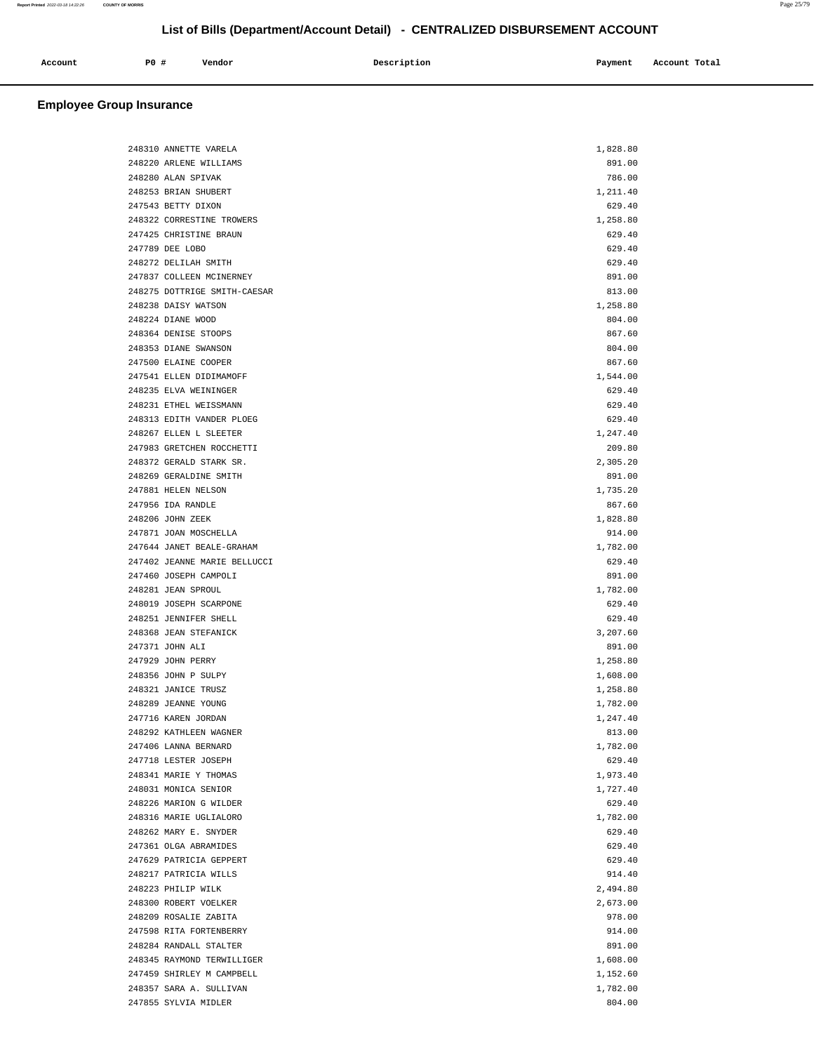# List of Bills (Department/Account Detail) - CENTRALIZED DISBURSEMENT ACCOUNT

| Account | PO # | Vendor | Description | Payment | Account Total |
|---|---|---|---|---|---|

## Employee Group Insurance

| Account | PO # | Vendor | Description | Payment | Account Total |
|---|---|---|---|---|---|
| | 248310 | ANNETTE VARELA | | 1,828.80 | |
| | 248220 | ARLENE WILLIAMS | | 891.00 | |
| | 248280 | ALAN SPIVAK | | 786.00 | |
| | 248253 | BRIAN SHUBERT | | 1,211.40 | |
| | 247543 | BETTY DIXON | | 629.40 | |
| | 248322 | CORRESTINE TROWERS | | 1,258.80 | |
| | 247425 | CHRISTINE BRAUN | | 629.40 | |
| | 247789 | DEE LOBO | | 629.40 | |
| | 248272 | DELILAH SMITH | | 629.40 | |
| | 247837 | COLLEEN MCINERNEY | | 891.00 | |
| | 248275 | DOTTRIGE SMITH-CAESAR | | 813.00 | |
| | 248238 | DAISY WATSON | | 1,258.80 | |
| | 248224 | DIANE WOOD | | 804.00 | |
| | 248364 | DENISE STOOPS | | 867.60 | |
| | 248353 | DIANE SWANSON | | 804.00 | |
| | 247500 | ELAINE COOPER | | 867.60 | |
| | 247541 | ELLEN DIDIMAMOFF | | 1,544.00 | |
| | 248235 | ELVA WEININGER | | 629.40 | |
| | 248231 | ETHEL WEISSMANN | | 629.40 | |
| | 248313 | EDITH VANDER PLOEG | | 629.40 | |
| | 248267 | ELLEN L SLEETER | | 1,247.40 | |
| | 247983 | GRETCHEN ROCCHETTI | | 209.80 | |
| | 248372 | GERALD STARK SR. | | 2,305.20 | |
| | 248269 | GERALDINE SMITH | | 891.00 | |
| | 247881 | HELEN NELSON | | 1,735.20 | |
| | 247956 | IDA RANDLE | | 867.60 | |
| | 248206 | JOHN ZEEK | | 1,828.80 | |
| | 247871 | JOAN MOSCHELLA | | 914.00 | |
| | 247644 | JANET BEALE-GRAHAM | | 1,782.00 | |
| | 247402 | JEANNE MARIE BELLUCCI | | 629.40 | |
| | 247460 | JOSEPH CAMPOLI | | 891.00 | |
| | 248281 | JEAN SPROUL | | 1,782.00 | |
| | 248019 | JOSEPH SCARPONE | | 629.40 | |
| | 248251 | JENNIFER SHELL | | 629.40 | |
| | 248368 | JEAN STEFANICK | | 3,207.60 | |
| | 247371 | JOHN ALI | | 891.00 | |
| | 247929 | JOHN PERRY | | 1,258.80 | |
| | 248356 | JOHN P SULPY | | 1,608.00 | |
| | 248321 | JANICE TRUSZ | | 1,258.80 | |
| | 248289 | JEANNE YOUNG | | 1,782.00 | |
| | 247716 | KAREN JORDAN | | 1,247.40 | |
| | 248292 | KATHLEEN WAGNER | | 813.00 | |
| | 247406 | LANNA BERNARD | | 1,782.00 | |
| | 247718 | LESTER JOSEPH | | 629.40 | |
| | 248341 | MARIE Y THOMAS | | 1,973.40 | |
| | 248031 | MONICA SENIOR | | 1,727.40 | |
| | 248226 | MARION G WILDER | | 629.40 | |
| | 248316 | MARIE UGLIALORO | | 1,782.00 | |
| | 248262 | MARY E. SNYDER | | 629.40 | |
| | 247361 | OLGA ABRAMIDES | | 629.40 | |
| | 247629 | PATRICIA GEPPERT | | 629.40 | |
| | 248217 | PATRICIA WILLS | | 914.40 | |
| | 248223 | PHILIP WILK | | 2,494.80 | |
| | 248300 | ROBERT VOELKER | | 2,673.00 | |
| | 248209 | ROSALIE ZABITA | | 978.00 | |
| | 247598 | RITA FORTENBERRY | | 914.00 | |
| | 248284 | RANDALL STALTER | | 891.00 | |
| | 248345 | RAYMOND TERWILLIGER | | 1,608.00 | |
| | 247459 | SHIRLEY M CAMPBELL | | 1,152.60 | |
| | 248357 | SARA A. SULLIVAN | | 1,782.00 | |
| | 247855 | SYLVIA MIDLER | | 804.00 | |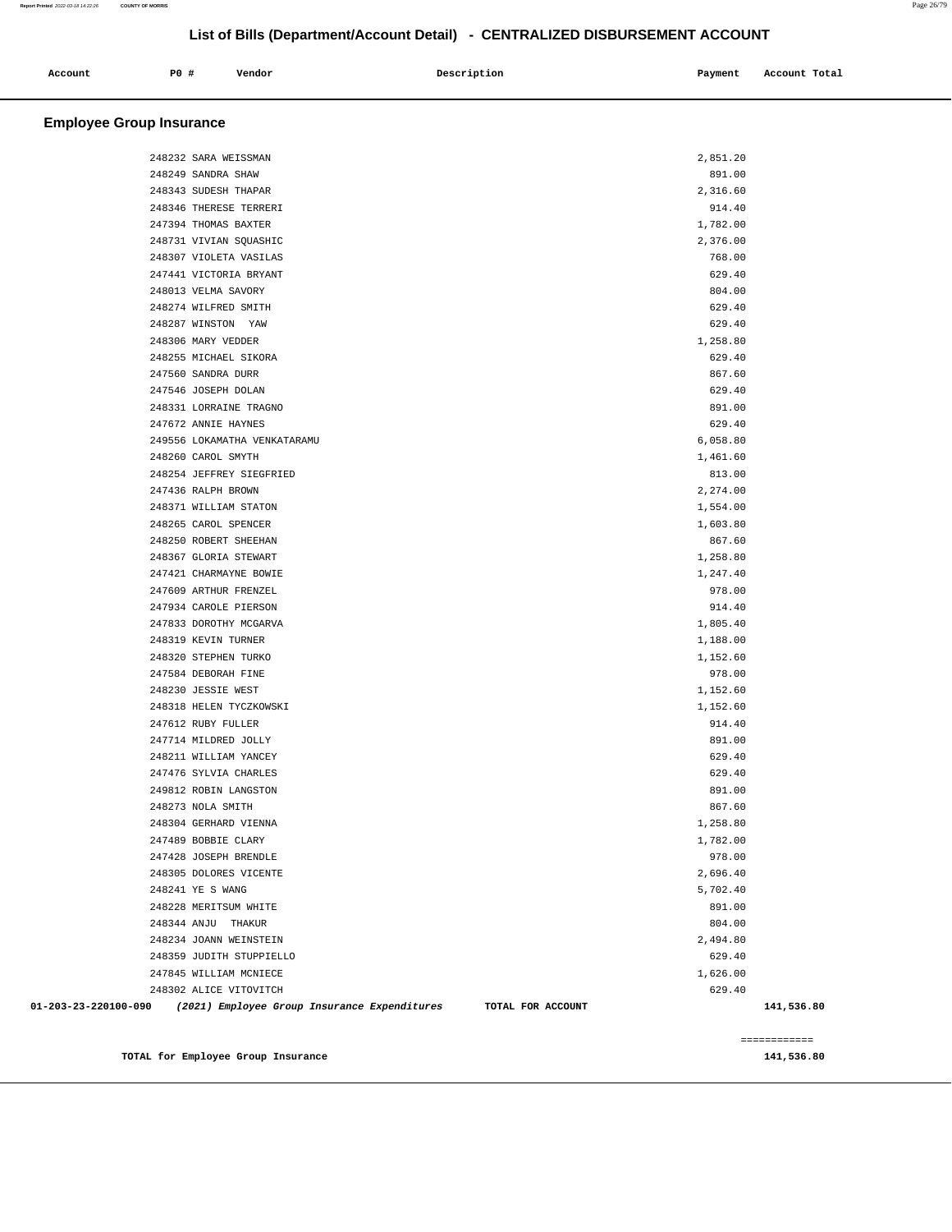## List of Bills (Department/Account Detail) - CENTRALIZED DISBURSEMENT ACCOUNT

| Account | PO # | Vendor | Description | Payment | Account Total |
|---|---|---|---|---|---|

### Employee Group Insurance

| Account | PO # | Vendor | Description | Payment | Account Total |
|---|---|---|---|---|---|
| | 248232 | SARA WEISSMAN | | 2,851.20 | |
| | 248249 | SANDRA SHAW | | 891.00 | |
| | 248343 | SUDESH THAPAR | | 2,316.60 | |
| | 248346 | THERESE TERRERI | | 914.40 | |
| | 247394 | THOMAS BAXTER | | 1,782.00 | |
| | 248731 | VIVIAN SQUASHIC | | 2,376.00 | |
| | 248307 | VIOLETA VASILAS | | 768.00 | |
| | 247441 | VICTORIA BRYANT | | 629.40 | |
| | 248013 | VELMA SAVORY | | 804.00 | |
| | 248274 | WILFRED SMITH | | 629.40 | |
| | 248287 | WINSTON YAW | | 629.40 | |
| | 248306 | MARY VEDDER | | 1,258.80 | |
| | 248255 | MICHAEL SIKORA | | 629.40 | |
| | 247560 | SANDRA DURR | | 867.60 | |
| | 247546 | JOSEPH DOLAN | | 629.40 | |
| | 248331 | LORRAINE TRAGNO | | 891.00 | |
| | 247672 | ANNIE HAYNES | | 629.40 | |
| | 249556 | LOKAMATHA VENKATARAMU | | 6,058.80 | |
| | 248260 | CAROL SMYTH | | 1,461.60 | |
| | 248254 | JEFFREY SIEGFRIED | | 813.00 | |
| | 247436 | RALPH BROWN | | 2,274.00 | |
| | 248371 | WILLIAM STATON | | 1,554.00 | |
| | 248265 | CAROL SPENCER | | 1,603.80 | |
| | 248250 | ROBERT SHEEHAN | | 867.60 | |
| | 248367 | GLORIA STEWART | | 1,258.80 | |
| | 247421 | CHARMAYNE BOWIE | | 1,247.40 | |
| | 247609 | ARTHUR FRENZEL | | 978.00 | |
| | 247934 | CAROLE PIERSON | | 914.40 | |
| | 247833 | DOROTHY MCGARVA | | 1,805.40 | |
| | 248319 | KEVIN TURNER | | 1,188.00 | |
| | 248320 | STEPHEN TURKO | | 1,152.60 | |
| | 247584 | DEBORAH FINE | | 978.00 | |
| | 248230 | JESSIE WEST | | 1,152.60 | |
| | 248318 | HELEN TYCZKOWSKI | | 1,152.60 | |
| | 247612 | RUBY FULLER | | 914.40 | |
| | 247714 | MILDRED JOLLY | | 891.00 | |
| | 248211 | WILLIAM YANCEY | | 629.40 | |
| | 247476 | SYLVIA CHARLES | | 629.40 | |
| | 249812 | ROBIN LANGSTON | | 891.00 | |
| | 248273 | NOLA SMITH | | 867.60 | |
| | 248304 | GERHARD VIENNA | | 1,258.80 | |
| | 247489 | BOBBIE CLARY | | 1,782.00 | |
| | 247428 | JOSEPH BRENDLE | | 978.00 | |
| | 248305 | DOLORES VICENTE | | 2,696.40 | |
| | 248241 | YE S WANG | | 5,702.40 | |
| | 248228 | MERITSUM WHITE | | 891.00 | |
| | 248344 | ANJU THAKUR | | 804.00 | |
| | 248234 | JOANN WEINSTEIN | | 2,494.80 | |
| | 248359 | JUDITH STUPPIELLO | | 629.40 | |
| | 247845 | WILLIAM MCNIECE | | 1,626.00 | |
| | 248302 | ALICE VITOVITCH | | 629.40 | |
| 01-203-23-220100-090 | | *(2021) Employee Group Insurance Expenditures* | TOTAL FOR ACCOUNT | | 141,536.80 |

============

**TOTAL for Employee Group Insurance** 141,536.80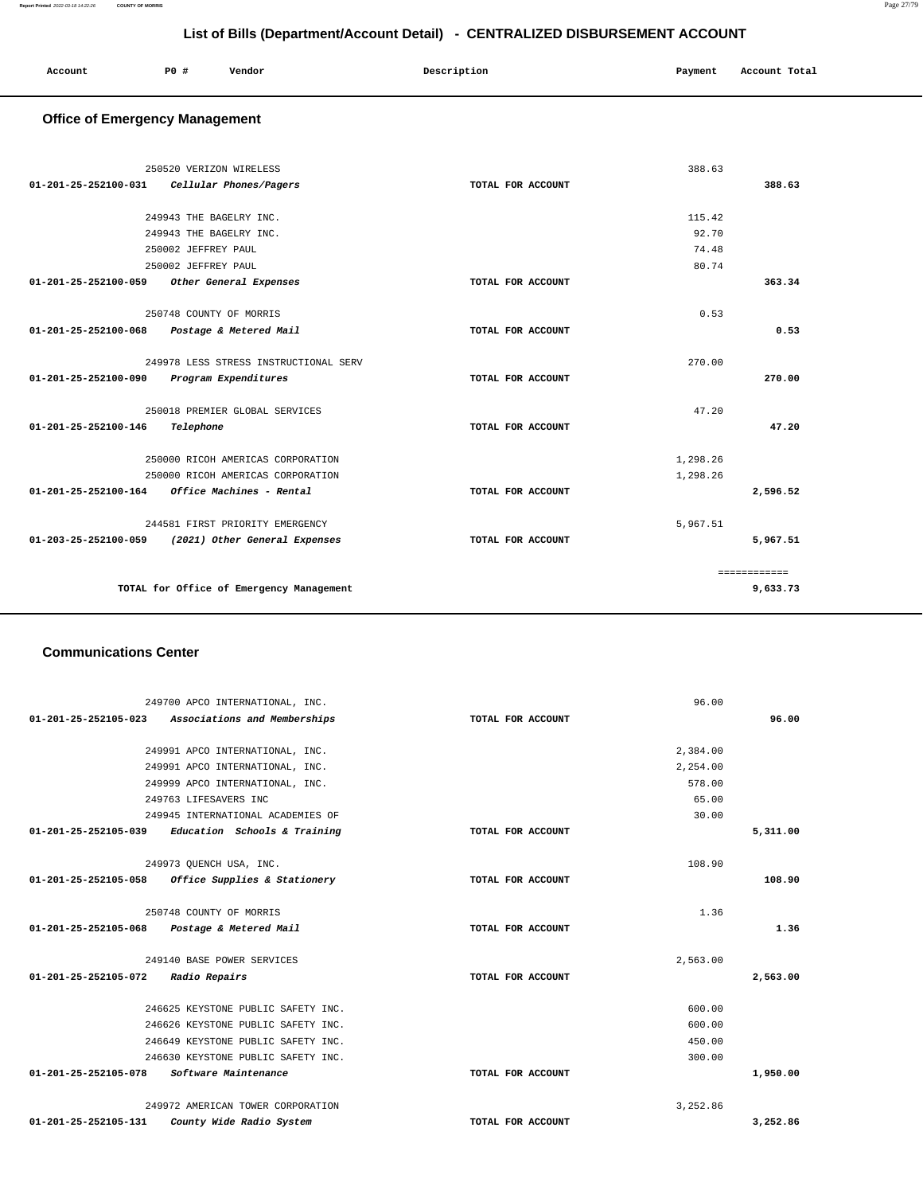## List of Bills (Department/Account Detail) - CENTRALIZED DISBURSEMENT ACCOUNT

| Account | PO # | Vendor | Description | Payment | Account Total |
|---|---|---|---|---|---|

### Office of Emergency Management

| Account | PO # | Vendor | Description | Payment | Account Total |
|---|---|---|---|---|---|
| | 250520 | VERIZON WIRELESS | | 388.63 | |
| 01-201-25-252100-031 | | *Cellular Phones/Pagers* | TOTAL FOR ACCOUNT | | 388.63 |
| | 249943 | THE BAGELRY INC. | | 115.42 | |
| | 249943 | THE BAGELRY INC. | | 92.70 | |
| | 250002 | JEFFREY PAUL | | 74.48 | |
| | 250002 | JEFFREY PAUL | | 80.74 | |
| 01-201-25-252100-059 | | *Other General Expenses* | TOTAL FOR ACCOUNT | | 363.34 |
| | 250748 | COUNTY OF MORRIS | | 0.53 | |
| 01-201-25-252100-068 | | *Postage & Metered Mail* | TOTAL FOR ACCOUNT | | 0.53 |
| | 249978 | LESS STRESS INSTRUCTIONAL SERV | | 270.00 | |
| 01-201-25-252100-090 | | *Program Expenditures* | TOTAL FOR ACCOUNT | | 270.00 |
| | 250018 | PREMIER GLOBAL SERVICES | | 47.20 | |
| 01-201-25-252100-146 | | *Telephone* | TOTAL FOR ACCOUNT | | 47.20 |
| | 250000 | RICOH AMERICAS CORPORATION | | 1,298.26 | |
| | 250000 | RICOH AMERICAS CORPORATION | | 1,298.26 | |
| 01-201-25-252100-164 | | *Office Machines - Rental* | TOTAL FOR ACCOUNT | | 2,596.52 |
| | 244581 | FIRST PRIORITY EMERGENCY | | 5,967.51 | |
| 01-203-25-252100-059 | | *(2021) Other General Expenses* | TOTAL FOR ACCOUNT | | 5,967.51 |
| | | | | | ============ |
| | | TOTAL for Office of Emergency Management | | | 9,633.73 |

### Communications Center

| Account | PO # | Vendor | Description | Payment | Account Total |
|---|---|---|---|---|---|
| | 249700 | APCO INTERNATIONAL, INC. | | 96.00 | |
| 01-201-25-252105-023 | | *Associations and Memberships* | TOTAL FOR ACCOUNT | | 96.00 |
| | 249991 | APCO INTERNATIONAL, INC. | | 2,384.00 | |
| | 249991 | APCO INTERNATIONAL, INC. | | 2,254.00 | |
| | 249999 | APCO INTERNATIONAL, INC. | | 578.00 | |
| | 249763 | LIFESAVERS INC | | 65.00 | |
| | 249945 | INTERNATIONAL ACADEMIES OF | | 30.00 | |
| 01-201-25-252105-039 | | *Education Schools & Training* | TOTAL FOR ACCOUNT | | 5,311.00 |
| | 249973 | QUENCH USA, INC. | | 108.90 | |
| 01-201-25-252105-058 | | *Office Supplies & Stationery* | TOTAL FOR ACCOUNT | | 108.90 |
| | 250748 | COUNTY OF MORRIS | | 1.36 | |
| 01-201-25-252105-068 | | *Postage & Metered Mail* | TOTAL FOR ACCOUNT | | 1.36 |
| | 249140 | BASE POWER SERVICES | | 2,563.00 | |
| 01-201-25-252105-072 | | *Radio Repairs* | TOTAL FOR ACCOUNT | | 2,563.00 |
| | 246625 | KEYSTONE PUBLIC SAFETY INC. | | 600.00 | |
| | 246626 | KEYSTONE PUBLIC SAFETY INC. | | 600.00 | |
| | 246649 | KEYSTONE PUBLIC SAFETY INC. | | 450.00 | |
| | 246630 | KEYSTONE PUBLIC SAFETY INC. | | 300.00 | |
| 01-201-25-252105-078 | | *Software Maintenance* | TOTAL FOR ACCOUNT | | 1,950.00 |
| | 249972 | AMERICAN TOWER CORPORATION | | 3,252.86 | |
| 01-201-25-252105-131 | | *County Wide Radio System* | TOTAL FOR ACCOUNT | | 3,252.86 |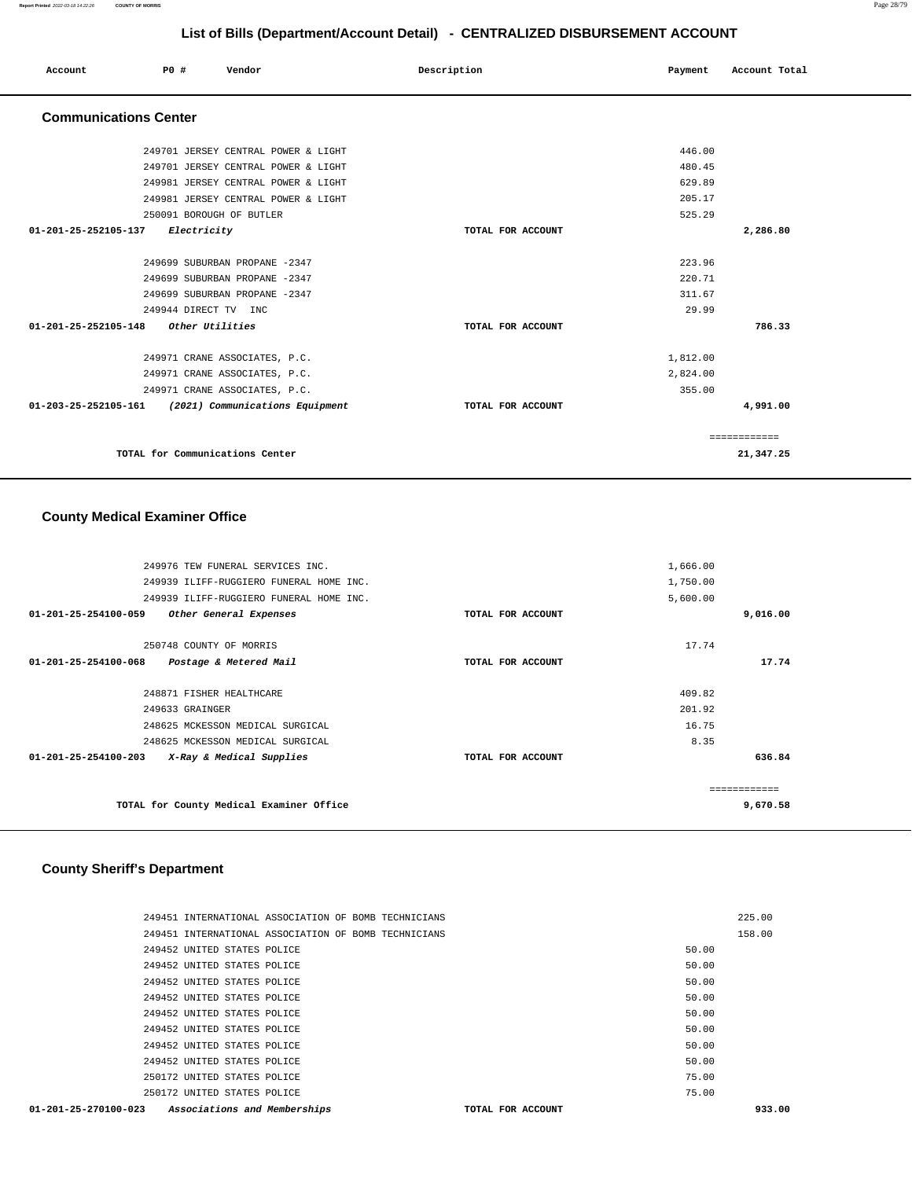## List of Bills (Department/Account Detail) - CENTRALIZED DISBURSEMENT ACCOUNT

| Account | PO # | Vendor | Description | Payment | Account Total |
|---|---|---|---|---|---|

### Communications Center

| Account | PO # | Vendor | Description | Payment | Account Total |
|---|---|---|---|---|---|
| | 249701 | JERSEY CENTRAL POWER & LIGHT | | 446.00 | |
| | 249701 | JERSEY CENTRAL POWER & LIGHT | | 480.45 | |
| | 249981 | JERSEY CENTRAL POWER & LIGHT | | 629.89 | |
| | 249981 | JERSEY CENTRAL POWER & LIGHT | | 205.17 | |
| | 250091 | BOROUGH OF BUTLER | | 525.29 | |
| 01-201-25-252105-137 | | *Electricity* | TOTAL FOR ACCOUNT | | 2,286.80 |
| | 249699 | SUBURBAN PROPANE -2347 | | 223.96 | |
| | 249699 | SUBURBAN PROPANE -2347 | | 220.71 | |
| | 249699 | SUBURBAN PROPANE -2347 | | 311.67 | |
| | 249944 | DIRECT TV INC | | 29.99 | |
| 01-201-25-252105-148 | | *Other Utilities* | TOTAL FOR ACCOUNT | | 786.33 |
| | 249971 | CRANE ASSOCIATES, P.C. | | 1,812.00 | |
| | 249971 | CRANE ASSOCIATES, P.C. | | 2,824.00 | |
| | 249971 | CRANE ASSOCIATES, P.C. | | 355.00 | |
| 01-203-25-252105-161 | | *(2021) Communications Equipment* | TOTAL FOR ACCOUNT | | 4,991.00 |
| | | | | | ============ |
| | | TOTAL for Communications Center | | | 21,347.25 |

### County Medical Examiner Office

| Account | PO # | Vendor | Description | Payment | Account Total |
|---|---|---|---|---|---|
| | 249976 | TEW FUNERAL SERVICES INC. | | 1,666.00 | |
| | 249939 | ILIFF-RUGGIERO FUNERAL HOME INC. | | 1,750.00 | |
| | 249939 | ILIFF-RUGGIERO FUNERAL HOME INC. | | 5,600.00 | |
| 01-201-25-254100-059 | | *Other General Expenses* | TOTAL FOR ACCOUNT | | 9,016.00 |
| | 250748 | COUNTY OF MORRIS | | 17.74 | |
| 01-201-25-254100-068 | | *Postage & Metered Mail* | TOTAL FOR ACCOUNT | | 17.74 |
| | 248871 | FISHER HEALTHCARE | | 409.82 | |
| | 249633 | GRAINGER | | 201.92 | |
| | 248625 | MCKESSON MEDICAL SURGICAL | | 16.75 | |
| | 248625 | MCKESSON MEDICAL SURGICAL | | 8.35 | |
| 01-201-25-254100-203 | | *X-Ray & Medical Supplies* | TOTAL FOR ACCOUNT | | 636.84 |
| | | | | | ============ |
| | | TOTAL for County Medical Examiner Office | | | 9,670.58 |

### County Sheriff's Department

| Account | PO # | Vendor | Description | Payment | Account Total |
|---|---|---|---|---|---|
| | 249451 | INTERNATIONAL ASSOCIATION OF BOMB TECHNICIANS | | | 225.00 |
| | 249451 | INTERNATIONAL ASSOCIATION OF BOMB TECHNICIANS | | | 158.00 |
| | 249452 | UNITED STATES POLICE | | 50.00 | |
| | 249452 | UNITED STATES POLICE | | 50.00 | |
| | 249452 | UNITED STATES POLICE | | 50.00 | |
| | 249452 | UNITED STATES POLICE | | 50.00 | |
| | 249452 | UNITED STATES POLICE | | 50.00 | |
| | 249452 | UNITED STATES POLICE | | 50.00 | |
| | 249452 | UNITED STATES POLICE | | 50.00 | |
| | 249452 | UNITED STATES POLICE | | 50.00 | |
| | 250172 | UNITED STATES POLICE | | 75.00 | |
| | 250172 | UNITED STATES POLICE | | 75.00 | |
| 01-201-25-270100-023 | | *Associations and Memberships* | TOTAL FOR ACCOUNT | | 933.00 |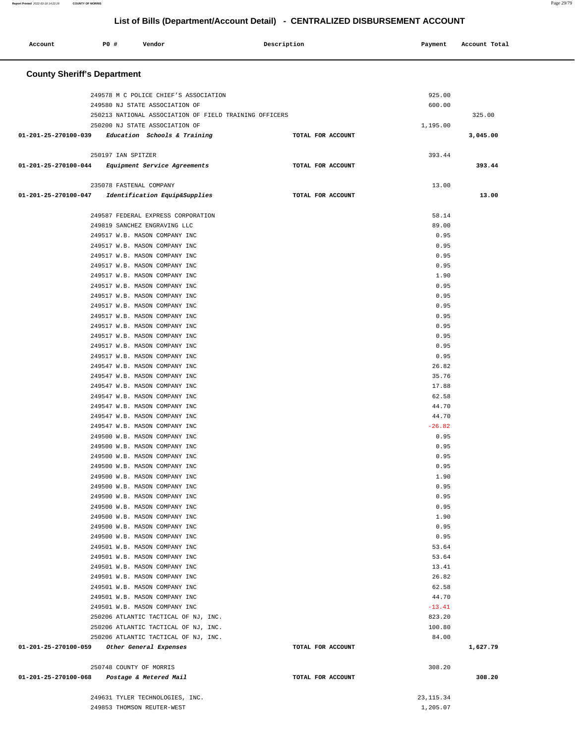# List of Bills (Department/Account Detail) - CENTRALIZED DISBURSEMENT ACCOUNT

| Account | PO # | Vendor | Description | Payment | Account Total |
|---|---|---|---|---|---|

## County Sheriff's Department

| Account | PO # | Vendor | Description | Payment | Account Total |
|---|---|---|---|---|---|
| | 249578 | M C POLICE CHIEF'S ASSOCIATION | | 925.00 | |
| | 249580 | NJ STATE ASSOCIATION OF | | 600.00 | |
| | 250213 | NATIONAL ASSOCIATION OF FIELD TRAINING OFFICERS | | | 325.00 |
| | 250200 | NJ STATE ASSOCIATION OF | | 1,195.00 | |
| **01-201-25-270100-039** | | *Education Schools & Training* | **TOTAL FOR ACCOUNT** | | **3,045.00** |
| | 250197 | IAN SPITZER | | 393.44 | |
| **01-201-25-270100-044** | | *Equipment Service Agreements* | **TOTAL FOR ACCOUNT** | | **393.44** |
| | 235078 | FASTENAL COMPANY | | 13.00 | |
| **01-201-25-270100-047** | | *Identification Equip&Supplies* | **TOTAL FOR ACCOUNT** | | **13.00** |
| | 249587 | FEDERAL EXPRESS CORPORATION | | 58.14 | |
| | 249819 | SANCHEZ ENGRAVING LLC | | 89.00 | |
| | 249517 | W.B. MASON COMPANY INC | | 0.95 | |
| | 249517 | W.B. MASON COMPANY INC | | 0.95 | |
| | 249517 | W.B. MASON COMPANY INC | | 0.95 | |
| | 249517 | W.B. MASON COMPANY INC | | 0.95 | |
| | 249517 | W.B. MASON COMPANY INC | | 1.90 | |
| | 249517 | W.B. MASON COMPANY INC | | 0.95 | |
| | 249517 | W.B. MASON COMPANY INC | | 0.95 | |
| | 249517 | W.B. MASON COMPANY INC | | 0.95 | |
| | 249517 | W.B. MASON COMPANY INC | | 0.95 | |
| | 249517 | W.B. MASON COMPANY INC | | 0.95 | |
| | 249517 | W.B. MASON COMPANY INC | | 0.95 | |
| | 249517 | W.B. MASON COMPANY INC | | 0.95 | |
| | 249517 | W.B. MASON COMPANY INC | | 0.95 | |
| | 249547 | W.B. MASON COMPANY INC | | 26.82 | |
| | 249547 | W.B. MASON COMPANY INC | | 35.76 | |
| | 249547 | W.B. MASON COMPANY INC | | 17.88 | |
| | 249547 | W.B. MASON COMPANY INC | | 62.58 | |
| | 249547 | W.B. MASON COMPANY INC | | 44.70 | |
| | 249547 | W.B. MASON COMPANY INC | | 44.70 | |
| | 249547 | W.B. MASON COMPANY INC | | -26.82 | |
| | 249500 | W.B. MASON COMPANY INC | | 0.95 | |
| | 249500 | W.B. MASON COMPANY INC | | 0.95 | |
| | 249500 | W.B. MASON COMPANY INC | | 0.95 | |
| | 249500 | W.B. MASON COMPANY INC | | 0.95 | |
| | 249500 | W.B. MASON COMPANY INC | | 1.90 | |
| | 249500 | W.B. MASON COMPANY INC | | 0.95 | |
| | 249500 | W.B. MASON COMPANY INC | | 0.95 | |
| | 249500 | W.B. MASON COMPANY INC | | 0.95 | |
| | 249500 | W.B. MASON COMPANY INC | | 1.90 | |
| | 249500 | W.B. MASON COMPANY INC | | 0.95 | |
| | 249500 | W.B. MASON COMPANY INC | | 0.95 | |
| | 249501 | W.B. MASON COMPANY INC | | 53.64 | |
| | 249501 | W.B. MASON COMPANY INC | | 53.64 | |
| | 249501 | W.B. MASON COMPANY INC | | 13.41 | |
| | 249501 | W.B. MASON COMPANY INC | | 26.82 | |
| | 249501 | W.B. MASON COMPANY INC | | 62.58 | |
| | 249501 | W.B. MASON COMPANY INC | | 44.70 | |
| | 249501 | W.B. MASON COMPANY INC | | -13.41 | |
| | 250206 | ATLANTIC TACTICAL OF NJ, INC. | | 823.20 | |
| | 250206 | ATLANTIC TACTICAL OF NJ, INC. | | 100.80 | |
| | 250206 | ATLANTIC TACTICAL OF NJ, INC. | | 84.00 | |
| **01-201-25-270100-059** | | *Other General Expenses* | **TOTAL FOR ACCOUNT** | | **1,627.79** |
| | 250748 | COUNTY OF MORRIS | | 308.20 | |
| **01-201-25-270100-068** | | *Postage & Metered Mail* | **TOTAL FOR ACCOUNT** | | **308.20** |
| | 249631 | TYLER TECHNOLOGIES, INC. | | 23,115.34 | |
| | 249853 | THOMSON REUTER-WEST | | 1,205.07 | |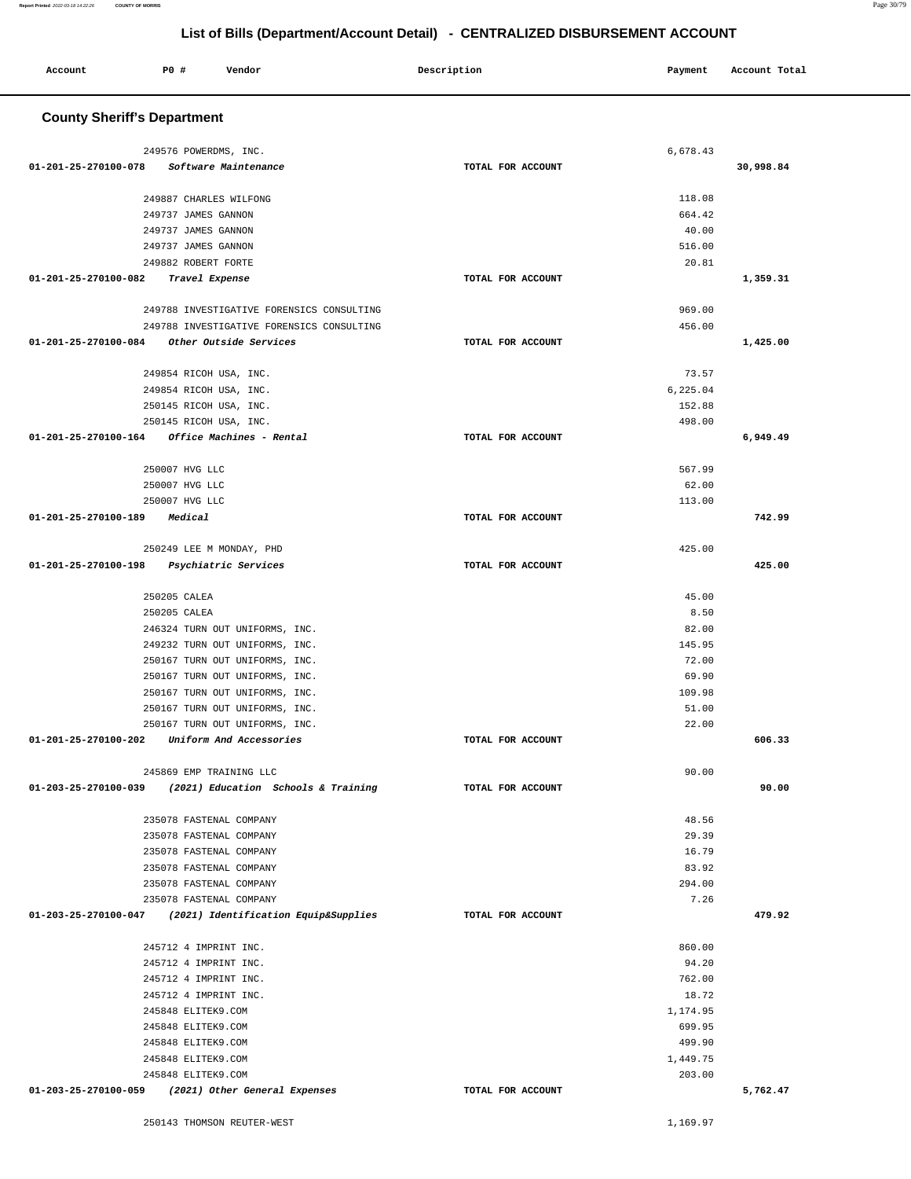## List of Bills (Department/Account Detail) - CENTRALIZED DISBURSEMENT ACCOUNT

| Account | PO # | Vendor | Description | Payment | Account Total |
|---|---|---|---|---|---|

### County Sheriff's Department

| Account | PO # Vendor | Description | Payment | Account Total |
|---|---|---|---|---|
| | 249576 POWERDMS, INC. | | 6,678.43 | |
| 01-201-25-270100-078 | *Software Maintenance* | TOTAL FOR ACCOUNT | | 30,998.84 |
| | 249887 CHARLES WILFONG | | 118.08 | |
| | 249737 JAMES GANNON | | 664.42 | |
| | 249737 JAMES GANNON | | 40.00 | |
| | 249737 JAMES GANNON | | 516.00 | |
| | 249882 ROBERT FORTE | | 20.81 | |
| 01-201-25-270100-082 | *Travel Expense* | TOTAL FOR ACCOUNT | | 1,359.31 |
| | 249788 INVESTIGATIVE FORENSICS CONSULTING | | 969.00 | |
| | 249788 INVESTIGATIVE FORENSICS CONSULTING | | 456.00 | |
| 01-201-25-270100-084 | *Other Outside Services* | TOTAL FOR ACCOUNT | | 1,425.00 |
| | 249854 RICOH USA, INC. | | 73.57 | |
| | 249854 RICOH USA, INC. | | 6,225.04 | |
| | 250145 RICOH USA, INC. | | 152.88 | |
| | 250145 RICOH USA, INC. | | 498.00 | |
| 01-201-25-270100-164 | *Office Machines - Rental* | TOTAL FOR ACCOUNT | | 6,949.49 |
| | 250007 HVG LLC | | 567.99 | |
| | 250007 HVG LLC | | 62.00 | |
| | 250007 HVG LLC | | 113.00 | |
| 01-201-25-270100-189 | *Medical* | TOTAL FOR ACCOUNT | | 742.99 |
| | 250249 LEE M MONDAY, PHD | | 425.00 | |
| 01-201-25-270100-198 | *Psychiatric Services* | TOTAL FOR ACCOUNT | | 425.00 |
| | 250205 CALEA | | 45.00 | |
| | 250205 CALEA | | 8.50 | |
| | 246324 TURN OUT UNIFORMS, INC. | | 82.00 | |
| | 249232 TURN OUT UNIFORMS, INC. | | 145.95 | |
| | 250167 TURN OUT UNIFORMS, INC. | | 72.00 | |
| | 250167 TURN OUT UNIFORMS, INC. | | 69.90 | |
| | 250167 TURN OUT UNIFORMS, INC. | | 109.98 | |
| | 250167 TURN OUT UNIFORMS, INC. | | 51.00 | |
| | 250167 TURN OUT UNIFORMS, INC. | | 22.00 | |
| 01-201-25-270100-202 | *Uniform And Accessories* | TOTAL FOR ACCOUNT | | 606.33 |
| | 245869 EMP TRAINING LLC | | 90.00 | |
| 01-203-25-270100-039 | *(2021) Education Schools & Training* | TOTAL FOR ACCOUNT | | 90.00 |
| | 235078 FASTENAL COMPANY | | 48.56 | |
| | 235078 FASTENAL COMPANY | | 29.39 | |
| | 235078 FASTENAL COMPANY | | 16.79 | |
| | 235078 FASTENAL COMPANY | | 83.92 | |
| | 235078 FASTENAL COMPANY | | 294.00 | |
| | 235078 FASTENAL COMPANY | | 7.26 | |
| 01-203-25-270100-047 | *(2021) Identification Equip&Supplies* | TOTAL FOR ACCOUNT | | 479.92 |
| | 245712 4 IMPRINT INC. | | 860.00 | |
| | 245712 4 IMPRINT INC. | | 94.20 | |
| | 245712 4 IMPRINT INC. | | 762.00 | |
| | 245712 4 IMPRINT INC. | | 18.72 | |
| | 245848 ELITEK9.COM | | 1,174.95 | |
| | 245848 ELITEK9.COM | | 699.95 | |
| | 245848 ELITEK9.COM | | 499.90 | |
| | 245848 ELITEK9.COM | | 1,449.75 | |
| | 245848 ELITEK9.COM | | 203.00 | |
| 01-203-25-270100-059 | *(2021) Other General Expenses* | TOTAL FOR ACCOUNT | | 5,762.47 |
| | 250143 THOMSON REUTER-WEST | | 1,169.97 | |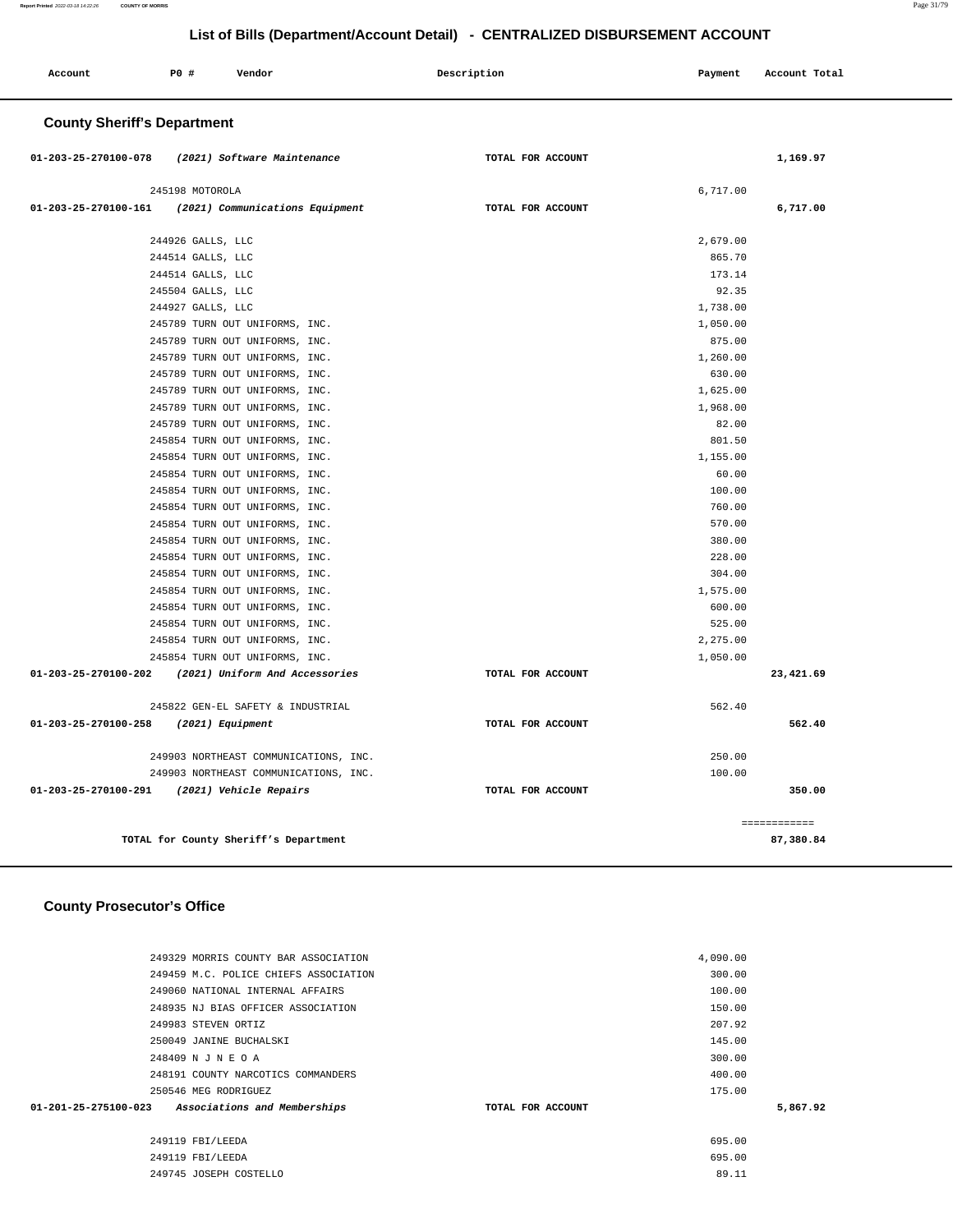## List of Bills (Department/Account Detail) - CENTRALIZED DISBURSEMENT ACCOUNT

| Account | PO # | Vendor | Description | Payment | Account Total |
|---|---|---|---|---|---|

### County Sheriff's Department

| Account | PO # | Vendor | Description | Payment | Account Total |
|---|---|---|---|---|---|
| 01-203-25-270100-078 | | *(2021) Software Maintenance* | TOTAL FOR ACCOUNT | | 1,169.97 |
| | 245198 | MOTOROLA | | 6,717.00 | |
| 01-203-25-270100-161 | | *(2021) Communications Equipment* | TOTAL FOR ACCOUNT | | 6,717.00 |
| | 244926 | GALLS, LLC | | 2,679.00 | |
| | 244514 | GALLS, LLC | | 865.70 | |
| | 244514 | GALLS, LLC | | 173.14 | |
| | 245504 | GALLS, LLC | | 92.35 | |
| | 244927 | GALLS, LLC | | 1,738.00 | |
| | 245789 | TURN OUT UNIFORMS, INC. | | 1,050.00 | |
| | 245789 | TURN OUT UNIFORMS, INC. | | 875.00 | |
| | 245789 | TURN OUT UNIFORMS, INC. | | 1,260.00 | |
| | 245789 | TURN OUT UNIFORMS, INC. | | 630.00 | |
| | 245789 | TURN OUT UNIFORMS, INC. | | 1,625.00 | |
| | 245789 | TURN OUT UNIFORMS, INC. | | 1,968.00 | |
| | 245789 | TURN OUT UNIFORMS, INC. | | 82.00 | |
| | 245854 | TURN OUT UNIFORMS, INC. | | 801.50 | |
| | 245854 | TURN OUT UNIFORMS, INC. | | 1,155.00 | |
| | 245854 | TURN OUT UNIFORMS, INC. | | 60.00 | |
| | 245854 | TURN OUT UNIFORMS, INC. | | 100.00 | |
| | 245854 | TURN OUT UNIFORMS, INC. | | 760.00 | |
| | 245854 | TURN OUT UNIFORMS, INC. | | 570.00 | |
| | 245854 | TURN OUT UNIFORMS, INC. | | 380.00 | |
| | 245854 | TURN OUT UNIFORMS, INC. | | 228.00 | |
| | 245854 | TURN OUT UNIFORMS, INC. | | 304.00 | |
| | 245854 | TURN OUT UNIFORMS, INC. | | 1,575.00 | |
| | 245854 | TURN OUT UNIFORMS, INC. | | 600.00 | |
| | 245854 | TURN OUT UNIFORMS, INC. | | 525.00 | |
| | 245854 | TURN OUT UNIFORMS, INC. | | 2,275.00 | |
| | 245854 | TURN OUT UNIFORMS, INC. | | 1,050.00 | |
| 01-203-25-270100-202 | | *(2021) Uniform And Accessories* | TOTAL FOR ACCOUNT | | 23,421.69 |
| | 245822 | GEN-EL SAFETY & INDUSTRIAL | | 562.40 | |
| 01-203-25-270100-258 | | *(2021) Equipment* | TOTAL FOR ACCOUNT | | 562.40 |
| | 249903 | NORTHEAST COMMUNICATIONS, INC. | | 250.00 | |
| | 249903 | NORTHEAST COMMUNICATIONS, INC. | | 100.00 | |
| 01-203-25-270100-291 | | *(2021) Vehicle Repairs* | TOTAL FOR ACCOUNT | | 350.00 |
| | | | | | ============ |
| | | **TOTAL for County Sheriff's Department** | | | **87,380.84** |

### County Prosecutor's Office

| Account | PO # | Vendor | Description | Payment | Account Total |
|---|---|---|---|---|---|
| | 249329 | MORRIS COUNTY BAR ASSOCIATION | | 4,090.00 | |
| | 249459 | M.C. POLICE CHIEFS ASSOCIATION | | 300.00 | |
| | 249060 | NATIONAL INTERNAL AFFAIRS | | 100.00 | |
| | 248935 | NJ BIAS OFFICER ASSOCIATION | | 150.00 | |
| | 249983 | STEVEN ORTIZ | | 207.92 | |
| | 250049 | JANINE BUCHALSKI | | 145.00 | |
| | 248409 | N J N E O A | | 300.00 | |
| | 248191 | COUNTY NARCOTICS COMMANDERS | | 400.00 | |
| | 250546 | MEG RODRIGUEZ | | 175.00 | |
| 01-201-25-275100-023 | | *Associations and Memberships* | TOTAL FOR ACCOUNT | | 5,867.92 |
| | 249119 | FBI/LEEDA | | 695.00 | |
| | 249119 | FBI/LEEDA | | 695.00 | |
| | 249745 | JOSEPH COSTELLO | | 89.11 | |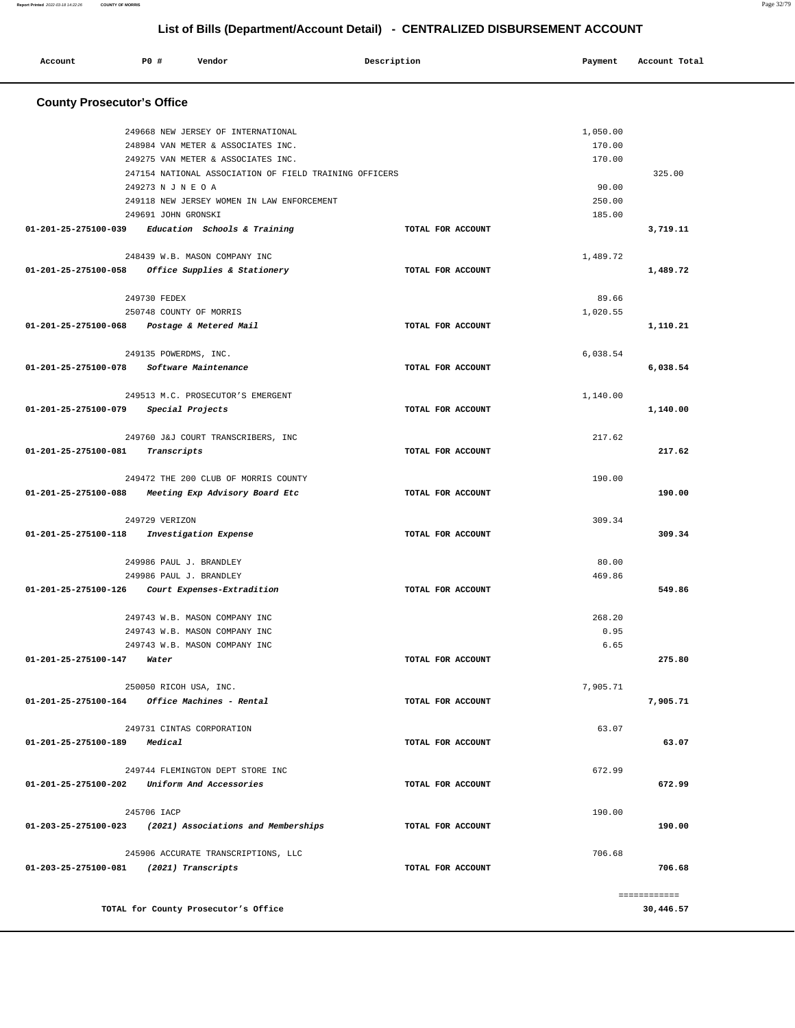# List of Bills (Department/Account Detail) - CENTRALIZED DISBURSEMENT ACCOUNT

| Account | PO # | Vendor | Description | Payment | Account Total |
|---|---|---|---|---|---|

## County Prosecutor's Office

| Account | PO # | Vendor | Description | Payment | Account Total |
|---|---|---|---|---|---|
| | 249668 | NEW JERSEY OF INTERNATIONAL | | 1,050.00 | |
| | 248984 | VAN METER & ASSOCIATES INC. | | 170.00 | |
| | 249275 | VAN METER & ASSOCIATES INC. | | 170.00 | |
| | 247154 | NATIONAL ASSOCIATION OF FIELD TRAINING OFFICERS | | | 325.00 |
| | 249273 | N J N E O A | | 90.00 | |
| | 249118 | NEW JERSEY WOMEN IN LAW ENFORCEMENT | | 250.00 | |
| | 249691 | JOHN GRONSKI | | 185.00 | |
| **01-201-25-275100-039** | | *Education Schools & Training* | TOTAL FOR ACCOUNT | | **3,719.11** |
| | 248439 | W.B. MASON COMPANY INC | | 1,489.72 | |
| **01-201-25-275100-058** | | *Office Supplies & Stationery* | TOTAL FOR ACCOUNT | | **1,489.72** |
| | 249730 | FEDEX | | 89.66 | |
| | 250748 | COUNTY OF MORRIS | | 1,020.55 | |
| **01-201-25-275100-068** | | *Postage & Metered Mail* | TOTAL FOR ACCOUNT | | **1,110.21** |
| | 249135 | POWERDMS, INC. | | 6,038.54 | |
| **01-201-25-275100-078** | | *Software Maintenance* | TOTAL FOR ACCOUNT | | **6,038.54** |
| | 249513 | M.C. PROSECUTOR'S EMERGENT | | 1,140.00 | |
| **01-201-25-275100-079** | | *Special Projects* | TOTAL FOR ACCOUNT | | **1,140.00** |
| | 249760 | J&J COURT TRANSCRIBERS, INC | | 217.62 | |
| **01-201-25-275100-081** | | *Transcripts* | TOTAL FOR ACCOUNT | | **217.62** |
| | 249472 | THE 200 CLUB OF MORRIS COUNTY | | 190.00 | |
| **01-201-25-275100-088** | | *Meeting Exp Advisory Board Etc* | TOTAL FOR ACCOUNT | | **190.00** |
| | 249729 | VERIZON | | 309.34 | |
| **01-201-25-275100-118** | | *Investigation Expense* | TOTAL FOR ACCOUNT | | **309.34** |
| | 249986 | PAUL J. BRANDLEY | | 80.00 | |
| | 249986 | PAUL J. BRANDLEY | | 469.86 | |
| **01-201-25-275100-126** | | *Court Expenses-Extradition* | TOTAL FOR ACCOUNT | | **549.86** |
| | 249743 | W.B. MASON COMPANY INC | | 268.20 | |
| | 249743 | W.B. MASON COMPANY INC | | 0.95 | |
| | 249743 | W.B. MASON COMPANY INC | | 6.65 | |
| **01-201-25-275100-147** | | *Water* | TOTAL FOR ACCOUNT | | **275.80** |
| | 250050 | RICOH USA, INC. | | 7,905.71 | |
| **01-201-25-275100-164** | | *Office Machines - Rental* | TOTAL FOR ACCOUNT | | **7,905.71** |
| | 249731 | CINTAS CORPORATION | | 63.07 | |
| **01-201-25-275100-189** | | *Medical* | TOTAL FOR ACCOUNT | | **63.07** |
| | 249744 | FLEMINGTON DEPT STORE INC | | 672.99 | |
| **01-201-25-275100-202** | | *Uniform And Accessories* | TOTAL FOR ACCOUNT | | **672.99** |
| | 245706 | IACP | | 190.00 | |
| **01-203-25-275100-023** | | *(2021) Associations and Memberships* | TOTAL FOR ACCOUNT | | **190.00** |
| | 245906 | ACCURATE TRANSCRIPTIONS, LLC | | 706.68 | |
| **01-203-25-275100-081** | | *(2021) Transcripts* | TOTAL FOR ACCOUNT | | **706.68** |
| | | | | | ============ |
| | | **TOTAL for County Prosecutor's Office** | | | **30,446.57** |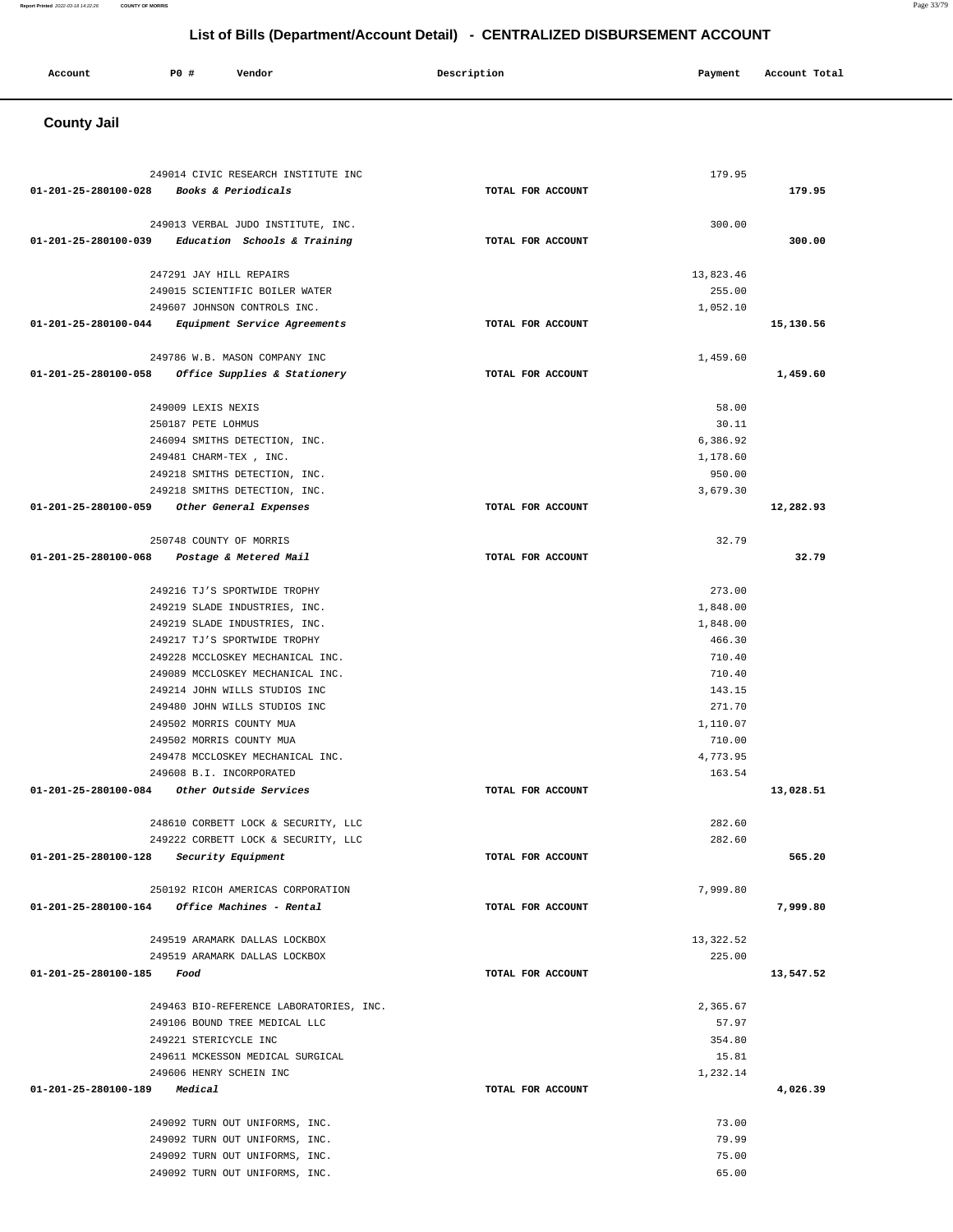# List of Bills (Department/Account Detail) - CENTRALIZED DISBURSEMENT ACCOUNT

| Account | PO # | Vendor | Description | Payment | Account Total |
|---|---|---|---|---|---|

## County Jail

| Account | PO # | Vendor | Description | Payment | Account Total |
|---|---|---|---|---|---|
| | 249014 | CIVIC RESEARCH INSTITUTE INC | | 179.95 | |
| **01-201-25-280100-028** | | ***Books & Periodicals*** | TOTAL FOR ACCOUNT | | **179.95** |
| | 249013 | VERBAL JUDO INSTITUTE, INC. | | 300.00 | |
| **01-201-25-280100-039** | | ***Education Schools & Training*** | TOTAL FOR ACCOUNT | | **300.00** |
| | 247291 | JAY HILL REPAIRS | | 13,823.46 | |
| | 249015 | SCIENTIFIC BOILER WATER | | 255.00 | |
| | 249607 | JOHNSON CONTROLS INC. | | 1,052.10 | |
| **01-201-25-280100-044** | | ***Equipment Service Agreements*** | TOTAL FOR ACCOUNT | | **15,130.56** |
| | 249786 | W.B. MASON COMPANY INC | | 1,459.60 | |
| **01-201-25-280100-058** | | ***Office Supplies & Stationery*** | TOTAL FOR ACCOUNT | | **1,459.60** |
| | 249009 | LEXIS NEXIS | | 58.00 | |
| | 250187 | PETE LOHMUS | | 30.11 | |
| | 246094 | SMITHS DETECTION, INC. | | 6,386.92 | |
| | 249481 | CHARM-TEX , INC. | | 1,178.60 | |
| | 249218 | SMITHS DETECTION, INC. | | 950.00 | |
| | 249218 | SMITHS DETECTION, INC. | | 3,679.30 | |
| **01-201-25-280100-059** | | ***Other General Expenses*** | TOTAL FOR ACCOUNT | | **12,282.93** |
| | 250748 | COUNTY OF MORRIS | | 32.79 | |
| **01-201-25-280100-068** | | ***Postage & Metered Mail*** | TOTAL FOR ACCOUNT | | **32.79** |
| | 249216 | TJ'S SPORTWIDE TROPHY | | 273.00 | |
| | 249219 | SLADE INDUSTRIES, INC. | | 1,848.00 | |
| | 249219 | SLADE INDUSTRIES, INC. | | 1,848.00 | |
| | 249217 | TJ'S SPORTWIDE TROPHY | | 466.30 | |
| | 249228 | MCCLOSKEY MECHANICAL INC. | | 710.40 | |
| | 249089 | MCCLOSKEY MECHANICAL INC. | | 710.40 | |
| | 249214 | JOHN WILLS STUDIOS INC | | 143.15 | |
| | 249480 | JOHN WILLS STUDIOS INC | | 271.70 | |
| | 249502 | MORRIS COUNTY MUA | | 1,110.07 | |
| | 249502 | MORRIS COUNTY MUA | | 710.00 | |
| | 249478 | MCCLOSKEY MECHANICAL INC. | | 4,773.95 | |
| | 249608 | B.I. INCORPORATED | | 163.54 | |
| **01-201-25-280100-084** | | ***Other Outside Services*** | TOTAL FOR ACCOUNT | | **13,028.51** |
| | 248610 | CORBETT LOCK & SECURITY, LLC | | 282.60 | |
| | 249222 | CORBETT LOCK & SECURITY, LLC | | 282.60 | |
| **01-201-25-280100-128** | | ***Security Equipment*** | TOTAL FOR ACCOUNT | | **565.20** |
| | 250192 | RICOH AMERICAS CORPORATION | | 7,999.80 | |
| **01-201-25-280100-164** | | ***Office Machines - Rental*** | TOTAL FOR ACCOUNT | | **7,999.80** |
| | 249519 | ARAMARK DALLAS LOCKBOX | | 13,322.52 | |
| | 249519 | ARAMARK DALLAS LOCKBOX | | 225.00 | |
| **01-201-25-280100-185** | | ***Food*** | TOTAL FOR ACCOUNT | | **13,547.52** |
| | 249463 | BIO-REFERENCE LABORATORIES, INC. | | 2,365.67 | |
| | 249106 | BOUND TREE MEDICAL LLC | | 57.97 | |
| | 249221 | STERICYCLE INC | | 354.80 | |
| | 249611 | MCKESSON MEDICAL SURGICAL | | 15.81 | |
| | 249606 | HENRY SCHEIN INC | | 1,232.14 | |
| **01-201-25-280100-189** | | ***Medical*** | TOTAL FOR ACCOUNT | | **4,026.39** |
| | 249092 | TURN OUT UNIFORMS, INC. | | 73.00 | |
| | 249092 | TURN OUT UNIFORMS, INC. | | 79.99 | |
| | 249092 | TURN OUT UNIFORMS, INC. | | 75.00 | |
| | 249092 | TURN OUT UNIFORMS, INC. | | 65.00 | |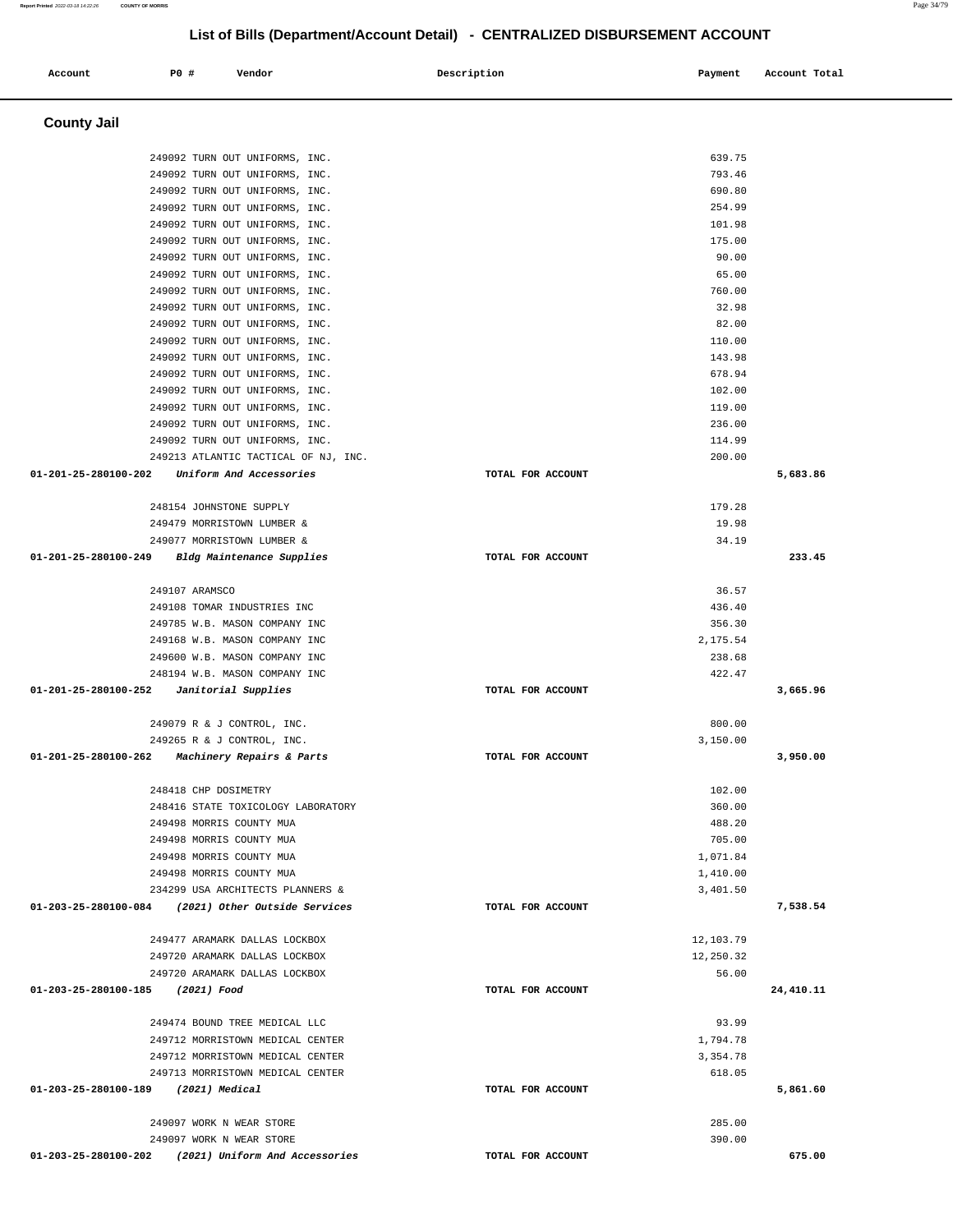## List of Bills (Department/Account Detail) - CENTRALIZED DISBURSEMENT ACCOUNT

| Account | PO # | Vendor | Description | Payment | Account Total |
|---|---|---|---|---|---|

### County Jail

| Account | PO # | Vendor | Description | Payment | Account Total |
|---|---|---|---|---|---|
| | 249092 | TURN OUT UNIFORMS, INC. | | 639.75 | |
| | 249092 | TURN OUT UNIFORMS, INC. | | 793.46 | |
| | 249092 | TURN OUT UNIFORMS, INC. | | 690.80 | |
| | 249092 | TURN OUT UNIFORMS, INC. | | 254.99 | |
| | 249092 | TURN OUT UNIFORMS, INC. | | 101.98 | |
| | 249092 | TURN OUT UNIFORMS, INC. | | 175.00 | |
| | 249092 | TURN OUT UNIFORMS, INC. | | 90.00 | |
| | 249092 | TURN OUT UNIFORMS, INC. | | 65.00 | |
| | 249092 | TURN OUT UNIFORMS, INC. | | 760.00 | |
| | 249092 | TURN OUT UNIFORMS, INC. | | 32.98 | |
| | 249092 | TURN OUT UNIFORMS, INC. | | 82.00 | |
| | 249092 | TURN OUT UNIFORMS, INC. | | 110.00 | |
| | 249092 | TURN OUT UNIFORMS, INC. | | 143.98 | |
| | 249092 | TURN OUT UNIFORMS, INC. | | 678.94 | |
| | 249092 | TURN OUT UNIFORMS, INC. | | 102.00 | |
| | 249092 | TURN OUT UNIFORMS, INC. | | 119.00 | |
| | 249092 | TURN OUT UNIFORMS, INC. | | 236.00 | |
| | 249092 | TURN OUT UNIFORMS, INC. | | 114.99 | |
| | 249213 | ATLANTIC TACTICAL OF NJ, INC. | | 200.00 | |
| **01-201-25-280100-202** | | ***Uniform And Accessories*** | TOTAL FOR ACCOUNT | | **5,683.86** |
| | 248154 | JOHNSTONE SUPPLY | | 179.28 | |
| | 249479 | MORRISTOWN LUMBER & | | 19.98 | |
| | 249077 | MORRISTOWN LUMBER & | | 34.19 | |
| **01-201-25-280100-249** | | ***Bldg Maintenance Supplies*** | TOTAL FOR ACCOUNT | | **233.45** |
| | 249107 | ARAMSCO | | 36.57 | |
| | 249108 | TOMAR INDUSTRIES INC | | 436.40 | |
| | 249785 | W.B. MASON COMPANY INC | | 356.30 | |
| | 249168 | W.B. MASON COMPANY INC | | 2,175.54 | |
| | 249600 | W.B. MASON COMPANY INC | | 238.68 | |
| | 248194 | W.B. MASON COMPANY INC | | 422.47 | |
| **01-201-25-280100-252** | | ***Janitorial Supplies*** | TOTAL FOR ACCOUNT | | **3,665.96** |
| | 249079 | R & J CONTROL, INC. | | 800.00 | |
| | 249265 | R & J CONTROL, INC. | | 3,150.00 | |
| **01-201-25-280100-262** | | ***Machinery Repairs & Parts*** | TOTAL FOR ACCOUNT | | **3,950.00** |
| | 248418 | CHP DOSIMETRY | | 102.00 | |
| | 248416 | STATE TOXICOLOGY LABORATORY | | 360.00 | |
| | 249498 | MORRIS COUNTY MUA | | 488.20 | |
| | 249498 | MORRIS COUNTY MUA | | 705.00 | |
| | 249498 | MORRIS COUNTY MUA | | 1,071.84 | |
| | 249498 | MORRIS COUNTY MUA | | 1,410.00 | |
| | 234299 | USA ARCHITECTS PLANNERS & | | 3,401.50 | |
| **01-203-25-280100-084** | | ***(2021) Other Outside Services*** | TOTAL FOR ACCOUNT | | **7,538.54** |
| | 249477 | ARAMARK DALLAS LOCKBOX | | 12,103.79 | |
| | 249720 | ARAMARK DALLAS LOCKBOX | | 12,250.32 | |
| | 249720 | ARAMARK DALLAS LOCKBOX | | 56.00 | |
| **01-203-25-280100-185** | | ***(2021) Food*** | TOTAL FOR ACCOUNT | | **24,410.11** |
| | 249474 | BOUND TREE MEDICAL LLC | | 93.99 | |
| | 249712 | MORRISTOWN MEDICAL CENTER | | 1,794.78 | |
| | 249712 | MORRISTOWN MEDICAL CENTER | | 3,354.78 | |
| | 249713 | MORRISTOWN MEDICAL CENTER | | 618.05 | |
| **01-203-25-280100-189** | | ***(2021) Medical*** | TOTAL FOR ACCOUNT | | **5,861.60** |
| | 249097 | WORK N WEAR STORE | | 285.00 | |
| | 249097 | WORK N WEAR STORE | | 390.00 | |
| **01-203-25-280100-202** | | ***(2021) Uniform And Accessories*** | TOTAL FOR ACCOUNT | | **675.00** |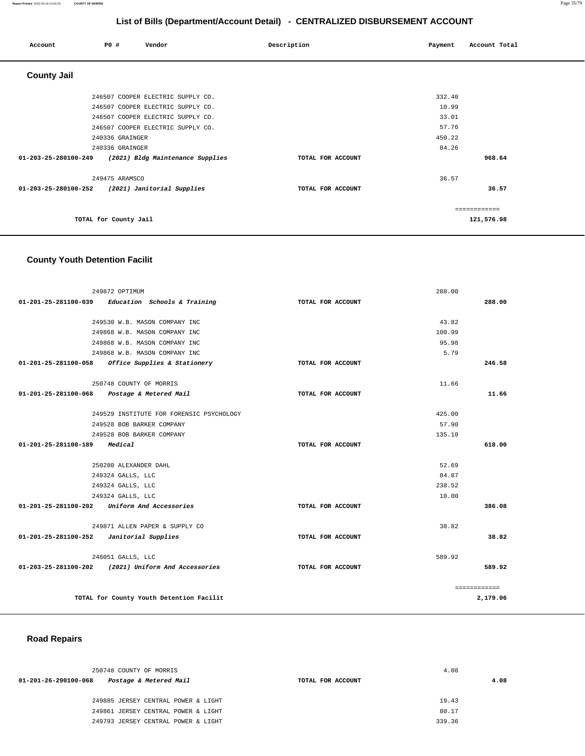## List of Bills (Department/Account Detail) - CENTRALIZED DISBURSEMENT ACCOUNT

| Account | PO # | Vendor | Description | Payment | Account Total |
|---|---|---|---|---|---|

### County Jail

| Account | PO # | Vendor | Description | Payment | Account Total |
|---|---|---|---|---|---|
| | 246507 | COOPER ELECTRIC SUPPLY CO. | | 332.40 | |
| | 246507 | COOPER ELECTRIC SUPPLY CO. | | 10.99 | |
| | 246507 | COOPER ELECTRIC SUPPLY CO. | | 33.01 | |
| | 246507 | COOPER ELECTRIC SUPPLY CO. | | 57.76 | |
| | 240336 | GRAINGER | | 450.22 | |
| | 240336 | GRAINGER | | 84.26 | |
| **01-203-25-280100-249** | | *(2021) Bldg Maintenance Supplies* | TOTAL FOR ACCOUNT | | 968.64 |
| | 249475 | ARAMSCO | | 36.57 | |
| **01-203-25-280100-252** | | *(2021) Janitorial Supplies* | TOTAL FOR ACCOUNT | | 36.57 |
| | | TOTAL for County Jail | | | 121,576.98 |

### County Youth Detention Facilit

| Account | PO # | Vendor | Description | Payment | Account Total |
|---|---|---|---|---|---|
| | 249872 | OPTIMUM | | 288.00 | |
| **01-201-25-281100-039** | | *Education Schools & Training* | TOTAL FOR ACCOUNT | | 288.00 |
| | 249530 | W.B. MASON COMPANY INC | | 43.82 | |
| | 249868 | W.B. MASON COMPANY INC | | 100.99 | |
| | 249868 | W.B. MASON COMPANY INC | | 95.98 | |
| | 249868 | W.B. MASON COMPANY INC | | 5.79 | |
| **01-201-25-281100-058** | | *Office Supplies & Stationery* | TOTAL FOR ACCOUNT | | 246.58 |
| | 250748 | COUNTY OF MORRIS | | 11.66 | |
| **01-201-25-281100-068** | | *Postage & Metered Mail* | TOTAL FOR ACCOUNT | | 11.66 |
| | 249529 | INSTITUTE FOR FORENSIC PSYCHOLOGY | | 425.00 | |
| | 249528 | BOB BARKER COMPANY | | 57.90 | |
| | 249528 | BOB BARKER COMPANY | | 135.10 | |
| **01-201-25-281100-189** | | *Medical* | TOTAL FOR ACCOUNT | | 618.00 |
| | 250280 | ALEXANDER DAHL | | 52.69 | |
| | 249324 | GALLS, LLC | | 84.87 | |
| | 249324 | GALLS, LLC | | 238.52 | |
| | 249324 | GALLS, LLC | | 10.00 | |
| **01-201-25-281100-202** | | *Uniform And Accessories* | TOTAL FOR ACCOUNT | | 386.08 |
| | 249871 | ALLEN PAPER & SUPPLY CO | | 38.82 | |
| **01-201-25-281100-252** | | *Janitorial Supplies* | TOTAL FOR ACCOUNT | | 38.82 |
| | 246051 | GALLS, LLC | | 589.92 | |
| **01-203-25-281100-202** | | *(2021) Uniform And Accessories* | TOTAL FOR ACCOUNT | | 589.92 |
| | | TOTAL for County Youth Detention Facilit | | | 2,179.06 |

### Road Repairs

| Account | PO # | Vendor | Description | Payment | Account Total |
|---|---|---|---|---|---|
| | 250748 | COUNTY OF MORRIS | | 4.08 | |
| **01-201-26-290100-068** | | *Postage & Metered Mail* | TOTAL FOR ACCOUNT | | 4.08 |
| | 249885 | JERSEY CENTRAL POWER & LIGHT | | 19.43 | |
| | 249861 | JERSEY CENTRAL POWER & LIGHT | | 80.17 | |
| | 249793 | JERSEY CENTRAL POWER & LIGHT | | 339.36 | |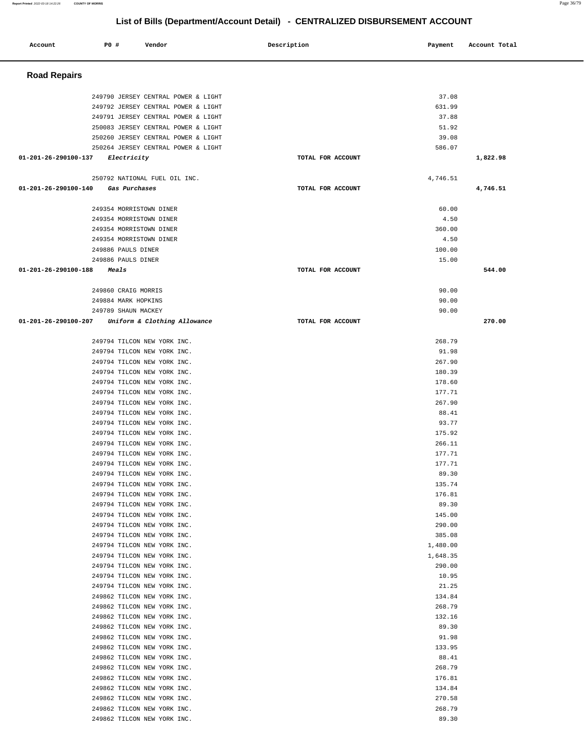# List of Bills (Department/Account Detail) - CENTRALIZED DISBURSEMENT ACCOUNT

| Account | PO # | Vendor | Description | Payment | Account Total |
|---|---|---|---|---|---|

## Road Repairs

| Account | PO # | Vendor | Description | Payment | Account Total |
|---|---|---|---|---|---|
| | 249790 | JERSEY CENTRAL POWER & LIGHT | | 37.08 | |
| | 249792 | JERSEY CENTRAL POWER & LIGHT | | 631.99 | |
| | 249791 | JERSEY CENTRAL POWER & LIGHT | | 37.88 | |
| | 250083 | JERSEY CENTRAL POWER & LIGHT | | 51.92 | |
| | 250260 | JERSEY CENTRAL POWER & LIGHT | | 39.08 | |
| | 250264 | JERSEY CENTRAL POWER & LIGHT | | 586.07 | |
| **01-201-26-290100-137** | | *Electricity* | TOTAL FOR ACCOUNT | | **1,822.98** |
| | 250792 | NATIONAL FUEL OIL INC. | | 4,746.51 | |
| **01-201-26-290100-140** | | *Gas Purchases* | TOTAL FOR ACCOUNT | | **4,746.51** |
| | 249354 | MORRISTOWN DINER | | 60.00 | |
| | 249354 | MORRISTOWN DINER | | 4.50 | |
| | 249354 | MORRISTOWN DINER | | 360.00 | |
| | 249354 | MORRISTOWN DINER | | 4.50 | |
| | 249886 | PAULS DINER | | 100.00 | |
| | 249886 | PAULS DINER | | 15.00 | |
| **01-201-26-290100-188** | | *Meals* | TOTAL FOR ACCOUNT | | **544.00** |
| | 249860 | CRAIG MORRIS | | 90.00 | |
| | 249884 | MARK HOPKINS | | 90.00 | |
| | 249789 | SHAUN MACKEY | | 90.00 | |
| **01-201-26-290100-207** | | *Uniform & Clothing Allowance* | TOTAL FOR ACCOUNT | | **270.00** |
| | 249794 | TILCON NEW YORK INC. | | 268.79 | |
| | 249794 | TILCON NEW YORK INC. | | 91.98 | |
| | 249794 | TILCON NEW YORK INC. | | 267.90 | |
| | 249794 | TILCON NEW YORK INC. | | 180.39 | |
| | 249794 | TILCON NEW YORK INC. | | 178.60 | |
| | 249794 | TILCON NEW YORK INC. | | 177.71 | |
| | 249794 | TILCON NEW YORK INC. | | 267.90 | |
| | 249794 | TILCON NEW YORK INC. | | 88.41 | |
| | 249794 | TILCON NEW YORK INC. | | 93.77 | |
| | 249794 | TILCON NEW YORK INC. | | 175.92 | |
| | 249794 | TILCON NEW YORK INC. | | 266.11 | |
| | 249794 | TILCON NEW YORK INC. | | 177.71 | |
| | 249794 | TILCON NEW YORK INC. | | 177.71 | |
| | 249794 | TILCON NEW YORK INC. | | 89.30 | |
| | 249794 | TILCON NEW YORK INC. | | 135.74 | |
| | 249794 | TILCON NEW YORK INC. | | 176.81 | |
| | 249794 | TILCON NEW YORK INC. | | 89.30 | |
| | 249794 | TILCON NEW YORK INC. | | 145.00 | |
| | 249794 | TILCON NEW YORK INC. | | 290.00 | |
| | 249794 | TILCON NEW YORK INC. | | 385.08 | |
| | 249794 | TILCON NEW YORK INC. | | 1,480.00 | |
| | 249794 | TILCON NEW YORK INC. | | 1,648.35 | |
| | 249794 | TILCON NEW YORK INC. | | 290.00 | |
| | 249794 | TILCON NEW YORK INC. | | 10.95 | |
| | 249794 | TILCON NEW YORK INC. | | 21.25 | |
| | 249862 | TILCON NEW YORK INC. | | 134.84 | |
| | 249862 | TILCON NEW YORK INC. | | 268.79 | |
| | 249862 | TILCON NEW YORK INC. | | 132.16 | |
| | 249862 | TILCON NEW YORK INC. | | 89.30 | |
| | 249862 | TILCON NEW YORK INC. | | 91.98 | |
| | 249862 | TILCON NEW YORK INC. | | 133.95 | |
| | 249862 | TILCON NEW YORK INC. | | 88.41 | |
| | 249862 | TILCON NEW YORK INC. | | 268.79 | |
| | 249862 | TILCON NEW YORK INC. | | 176.81 | |
| | 249862 | TILCON NEW YORK INC. | | 134.84 | |
| | 249862 | TILCON NEW YORK INC. | | 270.58 | |
| | 249862 | TILCON NEW YORK INC. | | 268.79 | |
| | 249862 | TILCON NEW YORK INC. | | 89.30 | |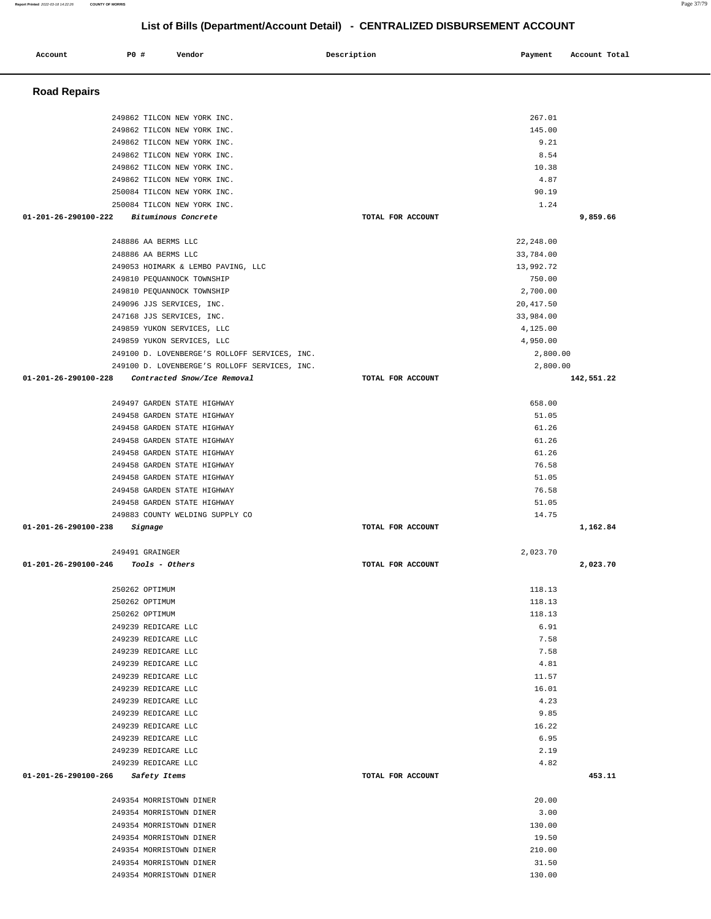# List of Bills (Department/Account Detail) - CENTRALIZED DISBURSEMENT ACCOUNT

| Account | PO # | Vendor | Description | Payment | Account Total |
|---|---|---|---|---|---|

## Road Repairs

| Account | PO # | Vendor | Description | Payment | Account Total |
|---|---|---|---|---|---|
| | 249862 | TILCON NEW YORK INC. | | 267.01 | |
| | 249862 | TILCON NEW YORK INC. | | 145.00 | |
| | 249862 | TILCON NEW YORK INC. | | 9.21 | |
| | 249862 | TILCON NEW YORK INC. | | 8.54 | |
| | 249862 | TILCON NEW YORK INC. | | 10.38 | |
| | 249862 | TILCON NEW YORK INC. | | 4.87 | |
| | 250084 | TILCON NEW YORK INC. | | 90.19 | |
| | 250084 | TILCON NEW YORK INC. | | 1.24 | |
| 01-201-26-290100-222 | | *Bituminous Concrete* | TOTAL FOR ACCOUNT | | 9,859.66 |
| | 248886 | AA BERMS LLC | | 22,248.00 | |
| | 248886 | AA BERMS LLC | | 33,784.00 | |
| | 249053 | HOIMARK & LEMBO PAVING, LLC | | 13,992.72 | |
| | 249810 | PEQUANNOCK TOWNSHIP | | 750.00 | |
| | 249810 | PEQUANNOCK TOWNSHIP | | 2,700.00 | |
| | 249096 | JJS SERVICES, INC. | | 20,417.50 | |
| | 247168 | JJS SERVICES, INC. | | 33,984.00 | |
| | 249859 | YUKON SERVICES, LLC | | 4,125.00 | |
| | 249859 | YUKON SERVICES, LLC | | 4,950.00 | |
| | 249100 | D. LOVENBERGE'S ROLLOFF SERVICES, INC. | | 2,800.00 | |
| | 249100 | D. LOVENBERGE'S ROLLOFF SERVICES, INC. | | 2,800.00 | |
| 01-201-26-290100-228 | | *Contracted Snow/Ice Removal* | TOTAL FOR ACCOUNT | | 142,551.22 |
| | 249497 | GARDEN STATE HIGHWAY | | 658.00 | |
| | 249458 | GARDEN STATE HIGHWAY | | 51.05 | |
| | 249458 | GARDEN STATE HIGHWAY | | 61.26 | |
| | 249458 | GARDEN STATE HIGHWAY | | 61.26 | |
| | 249458 | GARDEN STATE HIGHWAY | | 61.26 | |
| | 249458 | GARDEN STATE HIGHWAY | | 76.58 | |
| | 249458 | GARDEN STATE HIGHWAY | | 51.05 | |
| | 249458 | GARDEN STATE HIGHWAY | | 76.58 | |
| | 249458 | GARDEN STATE HIGHWAY | | 51.05 | |
| | 249883 | COUNTY WELDING SUPPLY CO | | 14.75 | |
| 01-201-26-290100-238 | | *Signage* | TOTAL FOR ACCOUNT | | 1,162.84 |
| | 249491 | GRAINGER | | 2,023.70 | |
| 01-201-26-290100-246 | | *Tools - Others* | TOTAL FOR ACCOUNT | | 2,023.70 |
| | 250262 | OPTIMUM | | 118.13 | |
| | 250262 | OPTIMUM | | 118.13 | |
| | 250262 | OPTIMUM | | 118.13 | |
| | 249239 | REDICARE LLC | | 6.91 | |
| | 249239 | REDICARE LLC | | 7.58 | |
| | 249239 | REDICARE LLC | | 7.58 | |
| | 249239 | REDICARE LLC | | 4.81 | |
| | 249239 | REDICARE LLC | | 11.57 | |
| | 249239 | REDICARE LLC | | 16.01 | |
| | 249239 | REDICARE LLC | | 4.23 | |
| | 249239 | REDICARE LLC | | 9.85 | |
| | 249239 | REDICARE LLC | | 16.22 | |
| | 249239 | REDICARE LLC | | 6.95 | |
| | 249239 | REDICARE LLC | | 2.19 | |
| | 249239 | REDICARE LLC | | 4.82 | |
| 01-201-26-290100-266 | | *Safety Items* | TOTAL FOR ACCOUNT | | 453.11 |
| | 249354 | MORRISTOWN DINER | | 20.00 | |
| | 249354 | MORRISTOWN DINER | | 3.00 | |
| | 249354 | MORRISTOWN DINER | | 130.00 | |
| | 249354 | MORRISTOWN DINER | | 19.50 | |
| | 249354 | MORRISTOWN DINER | | 210.00 | |
| | 249354 | MORRISTOWN DINER | | 31.50 | |
| | 249354 | MORRISTOWN DINER | | 130.00 | |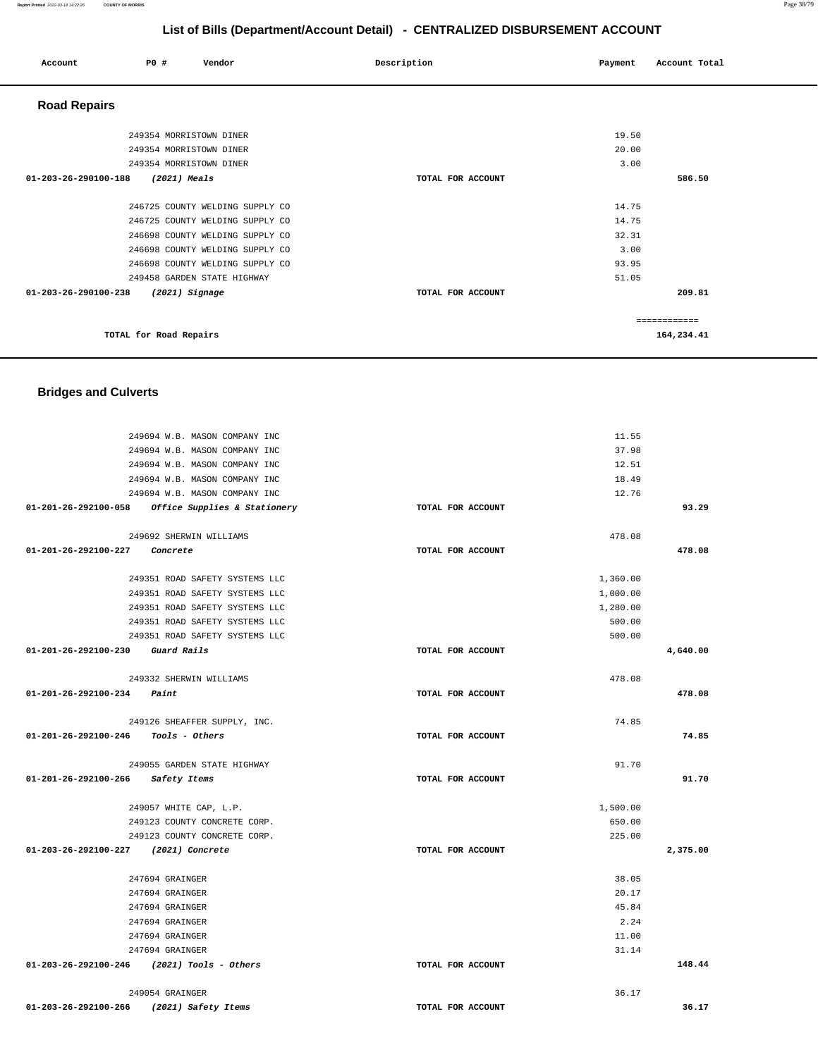## List of Bills (Department/Account Detail) - CENTRALIZED DISBURSEMENT ACCOUNT

| Account | PO # | Vendor | Description | Payment | Account Total |
|---|---|---|---|---|---|

### Road Repairs

| Account | PO # | Vendor | Description | Payment | Account Total |
|---|---|---|---|---|---|
| | 249354 | MORRISTOWN DINER | | 19.50 | |
| | 249354 | MORRISTOWN DINER | | 20.00 | |
| | 249354 | MORRISTOWN DINER | | 3.00 | |
| 01-203-26-290100-188 | | *(2021) Meals* | TOTAL FOR ACCOUNT | | 586.50 |
| | 246725 | COUNTY WELDING SUPPLY CO | | 14.75 | |
| | 246725 | COUNTY WELDING SUPPLY CO | | 14.75 | |
| | 246698 | COUNTY WELDING SUPPLY CO | | 32.31 | |
| | 246698 | COUNTY WELDING SUPPLY CO | | 3.00 | |
| | 246698 | COUNTY WELDING SUPPLY CO | | 93.95 | |
| | 249458 | GARDEN STATE HIGHWAY | | 51.05 | |
| 01-203-26-290100-238 | | *(2021) Signage* | TOTAL FOR ACCOUNT | | 209.81 |
| | | | | | ============ |
| TOTAL for Road Repairs | | | | | 164,234.41 |

### Bridges and Culverts

| Account | PO # | Vendor | Description | Payment | Account Total |
|---|---|---|---|---|---|
| | 249694 | W.B. MASON COMPANY INC | | 11.55 | |
| | 249694 | W.B. MASON COMPANY INC | | 37.98 | |
| | 249694 | W.B. MASON COMPANY INC | | 12.51 | |
| | 249694 | W.B. MASON COMPANY INC | | 18.49 | |
| | 249694 | W.B. MASON COMPANY INC | | 12.76 | |
| 01-201-26-292100-058 | | *Office Supplies & Stationery* | TOTAL FOR ACCOUNT | | 93.29 |
| | 249692 | SHERWIN WILLIAMS | | 478.08 | |
| 01-201-26-292100-227 | | *Concrete* | TOTAL FOR ACCOUNT | | 478.08 |
| | 249351 | ROAD SAFETY SYSTEMS LLC | | 1,360.00 | |
| | 249351 | ROAD SAFETY SYSTEMS LLC | | 1,000.00 | |
| | 249351 | ROAD SAFETY SYSTEMS LLC | | 1,280.00 | |
| | 249351 | ROAD SAFETY SYSTEMS LLC | | 500.00 | |
| | 249351 | ROAD SAFETY SYSTEMS LLC | | 500.00 | |
| 01-201-26-292100-230 | | *Guard Rails* | TOTAL FOR ACCOUNT | | 4,640.00 |
| | 249332 | SHERWIN WILLIAMS | | 478.08 | |
| 01-201-26-292100-234 | | *Paint* | TOTAL FOR ACCOUNT | | 478.08 |
| | 249126 | SHEAFFER SUPPLY, INC. | | 74.85 | |
| 01-201-26-292100-246 | | *Tools - Others* | TOTAL FOR ACCOUNT | | 74.85 |
| | 249055 | GARDEN STATE HIGHWAY | | 91.70 | |
| 01-201-26-292100-266 | | *Safety Items* | TOTAL FOR ACCOUNT | | 91.70 |
| | 249057 | WHITE CAP, L.P. | | 1,500.00 | |
| | 249123 | COUNTY CONCRETE CORP. | | 650.00 | |
| | 249123 | COUNTY CONCRETE CORP. | | 225.00 | |
| 01-203-26-292100-227 | | *(2021) Concrete* | TOTAL FOR ACCOUNT | | 2,375.00 |
| | 247694 | GRAINGER | | 38.05 | |
| | 247694 | GRAINGER | | 20.17 | |
| | 247694 | GRAINGER | | 45.84 | |
| | 247694 | GRAINGER | | 2.24 | |
| | 247694 | GRAINGER | | 11.00 | |
| | 247694 | GRAINGER | | 31.14 | |
| 01-203-26-292100-246 | | *(2021) Tools - Others* | TOTAL FOR ACCOUNT | | 148.44 |
| | 249054 | GRAINGER | | 36.17 | |
| 01-203-26-292100-266 | | *(2021) Safety Items* | TOTAL FOR ACCOUNT | | 36.17 |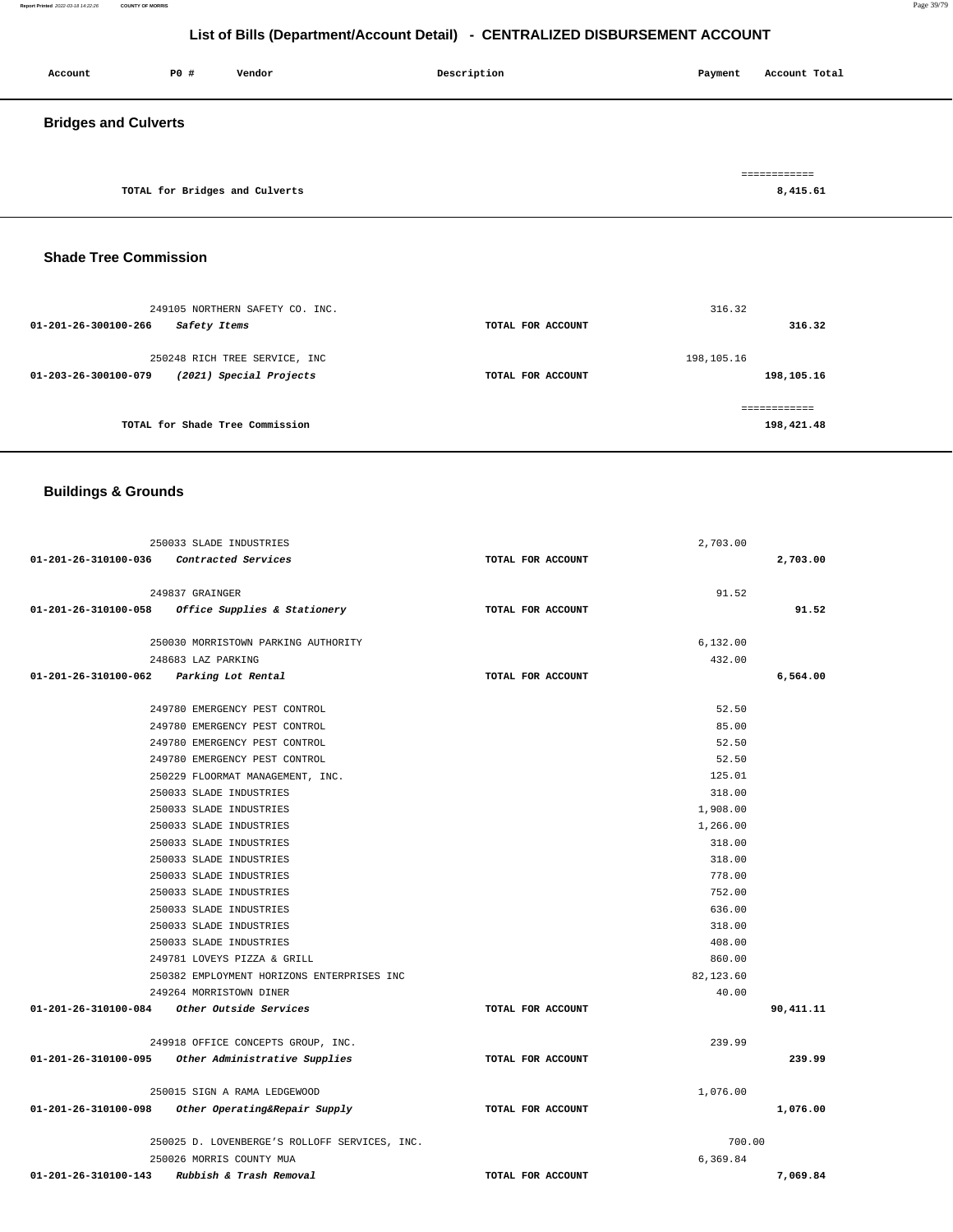# List of Bills (Department/Account Detail) - CENTRALIZED DISBURSEMENT ACCOUNT

| Account | PO # | Vendor | Description | Payment | Account Total |
|---|---|---|---|---|---|

## Bridges and Culverts

| | | |
|---|---|---|
| TOTAL for Bridges and Culverts | | 8,415.61 |

## Shade Tree Commission

| Account | PO # / Vendor | Description | Payment | Account Total |
|---|---|---|---|---|
| | 249105 NORTHERN SAFETY CO. INC. | | 316.32 | |
| 01-201-26-300100-266 | *Safety Items* | TOTAL FOR ACCOUNT | | 316.32 |
| | 250248 RICH TREE SERVICE, INC | | 198,105.16 | |
| 01-203-26-300100-079 | *(2021) Special Projects* | TOTAL FOR ACCOUNT | | 198,105.16 |
| | TOTAL for Shade Tree Commission | | | 198,421.48 |

## Buildings & Grounds

| Account | PO # / Vendor | Description | Payment | Account Total |
|---|---|---|---|---|
| | 250033 SLADE INDUSTRIES | | 2,703.00 | |
| 01-201-26-310100-036 | *Contracted Services* | TOTAL FOR ACCOUNT | | 2,703.00 |
| | 249837 GRAINGER | | 91.52 | |
| 01-201-26-310100-058 | *Office Supplies & Stationery* | TOTAL FOR ACCOUNT | | 91.52 |
| | 250030 MORRISTOWN PARKING AUTHORITY | | 6,132.00 | |
| | 248683 LAZ PARKING | | 432.00 | |
| 01-201-26-310100-062 | *Parking Lot Rental* | TOTAL FOR ACCOUNT | | 6,564.00 |
| | 249780 EMERGENCY PEST CONTROL | | 52.50 | |
| | 249780 EMERGENCY PEST CONTROL | | 85.00 | |
| | 249780 EMERGENCY PEST CONTROL | | 52.50 | |
| | 249780 EMERGENCY PEST CONTROL | | 52.50 | |
| | 250229 FLOORMAT MANAGEMENT, INC. | | 125.01 | |
| | 250033 SLADE INDUSTRIES | | 318.00 | |
| | 250033 SLADE INDUSTRIES | | 1,908.00 | |
| | 250033 SLADE INDUSTRIES | | 1,266.00 | |
| | 250033 SLADE INDUSTRIES | | 318.00 | |
| | 250033 SLADE INDUSTRIES | | 318.00 | |
| | 250033 SLADE INDUSTRIES | | 778.00 | |
| | 250033 SLADE INDUSTRIES | | 752.00 | |
| | 250033 SLADE INDUSTRIES | | 636.00 | |
| | 250033 SLADE INDUSTRIES | | 318.00 | |
| | 250033 SLADE INDUSTRIES | | 408.00 | |
| | 249781 LOVEYS PIZZA & GRILL | | 860.00 | |
| | 250382 EMPLOYMENT HORIZONS ENTERPRISES INC | | 82,123.60 | |
| | 249264 MORRISTOWN DINER | | 40.00 | |
| 01-201-26-310100-084 | *Other Outside Services* | TOTAL FOR ACCOUNT | | 90,411.11 |
| | 249918 OFFICE CONCEPTS GROUP, INC. | | 239.99 | |
| 01-201-26-310100-095 | *Other Administrative Supplies* | TOTAL FOR ACCOUNT | | 239.99 |
| | 250015 SIGN A RAMA LEDGEWOOD | | 1,076.00 | |
| 01-201-26-310100-098 | *Other Operating&Repair Supply* | TOTAL FOR ACCOUNT | | 1,076.00 |
| | 250025 D. LOVENBERGE'S ROLLOFF SERVICES, INC. | | 700.00 | |
| | 250026 MORRIS COUNTY MUA | | 6,369.84 | |
| 01-201-26-310100-143 | *Rubbish & Trash Removal* | TOTAL FOR ACCOUNT | | 7,069.84 |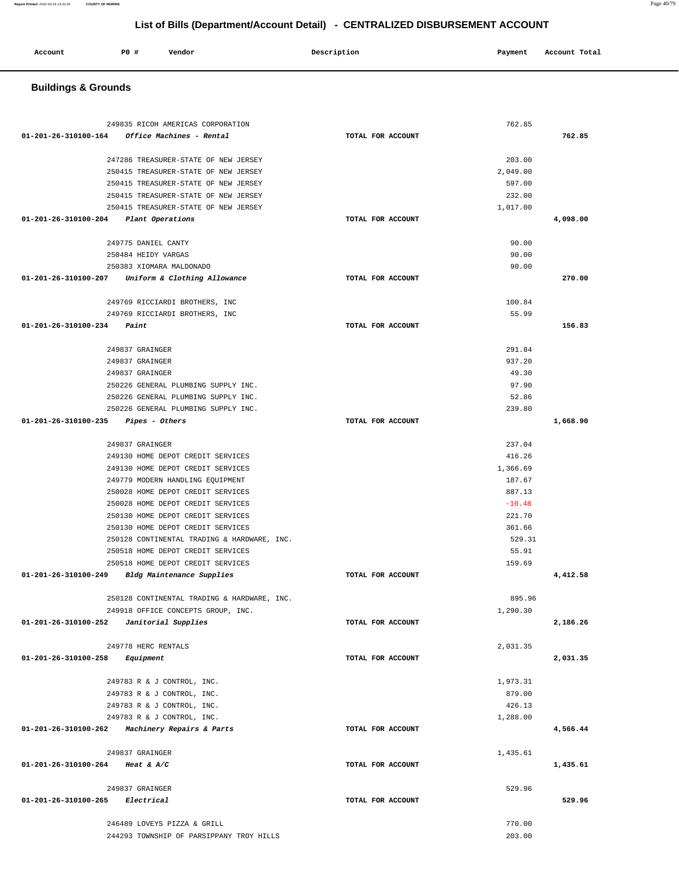## List of Bills (Department/Account Detail) - CENTRALIZED DISBURSEMENT ACCOUNT

| Account | PO # | Vendor | Description | Payment | Account Total |
|---|---|---|---|---|---|

### Buildings & Grounds

| Account | PO # Vendor | Description | Payment | Account Total |
|---|---|---|---|---|
| | 249835 RICOH AMERICAS CORPORATION | | 762.85 | |
| 01-201-26-310100-164 *Office Machines - Rental* | | TOTAL FOR ACCOUNT | | 762.85 |
| | 247286 TREASURER-STATE OF NEW JERSEY | | 203.00 | |
| | 250415 TREASURER-STATE OF NEW JERSEY | | 2,049.00 | |
| | 250415 TREASURER-STATE OF NEW JERSEY | | 597.00 | |
| | 250415 TREASURER-STATE OF NEW JERSEY | | 232.00 | |
| | 250415 TREASURER-STATE OF NEW JERSEY | | 1,017.00 | |
| 01-201-26-310100-204 *Plant Operations* | | TOTAL FOR ACCOUNT | | 4,098.00 |
| | 249775 DANIEL CANTY | | 90.00 | |
| | 250484 HEIDY VARGAS | | 90.00 | |
| | 250383 XIOMARA MALDONADO | | 90.00 | |
| 01-201-26-310100-207 *Uniform & Clothing Allowance* | | TOTAL FOR ACCOUNT | | 270.00 |
| | 249769 RICCIARDI BROTHERS, INC | | 100.84 | |
| | 249769 RICCIARDI BROTHERS, INC | | 55.99 | |
| 01-201-26-310100-234 *Paint* | | TOTAL FOR ACCOUNT | | 156.83 |
| | 249837 GRAINGER | | 291.84 | |
| | 249837 GRAINGER | | 937.20 | |
| | 249837 GRAINGER | | 49.30 | |
| | 250226 GENERAL PLUMBING SUPPLY INC. | | 97.90 | |
| | 250226 GENERAL PLUMBING SUPPLY INC. | | 52.86 | |
| | 250226 GENERAL PLUMBING SUPPLY INC. | | 239.80 | |
| 01-201-26-310100-235 *Pipes - Others* | | TOTAL FOR ACCOUNT | | 1,668.90 |
| | 249837 GRAINGER | | 237.04 | |
| | 249130 HOME DEPOT CREDIT SERVICES | | 416.26 | |
| | 249130 HOME DEPOT CREDIT SERVICES | | 1,366.69 | |
| | 249779 MODERN HANDLING EQUIPMENT | | 187.67 | |
| | 250028 HOME DEPOT CREDIT SERVICES | | 887.13 | |
| | 250028 HOME DEPOT CREDIT SERVICES | | -10.48 | |
| | 250130 HOME DEPOT CREDIT SERVICES | | 221.70 | |
| | 250130 HOME DEPOT CREDIT SERVICES | | 361.66 | |
| | 250128 CONTINENTAL TRADING & HARDWARE, INC. | | 529.31 | |
| | 250518 HOME DEPOT CREDIT SERVICES | | 55.91 | |
| | 250518 HOME DEPOT CREDIT SERVICES | | 159.69 | |
| 01-201-26-310100-249 *Bldg Maintenance Supplies* | | TOTAL FOR ACCOUNT | | 4,412.58 |
| | 250128 CONTINENTAL TRADING & HARDWARE, INC. | | 895.96 | |
| | 249918 OFFICE CONCEPTS GROUP, INC. | | 1,290.30 | |
| 01-201-26-310100-252 *Janitorial Supplies* | | TOTAL FOR ACCOUNT | | 2,186.26 |
| | 249778 HERC RENTALS | | 2,031.35 | |
| 01-201-26-310100-258 *Equipment* | | TOTAL FOR ACCOUNT | | 2,031.35 |
| | 249783 R & J CONTROL, INC. | | 1,973.31 | |
| | 249783 R & J CONTROL, INC. | | 879.00 | |
| | 249783 R & J CONTROL, INC. | | 426.13 | |
| | 249783 R & J CONTROL, INC. | | 1,288.00 | |
| 01-201-26-310100-262 *Machinery Repairs & Parts* | | TOTAL FOR ACCOUNT | | 4,566.44 |
| | 249837 GRAINGER | | 1,435.61 | |
| 01-201-26-310100-264 *Heat & A/C* | | TOTAL FOR ACCOUNT | | 1,435.61 |
| | 249837 GRAINGER | | 529.96 | |
| 01-201-26-310100-265 *Electrical* | | TOTAL FOR ACCOUNT | | 529.96 |
| | 246489 LOVEYS PIZZA & GRILL | | 770.00 | |
| | 244293 TOWNSHIP OF PARSIPPANY TROY HILLS | | 203.00 | |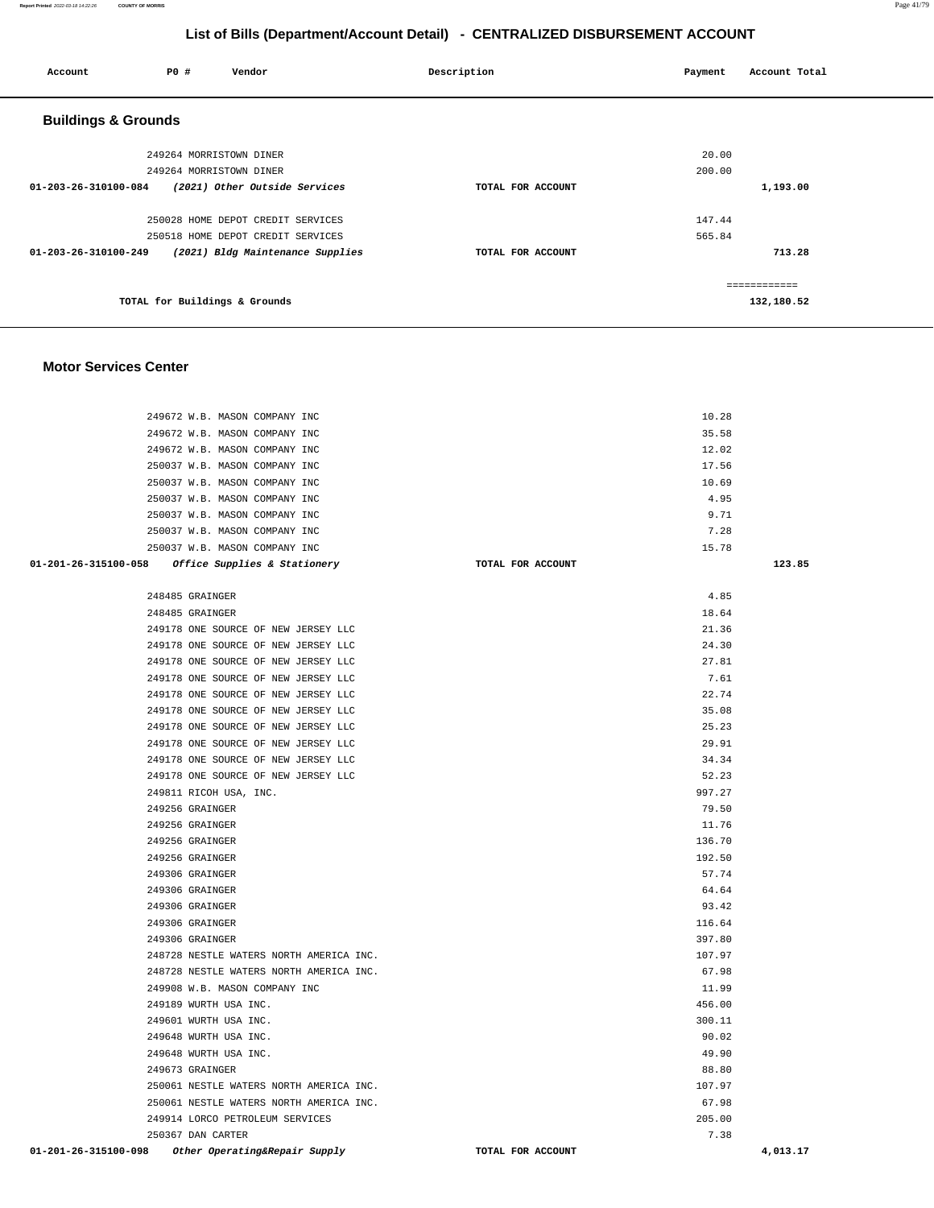## List of Bills (Department/Account Detail) - CENTRALIZED DISBURSEMENT ACCOUNT

| Account | PO # | Vendor | Description | Payment | Account Total |
|---|---|---|---|---|---|

### Buildings & Grounds

| Account | PO # | Vendor | Description | Payment | Account Total |
|---|---|---|---|---|---|
| | 249264 | MORRISTOWN DINER | | 20.00 | |
| | 249264 | MORRISTOWN DINER | | 200.00 | |
| 01-203-26-310100-084 | | *(2021) Other Outside Services* | TOTAL FOR ACCOUNT | | 1,193.00 |
| | 250028 | HOME DEPOT CREDIT SERVICES | | 147.44 | |
| | 250518 | HOME DEPOT CREDIT SERVICES | | 565.84 | |
| 01-203-26-310100-249 | | *(2021) Bldg Maintenance Supplies* | TOTAL FOR ACCOUNT | | 713.28 |
| | | | | | ============ |
| | | TOTAL for Buildings & Grounds | | | 132,180.52 |

### Motor Services Center

| Account | PO # | Vendor | Description | Payment | Account Total |
|---|---|---|---|---|---|
| | 249672 | W.B. MASON COMPANY INC | | 10.28 | |
| | 249672 | W.B. MASON COMPANY INC | | 35.58 | |
| | 249672 | W.B. MASON COMPANY INC | | 12.02 | |
| | 250037 | W.B. MASON COMPANY INC | | 17.56 | |
| | 250037 | W.B. MASON COMPANY INC | | 10.69 | |
| | 250037 | W.B. MASON COMPANY INC | | 4.95 | |
| | 250037 | W.B. MASON COMPANY INC | | 9.71 | |
| | 250037 | W.B. MASON COMPANY INC | | 7.28 | |
| | 250037 | W.B. MASON COMPANY INC | | 15.78 | |
| 01-201-26-315100-058 | | *Office Supplies & Stationery* | TOTAL FOR ACCOUNT | | 123.85 |
| | 248485 | GRAINGER | | 4.85 | |
| | 248485 | GRAINGER | | 18.64 | |
| | 249178 | ONE SOURCE OF NEW JERSEY LLC | | 21.36 | |
| | 249178 | ONE SOURCE OF NEW JERSEY LLC | | 24.30 | |
| | 249178 | ONE SOURCE OF NEW JERSEY LLC | | 27.81 | |
| | 249178 | ONE SOURCE OF NEW JERSEY LLC | | 7.61 | |
| | 249178 | ONE SOURCE OF NEW JERSEY LLC | | 22.74 | |
| | 249178 | ONE SOURCE OF NEW JERSEY LLC | | 35.08 | |
| | 249178 | ONE SOURCE OF NEW JERSEY LLC | | 25.23 | |
| | 249178 | ONE SOURCE OF NEW JERSEY LLC | | 29.91 | |
| | 249178 | ONE SOURCE OF NEW JERSEY LLC | | 34.34 | |
| | 249178 | ONE SOURCE OF NEW JERSEY LLC | | 52.23 | |
| | 249811 | RICOH USA, INC. | | 997.27 | |
| | 249256 | GRAINGER | | 79.50 | |
| | 249256 | GRAINGER | | 11.76 | |
| | 249256 | GRAINGER | | 136.70 | |
| | 249256 | GRAINGER | | 192.50 | |
| | 249306 | GRAINGER | | 57.74 | |
| | 249306 | GRAINGER | | 64.64 | |
| | 249306 | GRAINGER | | 93.42 | |
| | 249306 | GRAINGER | | 116.64 | |
| | 249306 | GRAINGER | | 397.80 | |
| | 248728 | NESTLE WATERS NORTH AMERICA INC. | | 107.97 | |
| | 248728 | NESTLE WATERS NORTH AMERICA INC. | | 67.98 | |
| | 249908 | W.B. MASON COMPANY INC | | 11.99 | |
| | 249189 | WURTH USA INC. | | 456.00 | |
| | 249601 | WURTH USA INC. | | 300.11 | |
| | 249648 | WURTH USA INC. | | 90.02 | |
| | 249648 | WURTH USA INC. | | 49.90 | |
| | 249673 | GRAINGER | | 88.80 | |
| | 250061 | NESTLE WATERS NORTH AMERICA INC. | | 107.97 | |
| | 250061 | NESTLE WATERS NORTH AMERICA INC. | | 67.98 | |
| | 249914 | LORCO PETROLEUM SERVICES | | 205.00 | |
| | 250367 | DAN CARTER | | 7.38 | |
| 01-201-26-315100-098 | | *Other Operating&Repair Supply* | TOTAL FOR ACCOUNT | | 4,013.17 |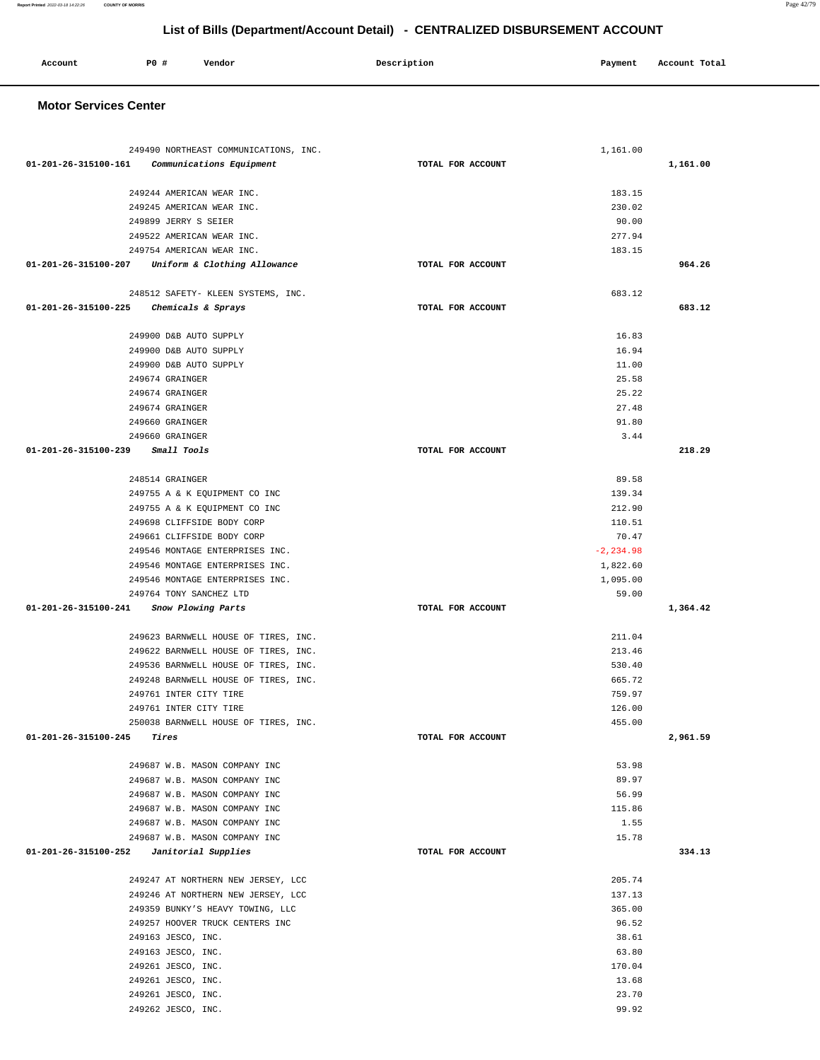## List of Bills (Department/Account Detail) - CENTRALIZED DISBURSEMENT ACCOUNT

| Account | PO # | Vendor | Description | Payment | Account Total |
|---|---|---|---|---|---|

### Motor Services Center

| Account | PO # | Vendor | Description | Payment | Account Total |
|---|---|---|---|---|---|
| | 249490 | NORTHEAST COMMUNICATIONS, INC. | | 1,161.00 | |
| 01-201-26-315100-161 | | *Communications Equipment* | TOTAL FOR ACCOUNT | | 1,161.00 |
| | 249244 | AMERICAN WEAR INC. | | 183.15 | |
| | 249245 | AMERICAN WEAR INC. | | 230.02 | |
| | 249899 | JERRY S SEIER | | 90.00 | |
| | 249522 | AMERICAN WEAR INC. | | 277.94 | |
| | 249754 | AMERICAN WEAR INC. | | 183.15 | |
| 01-201-26-315100-207 | | *Uniform & Clothing Allowance* | TOTAL FOR ACCOUNT | | 964.26 |
| | 248512 | SAFETY- KLEEN SYSTEMS, INC. | | 683.12 | |
| 01-201-26-315100-225 | | *Chemicals & Sprays* | TOTAL FOR ACCOUNT | | 683.12 |
| | 249900 | D&B AUTO SUPPLY | | 16.83 | |
| | 249900 | D&B AUTO SUPPLY | | 16.94 | |
| | 249900 | D&B AUTO SUPPLY | | 11.00 | |
| | 249674 | GRAINGER | | 25.58 | |
| | 249674 | GRAINGER | | 25.22 | |
| | 249674 | GRAINGER | | 27.48 | |
| | 249660 | GRAINGER | | 91.80 | |
| | 249660 | GRAINGER | | 3.44 | |
| 01-201-26-315100-239 | | *Small Tools* | TOTAL FOR ACCOUNT | | 218.29 |
| | 248514 | GRAINGER | | 89.58 | |
| | 249755 | A & K EQUIPMENT CO INC | | 139.34 | |
| | 249755 | A & K EQUIPMENT CO INC | | 212.90 | |
| | 249698 | CLIFFSIDE BODY CORP | | 110.51 | |
| | 249661 | CLIFFSIDE BODY CORP | | 70.47 | |
| | 249546 | MONTAGE ENTERPRISES INC. | | -2,234.98 | |
| | 249546 | MONTAGE ENTERPRISES INC. | | 1,822.60 | |
| | 249546 | MONTAGE ENTERPRISES INC. | | 1,095.00 | |
| | 249764 | TONY SANCHEZ LTD | | 59.00 | |
| 01-201-26-315100-241 | | *Snow Plowing Parts* | TOTAL FOR ACCOUNT | | 1,364.42 |
| | 249623 | BARNWELL HOUSE OF TIRES, INC. | | 211.04 | |
| | 249622 | BARNWELL HOUSE OF TIRES, INC. | | 213.46 | |
| | 249536 | BARNWELL HOUSE OF TIRES, INC. | | 530.40 | |
| | 249248 | BARNWELL HOUSE OF TIRES, INC. | | 665.72 | |
| | 249761 | INTER CITY TIRE | | 759.97 | |
| | 249761 | INTER CITY TIRE | | 126.00 | |
| | 250038 | BARNWELL HOUSE OF TIRES, INC. | | 455.00 | |
| 01-201-26-315100-245 | | *Tires* | TOTAL FOR ACCOUNT | | 2,961.59 |
| | 249687 | W.B. MASON COMPANY INC | | 53.98 | |
| | 249687 | W.B. MASON COMPANY INC | | 89.97 | |
| | 249687 | W.B. MASON COMPANY INC | | 56.99 | |
| | 249687 | W.B. MASON COMPANY INC | | 115.86 | |
| | 249687 | W.B. MASON COMPANY INC | | 1.55 | |
| | 249687 | W.B. MASON COMPANY INC | | 15.78 | |
| 01-201-26-315100-252 | | *Janitorial Supplies* | TOTAL FOR ACCOUNT | | 334.13 |
| | 249247 | AT NORTHERN NEW JERSEY, LCC | | 205.74 | |
| | 249246 | AT NORTHERN NEW JERSEY, LCC | | 137.13 | |
| | 249359 | BUNKY'S HEAVY TOWING, LLC | | 365.00 | |
| | 249257 | HOOVER TRUCK CENTERS INC | | 96.52 | |
| | 249163 | JESCO, INC. | | 38.61 | |
| | 249163 | JESCO, INC. | | 63.80 | |
| | 249261 | JESCO, INC. | | 170.04 | |
| | 249261 | JESCO, INC. | | 13.68 | |
| | 249261 | JESCO, INC. | | 23.70 | |
| | 249262 | JESCO, INC. | | 99.92 | |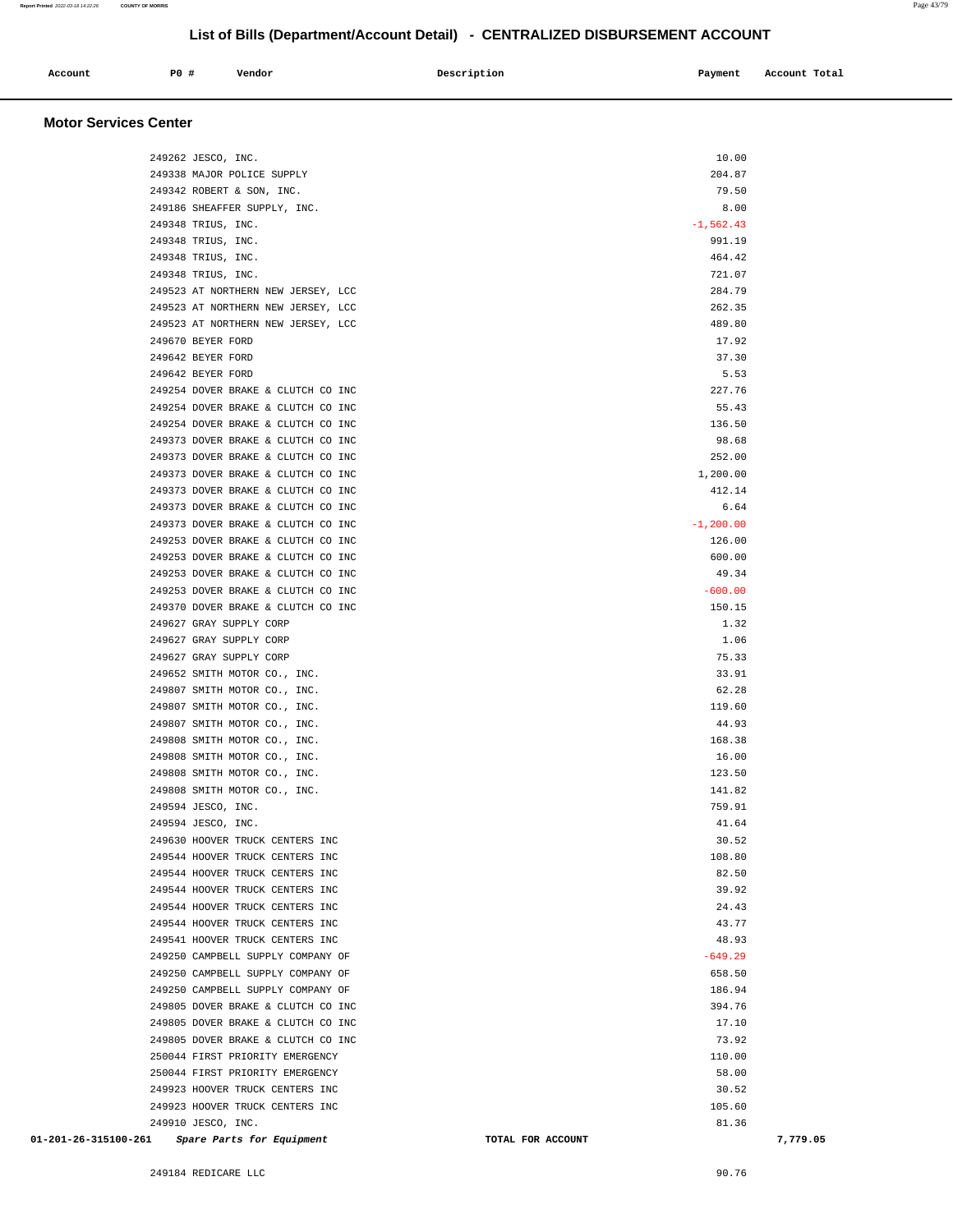## List of Bills (Department/Account Detail) - CENTRALIZED DISBURSEMENT ACCOUNT

| Account | PO # | Vendor | Description | Payment | Account Total |
|---|---|---|---|---|---|

### Motor Services Center

| Account | PO # | Vendor | Description | Payment | Account Total |
|---|---|---|---|---|---|
| | 249262 | JESCO, INC. | | 10.00 | |
| | 249338 | MAJOR POLICE SUPPLY | | 204.87 | |
| | 249342 | ROBERT & SON, INC. | | 79.50 | |
| | 249186 | SHEAFFER SUPPLY, INC. | | 8.00 | |
| | 249348 | TRIUS, INC. | | -1,562.43 | |
| | 249348 | TRIUS, INC. | | 991.19 | |
| | 249348 | TRIUS, INC. | | 464.42 | |
| | 249348 | TRIUS, INC. | | 721.07 | |
| | 249523 | AT NORTHERN NEW JERSEY, LCC | | 284.79 | |
| | 249523 | AT NORTHERN NEW JERSEY, LCC | | 262.35 | |
| | 249523 | AT NORTHERN NEW JERSEY, LCC | | 489.80 | |
| | 249670 | BEYER FORD | | 17.92 | |
| | 249642 | BEYER FORD | | 37.30 | |
| | 249642 | BEYER FORD | | 5.53 | |
| | 249254 | DOVER BRAKE & CLUTCH CO INC | | 227.76 | |
| | 249254 | DOVER BRAKE & CLUTCH CO INC | | 55.43 | |
| | 249254 | DOVER BRAKE & CLUTCH CO INC | | 136.50 | |
| | 249373 | DOVER BRAKE & CLUTCH CO INC | | 98.68 | |
| | 249373 | DOVER BRAKE & CLUTCH CO INC | | 252.00 | |
| | 249373 | DOVER BRAKE & CLUTCH CO INC | | 1,200.00 | |
| | 249373 | DOVER BRAKE & CLUTCH CO INC | | 412.14 | |
| | 249373 | DOVER BRAKE & CLUTCH CO INC | | 6.64 | |
| | 249373 | DOVER BRAKE & CLUTCH CO INC | | -1,200.00 | |
| | 249253 | DOVER BRAKE & CLUTCH CO INC | | 126.00 | |
| | 249253 | DOVER BRAKE & CLUTCH CO INC | | 600.00 | |
| | 249253 | DOVER BRAKE & CLUTCH CO INC | | 49.34 | |
| | 249253 | DOVER BRAKE & CLUTCH CO INC | | -600.00 | |
| | 249370 | DOVER BRAKE & CLUTCH CO INC | | 150.15 | |
| | 249627 | GRAY SUPPLY CORP | | 1.32 | |
| | 249627 | GRAY SUPPLY CORP | | 1.06 | |
| | 249627 | GRAY SUPPLY CORP | | 75.33 | |
| | 249652 | SMITH MOTOR CO., INC. | | 33.91 | |
| | 249807 | SMITH MOTOR CO., INC. | | 62.28 | |
| | 249807 | SMITH MOTOR CO., INC. | | 119.60 | |
| | 249807 | SMITH MOTOR CO., INC. | | 44.93 | |
| | 249808 | SMITH MOTOR CO., INC. | | 168.38 | |
| | 249808 | SMITH MOTOR CO., INC. | | 16.00 | |
| | 249808 | SMITH MOTOR CO., INC. | | 123.50 | |
| | 249808 | SMITH MOTOR CO., INC. | | 141.82 | |
| | 249594 | JESCO, INC. | | 759.91 | |
| | 249594 | JESCO, INC. | | 41.64 | |
| | 249630 | HOOVER TRUCK CENTERS INC | | 30.52 | |
| | 249544 | HOOVER TRUCK CENTERS INC | | 108.80 | |
| | 249544 | HOOVER TRUCK CENTERS INC | | 82.50 | |
| | 249544 | HOOVER TRUCK CENTERS INC | | 39.92 | |
| | 249544 | HOOVER TRUCK CENTERS INC | | 24.43 | |
| | 249544 | HOOVER TRUCK CENTERS INC | | 43.77 | |
| | 249541 | HOOVER TRUCK CENTERS INC | | 48.93 | |
| | 249250 | CAMPBELL SUPPLY COMPANY OF | | -649.29 | |
| | 249250 | CAMPBELL SUPPLY COMPANY OF | | 658.50 | |
| | 249250 | CAMPBELL SUPPLY COMPANY OF | | 186.94 | |
| | 249805 | DOVER BRAKE & CLUTCH CO INC | | 394.76 | |
| | 249805 | DOVER BRAKE & CLUTCH CO INC | | 17.10 | |
| | 249805 | DOVER BRAKE & CLUTCH CO INC | | 73.92 | |
| | 250044 | FIRST PRIORITY EMERGENCY | | 110.00 | |
| | 250044 | FIRST PRIORITY EMERGENCY | | 58.00 | |
| | 249923 | HOOVER TRUCK CENTERS INC | | 30.52 | |
| | 249923 | HOOVER TRUCK CENTERS INC | | 105.60 | |
| | 249910 | JESCO, INC. | | 81.36 | |
| 01-201-26-315100-261 | | *Spare Parts for Equipment* | **TOTAL FOR ACCOUNT** | | 7,779.05 |
| | 249184 | REDICARE LLC | | 90.76 | |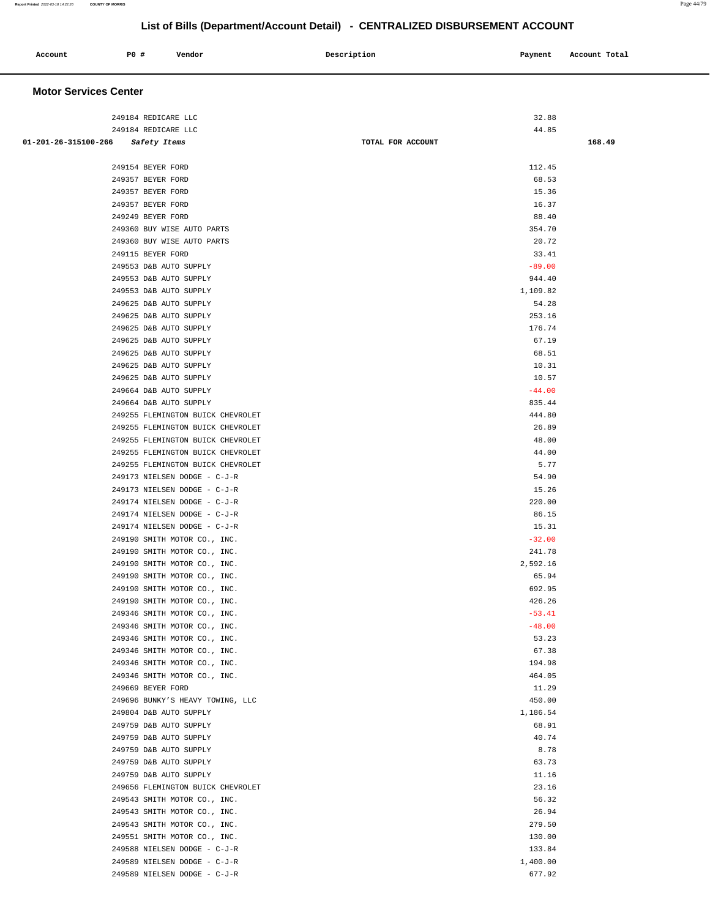## List of Bills (Department/Account Detail) - CENTRALIZED DISBURSEMENT ACCOUNT

| Account | PO # | Vendor | Description | Payment | Account Total |
|---|---|---|---|---|---|

### Motor Services Center

| Account | PO # | Vendor | Description | Payment | Account Total |
|---|---|---|---|---|---|
| | 249184 | REDICARE LLC | | 32.88 | |
| | 249184 | REDICARE LLC | | 44.85 | |
| 01-201-26-315100-266 | | *Safety Items* | TOTAL FOR ACCOUNT | | 168.49 |
| | 249154 | BEYER FORD | | 112.45 | |
| | 249357 | BEYER FORD | | 68.53 | |
| | 249357 | BEYER FORD | | 15.36 | |
| | 249357 | BEYER FORD | | 16.37 | |
| | 249249 | BEYER FORD | | 88.40 | |
| | 249360 | BUY WISE AUTO PARTS | | 354.70 | |
| | 249360 | BUY WISE AUTO PARTS | | 20.72 | |
| | 249115 | BEYER FORD | | 33.41 | |
| | 249553 | D&B AUTO SUPPLY | | -89.00 | |
| | 249553 | D&B AUTO SUPPLY | | 944.40 | |
| | 249553 | D&B AUTO SUPPLY | | 1,109.82 | |
| | 249625 | D&B AUTO SUPPLY | | 54.28 | |
| | 249625 | D&B AUTO SUPPLY | | 253.16 | |
| | 249625 | D&B AUTO SUPPLY | | 176.74 | |
| | 249625 | D&B AUTO SUPPLY | | 67.19 | |
| | 249625 | D&B AUTO SUPPLY | | 68.51 | |
| | 249625 | D&B AUTO SUPPLY | | 10.31 | |
| | 249625 | D&B AUTO SUPPLY | | 10.57 | |
| | 249664 | D&B AUTO SUPPLY | | -44.00 | |
| | 249664 | D&B AUTO SUPPLY | | 835.44 | |
| | 249255 | FLEMINGTON BUICK CHEVROLET | | 444.80 | |
| | 249255 | FLEMINGTON BUICK CHEVROLET | | 26.89 | |
| | 249255 | FLEMINGTON BUICK CHEVROLET | | 48.00 | |
| | 249255 | FLEMINGTON BUICK CHEVROLET | | 44.00 | |
| | 249255 | FLEMINGTON BUICK CHEVROLET | | 5.77 | |
| | 249173 | NIELSEN DODGE - C-J-R | | 54.90 | |
| | 249173 | NIELSEN DODGE - C-J-R | | 15.26 | |
| | 249174 | NIELSEN DODGE - C-J-R | | 220.00 | |
| | 249174 | NIELSEN DODGE - C-J-R | | 86.15 | |
| | 249174 | NIELSEN DODGE - C-J-R | | 15.31 | |
| | 249190 | SMITH MOTOR CO., INC. | | -32.00 | |
| | 249190 | SMITH MOTOR CO., INC. | | 241.78 | |
| | 249190 | SMITH MOTOR CO., INC. | | 2,592.16 | |
| | 249190 | SMITH MOTOR CO., INC. | | 65.94 | |
| | 249190 | SMITH MOTOR CO., INC. | | 692.95 | |
| | 249190 | SMITH MOTOR CO., INC. | | 426.26 | |
| | 249346 | SMITH MOTOR CO., INC. | | -53.41 | |
| | 249346 | SMITH MOTOR CO., INC. | | -48.00 | |
| | 249346 | SMITH MOTOR CO., INC. | | 53.23 | |
| | 249346 | SMITH MOTOR CO., INC. | | 67.38 | |
| | 249346 | SMITH MOTOR CO., INC. | | 194.98 | |
| | 249346 | SMITH MOTOR CO., INC. | | 464.05 | |
| | 249669 | BEYER FORD | | 11.29 | |
| | 249696 | BUNKY'S HEAVY TOWING, LLC | | 450.00 | |
| | 249804 | D&B AUTO SUPPLY | | 1,186.54 | |
| | 249759 | D&B AUTO SUPPLY | | 68.91 | |
| | 249759 | D&B AUTO SUPPLY | | 40.74 | |
| | 249759 | D&B AUTO SUPPLY | | 8.78 | |
| | 249759 | D&B AUTO SUPPLY | | 63.73 | |
| | 249759 | D&B AUTO SUPPLY | | 11.16 | |
| | 249656 | FLEMINGTON BUICK CHEVROLET | | 23.16 | |
| | 249543 | SMITH MOTOR CO., INC. | | 56.32 | |
| | 249543 | SMITH MOTOR CO., INC. | | 26.94 | |
| | 249543 | SMITH MOTOR CO., INC. | | 279.50 | |
| | 249551 | SMITH MOTOR CO., INC. | | 130.00 | |
| | 249588 | NIELSEN DODGE - C-J-R | | 133.84 | |
| | 249589 | NIELSEN DODGE - C-J-R | | 1,400.00 | |
| | 249589 | NIELSEN DODGE - C-J-R | | 677.92 | |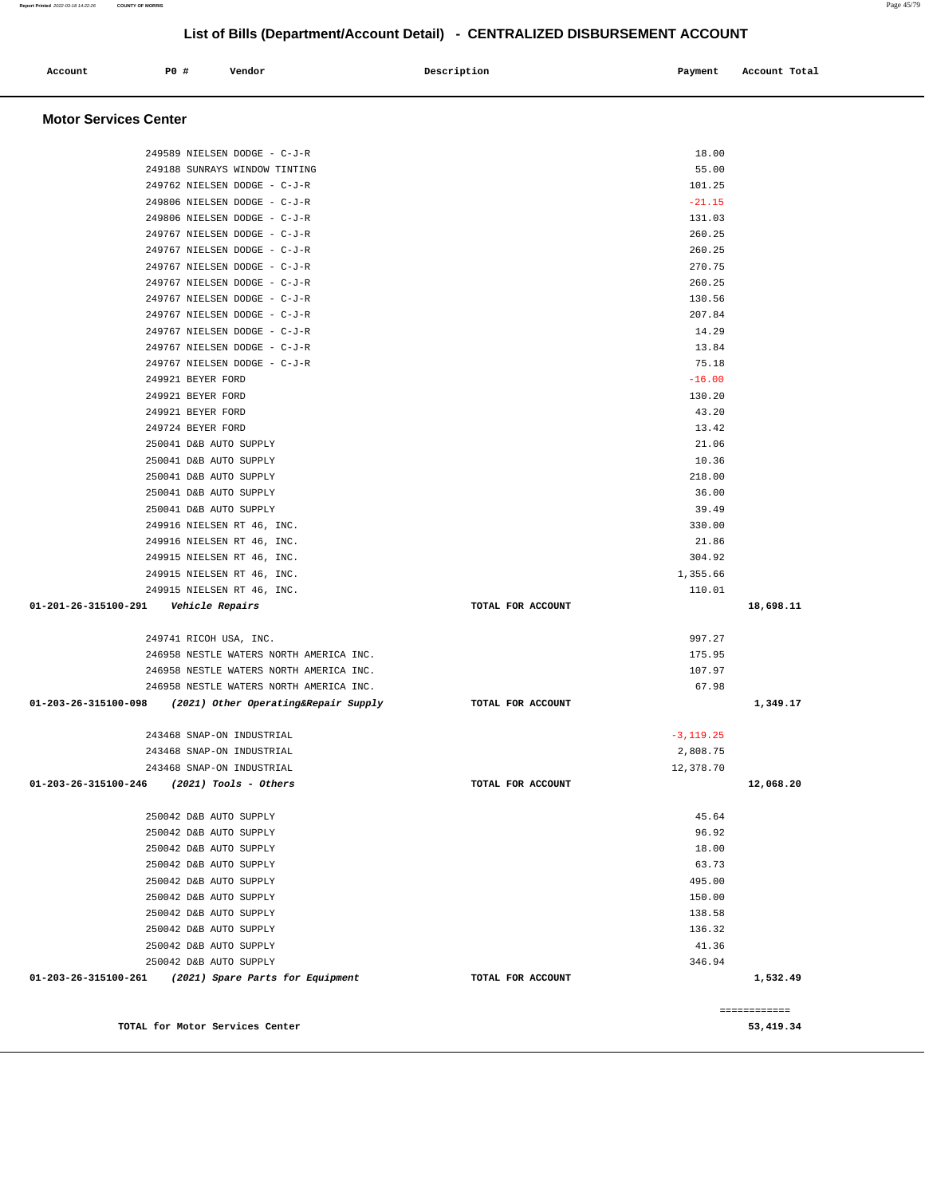## List of Bills (Department/Account Detail) - CENTRALIZED DISBURSEMENT ACCOUNT

| Account | PO # | Vendor | Description | Payment | Account Total |
|---|---|---|---|---|---|

### Motor Services Center

| Account | PO # | Vendor | Description | Payment | Account Total |
|---|---|---|---|---|---|
| | 249589 | NIELSEN DODGE - C-J-R | | 18.00 | |
| | 249188 | SUNRAYS WINDOW TINTING | | 55.00 | |
| | 249762 | NIELSEN DODGE - C-J-R | | 101.25 | |
| | 249806 | NIELSEN DODGE - C-J-R | | -21.15 | |
| | 249806 | NIELSEN DODGE - C-J-R | | 131.03 | |
| | 249767 | NIELSEN DODGE - C-J-R | | 260.25 | |
| | 249767 | NIELSEN DODGE - C-J-R | | 260.25 | |
| | 249767 | NIELSEN DODGE - C-J-R | | 270.75 | |
| | 249767 | NIELSEN DODGE - C-J-R | | 260.25 | |
| | 249767 | NIELSEN DODGE - C-J-R | | 130.56 | |
| | 249767 | NIELSEN DODGE - C-J-R | | 207.84 | |
| | 249767 | NIELSEN DODGE - C-J-R | | 14.29 | |
| | 249767 | NIELSEN DODGE - C-J-R | | 13.84 | |
| | 249767 | NIELSEN DODGE - C-J-R | | 75.18 | |
| | 249921 | BEYER FORD | | -16.00 | |
| | 249921 | BEYER FORD | | 130.20 | |
| | 249921 | BEYER FORD | | 43.20 | |
| | 249724 | BEYER FORD | | 13.42 | |
| | 250041 | D&B AUTO SUPPLY | | 21.06 | |
| | 250041 | D&B AUTO SUPPLY | | 10.36 | |
| | 250041 | D&B AUTO SUPPLY | | 218.00 | |
| | 250041 | D&B AUTO SUPPLY | | 36.00 | |
| | 250041 | D&B AUTO SUPPLY | | 39.49 | |
| | 249916 | NIELSEN RT 46, INC. | | 330.00 | |
| | 249916 | NIELSEN RT 46, INC. | | 21.86 | |
| | 249915 | NIELSEN RT 46, INC. | | 304.92 | |
| | 249915 | NIELSEN RT 46, INC. | | 1,355.66 | |
| | 249915 | NIELSEN RT 46, INC. | | 110.01 | |
| **01-201-26-315100-291** | ***Vehicle Repairs*** | | **TOTAL FOR ACCOUNT** | | **18,698.11** |
| | 249741 | RICOH USA, INC. | | 997.27 | |
| | 246958 | NESTLE WATERS NORTH AMERICA INC. | | 175.95 | |
| | 246958 | NESTLE WATERS NORTH AMERICA INC. | | 107.97 | |
| | 246958 | NESTLE WATERS NORTH AMERICA INC. | | 67.98 | |
| **01-203-26-315100-098** | ***(2021) Other Operating&Repair Supply*** | | **TOTAL FOR ACCOUNT** | | **1,349.17** |
| | 243468 | SNAP-ON INDUSTRIAL | | -3,119.25 | |
| | 243468 | SNAP-ON INDUSTRIAL | | 2,808.75 | |
| | 243468 | SNAP-ON INDUSTRIAL | | 12,378.70 | |
| **01-203-26-315100-246** | ***(2021) Tools - Others*** | | **TOTAL FOR ACCOUNT** | | **12,068.20** |
| | 250042 | D&B AUTO SUPPLY | | 45.64 | |
| | 250042 | D&B AUTO SUPPLY | | 96.92 | |
| | 250042 | D&B AUTO SUPPLY | | 18.00 | |
| | 250042 | D&B AUTO SUPPLY | | 63.73 | |
| | 250042 | D&B AUTO SUPPLY | | 495.00 | |
| | 250042 | D&B AUTO SUPPLY | | 150.00 | |
| | 250042 | D&B AUTO SUPPLY | | 138.58 | |
| | 250042 | D&B AUTO SUPPLY | | 136.32 | |
| | 250042 | D&B AUTO SUPPLY | | 41.36 | |
| | 250042 | D&B AUTO SUPPLY | | 346.94 | |
| **01-203-26-315100-261** | ***(2021) Spare Parts for Equipment*** | | **TOTAL FOR ACCOUNT** | | **1,532.49** |

============

**TOTAL for Motor Services Center** **53,419.34**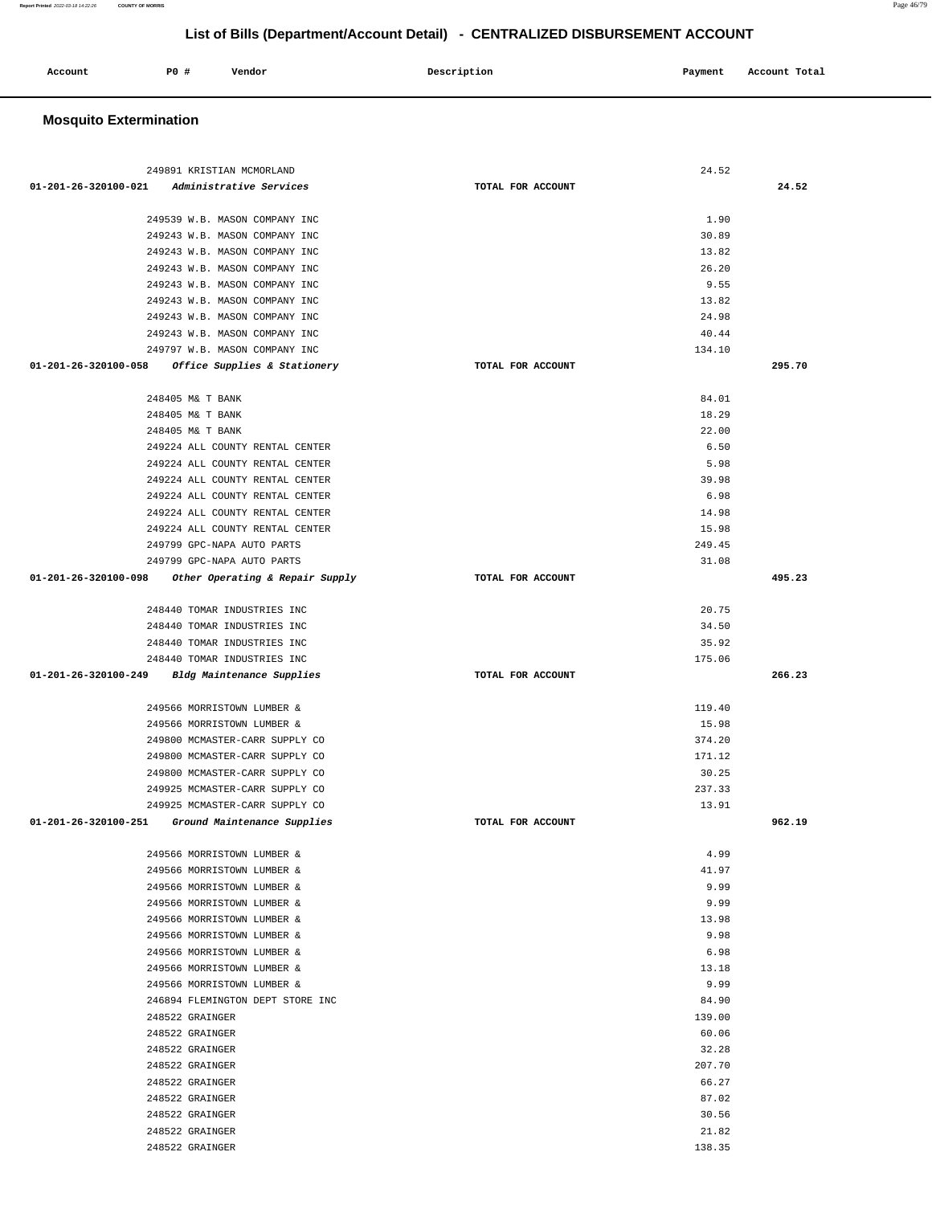# List of Bills (Department/Account Detail) - CENTRALIZED DISBURSEMENT ACCOUNT

| Account | PO # | Vendor | Description | Payment | Account Total |
|---|---|---|---|---|---|

## Mosquito Extermination

| Account | PO # | Vendor | Description | Payment | Account Total |
|---|---|---|---|---|---|
| | 249891 | KRISTIAN MCMORLAND | | 24.52 | |
| 01-201-26-320100-021 | | *Administrative Services* | TOTAL FOR ACCOUNT | | 24.52 |
| | 249539 | W.B. MASON COMPANY INC | | 1.90 | |
| | 249243 | W.B. MASON COMPANY INC | | 30.89 | |
| | 249243 | W.B. MASON COMPANY INC | | 13.82 | |
| | 249243 | W.B. MASON COMPANY INC | | 26.20 | |
| | 249243 | W.B. MASON COMPANY INC | | 9.55 | |
| | 249243 | W.B. MASON COMPANY INC | | 13.82 | |
| | 249243 | W.B. MASON COMPANY INC | | 24.98 | |
| | 249243 | W.B. MASON COMPANY INC | | 40.44 | |
| | 249797 | W.B. MASON COMPANY INC | | 134.10 | |
| 01-201-26-320100-058 | | *Office Supplies & Stationery* | TOTAL FOR ACCOUNT | | 295.70 |
| | 248405 | M& T BANK | | 84.01 | |
| | 248405 | M& T BANK | | 18.29 | |
| | 248405 | M& T BANK | | 22.00 | |
| | 249224 | ALL COUNTY RENTAL CENTER | | 6.50 | |
| | 249224 | ALL COUNTY RENTAL CENTER | | 5.98 | |
| | 249224 | ALL COUNTY RENTAL CENTER | | 39.98 | |
| | 249224 | ALL COUNTY RENTAL CENTER | | 6.98 | |
| | 249224 | ALL COUNTY RENTAL CENTER | | 14.98 | |
| | 249224 | ALL COUNTY RENTAL CENTER | | 15.98 | |
| | 249799 | GPC-NAPA AUTO PARTS | | 249.45 | |
| | 249799 | GPC-NAPA AUTO PARTS | | 31.08 | |
| 01-201-26-320100-098 | | *Other Operating & Repair Supply* | TOTAL FOR ACCOUNT | | 495.23 |
| | 248440 | TOMAR INDUSTRIES INC | | 20.75 | |
| | 248440 | TOMAR INDUSTRIES INC | | 34.50 | |
| | 248440 | TOMAR INDUSTRIES INC | | 35.92 | |
| | 248440 | TOMAR INDUSTRIES INC | | 175.06 | |
| 01-201-26-320100-249 | | *Bldg Maintenance Supplies* | TOTAL FOR ACCOUNT | | 266.23 |
| | 249566 | MORRISTOWN LUMBER & | | 119.40 | |
| | 249566 | MORRISTOWN LUMBER & | | 15.98 | |
| | 249800 | MCMASTER-CARR SUPPLY CO | | 374.20 | |
| | 249800 | MCMASTER-CARR SUPPLY CO | | 171.12 | |
| | 249800 | MCMASTER-CARR SUPPLY CO | | 30.25 | |
| | 249925 | MCMASTER-CARR SUPPLY CO | | 237.33 | |
| | 249925 | MCMASTER-CARR SUPPLY CO | | 13.91 | |
| 01-201-26-320100-251 | | *Ground Maintenance Supplies* | TOTAL FOR ACCOUNT | | 962.19 |
| | 249566 | MORRISTOWN LUMBER & | | 4.99 | |
| | 249566 | MORRISTOWN LUMBER & | | 41.97 | |
| | 249566 | MORRISTOWN LUMBER & | | 9.99 | |
| | 249566 | MORRISTOWN LUMBER & | | 9.99 | |
| | 249566 | MORRISTOWN LUMBER & | | 13.98 | |
| | 249566 | MORRISTOWN LUMBER & | | 9.98 | |
| | 249566 | MORRISTOWN LUMBER & | | 6.98 | |
| | 249566 | MORRISTOWN LUMBER & | | 13.18 | |
| | 249566 | MORRISTOWN LUMBER & | | 9.99 | |
| | 246894 | FLEMINGTON DEPT STORE INC | | 84.90 | |
| | 248522 | GRAINGER | | 139.00 | |
| | 248522 | GRAINGER | | 60.06 | |
| | 248522 | GRAINGER | | 32.28 | |
| | 248522 | GRAINGER | | 207.70 | |
| | 248522 | GRAINGER | | 66.27 | |
| | 248522 | GRAINGER | | 87.02 | |
| | 248522 | GRAINGER | | 30.56 | |
| | 248522 | GRAINGER | | 21.82 | |
| | 248522 | GRAINGER | | 138.35 | |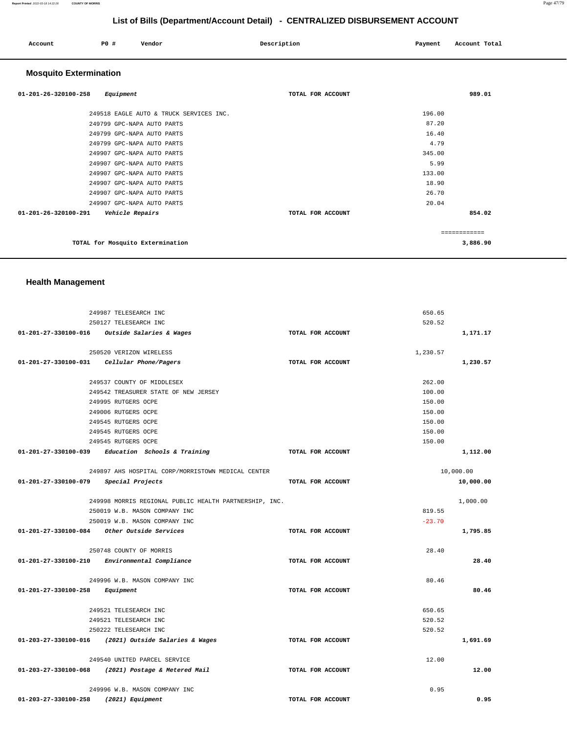## List of Bills (Department/Account Detail) - CENTRALIZED DISBURSEMENT ACCOUNT

| Account | PO # | Vendor | Description | Payment | Account Total |
|---|---|---|---|---|---|

### Mosquito Extermination

| Account | PO # | Vendor | Description | Payment | Account Total |
|---|---|---|---|---|---|
| 01-201-26-320100-258 *Equipment* | | | TOTAL FOR ACCOUNT | | 989.01 |
| | 249518 | EAGLE AUTO & TRUCK SERVICES INC. | | 196.00 | |
| | 249799 | GPC-NAPA AUTO PARTS | | 87.20 | |
| | 249799 | GPC-NAPA AUTO PARTS | | 16.40 | |
| | 249799 | GPC-NAPA AUTO PARTS | | 4.79 | |
| | 249907 | GPC-NAPA AUTO PARTS | | 345.00 | |
| | 249907 | GPC-NAPA AUTO PARTS | | 5.99 | |
| | 249907 | GPC-NAPA AUTO PARTS | | 133.00 | |
| | 249907 | GPC-NAPA AUTO PARTS | | 18.90 | |
| | 249907 | GPC-NAPA AUTO PARTS | | 26.70 | |
| | 249907 | GPC-NAPA AUTO PARTS | | 20.04 | |
| 01-201-26-320100-291 *Vehicle Repairs* | | | TOTAL FOR ACCOUNT | | 854.02 |
| | | | | | ============ |
| TOTAL for Mosquito Extermination | | | | | 3,886.90 |

### Health Management

| Account | PO # | Vendor | Description | Payment | Account Total |
|---|---|---|---|---|---|
| | 249987 | TELESEARCH INC | | 650.65 | |
| | 250127 | TELESEARCH INC | | 520.52 | |
| 01-201-27-330100-016 *Outside Salaries & Wages* | | | TOTAL FOR ACCOUNT | | 1,171.17 |
| | 250520 | VERIZON WIRELESS | | 1,230.57 | |
| 01-201-27-330100-031 *Cellular Phone/Pagers* | | | TOTAL FOR ACCOUNT | | 1,230.57 |
| | 249537 | COUNTY OF MIDDLESEX | | 262.00 | |
| | 249542 | TREASURER STATE OF NEW JERSEY | | 100.00 | |
| | 249995 | RUTGERS OCPE | | 150.00 | |
| | 249006 | RUTGERS OCPE | | 150.00 | |
| | 249545 | RUTGERS OCPE | | 150.00 | |
| | 249545 | RUTGERS OCPE | | 150.00 | |
| | 249545 | RUTGERS OCPE | | 150.00 | |
| 01-201-27-330100-039 *Education Schools & Training* | | | TOTAL FOR ACCOUNT | | 1,112.00 |
| | 249897 | AHS HOSPITAL CORP/MORRISTOWN MEDICAL CENTER | | 10,000.00 | |
| 01-201-27-330100-079 *Special Projects* | | | TOTAL FOR ACCOUNT | | 10,000.00 |
| | 249998 | MORRIS REGIONAL PUBLIC HEALTH PARTNERSHIP, INC. | | 1,000.00 | |
| | 250019 | W.B. MASON COMPANY INC | | 819.55 | |
| | 250019 | W.B. MASON COMPANY INC | | -23.70 | |
| 01-201-27-330100-084 *Other Outside Services* | | | TOTAL FOR ACCOUNT | | 1,795.85 |
| | 250748 | COUNTY OF MORRIS | | 28.40 | |
| 01-201-27-330100-210 *Environmental Compliance* | | | TOTAL FOR ACCOUNT | | 28.40 |
| | 249996 | W.B. MASON COMPANY INC | | 80.46 | |
| 01-201-27-330100-258 *Equipment* | | | TOTAL FOR ACCOUNT | | 80.46 |
| | 249521 | TELESEARCH INC | | 650.65 | |
| | 249521 | TELESEARCH INC | | 520.52 | |
| | 250222 | TELESEARCH INC | | 520.52 | |
| 01-203-27-330100-016 *(2021) Outside Salaries & Wages* | | | TOTAL FOR ACCOUNT | | 1,691.69 |
| | 249540 | UNITED PARCEL SERVICE | | 12.00 | |
| 01-203-27-330100-068 *(2021) Postage & Metered Mail* | | | TOTAL FOR ACCOUNT | | 12.00 |
| | 249996 | W.B. MASON COMPANY INC | | 0.95 | |
| 01-203-27-330100-258 *(2021) Equipment* | | | TOTAL FOR ACCOUNT | | 0.95 |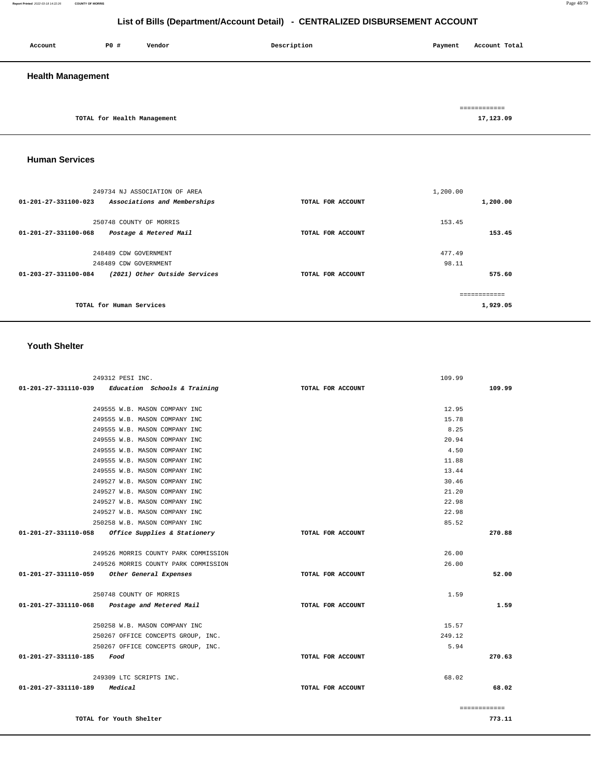# List of Bills (Department/Account Detail) - CENTRALIZED DISBURSEMENT ACCOUNT

| Account | PO # | Vendor | Description | Payment | Account Total |
|---|---|---|---|---|---|

## Health Management

| | | |
|---|---|---|
| TOTAL for Health Management | | 17,123.09 |

## Human Services

| Account | PO # Vendor | Description | Payment | Account Total |
|---|---|---|---|---|
| | 249734 NJ ASSOCIATION OF AREA | | 1,200.00 | |
| 01-201-27-331100-023 | *Associations and Memberships* | TOTAL FOR ACCOUNT | | 1,200.00 |
| | 250748 COUNTY OF MORRIS | | 153.45 | |
| 01-201-27-331100-068 | *Postage & Metered Mail* | TOTAL FOR ACCOUNT | | 153.45 |
| | 248489 CDW GOVERNMENT | | 477.49 | |
| | 248489 CDW GOVERNMENT | | 98.11 | |
| 01-203-27-331100-084 | *(2021) Other Outside Services* | TOTAL FOR ACCOUNT | | 575.60 |
| | TOTAL for Human Services | | | 1,929.05 |

## Youth Shelter

| Account | PO # Vendor | Description | Payment | Account Total |
|---|---|---|---|---|
| | 249312 PESI INC. | | 109.99 | |
| 01-201-27-331110-039 | *Education Schools & Training* | TOTAL FOR ACCOUNT | | 109.99 |
| | 249555 W.B. MASON COMPANY INC | | 12.95 | |
| | 249555 W.B. MASON COMPANY INC | | 15.78 | |
| | 249555 W.B. MASON COMPANY INC | | 8.25 | |
| | 249555 W.B. MASON COMPANY INC | | 20.94 | |
| | 249555 W.B. MASON COMPANY INC | | 4.50 | |
| | 249555 W.B. MASON COMPANY INC | | 11.88 | |
| | 249555 W.B. MASON COMPANY INC | | 13.44 | |
| | 249527 W.B. MASON COMPANY INC | | 30.46 | |
| | 249527 W.B. MASON COMPANY INC | | 21.20 | |
| | 249527 W.B. MASON COMPANY INC | | 22.98 | |
| | 249527 W.B. MASON COMPANY INC | | 22.98 | |
| | 250258 W.B. MASON COMPANY INC | | 85.52 | |
| 01-201-27-331110-058 | *Office Supplies & Stationery* | TOTAL FOR ACCOUNT | | 270.88 |
| | 249526 MORRIS COUNTY PARK COMMISSION | | 26.00 | |
| | 249526 MORRIS COUNTY PARK COMMISSION | | 26.00 | |
| 01-201-27-331110-059 | *Other General Expenses* | TOTAL FOR ACCOUNT | | 52.00 |
| | 250748 COUNTY OF MORRIS | | 1.59 | |
| 01-201-27-331110-068 | *Postage and Metered Mail* | TOTAL FOR ACCOUNT | | 1.59 |
| | 250258 W.B. MASON COMPANY INC | | 15.57 | |
| | 250267 OFFICE CONCEPTS GROUP, INC. | | 249.12 | |
| | 250267 OFFICE CONCEPTS GROUP, INC. | | 5.94 | |
| 01-201-27-331110-185 | *Food* | TOTAL FOR ACCOUNT | | 270.63 |
| | 249309 LTC SCRIPTS INC. | | 68.02 | |
| 01-201-27-331110-189 | *Medical* | TOTAL FOR ACCOUNT | | 68.02 |
| | TOTAL for Youth Shelter | | | 773.11 |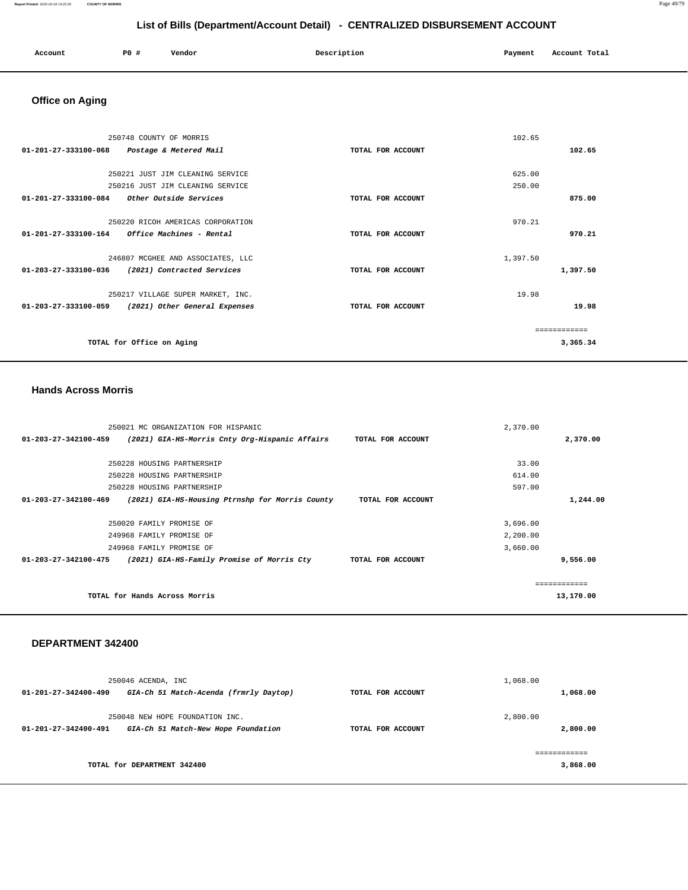## List of Bills (Department/Account Detail) - CENTRALIZED DISBURSEMENT ACCOUNT

| Account | PO # | Vendor | Description | Payment | Account Total |
|---|---|---|---|---|---|

### Office on Aging

| Account | PO # | Vendor | Description | Payment | Account Total |
|---|---|---|---|---|---|
| | 250748 | COUNTY OF MORRIS | | 102.65 | |
| 01-201-27-333100-068 | | *Postage & Metered Mail* | TOTAL FOR ACCOUNT | | 102.65 |
| | 250221 | JUST JIM CLEANING SERVICE | | 625.00 | |
| | 250216 | JUST JIM CLEANING SERVICE | | 250.00 | |
| 01-201-27-333100-084 | | *Other Outside Services* | TOTAL FOR ACCOUNT | | 875.00 |
| | 250220 | RICOH AMERICAS CORPORATION | | 970.21 | |
| 01-201-27-333100-164 | | *Office Machines - Rental* | TOTAL FOR ACCOUNT | | 970.21 |
| | 246807 | MCGHEE AND ASSOCIATES, LLC | | 1,397.50 | |
| 01-203-27-333100-036 | | *(2021) Contracted Services* | TOTAL FOR ACCOUNT | | 1,397.50 |
| | 250217 | VILLAGE SUPER MARKET, INC. | | 19.98 | |
| 01-203-27-333100-059 | | *(2021) Other General Expenses* | TOTAL FOR ACCOUNT | | 19.98 |
| | | | | | ============ |
| | | TOTAL for Office on Aging | | | 3,365.34 |

### Hands Across Morris

| Account | PO # | Vendor | Description | Payment | Account Total |
|---|---|---|---|---|---|
| | 250021 | MC ORGANIZATION FOR HISPANIC | | 2,370.00 | |
| 01-203-27-342100-459 | | *(2021) GIA-HS-Morris Cnty Org-Hispanic Affairs* | TOTAL FOR ACCOUNT | | 2,370.00 |
| | 250228 | HOUSING PARTNERSHIP | | 33.00 | |
| | 250228 | HOUSING PARTNERSHIP | | 614.00 | |
| | 250228 | HOUSING PARTNERSHIP | | 597.00 | |
| 01-203-27-342100-469 | | *(2021) GIA-HS-Housing Ptrnshp for Morris County* | TOTAL FOR ACCOUNT | | 1,244.00 |
| | 250020 | FAMILY PROMISE OF | | 3,696.00 | |
| | 249968 | FAMILY PROMISE OF | | 2,200.00 | |
| | 249968 | FAMILY PROMISE OF | | 3,660.00 | |
| 01-203-27-342100-475 | | *(2021) GIA-HS-Family Promise of Morris Cty* | TOTAL FOR ACCOUNT | | 9,556.00 |
| | | | | | ============ |
| | | TOTAL for Hands Across Morris | | | 13,170.00 |

### DEPARTMENT 342400

| Account | PO # | Vendor | Description | Payment | Account Total |
|---|---|---|---|---|---|
| | 250046 | ACENDA, INC | | 1,068.00 | |
| 01-201-27-342400-490 | | *GIA-Ch 51 Match-Acenda (frmrly Daytop)* | TOTAL FOR ACCOUNT | | 1,068.00 |
| | 250048 | NEW HOPE FOUNDATION INC. | | 2,800.00 | |
| 01-201-27-342400-491 | | *GIA-Ch 51 Match-New Hope Foundation* | TOTAL FOR ACCOUNT | | 2,800.00 |
| | | | | | ============ |
| | | TOTAL for DEPARTMENT 342400 | | | 3,868.00 |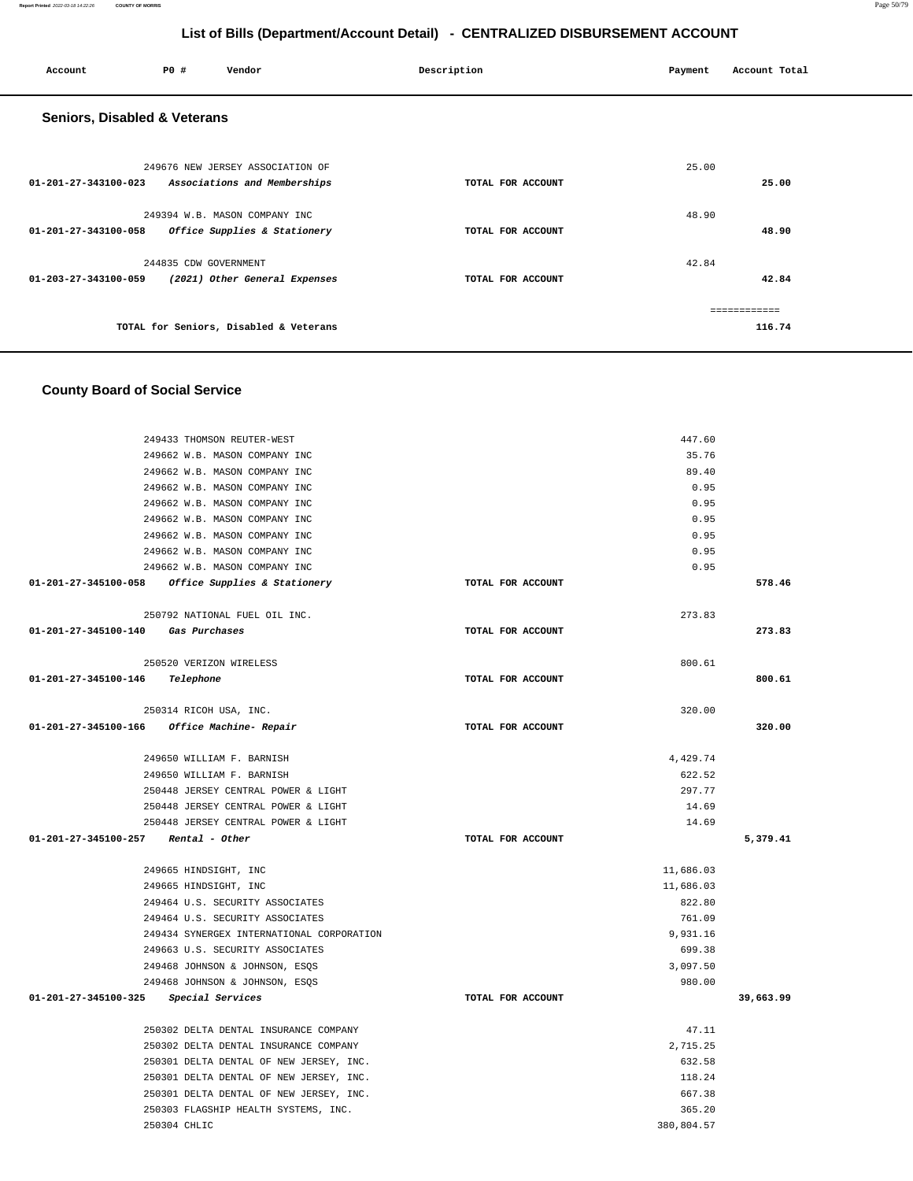## List of Bills (Department/Account Detail) - CENTRALIZED DISBURSEMENT ACCOUNT

| Account | PO # | Vendor | Description | Payment | Account Total |
|---|---|---|---|---|---|

### Seniors, Disabled & Veterans

| Account | PO # | Vendor | Description | Payment | Account Total |
|---|---|---|---|---|---|
| | 249676 | NEW JERSEY ASSOCIATION OF | | 25.00 | |
| 01-201-27-343100-023 | | *Associations and Memberships* | TOTAL FOR ACCOUNT | | 25.00 |
| | 249394 | W.B. MASON COMPANY INC | | 48.90 | |
| 01-201-27-343100-058 | | *Office Supplies & Stationery* | TOTAL FOR ACCOUNT | | 48.90 |
| | 244835 | CDW GOVERNMENT | | 42.84 | |
| 01-203-27-343100-059 | | *(2021) Other General Expenses* | TOTAL FOR ACCOUNT | | 42.84 |
| | | | | | ============ |
| | | TOTAL for Seniors, Disabled & Veterans | | | 116.74 |

### County Board of Social Service

| Account | PO # | Vendor | Description | Payment | Account Total |
|---|---|---|---|---|---|
| | 249433 | THOMSON REUTER-WEST | | 447.60 | |
| | 249662 | W.B. MASON COMPANY INC | | 35.76 | |
| | 249662 | W.B. MASON COMPANY INC | | 89.40 | |
| | 249662 | W.B. MASON COMPANY INC | | 0.95 | |
| | 249662 | W.B. MASON COMPANY INC | | 0.95 | |
| | 249662 | W.B. MASON COMPANY INC | | 0.95 | |
| | 249662 | W.B. MASON COMPANY INC | | 0.95 | |
| | 249662 | W.B. MASON COMPANY INC | | 0.95 | |
| | 249662 | W.B. MASON COMPANY INC | | 0.95 | |
| 01-201-27-345100-058 | | *Office Supplies & Stationery* | TOTAL FOR ACCOUNT | | 578.46 |
| | 250792 | NATIONAL FUEL OIL INC. | | 273.83 | |
| 01-201-27-345100-140 | | *Gas Purchases* | TOTAL FOR ACCOUNT | | 273.83 |
| | 250520 | VERIZON WIRELESS | | 800.61 | |
| 01-201-27-345100-146 | | *Telephone* | TOTAL FOR ACCOUNT | | 800.61 |
| | 250314 | RICOH USA, INC. | | 320.00 | |
| 01-201-27-345100-166 | | *Office Machine- Repair* | TOTAL FOR ACCOUNT | | 320.00 |
| | 249650 | WILLIAM F. BARNISH | | 4,429.74 | |
| | 249650 | WILLIAM F. BARNISH | | 622.52 | |
| | 250448 | JERSEY CENTRAL POWER & LIGHT | | 297.77 | |
| | 250448 | JERSEY CENTRAL POWER & LIGHT | | 14.69 | |
| | 250448 | JERSEY CENTRAL POWER & LIGHT | | 14.69 | |
| 01-201-27-345100-257 | | *Rental - Other* | TOTAL FOR ACCOUNT | | 5,379.41 |
| | 249665 | HINDSIGHT, INC | | 11,686.03 | |
| | 249665 | HINDSIGHT, INC | | 11,686.03 | |
| | 249464 | U.S. SECURITY ASSOCIATES | | 822.80 | |
| | 249464 | U.S. SECURITY ASSOCIATES | | 761.09 | |
| | 249434 | SYNERGEX INTERNATIONAL CORPORATION | | 9,931.16 | |
| | 249663 | U.S. SECURITY ASSOCIATES | | 699.38 | |
| | 249468 | JOHNSON & JOHNSON, ESQS | | 3,097.50 | |
| | 249468 | JOHNSON & JOHNSON, ESQS | | 980.00 | |
| 01-201-27-345100-325 | | *Special Services* | TOTAL FOR ACCOUNT | | 39,663.99 |
| | 250302 | DELTA DENTAL INSURANCE COMPANY | | 47.11 | |
| | 250302 | DELTA DENTAL INSURANCE COMPANY | | 2,715.25 | |
| | 250301 | DELTA DENTAL OF NEW JERSEY, INC. | | 632.58 | |
| | 250301 | DELTA DENTAL OF NEW JERSEY, INC. | | 118.24 | |
| | 250301 | DELTA DENTAL OF NEW JERSEY, INC. | | 667.38 | |
| | 250303 | FLAGSHIP HEALTH SYSTEMS, INC. | | 365.20 | |
| | 250304 | CHLIC | | 380,804.57 | |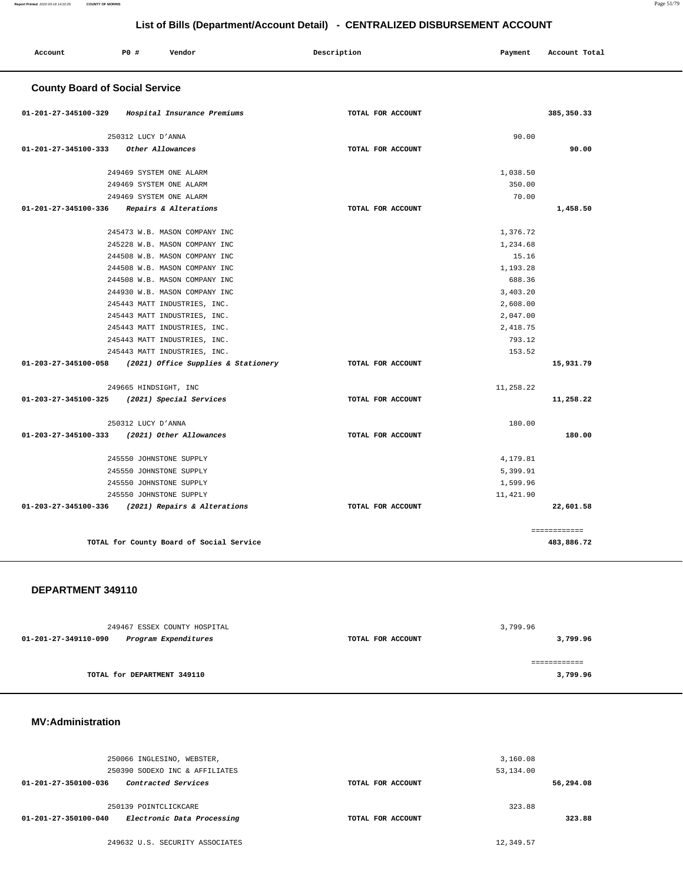## List of Bills (Department/Account Detail) - CENTRALIZED DISBURSEMENT ACCOUNT

| Account | PO # | Vendor | Description | Payment | Account Total |
|---|---|---|---|---|---|

### County Board of Social Service

| Account | PO # | Vendor | Description | Payment | Account Total |
|---|---|---|---|---|---|
| 01-201-27-345100-329 | | *Hospital Insurance Premiums* | TOTAL FOR ACCOUNT | | 385,350.33 |
| | 250312 | LUCY D'ANNA | | 90.00 | |
| 01-201-27-345100-333 | | *Other Allowances* | TOTAL FOR ACCOUNT | | 90.00 |
| | 249469 | SYSTEM ONE ALARM | | 1,038.50 | |
| | 249469 | SYSTEM ONE ALARM | | 350.00 | |
| | 249469 | SYSTEM ONE ALARM | | 70.00 | |
| 01-201-27-345100-336 | | *Repairs & Alterations* | TOTAL FOR ACCOUNT | | 1,458.50 |
| | 245473 | W.B. MASON COMPANY INC | | 1,376.72 | |
| | 245228 | W.B. MASON COMPANY INC | | 1,234.68 | |
| | 244508 | W.B. MASON COMPANY INC | | 15.16 | |
| | 244508 | W.B. MASON COMPANY INC | | 1,193.28 | |
| | 244508 | W.B. MASON COMPANY INC | | 688.36 | |
| | 244930 | W.B. MASON COMPANY INC | | 3,403.20 | |
| | 245443 | MATT INDUSTRIES, INC. | | 2,608.00 | |
| | 245443 | MATT INDUSTRIES, INC. | | 2,047.00 | |
| | 245443 | MATT INDUSTRIES, INC. | | 2,418.75 | |
| | 245443 | MATT INDUSTRIES, INC. | | 793.12 | |
| | 245443 | MATT INDUSTRIES, INC. | | 153.52 | |
| 01-203-27-345100-058 | | *(2021) Office Supplies & Stationery* | TOTAL FOR ACCOUNT | | 15,931.79 |
| | 249665 | HINDSIGHT, INC | | 11,258.22 | |
| 01-203-27-345100-325 | | *(2021) Special Services* | TOTAL FOR ACCOUNT | | 11,258.22 |
| | 250312 | LUCY D'ANNA | | 180.00 | |
| 01-203-27-345100-333 | | *(2021) Other Allowances* | TOTAL FOR ACCOUNT | | 180.00 |
| | 245550 | JOHNSTONE SUPPLY | | 4,179.81 | |
| | 245550 | JOHNSTONE SUPPLY | | 5,399.91 | |
| | 245550 | JOHNSTONE SUPPLY | | 1,599.96 | |
| | 245550 | JOHNSTONE SUPPLY | | 11,421.90 | |
| 01-203-27-345100-336 | | *(2021) Repairs & Alterations* | TOTAL FOR ACCOUNT | | 22,601.58 |
| | | TOTAL for County Board of Social Service | | | 483,886.72 |

### DEPARTMENT 349110

| Account | PO # | Vendor | Description | Payment | Account Total |
|---|---|---|---|---|---|
| | 249467 | ESSEX COUNTY HOSPITAL | | 3,799.96 | |
| 01-201-27-349110-090 | | *Program Expenditures* | TOTAL FOR ACCOUNT | | 3,799.96 |
| | | TOTAL for DEPARTMENT 349110 | | | 3,799.96 |

### MV:Administration

| Account | PO # | Vendor | Description | Payment | Account Total |
|---|---|---|---|---|---|
| | 250066 | INGLESINO, WEBSTER, | | 3,160.08 | |
| | 250390 | SODEXO INC & AFFILIATES | | 53,134.00 | |
| 01-201-27-350100-036 | | *Contracted Services* | TOTAL FOR ACCOUNT | | 56,294.08 |
| | 250139 | POINTCLICKCARE | | 323.88 | |
| 01-201-27-350100-040 | | *Electronic Data Processing* | TOTAL FOR ACCOUNT | | 323.88 |
| | 249632 | U.S. SECURITY ASSOCIATES | | 12,349.57 | |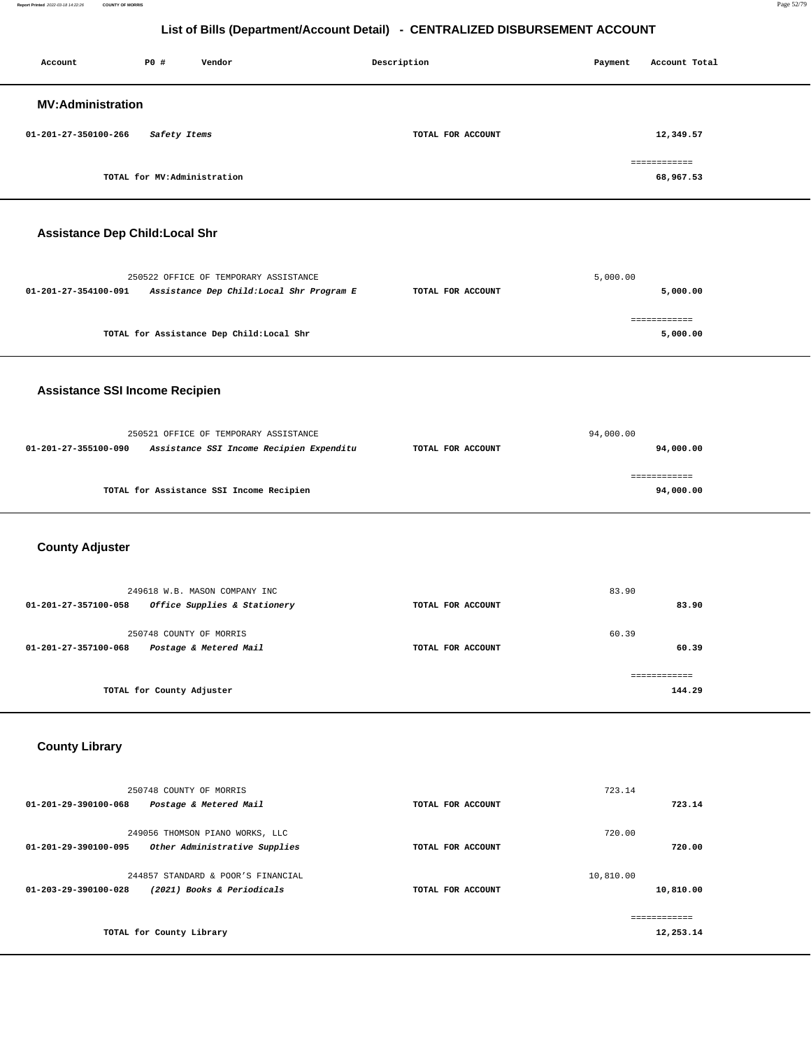# List of Bills (Department/Account Detail) - CENTRALIZED DISBURSEMENT ACCOUNT

| Account | PO # | Vendor | Description | Payment | Account Total |
|---|---|---|---|---|---|

## MV:Administration

| Account | PO # | Vendor | Description | Payment | Account Total |
|---|---|---|---|---|---|
| 01-201-27-350100-266 | | *Safety Items* | TOTAL FOR ACCOUNT | | 12,349.57 |
| | | TOTAL for MV:Administration | | | 68,967.53 |

## Assistance Dep Child:Local Shr

| Account | PO # | Vendor | Description | Payment | Account Total |
|---|---|---|---|---|---|
| | 250522 | OFFICE OF TEMPORARY ASSISTANCE | | 5,000.00 | |
| 01-201-27-354100-091 | | *Assistance Dep Child:Local Shr Program E* | TOTAL FOR ACCOUNT | | 5,000.00 |
| | | TOTAL for Assistance Dep Child:Local Shr | | | 5,000.00 |

## Assistance SSI Income Recipien

| Account | PO # | Vendor | Description | Payment | Account Total |
|---|---|---|---|---|---|
| | 250521 | OFFICE OF TEMPORARY ASSISTANCE | | 94,000.00 | |
| 01-201-27-355100-090 | | *Assistance SSI Income Recipien Expenditu* | TOTAL FOR ACCOUNT | | 94,000.00 |
| | | TOTAL for Assistance SSI Income Recipien | | | 94,000.00 |

## County Adjuster

| Account | PO # | Vendor | Description | Payment | Account Total |
|---|---|---|---|---|---|
| | 249618 | W.B. MASON COMPANY INC | | 83.90 | |
| 01-201-27-357100-058 | | *Office Supplies & Stationery* | TOTAL FOR ACCOUNT | | 83.90 |
| | 250748 | COUNTY OF MORRIS | | 60.39 | |
| 01-201-27-357100-068 | | *Postage & Metered Mail* | TOTAL FOR ACCOUNT | | 60.39 |
| | | TOTAL for County Adjuster | | | 144.29 |

## County Library

| Account | PO # | Vendor | Description | Payment | Account Total |
|---|---|---|---|---|---|
| | 250748 | COUNTY OF MORRIS | | 723.14 | |
| 01-201-29-390100-068 | | *Postage & Metered Mail* | TOTAL FOR ACCOUNT | | 723.14 |
| | 249056 | THOMSON PIANO WORKS, LLC | | 720.00 | |
| 01-201-29-390100-095 | | *Other Administrative Supplies* | TOTAL FOR ACCOUNT | | 720.00 |
| | 244857 | STANDARD & POOR'S FINANCIAL | | 10,810.00 | |
| 01-203-29-390100-028 | | *(2021) Books & Periodicals* | TOTAL FOR ACCOUNT | | 10,810.00 |
| | | TOTAL for County Library | | | 12,253.14 |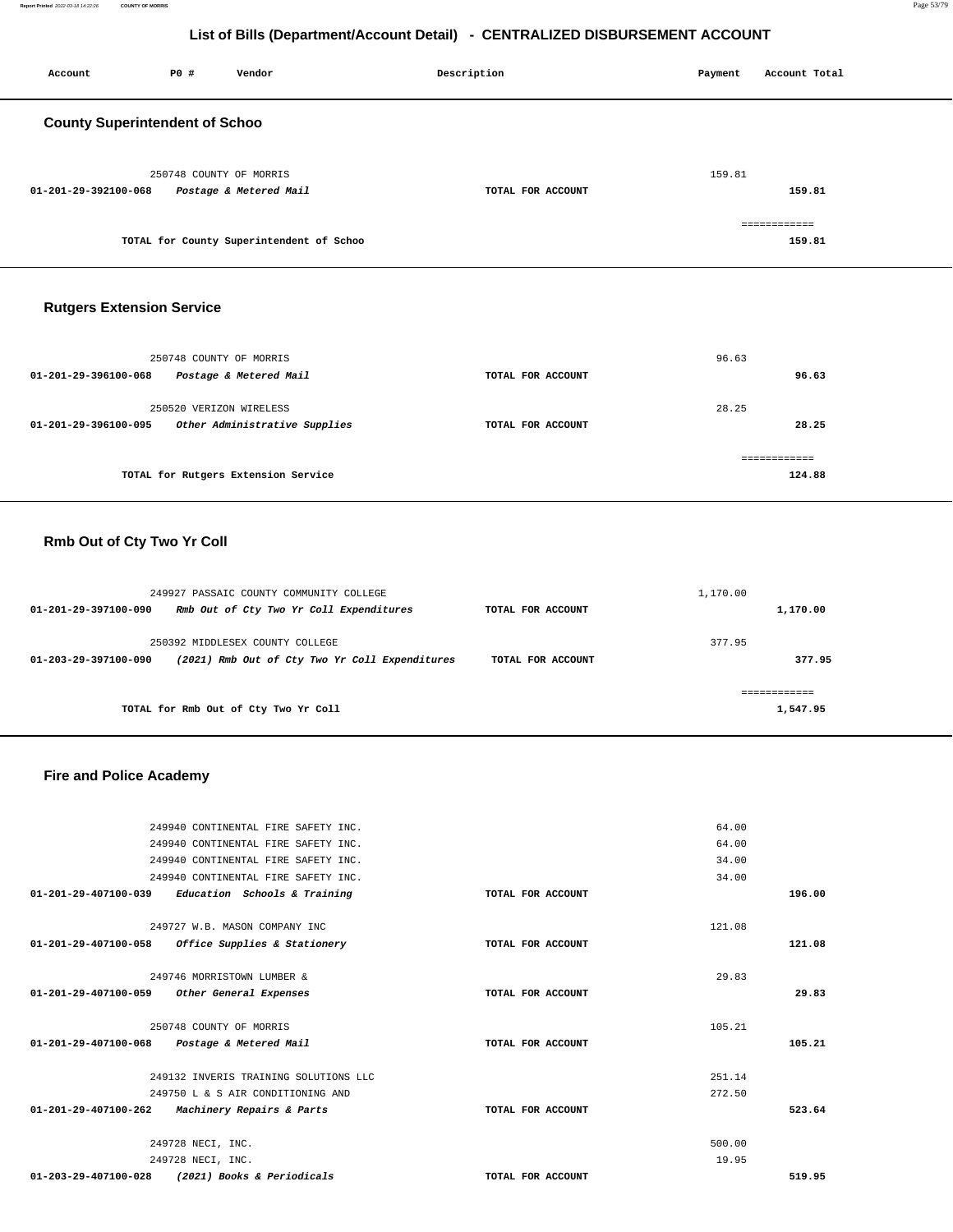## List of Bills (Department/Account Detail) - CENTRALIZED DISBURSEMENT ACCOUNT

| Account | PO # | Vendor | Description | Payment | Account Total |
|---|---|---|---|---|---|

### County Superintendent of Schoo

| Account | PO # | Vendor | Description | Payment | Account Total |
|---|---|---|---|---|---|
| | 250748 | COUNTY OF MORRIS | | 159.81 | |
| **01-201-29-392100-068** | | ***Postage & Metered Mail*** | **TOTAL FOR ACCOUNT** | | **159.81** |
| | | | | | ============ |
| | | **TOTAL for County Superintendent of Schoo** | | | **159.81** |

### Rutgers Extension Service

| Account | PO # | Vendor | Description | Payment | Account Total |
|---|---|---|---|---|---|
| | 250748 | COUNTY OF MORRIS | | 96.63 | |
| **01-201-29-396100-068** | | ***Postage & Metered Mail*** | **TOTAL FOR ACCOUNT** | | **96.63** |
| | 250520 | VERIZON WIRELESS | | 28.25 | |
| **01-201-29-396100-095** | | ***Other Administrative Supplies*** | **TOTAL FOR ACCOUNT** | | **28.25** |
| | | | | | ============ |
| | | **TOTAL for Rutgers Extension Service** | | | **124.88** |

### Rmb Out of Cty Two Yr Coll

| Account | PO # | Vendor | Description | Payment | Account Total |
|---|---|---|---|---|---|
| | 249927 | PASSAIC COUNTY COMMUNITY COLLEGE | | 1,170.00 | |
| **01-201-29-397100-090** | | ***Rmb Out of Cty Two Yr Coll Expenditures*** | **TOTAL FOR ACCOUNT** | | **1,170.00** |
| | 250392 | MIDDLESEX COUNTY COLLEGE | | 377.95 | |
| **01-203-29-397100-090** | | ***(2021) Rmb Out of Cty Two Yr Coll Expenditures*** | **TOTAL FOR ACCOUNT** | | **377.95** |
| | | | | | ============ |
| | | **TOTAL for Rmb Out of Cty Two Yr Coll** | | | **1,547.95** |

### Fire and Police Academy

| Account | PO # | Vendor | Description | Payment | Account Total |
|---|---|---|---|---|---|
| | 249940 | CONTINENTAL FIRE SAFETY INC. | | 64.00 | |
| | 249940 | CONTINENTAL FIRE SAFETY INC. | | 64.00 | |
| | 249940 | CONTINENTAL FIRE SAFETY INC. | | 34.00 | |
| | 249940 | CONTINENTAL FIRE SAFETY INC. | | 34.00 | |
| **01-201-29-407100-039** | | ***Education Schools & Training*** | **TOTAL FOR ACCOUNT** | | **196.00** |
| | 249727 | W.B. MASON COMPANY INC | | 121.08 | |
| **01-201-29-407100-058** | | ***Office Supplies & Stationery*** | **TOTAL FOR ACCOUNT** | | **121.08** |
| | 249746 | MORRISTOWN LUMBER & | | 29.83 | |
| **01-201-29-407100-059** | | ***Other General Expenses*** | **TOTAL FOR ACCOUNT** | | **29.83** |
| | 250748 | COUNTY OF MORRIS | | 105.21 | |
| **01-201-29-407100-068** | | ***Postage & Metered Mail*** | **TOTAL FOR ACCOUNT** | | **105.21** |
| | 249132 | INVERIS TRAINING SOLUTIONS LLC | | 251.14 | |
| | 249750 | L & S AIR CONDITIONING AND | | 272.50 | |
| **01-201-29-407100-262** | | ***Machinery Repairs & Parts*** | **TOTAL FOR ACCOUNT** | | **523.64** |
| | 249728 | NECI, INC. | | 500.00 | |
| | 249728 | NECI, INC. | | 19.95 | |
| **01-203-29-407100-028** | | ***(2021) Books & Periodicals*** | **TOTAL FOR ACCOUNT** | | **519.95** |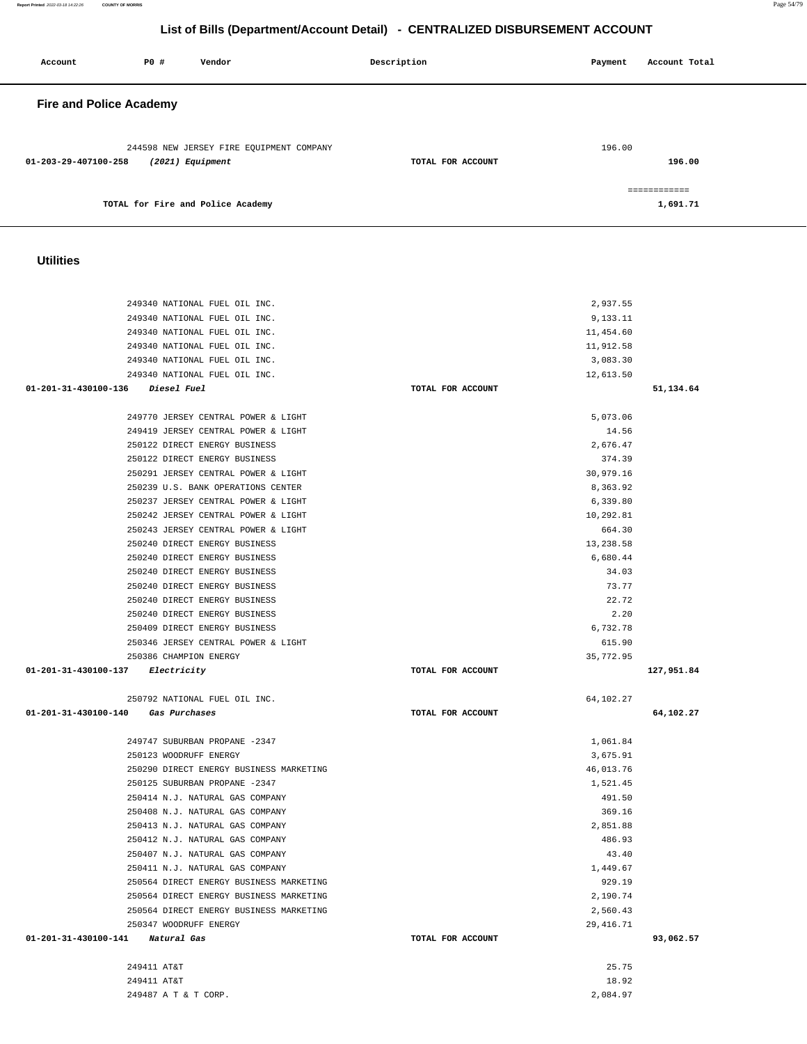## List of Bills (Department/Account Detail) - CENTRALIZED DISBURSEMENT ACCOUNT

| Account | PO # | Vendor | Description | Payment | Account Total |
|---|---|---|---|---|---|

### Fire and Police Academy

| Account | PO # | Vendor | Description | Payment | Account Total |
|---|---|---|---|---|---|
| | 244598 | NEW JERSEY FIRE EQUIPMENT COMPANY | | 196.00 | |
| 01-203-29-407100-258 | | *(2021) Equipment* | TOTAL FOR ACCOUNT | | 196.00 |
| | | | | | ============ |
| | | TOTAL for Fire and Police Academy | | | 1,691.71 |

### Utilities

| Account | PO # | Vendor | Description | Payment | Account Total |
|---|---|---|---|---|---|
| | 249340 | NATIONAL FUEL OIL INC. | | 2,937.55 | |
| | 249340 | NATIONAL FUEL OIL INC. | | 9,133.11 | |
| | 249340 | NATIONAL FUEL OIL INC. | | 11,454.60 | |
| | 249340 | NATIONAL FUEL OIL INC. | | 11,912.58 | |
| | 249340 | NATIONAL FUEL OIL INC. | | 3,083.30 | |
| | 249340 | NATIONAL FUEL OIL INC. | | 12,613.50 | |
| 01-201-31-430100-136 | | *Diesel Fuel* | TOTAL FOR ACCOUNT | | 51,134.64 |
| | 249770 | JERSEY CENTRAL POWER & LIGHT | | 5,073.06 | |
| | 249419 | JERSEY CENTRAL POWER & LIGHT | | 14.56 | |
| | 250122 | DIRECT ENERGY BUSINESS | | 2,676.47 | |
| | 250122 | DIRECT ENERGY BUSINESS | | 374.39 | |
| | 250291 | JERSEY CENTRAL POWER & LIGHT | | 30,979.16 | |
| | 250239 | U.S. BANK OPERATIONS CENTER | | 8,363.92 | |
| | 250237 | JERSEY CENTRAL POWER & LIGHT | | 6,339.80 | |
| | 250242 | JERSEY CENTRAL POWER & LIGHT | | 10,292.81 | |
| | 250243 | JERSEY CENTRAL POWER & LIGHT | | 664.30 | |
| | 250240 | DIRECT ENERGY BUSINESS | | 13,238.58 | |
| | 250240 | DIRECT ENERGY BUSINESS | | 6,680.44 | |
| | 250240 | DIRECT ENERGY BUSINESS | | 34.03 | |
| | 250240 | DIRECT ENERGY BUSINESS | | 73.77 | |
| | 250240 | DIRECT ENERGY BUSINESS | | 22.72 | |
| | 250240 | DIRECT ENERGY BUSINESS | | 2.20 | |
| | 250409 | DIRECT ENERGY BUSINESS | | 6,732.78 | |
| | 250346 | JERSEY CENTRAL POWER & LIGHT | | 615.90 | |
| | 250386 | CHAMPION ENERGY | | 35,772.95 | |
| 01-201-31-430100-137 | | *Electricity* | TOTAL FOR ACCOUNT | | 127,951.84 |
| | 250792 | NATIONAL FUEL OIL INC. | | 64,102.27 | |
| 01-201-31-430100-140 | | *Gas Purchases* | TOTAL FOR ACCOUNT | | 64,102.27 |
| | 249747 | SUBURBAN PROPANE -2347 | | 1,061.84 | |
| | 250123 | WOODRUFF ENERGY | | 3,675.91 | |
| | 250290 | DIRECT ENERGY BUSINESS MARKETING | | 46,013.76 | |
| | 250125 | SUBURBAN PROPANE -2347 | | 1,521.45 | |
| | 250414 | N.J. NATURAL GAS COMPANY | | 491.50 | |
| | 250408 | N.J. NATURAL GAS COMPANY | | 369.16 | |
| | 250413 | N.J. NATURAL GAS COMPANY | | 2,851.88 | |
| | 250412 | N.J. NATURAL GAS COMPANY | | 486.93 | |
| | 250407 | N.J. NATURAL GAS COMPANY | | 43.40 | |
| | 250411 | N.J. NATURAL GAS COMPANY | | 1,449.67 | |
| | 250564 | DIRECT ENERGY BUSINESS MARKETING | | 929.19 | |
| | 250564 | DIRECT ENERGY BUSINESS MARKETING | | 2,190.74 | |
| | 250564 | DIRECT ENERGY BUSINESS MARKETING | | 2,560.43 | |
| | 250347 | WOODRUFF ENERGY | | 29,416.71 | |
| 01-201-31-430100-141 | | *Natural Gas* | TOTAL FOR ACCOUNT | | 93,062.57 |
| | 249411 | AT&T | | 25.75 | |
| | 249411 | AT&T | | 18.92 | |
| | 249487 | A T & T CORP. | | 2,084.97 | |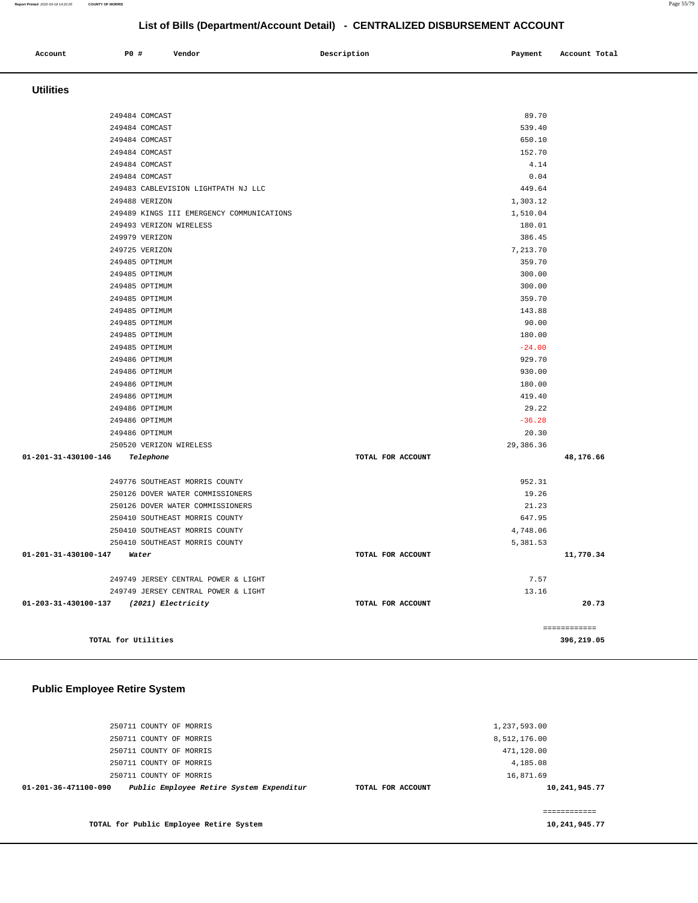## List of Bills (Department/Account Detail) - CENTRALIZED DISBURSEMENT ACCOUNT

| Account | PO # | Vendor | Description | Payment | Account Total |
|---|---|---|---|---|---|

### Utilities

| Account | PO # | Vendor | Description | Payment | Account Total |
|---|---|---|---|---|---|
| | 249484 | COMCAST | | 89.70 | |
| | 249484 | COMCAST | | 539.40 | |
| | 249484 | COMCAST | | 650.10 | |
| | 249484 | COMCAST | | 152.70 | |
| | 249484 | COMCAST | | 4.14 | |
| | 249484 | COMCAST | | 0.04 | |
| | 249483 | CABLEVISION LIGHTPATH NJ LLC | | 449.64 | |
| | 249488 | VERIZON | | 1,303.12 | |
| | 249489 | KINGS III EMERGENCY COMMUNICATIONS | | 1,510.04 | |
| | 249493 | VERIZON WIRELESS | | 180.01 | |
| | 249979 | VERIZON | | 386.45 | |
| | 249725 | VERIZON | | 7,213.70 | |
| | 249485 | OPTIMUM | | 359.70 | |
| | 249485 | OPTIMUM | | 300.00 | |
| | 249485 | OPTIMUM | | 300.00 | |
| | 249485 | OPTIMUM | | 359.70 | |
| | 249485 | OPTIMUM | | 143.88 | |
| | 249485 | OPTIMUM | | 90.00 | |
| | 249485 | OPTIMUM | | 180.00 | |
| | 249485 | OPTIMUM | | -24.00 | |
| | 249486 | OPTIMUM | | 929.70 | |
| | 249486 | OPTIMUM | | 930.00 | |
| | 249486 | OPTIMUM | | 180.00 | |
| | 249486 | OPTIMUM | | 419.40 | |
| | 249486 | OPTIMUM | | 29.22 | |
| | 249486 | OPTIMUM | | -36.28 | |
| | 249486 | OPTIMUM | | 20.30 | |
| | 250520 | VERIZON WIRELESS | | 29,386.36 | |
| **01-201-31-430100-146** | | ***Telephone*** | **TOTAL FOR ACCOUNT** | | **48,176.66** |
| | 249776 | SOUTHEAST MORRIS COUNTY | | 952.31 | |
| | 250126 | DOVER WATER COMMISSIONERS | | 19.26 | |
| | 250126 | DOVER WATER COMMISSIONERS | | 21.23 | |
| | 250410 | SOUTHEAST MORRIS COUNTY | | 647.95 | |
| | 250410 | SOUTHEAST MORRIS COUNTY | | 4,748.06 | |
| | 250410 | SOUTHEAST MORRIS COUNTY | | 5,381.53 | |
| **01-201-31-430100-147** | | ***Water*** | **TOTAL FOR ACCOUNT** | | **11,770.34** |
| | 249749 | JERSEY CENTRAL POWER & LIGHT | | 7.57 | |
| | 249749 | JERSEY CENTRAL POWER & LIGHT | | 13.16 | |
| **01-203-31-430100-137** | | ***(2021) Electricity*** | **TOTAL FOR ACCOUNT** | | **20.73** |
| | | | | | ============ |
| **TOTAL for Utilities** | | | | | **396,219.05** |

### Public Employee Retire System

| Account | PO # | Vendor | Description | Payment | Account Total |
|---|---|---|---|---|---|
| | 250711 | COUNTY OF MORRIS | | 1,237,593.00 | |
| | 250711 | COUNTY OF MORRIS | | 8,512,176.00 | |
| | 250711 | COUNTY OF MORRIS | | 471,120.00 | |
| | 250711 | COUNTY OF MORRIS | | 4,185.08 | |
| | 250711 | COUNTY OF MORRIS | | 16,871.69 | |
| **01-201-36-471100-090** | | ***Public Employee Retire System Expenditur*** | **TOTAL FOR ACCOUNT** | | **10,241,945.77** |
| | | | | | ============ |
| **TOTAL for Public Employee Retire System** | | | | | **10,241,945.77** |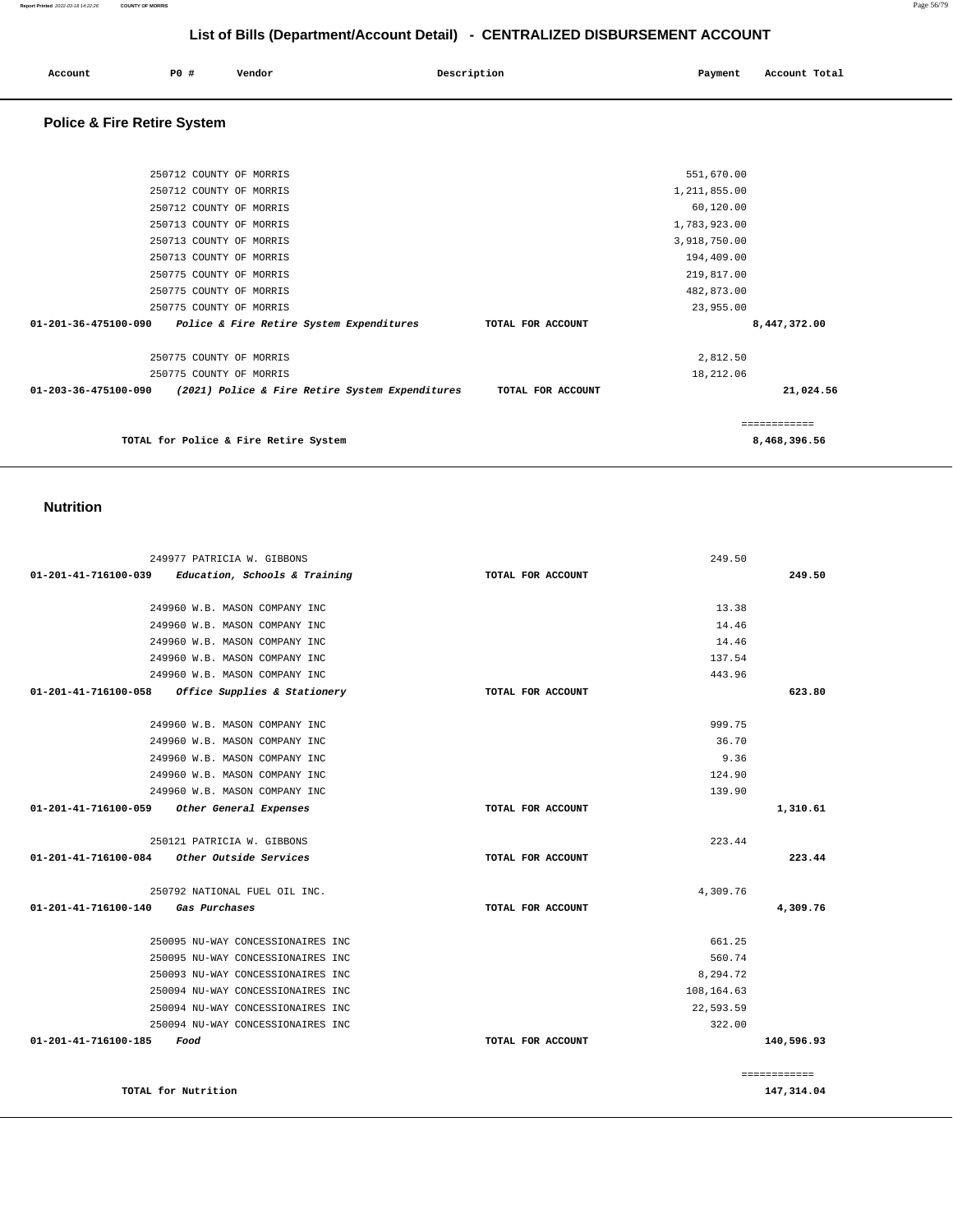# List of Bills (Department/Account Detail) - CENTRALIZED DISBURSEMENT ACCOUNT

| Account | PO # | Vendor | Description | Payment | Account Total |
|---|---|---|---|---|---|

## Police & Fire Retire System

| Account | PO # | Vendor | Description | Payment | Account Total |
|---|---|---|---|---|---|
| | 250712 | COUNTY OF MORRIS | | 551,670.00 | |
| | 250712 | COUNTY OF MORRIS | | 1,211,855.00 | |
| | 250712 | COUNTY OF MORRIS | | 60,120.00 | |
| | 250713 | COUNTY OF MORRIS | | 1,783,923.00 | |
| | 250713 | COUNTY OF MORRIS | | 3,918,750.00 | |
| | 250713 | COUNTY OF MORRIS | | 194,409.00 | |
| | 250775 | COUNTY OF MORRIS | | 219,817.00 | |
| | 250775 | COUNTY OF MORRIS | | 482,873.00 | |
| | 250775 | COUNTY OF MORRIS | | 23,955.00 | |
| 01-201-36-475100-090 | | *Police & Fire Retire System Expenditures* | TOTAL FOR ACCOUNT | | 8,447,372.00 |
| | 250775 | COUNTY OF MORRIS | | 2,812.50 | |
| | 250775 | COUNTY OF MORRIS | | 18,212.06 | |
| 01-203-36-475100-090 | | *(2021) Police & Fire Retire System Expenditures* | TOTAL FOR ACCOUNT | | 21,024.56 |
| | | TOTAL for Police & Fire Retire System | | | 8,468,396.56 |

## Nutrition

| Account | PO # | Vendor | Description | Payment | Account Total |
|---|---|---|---|---|---|
| | 249977 | PATRICIA W. GIBBONS | | 249.50 | |
| 01-201-41-716100-039 | | *Education, Schools & Training* | TOTAL FOR ACCOUNT | | 249.50 |
| | 249960 | W.B. MASON COMPANY INC | | 13.38 | |
| | 249960 | W.B. MASON COMPANY INC | | 14.46 | |
| | 249960 | W.B. MASON COMPANY INC | | 14.46 | |
| | 249960 | W.B. MASON COMPANY INC | | 137.54 | |
| | 249960 | W.B. MASON COMPANY INC | | 443.96 | |
| 01-201-41-716100-058 | | *Office Supplies & Stationery* | TOTAL FOR ACCOUNT | | 623.80 |
| | 249960 | W.B. MASON COMPANY INC | | 999.75 | |
| | 249960 | W.B. MASON COMPANY INC | | 36.70 | |
| | 249960 | W.B. MASON COMPANY INC | | 9.36 | |
| | 249960 | W.B. MASON COMPANY INC | | 124.90 | |
| | 249960 | W.B. MASON COMPANY INC | | 139.90 | |
| 01-201-41-716100-059 | | *Other General Expenses* | TOTAL FOR ACCOUNT | | 1,310.61 |
| | 250121 | PATRICIA W. GIBBONS | | 223.44 | |
| 01-201-41-716100-084 | | *Other Outside Services* | TOTAL FOR ACCOUNT | | 223.44 |
| | 250792 | NATIONAL FUEL OIL INC. | | 4,309.76 | |
| 01-201-41-716100-140 | | *Gas Purchases* | TOTAL FOR ACCOUNT | | 4,309.76 |
| | 250095 | NU-WAY CONCESSIONAIRES INC | | 661.25 | |
| | 250095 | NU-WAY CONCESSIONAIRES INC | | 560.74 | |
| | 250093 | NU-WAY CONCESSIONAIRES INC | | 8,294.72 | |
| | 250094 | NU-WAY CONCESSIONAIRES INC | | 108,164.63 | |
| | 250094 | NU-WAY CONCESSIONAIRES INC | | 22,593.59 | |
| | 250094 | NU-WAY CONCESSIONAIRES INC | | 322.00 | |
| 01-201-41-716100-185 | | *Food* | TOTAL FOR ACCOUNT | | 140,596.93 |
| | | TOTAL for Nutrition | | | 147,314.04 |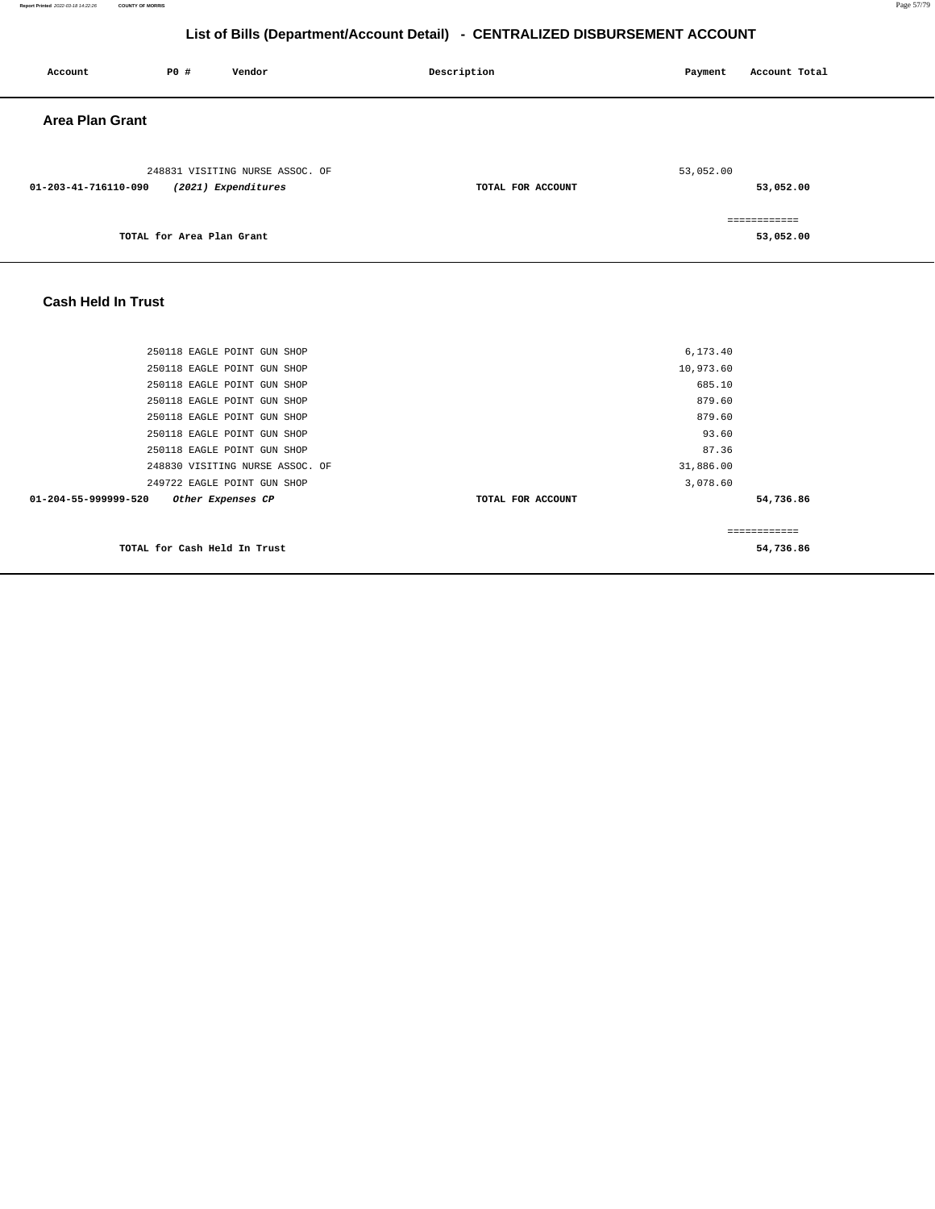# List of Bills (Department/Account Detail) - CENTRALIZED DISBURSEMENT ACCOUNT

| Account | PO # | Vendor | Description | Payment | Account Total |
|---|---|---|---|---|---|

## Area Plan Grant

| Account | PO # | Vendor | Description | Payment | Account Total |
|---|---|---|---|---|---|
| | 248831 | VISITING NURSE ASSOC. OF | | 53,052.00 | |
| **01-203-41-716110-090** | | ***(2021) Expenditures*** | **TOTAL FOR ACCOUNT** | | **53,052.00** |
| | | | | | ============ |
| | | **TOTAL for Area Plan Grant** | | | **53,052.00** |

## Cash Held In Trust

| Account | PO # | Vendor | Description | Payment | Account Total |
|---|---|---|---|---|---|
| | 250118 | EAGLE POINT GUN SHOP | | 6,173.40 | |
| | 250118 | EAGLE POINT GUN SHOP | | 10,973.60 | |
| | 250118 | EAGLE POINT GUN SHOP | | 685.10 | |
| | 250118 | EAGLE POINT GUN SHOP | | 879.60 | |
| | 250118 | EAGLE POINT GUN SHOP | | 879.60 | |
| | 250118 | EAGLE POINT GUN SHOP | | 93.60 | |
| | 250118 | EAGLE POINT GUN SHOP | | 87.36 | |
| | 248830 | VISITING NURSE ASSOC. OF | | 31,886.00 | |
| | 249722 | EAGLE POINT GUN SHOP | | 3,078.60 | |
| **01-204-55-999999-520** | | ***Other Expenses CP*** | **TOTAL FOR ACCOUNT** | | **54,736.86** |
| | | | | | ============ |
| | | **TOTAL for Cash Held In Trust** | | | **54,736.86** |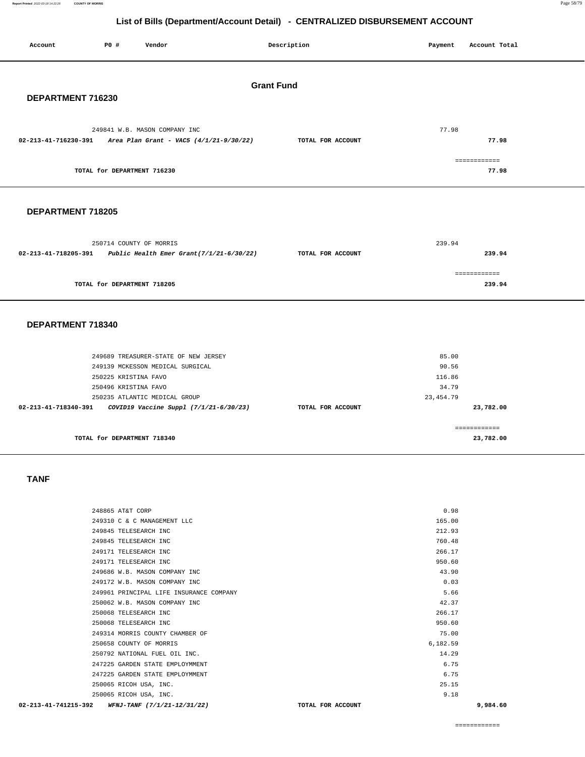# List of Bills (Department/Account Detail) - CENTRALIZED DISBURSEMENT ACCOUNT

| Account | PO # | Vendor | Description | Payment | Account Total |
|---|---|---|---|---|---|

## Grant Fund

### DEPARTMENT 716230

| Account | PO # | Vendor | Description | Payment | Account Total |
|---|---|---|---|---|---|
| | 249841 | W.B. MASON COMPANY INC | | 77.98 | |
| 02-213-41-716230-391 | | *Area Plan Grant - VAC5 (4/1/21-9/30/22)* | TOTAL FOR ACCOUNT | | 77.98 |
| | | TOTAL for DEPARTMENT 716230 | | | 77.98 |

### DEPARTMENT 718205

| Account | PO # | Vendor | Description | Payment | Account Total |
|---|---|---|---|---|---|
| | 250714 | COUNTY OF MORRIS | | 239.94 | |
| 02-213-41-718205-391 | | *Public Health Emer Grant(7/1/21-6/30/22)* | TOTAL FOR ACCOUNT | | 239.94 |
| | | TOTAL for DEPARTMENT 718205 | | | 239.94 |

### DEPARTMENT 718340

| Account | PO # | Vendor | Description | Payment | Account Total |
|---|---|---|---|---|---|
| | 249689 | TREASURER-STATE OF NEW JERSEY | | 85.00 | |
| | 249139 | MCKESSON MEDICAL SURGICAL | | 90.56 | |
| | 250225 | KRISTINA FAVO | | 116.86 | |
| | 250496 | KRISTINA FAVO | | 34.79 | |
| | 250235 | ATLANTIC MEDICAL GROUP | | 23,454.79 | |
| 02-213-41-718340-391 | | *COVID19 Vaccine Suppl (7/1/21-6/30/23)* | TOTAL FOR ACCOUNT | | 23,782.00 |
| | | TOTAL for DEPARTMENT 718340 | | | 23,782.00 |

### TANF

| Account | PO # | Vendor | Description | Payment | Account Total |
|---|---|---|---|---|---|
| | 248865 | AT&T CORP | | 0.98 | |
| | 249310 | C & C MANAGEMENT LLC | | 165.00 | |
| | 249845 | TELESEARCH INC | | 212.93 | |
| | 249845 | TELESEARCH INC | | 760.48 | |
| | 249171 | TELESEARCH INC | | 266.17 | |
| | 249171 | TELESEARCH INC | | 950.60 | |
| | 249686 | W.B. MASON COMPANY INC | | 43.90 | |
| | 249172 | W.B. MASON COMPANY INC | | 0.03 | |
| | 249961 | PRINCIPAL LIFE INSURANCE COMPANY | | 5.66 | |
| | 250062 | W.B. MASON COMPANY INC | | 42.37 | |
| | 250068 | TELESEARCH INC | | 266.17 | |
| | 250068 | TELESEARCH INC | | 950.60 | |
| | 249314 | MORRIS COUNTY CHAMBER OF | | 75.00 | |
| | 250658 | COUNTY OF MORRIS | | 6,182.59 | |
| | 250792 | NATIONAL FUEL OIL INC. | | 14.29 | |
| | 247225 | GARDEN STATE EMPLOYMMENT | | 6.75 | |
| | 247225 | GARDEN STATE EMPLOYMMENT | | 6.75 | |
| | 250065 | RICOH USA, INC. | | 25.15 | |
| | 250065 | RICOH USA, INC. | | 9.18 | |
| 02-213-41-741215-392 | | *WFNJ-TANF (7/1/21-12/31/22)* | TOTAL FOR ACCOUNT | | 9,984.60 |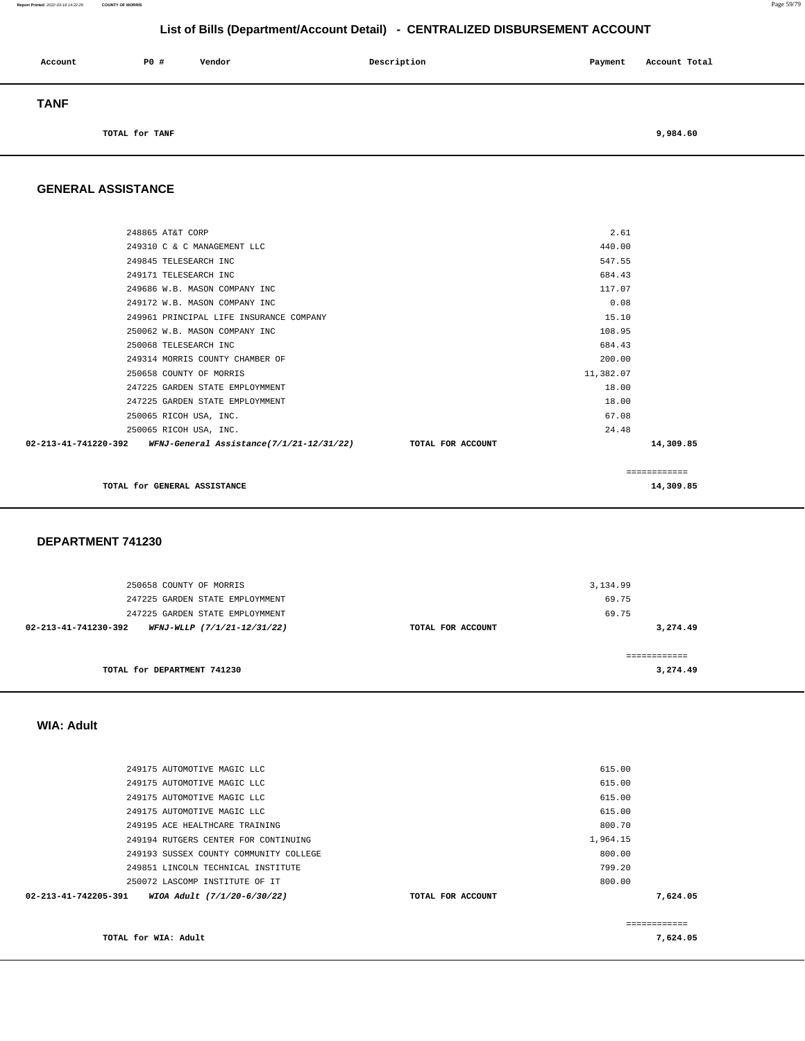## List of Bills (Department/Account Detail) - CENTRALIZED DISBURSEMENT ACCOUNT

| Account | PO # | Vendor | Description | Payment | Account Total |
|---|---|---|---|---|---|

### TANF

| | | | | |
|---|---|---|---|---|
| TOTAL for TANF | | | | 9,984.60 |

### GENERAL ASSISTANCE

| Account | PO # | Vendor | Description | Payment | Account Total |
|---|---|---|---|---|---|
| | 248865 | AT&T CORP | | 2.61 | |
| | 249310 | C & C MANAGEMENT LLC | | 440.00 | |
| | 249845 | TELESEARCH INC | | 547.55 | |
| | 249171 | TELESEARCH INC | | 684.43 | |
| | 249686 | W.B. MASON COMPANY INC | | 117.07 | |
| | 249172 | W.B. MASON COMPANY INC | | 0.08 | |
| | 249961 | PRINCIPAL LIFE INSURANCE COMPANY | | 15.10 | |
| | 250062 | W.B. MASON COMPANY INC | | 108.95 | |
| | 250068 | TELESEARCH INC | | 684.43 | |
| | 249314 | MORRIS COUNTY CHAMBER OF | | 200.00 | |
| | 250658 | COUNTY OF MORRIS | | 11,382.07 | |
| | 247225 | GARDEN STATE EMPLOYMMENT | | 18.00 | |
| | 247225 | GARDEN STATE EMPLOYMMENT | | 18.00 | |
| | 250065 | RICOH USA, INC. | | 67.08 | |
| | 250065 | RICOH USA, INC. | | 24.48 | |
| 02-213-41-741220-392 | | *WFNJ-General Assistance(7/1/21-12/31/22)* | TOTAL FOR ACCOUNT | | 14,309.85 |
| | | | | | ============ |
| TOTAL for GENERAL ASSISTANCE | | | | | 14,309.85 |

### DEPARTMENT 741230

| Account | PO # | Vendor | Description | Payment | Account Total |
|---|---|---|---|---|---|
| | 250658 | COUNTY OF MORRIS | | 3,134.99 | |
| | 247225 | GARDEN STATE EMPLOYMMENT | | 69.75 | |
| | 247225 | GARDEN STATE EMPLOYMMENT | | 69.75 | |
| 02-213-41-741230-392 | | *WFNJ-WLLP (7/1/21-12/31/22)* | TOTAL FOR ACCOUNT | | 3,274.49 |
| | | | | | ============ |
| TOTAL for DEPARTMENT 741230 | | | | | 3,274.49 |

### WIA: Adult

| Account | PO # | Vendor | Description | Payment | Account Total |
|---|---|---|---|---|---|
| | 249175 | AUTOMOTIVE MAGIC LLC | | 615.00 | |
| | 249175 | AUTOMOTIVE MAGIC LLC | | 615.00 | |
| | 249175 | AUTOMOTIVE MAGIC LLC | | 615.00 | |
| | 249175 | AUTOMOTIVE MAGIC LLC | | 615.00 | |
| | 249195 | ACE HEALTHCARE TRAINING | | 800.70 | |
| | 249194 | RUTGERS CENTER FOR CONTINUING | | 1,964.15 | |
| | 249193 | SUSSEX COUNTY COMMUNITY COLLEGE | | 800.00 | |
| | 249851 | LINCOLN TECHNICAL INSTITUTE | | 799.20 | |
| | 250072 | LASCOMP INSTITUTE OF IT | | 800.00 | |
| 02-213-41-742205-391 | | *WIOA Adult (7/1/20-6/30/22)* | TOTAL FOR ACCOUNT | | 7,624.05 |
| | | | | | ============ |
| TOTAL for WIA: Adult | | | | | 7,624.05 |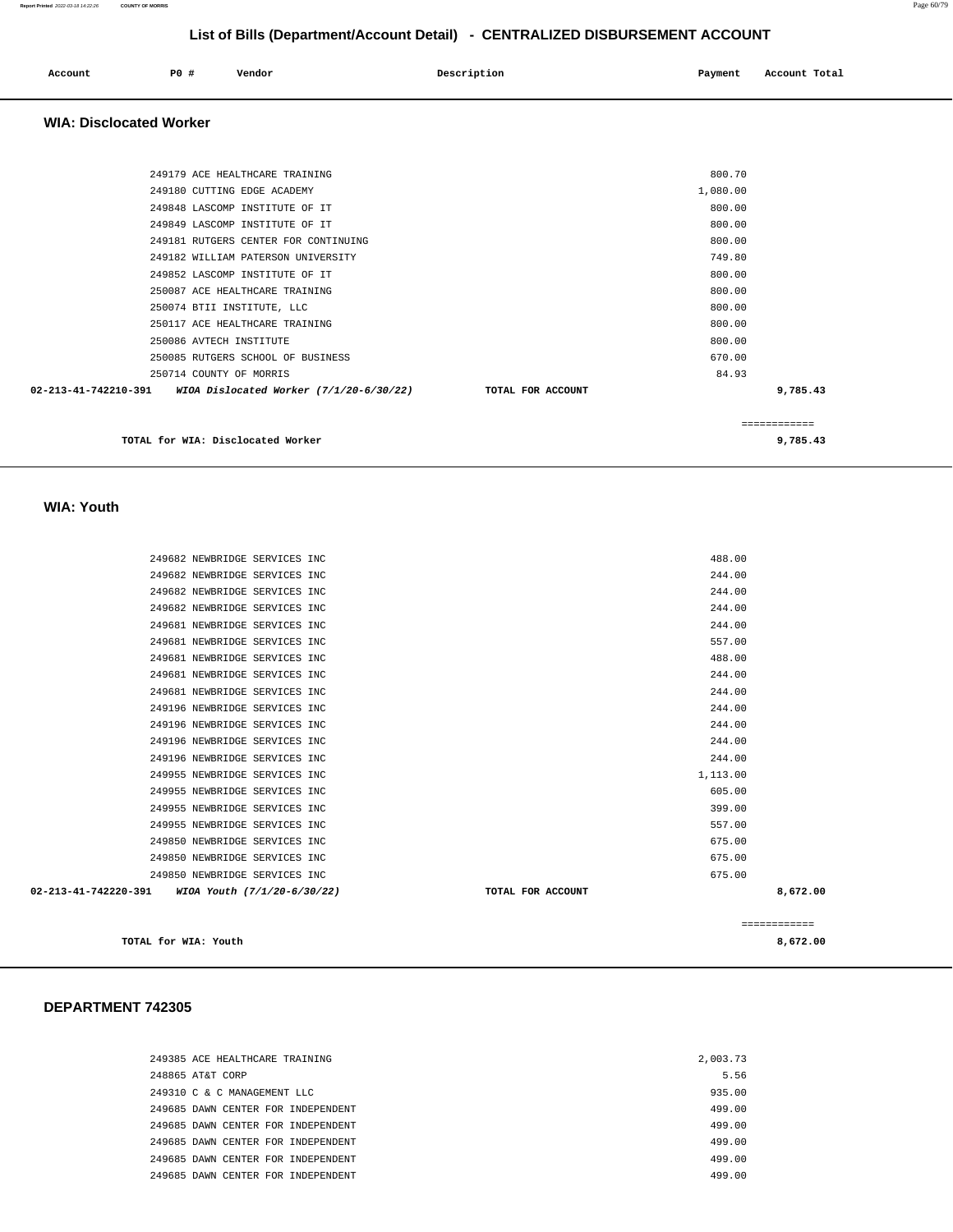## List of Bills (Department/Account Detail) - CENTRALIZED DISBURSEMENT ACCOUNT

| Account | PO # | Vendor | Description | Payment | Account Total |
|---|---|---|---|---|---|

### WIA: Disclocated Worker

| Account | PO # | Vendor | Description | Payment | Account Total |
|---|---|---|---|---|---|
| | 249179 | ACE HEALTHCARE TRAINING | | 800.70 | |
| | 249180 | CUTTING EDGE ACADEMY | | 1,080.00 | |
| | 249848 | LASCOMP INSTITUTE OF IT | | 800.00 | |
| | 249849 | LASCOMP INSTITUTE OF IT | | 800.00 | |
| | 249181 | RUTGERS CENTER FOR CONTINUING | | 800.00 | |
| | 249182 | WILLIAM PATERSON UNIVERSITY | | 749.80 | |
| | 249852 | LASCOMP INSTITUTE OF IT | | 800.00 | |
| | 250087 | ACE HEALTHCARE TRAINING | | 800.00 | |
| | 250074 | BTII INSTITUTE, LLC | | 800.00 | |
| | 250117 | ACE HEALTHCARE TRAINING | | 800.00 | |
| | 250086 | AVTECH INSTITUTE | | 800.00 | |
| | 250085 | RUTGERS SCHOOL OF BUSINESS | | 670.00 | |
| | 250714 | COUNTY OF MORRIS | | 84.93 | |
| 02-213-41-742210-391 | | *WIOA Dislocated Worker (7/1/20-6/30/22)* | TOTAL FOR ACCOUNT | | 9,785.43 |

TOTAL for WIA: Disclocated Worker — 9,785.43

### WIA: Youth

| Account | PO # | Vendor | Description | Payment | Account Total |
|---|---|---|---|---|---|
| | 249682 | NEWBRIDGE SERVICES INC | | 488.00 | |
| | 249682 | NEWBRIDGE SERVICES INC | | 244.00 | |
| | 249682 | NEWBRIDGE SERVICES INC | | 244.00 | |
| | 249682 | NEWBRIDGE SERVICES INC | | 244.00 | |
| | 249681 | NEWBRIDGE SERVICES INC | | 244.00 | |
| | 249681 | NEWBRIDGE SERVICES INC | | 557.00 | |
| | 249681 | NEWBRIDGE SERVICES INC | | 488.00 | |
| | 249681 | NEWBRIDGE SERVICES INC | | 244.00 | |
| | 249681 | NEWBRIDGE SERVICES INC | | 244.00 | |
| | 249196 | NEWBRIDGE SERVICES INC | | 244.00 | |
| | 249196 | NEWBRIDGE SERVICES INC | | 244.00 | |
| | 249196 | NEWBRIDGE SERVICES INC | | 244.00 | |
| | 249196 | NEWBRIDGE SERVICES INC | | 244.00 | |
| | 249955 | NEWBRIDGE SERVICES INC | | 1,113.00 | |
| | 249955 | NEWBRIDGE SERVICES INC | | 605.00 | |
| | 249955 | NEWBRIDGE SERVICES INC | | 399.00 | |
| | 249955 | NEWBRIDGE SERVICES INC | | 557.00 | |
| | 249850 | NEWBRIDGE SERVICES INC | | 675.00 | |
| | 249850 | NEWBRIDGE SERVICES INC | | 675.00 | |
| | 249850 | NEWBRIDGE SERVICES INC | | 675.00 | |
| 02-213-41-742220-391 | | *WIOA Youth (7/1/20-6/30/22)* | TOTAL FOR ACCOUNT | | 8,672.00 |

TOTAL for WIA: Youth — 8,672.00

### DEPARTMENT 742305

| Account | PO # | Vendor | Description | Payment | Account Total |
|---|---|---|---|---|---|
| | 249385 | ACE HEALTHCARE TRAINING | | 2,003.73 | |
| | 248865 | AT&T CORP | | 5.56 | |
| | 249310 | C & C MANAGEMENT LLC | | 935.00 | |
| | 249685 | DAWN CENTER FOR INDEPENDENT | | 499.00 | |
| | 249685 | DAWN CENTER FOR INDEPENDENT | | 499.00 | |
| | 249685 | DAWN CENTER FOR INDEPENDENT | | 499.00 | |
| | 249685 | DAWN CENTER FOR INDEPENDENT | | 499.00 | |
| | 249685 | DAWN CENTER FOR INDEPENDENT | | 499.00 | |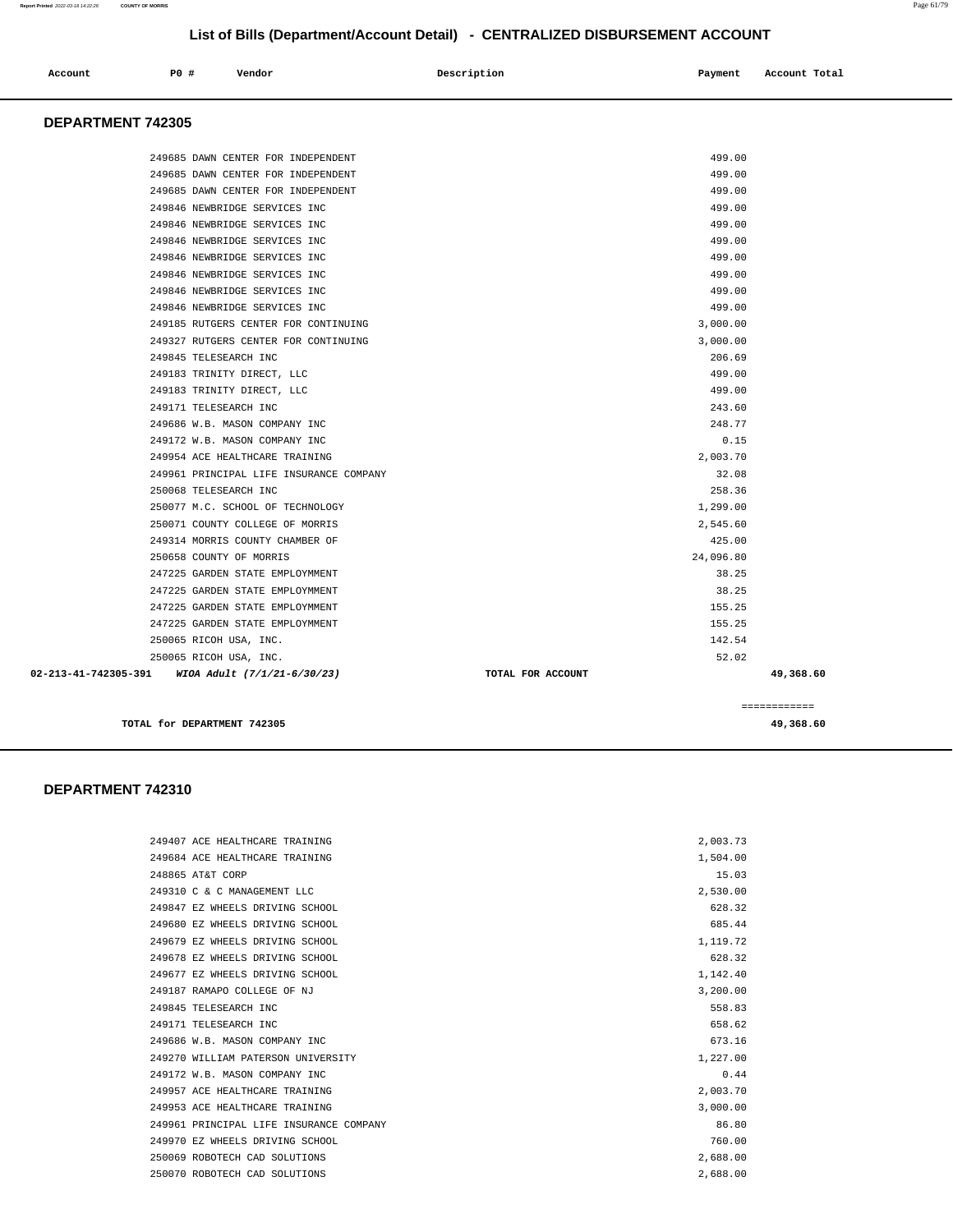# List of Bills (Department/Account Detail) - CENTRALIZED DISBURSEMENT ACCOUNT

| Account | PO # | Vendor | Description | Payment | Account Total |
|---|---|---|---|---|---|

## DEPARTMENT 742305

| Account | PO # | Vendor | Description | Payment | Account Total |
|---|---|---|---|---|---|
| | 249685 | DAWN CENTER FOR INDEPENDENT | | 499.00 | |
| | 249685 | DAWN CENTER FOR INDEPENDENT | | 499.00 | |
| | 249685 | DAWN CENTER FOR INDEPENDENT | | 499.00 | |
| | 249846 | NEWBRIDGE SERVICES INC | | 499.00 | |
| | 249846 | NEWBRIDGE SERVICES INC | | 499.00 | |
| | 249846 | NEWBRIDGE SERVICES INC | | 499.00 | |
| | 249846 | NEWBRIDGE SERVICES INC | | 499.00 | |
| | 249846 | NEWBRIDGE SERVICES INC | | 499.00 | |
| | 249846 | NEWBRIDGE SERVICES INC | | 499.00 | |
| | 249846 | NEWBRIDGE SERVICES INC | | 499.00 | |
| | 249185 | RUTGERS CENTER FOR CONTINUING | | 3,000.00 | |
| | 249327 | RUTGERS CENTER FOR CONTINUING | | 3,000.00 | |
| | 249845 | TELESEARCH INC | | 206.69 | |
| | 249183 | TRINITY DIRECT, LLC | | 499.00 | |
| | 249183 | TRINITY DIRECT, LLC | | 499.00 | |
| | 249171 | TELESEARCH INC | | 243.60 | |
| | 249686 | W.B. MASON COMPANY INC | | 248.77 | |
| | 249172 | W.B. MASON COMPANY INC | | 0.15 | |
| | 249954 | ACE HEALTHCARE TRAINING | | 2,003.70 | |
| | 249961 | PRINCIPAL LIFE INSURANCE COMPANY | | 32.08 | |
| | 250068 | TELESEARCH INC | | 258.36 | |
| | 250077 | M.C. SCHOOL OF TECHNOLOGY | | 1,299.00 | |
| | 250071 | COUNTY COLLEGE OF MORRIS | | 2,545.60 | |
| | 249314 | MORRIS COUNTY CHAMBER OF | | 425.00 | |
| | 250658 | COUNTY OF MORRIS | | 24,096.80 | |
| | 247225 | GARDEN STATE EMPLOYMENT | | 38.25 | |
| | 247225 | GARDEN STATE EMPLOYMENT | | 38.25 | |
| | 247225 | GARDEN STATE EMPLOYMENT | | 155.25 | |
| | 247225 | GARDEN STATE EMPLOYMENT | | 155.25 | |
| | 250065 | RICOH USA, INC. | | 142.54 | |
| | 250065 | RICOH USA, INC. | | 52.02 | |
| 02-213-41-742305-391 | | *WIOA Adult (7/1/21-6/30/23)* | TOTAL FOR ACCOUNT | | 49,368.60 |

| | |
|---|---|
| **TOTAL for DEPARTMENT 742305** | ============ 49,368.60 |

## DEPARTMENT 742310

| Account | PO # | Vendor | Description | Payment | Account Total |
|---|---|---|---|---|---|
| | 249407 | ACE HEALTHCARE TRAINING | | 2,003.73 | |
| | 249684 | ACE HEALTHCARE TRAINING | | 1,504.00 | |
| | 248865 | AT&T CORP | | 15.03 | |
| | 249310 | C & C MANAGEMENT LLC | | 2,530.00 | |
| | 249847 | EZ WHEELS DRIVING SCHOOL | | 628.32 | |
| | 249680 | EZ WHEELS DRIVING SCHOOL | | 685.44 | |
| | 249679 | EZ WHEELS DRIVING SCHOOL | | 1,119.72 | |
| | 249678 | EZ WHEELS DRIVING SCHOOL | | 628.32 | |
| | 249677 | EZ WHEELS DRIVING SCHOOL | | 1,142.40 | |
| | 249187 | RAMAPO COLLEGE OF NJ | | 3,200.00 | |
| | 249845 | TELESEARCH INC | | 558.83 | |
| | 249171 | TELESEARCH INC | | 658.62 | |
| | 249686 | W.B. MASON COMPANY INC | | 673.16 | |
| | 249270 | WILLIAM PATERSON UNIVERSITY | | 1,227.00 | |
| | 249172 | W.B. MASON COMPANY INC | | 0.44 | |
| | 249957 | ACE HEALTHCARE TRAINING | | 2,003.70 | |
| | 249953 | ACE HEALTHCARE TRAINING | | 3,000.00 | |
| | 249961 | PRINCIPAL LIFE INSURANCE COMPANY | | 86.80 | |
| | 249970 | EZ WHEELS DRIVING SCHOOL | | 760.00 | |
| | 250069 | ROBOTECH CAD SOLUTIONS | | 2,688.00 | |
| | 250070 | ROBOTECH CAD SOLUTIONS | | 2,688.00 | |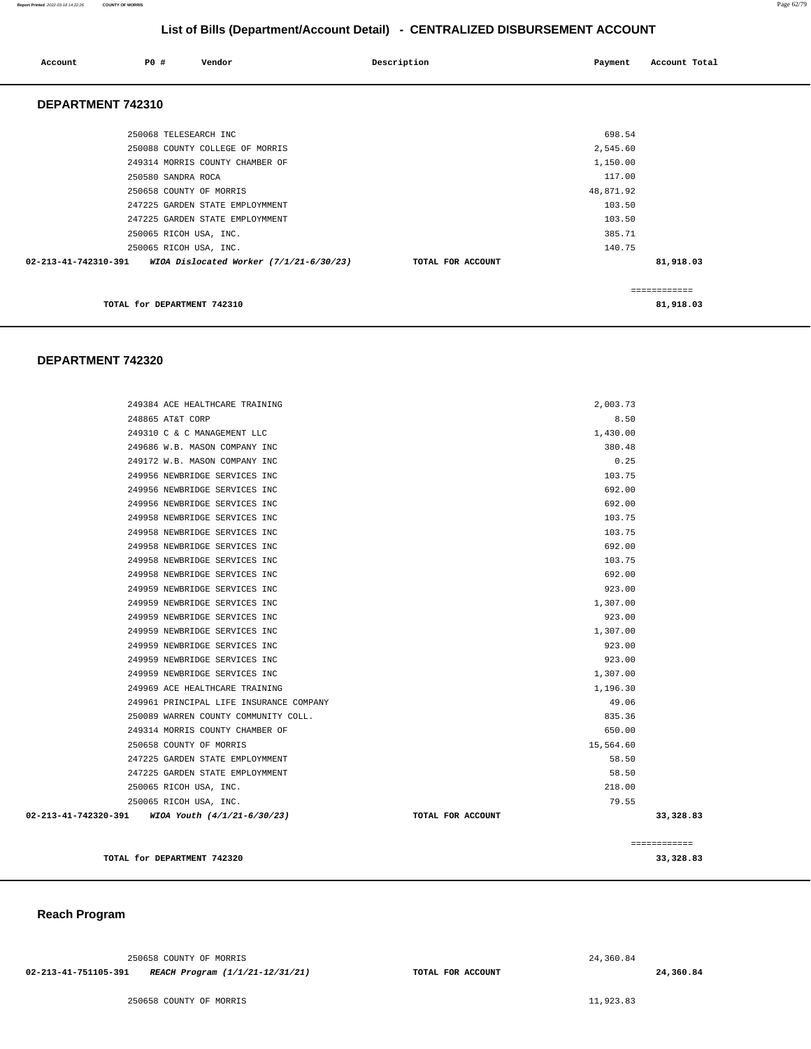# List of Bills (Department/Account Detail) - CENTRALIZED DISBURSEMENT ACCOUNT

| Account | PO # | Vendor | Description | Payment | Account Total |
|---|---|---|---|---|---|

## DEPARTMENT 742310

| Account | PO # | Vendor | Description | Payment | Account Total |
|---|---|---|---|---|---|
| | 250068 | TELESEARCH INC | | 698.54 | |
| | 250088 | COUNTY COLLEGE OF MORRIS | | 2,545.60 | |
| | 249314 | MORRIS COUNTY CHAMBER OF | | 1,150.00 | |
| | 250580 | SANDRA ROCA | | 117.00 | |
| | 250658 | COUNTY OF MORRIS | | 48,871.92 | |
| | 247225 | GARDEN STATE EMPLOYMMENT | | 103.50 | |
| | 247225 | GARDEN STATE EMPLOYMMENT | | 103.50 | |
| | 250065 | RICOH USA, INC. | | 385.71 | |
| | 250065 | RICOH USA, INC. | | 140.75 | |
| 02-213-41-742310-391 | | *WIOA Dislocated Worker (7/1/21-6/30/23)* | TOTAL FOR ACCOUNT | | 81,918.03 |

TOTAL for DEPARTMENT 742310 — 81,918.03

## DEPARTMENT 742320

| Account | PO # | Vendor | Description | Payment | Account Total |
|---|---|---|---|---|---|
| | 249384 | ACE HEALTHCARE TRAINING | | 2,003.73 | |
| | 248865 | AT&T CORP | | 8.50 | |
| | 249310 | C & C MANAGEMENT LLC | | 1,430.00 | |
| | 249686 | W.B. MASON COMPANY INC | | 380.48 | |
| | 249172 | W.B. MASON COMPANY INC | | 0.25 | |
| | 249956 | NEWBRIDGE SERVICES INC | | 103.75 | |
| | 249956 | NEWBRIDGE SERVICES INC | | 692.00 | |
| | 249956 | NEWBRIDGE SERVICES INC | | 692.00 | |
| | 249958 | NEWBRIDGE SERVICES INC | | 103.75 | |
| | 249958 | NEWBRIDGE SERVICES INC | | 103.75 | |
| | 249958 | NEWBRIDGE SERVICES INC | | 692.00 | |
| | 249958 | NEWBRIDGE SERVICES INC | | 103.75 | |
| | 249958 | NEWBRIDGE SERVICES INC | | 692.00 | |
| | 249959 | NEWBRIDGE SERVICES INC | | 923.00 | |
| | 249959 | NEWBRIDGE SERVICES INC | | 1,307.00 | |
| | 249959 | NEWBRIDGE SERVICES INC | | 923.00 | |
| | 249959 | NEWBRIDGE SERVICES INC | | 1,307.00 | |
| | 249959 | NEWBRIDGE SERVICES INC | | 923.00 | |
| | 249959 | NEWBRIDGE SERVICES INC | | 923.00 | |
| | 249959 | NEWBRIDGE SERVICES INC | | 1,307.00 | |
| | 249969 | ACE HEALTHCARE TRAINING | | 1,196.30 | |
| | 249961 | PRINCIPAL LIFE INSURANCE COMPANY | | 49.06 | |
| | 250089 | WARREN COUNTY COMMUNITY COLL. | | 835.36 | |
| | 249314 | MORRIS COUNTY CHAMBER OF | | 650.00 | |
| | 250658 | COUNTY OF MORRIS | | 15,564.60 | |
| | 247225 | GARDEN STATE EMPLOYMMENT | | 58.50 | |
| | 247225 | GARDEN STATE EMPLOYMMENT | | 58.50 | |
| | 250065 | RICOH USA, INC. | | 218.00 | |
| | 250065 | RICOH USA, INC. | | 79.55 | |
| 02-213-41-742320-391 | | *WIOA Youth (4/1/21-6/30/23)* | TOTAL FOR ACCOUNT | | 33,328.83 |

TOTAL for DEPARTMENT 742320 — 33,328.83

## Reach Program

| Account | PO # | Vendor | Description | Payment | Account Total |
|---|---|---|---|---|---|
| | 250658 | COUNTY OF MORRIS | | 24,360.84 | |
| 02-213-41-751105-391 | | *REACH Program (1/1/21-12/31/21)* | TOTAL FOR ACCOUNT | | 24,360.84 |
| | 250658 | COUNTY OF MORRIS | | 11,923.83 | |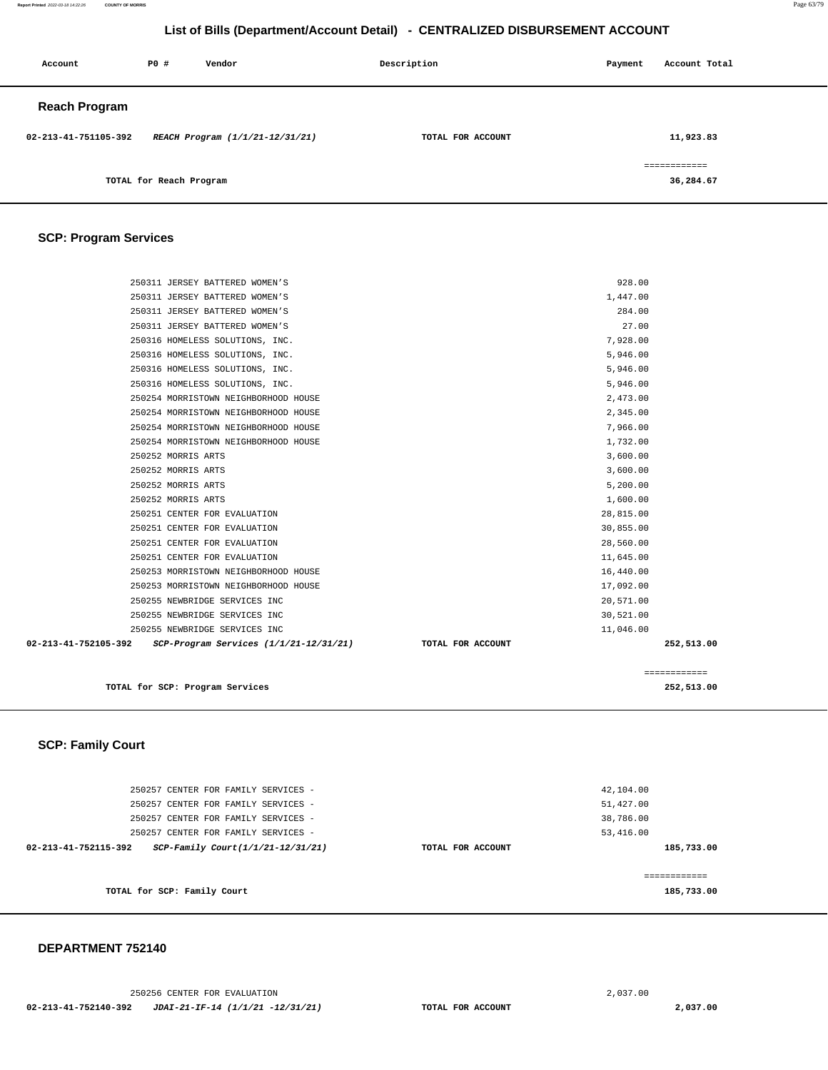## List of Bills (Department/Account Detail) - CENTRALIZED DISBURSEMENT ACCOUNT

| Account | PO # | Vendor | Description | Payment | Account Total |
|---|---|---|---|---|---|

### Reach Program

| Account | PO # / Vendor | Description | Payment | Account Total |
|---|---|---|---|---|
| 02-213-41-751105-392 | *REACH Program (1/1/21-12/31/21)* | TOTAL FOR ACCOUNT | | 11,923.83 |
| | | | | ============ |
| | TOTAL for Reach Program | | | 36,284.67 |

### SCP: Program Services

| Account | PO # / Vendor | Description | Payment | Account Total |
|---|---|---|---|---|
| | 250311 JERSEY BATTERED WOMEN'S | | 928.00 | |
| | 250311 JERSEY BATTERED WOMEN'S | | 1,447.00 | |
| | 250311 JERSEY BATTERED WOMEN'S | | 284.00 | |
| | 250311 JERSEY BATTERED WOMEN'S | | 27.00 | |
| | 250316 HOMELESS SOLUTIONS, INC. | | 7,928.00 | |
| | 250316 HOMELESS SOLUTIONS, INC. | | 5,946.00 | |
| | 250316 HOMELESS SOLUTIONS, INC. | | 5,946.00 | |
| | 250316 HOMELESS SOLUTIONS, INC. | | 5,946.00 | |
| | 250254 MORRISTOWN NEIGHBORHOOD HOUSE | | 2,473.00 | |
| | 250254 MORRISTOWN NEIGHBORHOOD HOUSE | | 2,345.00 | |
| | 250254 MORRISTOWN NEIGHBORHOOD HOUSE | | 7,966.00 | |
| | 250254 MORRISTOWN NEIGHBORHOOD HOUSE | | 1,732.00 | |
| | 250252 MORRIS ARTS | | 3,600.00 | |
| | 250252 MORRIS ARTS | | 3,600.00 | |
| | 250252 MORRIS ARTS | | 5,200.00 | |
| | 250252 MORRIS ARTS | | 1,600.00 | |
| | 250251 CENTER FOR EVALUATION | | 28,815.00 | |
| | 250251 CENTER FOR EVALUATION | | 30,855.00 | |
| | 250251 CENTER FOR EVALUATION | | 28,560.00 | |
| | 250251 CENTER FOR EVALUATION | | 11,645.00 | |
| | 250253 MORRISTOWN NEIGHBORHOOD HOUSE | | 16,440.00 | |
| | 250253 MORRISTOWN NEIGHBORHOOD HOUSE | | 17,092.00 | |
| | 250255 NEWBRIDGE SERVICES INC | | 20,571.00 | |
| | 250255 NEWBRIDGE SERVICES INC | | 30,521.00 | |
| | 250255 NEWBRIDGE SERVICES INC | | 11,046.00 | |
| 02-213-41-752105-392 | *SCP-Program Services (1/1/21-12/31/21)* | TOTAL FOR ACCOUNT | | 252,513.00 |
| | | | | ============ |
| | TOTAL for SCP: Program Services | | | 252,513.00 |

### SCP: Family Court

| Account | PO # / Vendor | Description | Payment | Account Total |
|---|---|---|---|---|
| | 250257 CENTER FOR FAMILY SERVICES - | | 42,104.00 | |
| | 250257 CENTER FOR FAMILY SERVICES - | | 51,427.00 | |
| | 250257 CENTER FOR FAMILY SERVICES - | | 38,786.00 | |
| | 250257 CENTER FOR FAMILY SERVICES - | | 53,416.00 | |
| 02-213-41-752115-392 | *SCP-Family Court(1/1/21-12/31/21)* | TOTAL FOR ACCOUNT | | 185,733.00 |
| | | | | ============ |
| | TOTAL for SCP: Family Court | | | 185,733.00 |

### DEPARTMENT 752140

| Account | PO # / Vendor | Description | Payment | Account Total |
|---|---|---|---|---|
| | 250256 CENTER FOR EVALUATION | | 2,037.00 | |
| 02-213-41-752140-392 | *JDAI-21-IF-14 (1/1/21 -12/31/21)* | TOTAL FOR ACCOUNT | | 2,037.00 |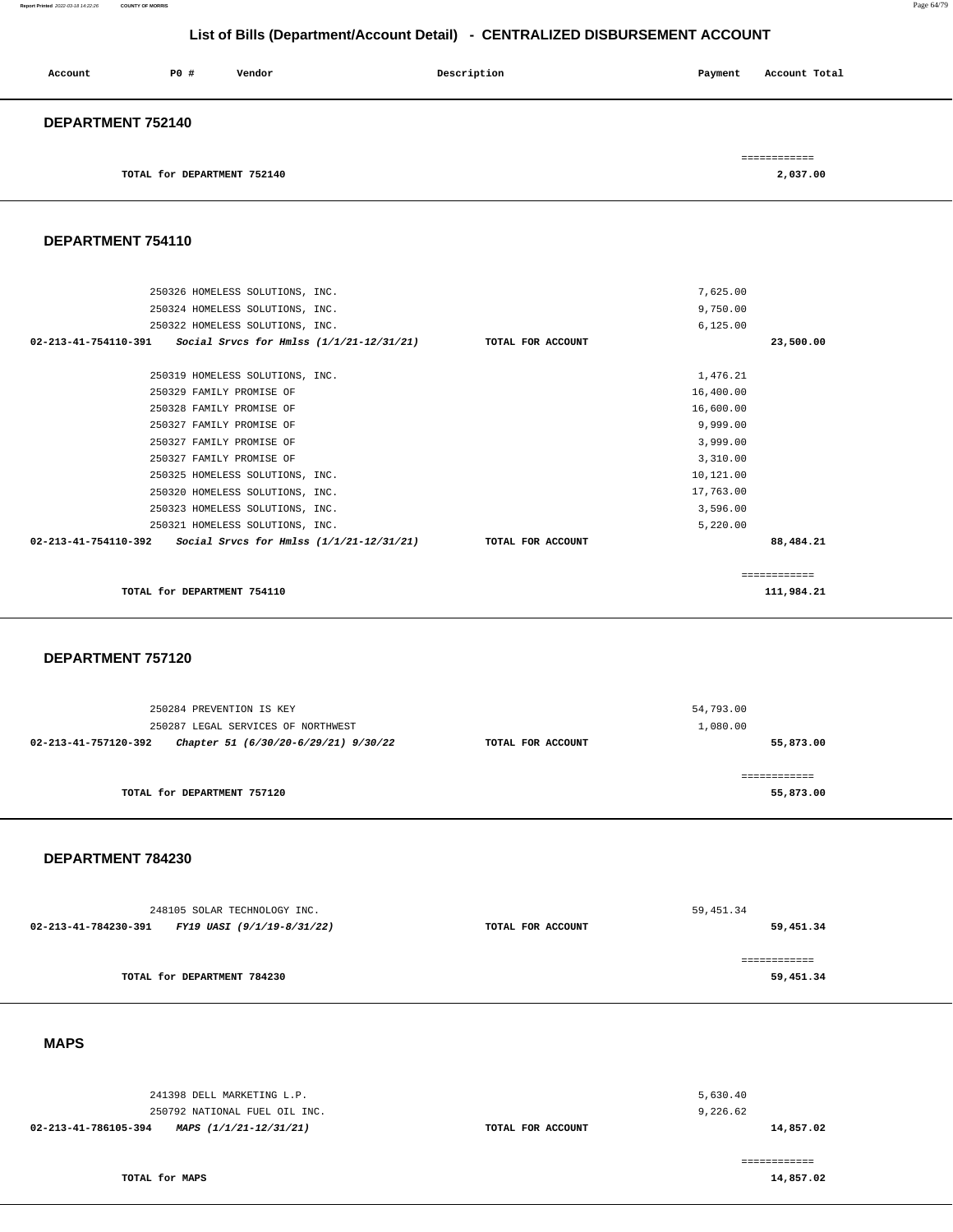## List of Bills (Department/Account Detail) - CENTRALIZED DISBURSEMENT ACCOUNT

| Account | PO # | Vendor | Description | Payment | Account Total |
|---|---|---|---|---|---|

### DEPARTMENT 752140

| | | |
|---|---|---|
| TOTAL for DEPARTMENT 752140 | | 2,037.00 |

### DEPARTMENT 754110

| Account | PO # / Vendor | Description | Payment | Account Total |
|---|---|---|---|---|
| | 250326 HOMELESS SOLUTIONS, INC. | | 7,625.00 | |
| | 250324 HOMELESS SOLUTIONS, INC. | | 9,750.00 | |
| | 250322 HOMELESS SOLUTIONS, INC. | | 6,125.00 | |
| 02-213-41-754110-391 | *Social Srvcs for Hmlss (1/1/21-12/31/21)* | TOTAL FOR ACCOUNT | | 23,500.00 |
| | 250319 HOMELESS SOLUTIONS, INC. | | 1,476.21 | |
| | 250329 FAMILY PROMISE OF | | 16,400.00 | |
| | 250328 FAMILY PROMISE OF | | 16,600.00 | |
| | 250327 FAMILY PROMISE OF | | 9,999.00 | |
| | 250327 FAMILY PROMISE OF | | 3,999.00 | |
| | 250327 FAMILY PROMISE OF | | 3,310.00 | |
| | 250325 HOMELESS SOLUTIONS, INC. | | 10,121.00 | |
| | 250320 HOMELESS SOLUTIONS, INC. | | 17,763.00 | |
| | 250323 HOMELESS SOLUTIONS, INC. | | 3,596.00 | |
| | 250321 HOMELESS SOLUTIONS, INC. | | 5,220.00 | |
| 02-213-41-754110-392 | *Social Srvcs for Hmlss (1/1/21-12/31/21)* | TOTAL FOR ACCOUNT | | 88,484.21 |
| | TOTAL for DEPARTMENT 754110 | | | 111,984.21 |

### DEPARTMENT 757120

| Account | PO # / Vendor | Description | Payment | Account Total |
|---|---|---|---|---|
| | 250284 PREVENTION IS KEY | | 54,793.00 | |
| | 250287 LEGAL SERVICES OF NORTHWEST | | 1,080.00 | |
| 02-213-41-757120-392 | *Chapter 51 (6/30/20-6/29/21) 9/30/22* | TOTAL FOR ACCOUNT | | 55,873.00 |
| | TOTAL for DEPARTMENT 757120 | | | 55,873.00 |

### DEPARTMENT 784230

| Account | PO # / Vendor | Description | Payment | Account Total |
|---|---|---|---|---|
| | 248105 SOLAR TECHNOLOGY INC. | | 59,451.34 | |
| 02-213-41-784230-391 | *FY19 UASI (9/1/19-8/31/22)* | TOTAL FOR ACCOUNT | | 59,451.34 |
| | TOTAL for DEPARTMENT 784230 | | | 59,451.34 |

### MAPS

| Account | PO # / Vendor | Description | Payment | Account Total |
|---|---|---|---|---|
| | 241398 DELL MARKETING L.P. | | 5,630.40 | |
| | 250792 NATIONAL FUEL OIL INC. | | 9,226.62 | |
| 02-213-41-786105-394 | *MAPS (1/1/21-12/31/21)* | TOTAL FOR ACCOUNT | | 14,857.02 |
| | TOTAL for MAPS | | | 14,857.02 |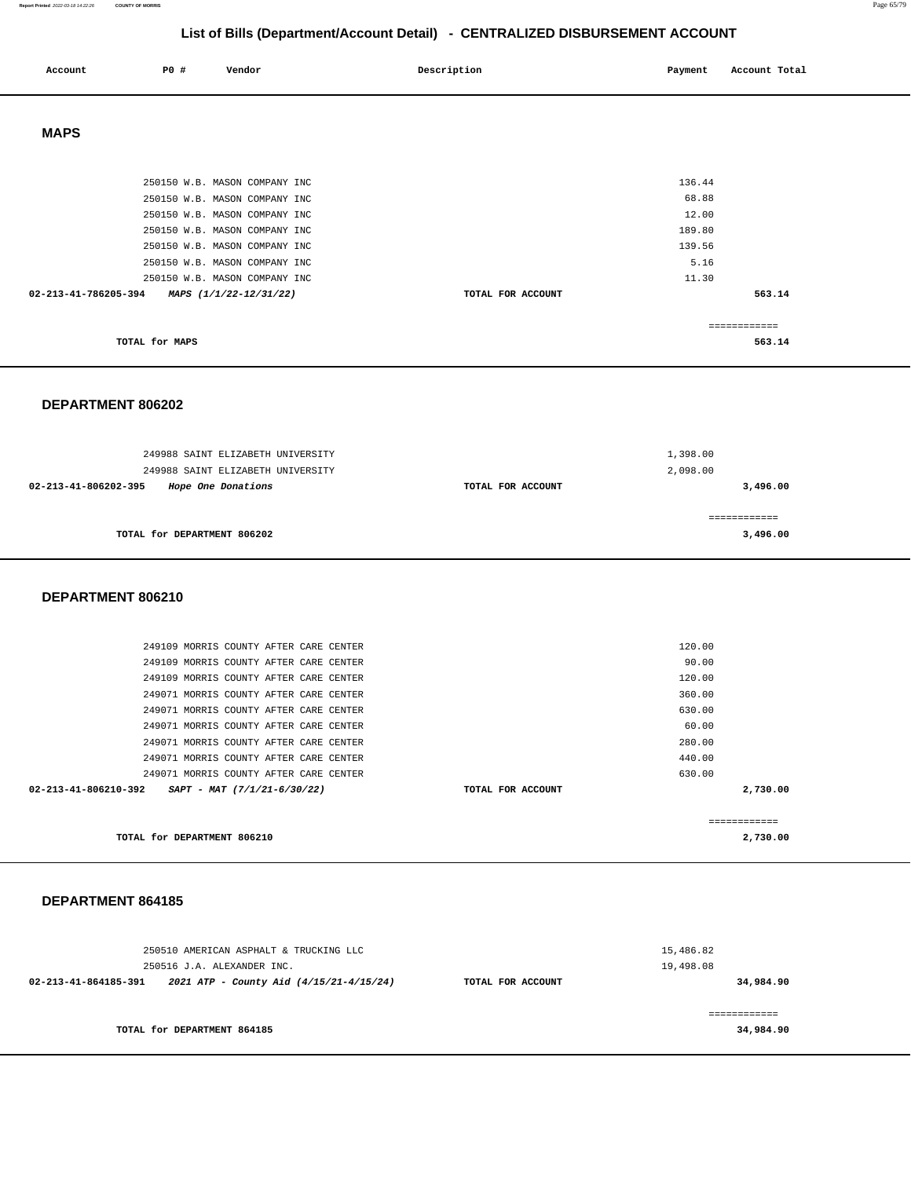# List of Bills (Department/Account Detail) - CENTRALIZED DISBURSEMENT ACCOUNT

| Account | PO # | Vendor | Description | Payment | Account Total |
|---|---|---|---|---|---|

## MAPS

| Account | PO # | Vendor | Description | Payment | Account Total |
|---|---|---|---|---|---|
| | 250150 | W.B. MASON COMPANY INC | | 136.44 | |
| | 250150 | W.B. MASON COMPANY INC | | 68.88 | |
| | 250150 | W.B. MASON COMPANY INC | | 12.00 | |
| | 250150 | W.B. MASON COMPANY INC | | 189.80 | |
| | 250150 | W.B. MASON COMPANY INC | | 139.56 | |
| | 250150 | W.B. MASON COMPANY INC | | 5.16 | |
| | 250150 | W.B. MASON COMPANY INC | | 11.30 | |
| **02-213-41-786205-394** | | ***MAPS (1/1/22-12/31/22)*** | **TOTAL FOR ACCOUNT** | | **563.14** |

**TOTAL for MAPS** ============ **563.14**

## DEPARTMENT 806202

| Account | PO # | Vendor | Description | Payment | Account Total |
|---|---|---|---|---|---|
| | 249988 | SAINT ELIZABETH UNIVERSITY | | 1,398.00 | |
| | 249988 | SAINT ELIZABETH UNIVERSITY | | 2,098.00 | |
| **02-213-41-806202-395** | | ***Hope One Donations*** | **TOTAL FOR ACCOUNT** | | **3,496.00** |

**TOTAL for DEPARTMENT 806202** ============ **3,496.00**

## DEPARTMENT 806210

| Account | PO # | Vendor | Description | Payment | Account Total |
|---|---|---|---|---|---|
| | 249109 | MORRIS COUNTY AFTER CARE CENTER | | 120.00 | |
| | 249109 | MORRIS COUNTY AFTER CARE CENTER | | 90.00 | |
| | 249109 | MORRIS COUNTY AFTER CARE CENTER | | 120.00 | |
| | 249071 | MORRIS COUNTY AFTER CARE CENTER | | 360.00 | |
| | 249071 | MORRIS COUNTY AFTER CARE CENTER | | 630.00 | |
| | 249071 | MORRIS COUNTY AFTER CARE CENTER | | 60.00 | |
| | 249071 | MORRIS COUNTY AFTER CARE CENTER | | 280.00 | |
| | 249071 | MORRIS COUNTY AFTER CARE CENTER | | 440.00 | |
| | 249071 | MORRIS COUNTY AFTER CARE CENTER | | 630.00 | |
| **02-213-41-806210-392** | | ***SAPT - MAT (7/1/21-6/30/22)*** | **TOTAL FOR ACCOUNT** | | **2,730.00** |

**TOTAL for DEPARTMENT 806210** ============ **2,730.00**

## DEPARTMENT 864185

| Account | PO # | Vendor | Description | Payment | Account Total |
|---|---|---|---|---|---|
| | 250510 | AMERICAN ASPHALT & TRUCKING LLC | | 15,486.82 | |
| | 250516 | J.A. ALEXANDER INC. | | 19,498.08 | |
| **02-213-41-864185-391** | | ***2021 ATP - County Aid (4/15/21-4/15/24)*** | **TOTAL FOR ACCOUNT** | | **34,984.90** |

**TOTAL for DEPARTMENT 864185** ============ **34,984.90**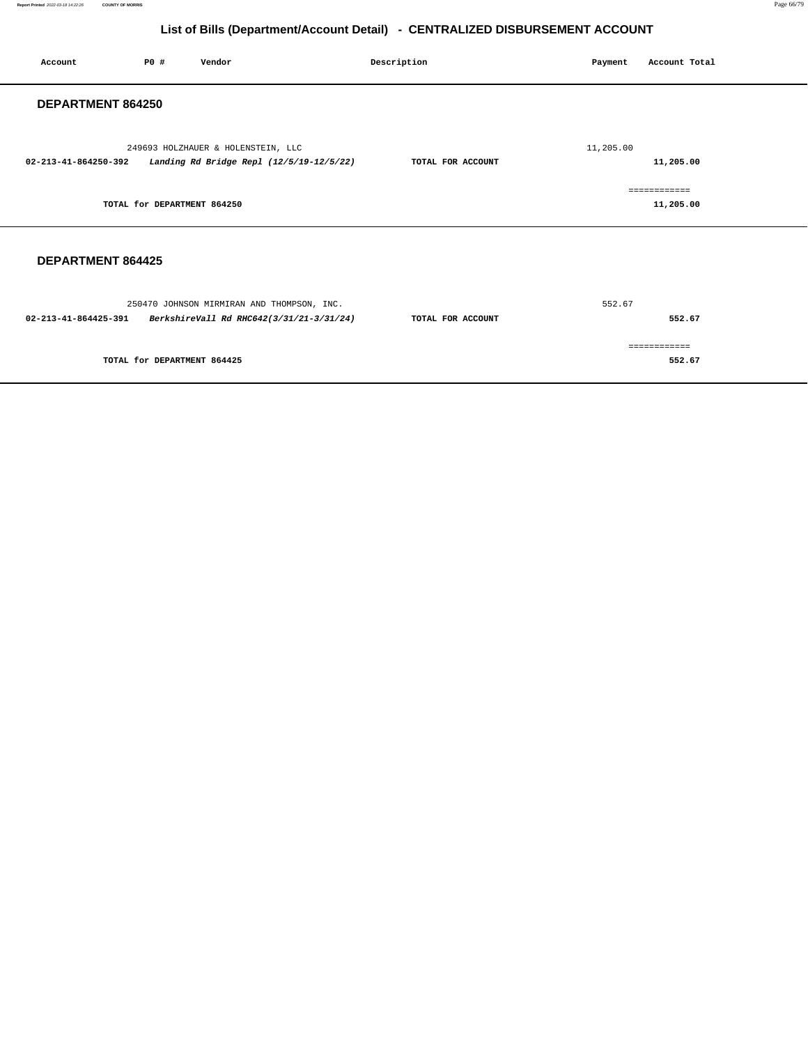## List of Bills (Department/Account Detail) - CENTRALIZED DISBURSEMENT ACCOUNT

| Account | PO # | Vendor | Description | Payment | Account Total |
|---|---|---|---|---|---|

### DEPARTMENT 864250

| Account | PO # | Vendor | Description | Payment | Account Total |
|---|---|---|---|---|---|
| | 249693 | HOLZHAUER & HOLENSTEIN, LLC | | 11,205.00 | |
| **02-213-41-864250-392** | | ***Landing Rd Bridge Repl (12/5/19-12/5/22)*** | **TOTAL FOR ACCOUNT** | | **11,205.00** |
| | | | | | ============ |
| | **TOTAL for DEPARTMENT 864250** | | | | **11,205.00** |

### DEPARTMENT 864425

| Account | PO # | Vendor | Description | Payment | Account Total |
|---|---|---|---|---|---|
| | 250470 | JOHNSON MIRMIRAN AND THOMPSON, INC. | | 552.67 | |
| **02-213-41-864425-391** | | ***BerkshireVall Rd RHC642(3/31/21-3/31/24)*** | **TOTAL FOR ACCOUNT** | | **552.67** |
| | | | | | ============ |
| | **TOTAL for DEPARTMENT 864425** | | | | **552.67** |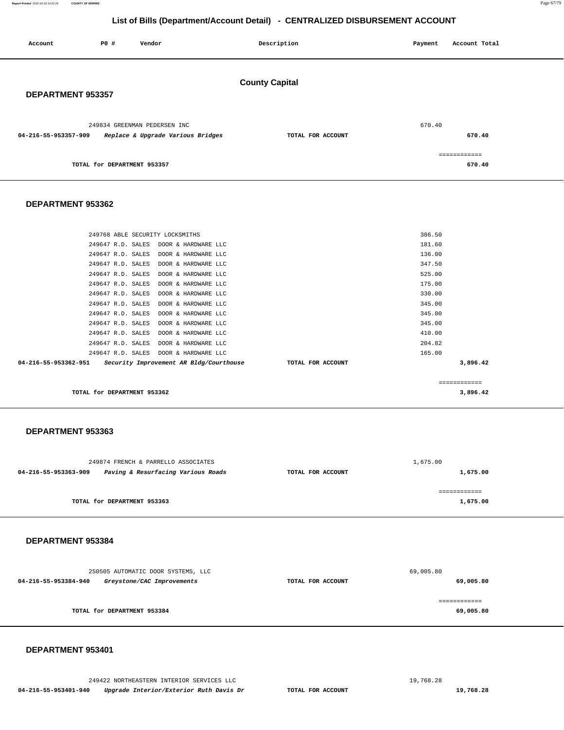# List of Bills (Department/Account Detail) - CENTRALIZED DISBURSEMENT ACCOUNT

| Account | PO # | Vendor | Description | Payment | Account Total |
|---|---|---|---|---|---|

## County Capital

### DEPARTMENT 953357

| Account | PO # | Vendor | Description | Payment | Account Total |
|---|---|---|---|---|---|
| | 249834 | GREENMAN PEDERSEN INC | | 670.40 | |
| 04-216-55-953357-909 | | *Replace & Upgrade Various Bridges* | TOTAL FOR ACCOUNT | | 670.40 |
| | | | | | ============ |
| | | TOTAL for DEPARTMENT 953357 | | | 670.40 |

### DEPARTMENT 953362

| Account | PO # | Vendor | Description | Payment | Account Total |
|---|---|---|---|---|---|
| | 249768 | ABLE SECURITY LOCKSMITHS | | 386.50 | |
| | 249647 | R.D. SALES DOOR & HARDWARE LLC | | 181.60 | |
| | 249647 | R.D. SALES DOOR & HARDWARE LLC | | 136.00 | |
| | 249647 | R.D. SALES DOOR & HARDWARE LLC | | 347.50 | |
| | 249647 | R.D. SALES DOOR & HARDWARE LLC | | 525.00 | |
| | 249647 | R.D. SALES DOOR & HARDWARE LLC | | 175.00 | |
| | 249647 | R.D. SALES DOOR & HARDWARE LLC | | 330.00 | |
| | 249647 | R.D. SALES DOOR & HARDWARE LLC | | 345.00 | |
| | 249647 | R.D. SALES DOOR & HARDWARE LLC | | 345.00 | |
| | 249647 | R.D. SALES DOOR & HARDWARE LLC | | 345.00 | |
| | 249647 | R.D. SALES DOOR & HARDWARE LLC | | 410.00 | |
| | 249647 | R.D. SALES DOOR & HARDWARE LLC | | 204.82 | |
| | 249647 | R.D. SALES DOOR & HARDWARE LLC | | 165.00 | |
| 04-216-55-953362-951 | | *Security Improvement AR Bldg/Courthouse* | TOTAL FOR ACCOUNT | | 3,896.42 |
| | | | | | ============ |
| | | TOTAL for DEPARTMENT 953362 | | | 3,896.42 |

### DEPARTMENT 953363

| Account | PO # | Vendor | Description | Payment | Account Total |
|---|---|---|---|---|---|
| | 249874 | FRENCH & PARRELLO ASSOCIATES | | 1,675.00 | |
| 04-216-55-953363-909 | | *Paving & Resurfacing Various Roads* | TOTAL FOR ACCOUNT | | 1,675.00 |
| | | | | | ============ |
| | | TOTAL for DEPARTMENT 953363 | | | 1,675.00 |

### DEPARTMENT 953384

| Account | PO # | Vendor | Description | Payment | Account Total |
|---|---|---|---|---|---|
| | 250505 | AUTOMATIC DOOR SYSTEMS, LLC | | 69,005.80 | |
| 04-216-55-953384-940 | | *Greystone/CAC Improvements* | TOTAL FOR ACCOUNT | | 69,005.80 |
| | | | | | ============ |
| | | TOTAL for DEPARTMENT 953384 | | | 69,005.80 |

### DEPARTMENT 953401

| Account | PO # | Vendor | Description | Payment | Account Total |
|---|---|---|---|---|---|
| | 249422 | NORTHEASTERN INTERIOR SERVICES LLC | | 19,768.28 | |
| 04-216-55-953401-940 | | *Upgrade Interior/Exterior Ruth Davis Dr* | TOTAL FOR ACCOUNT | | 19,768.28 |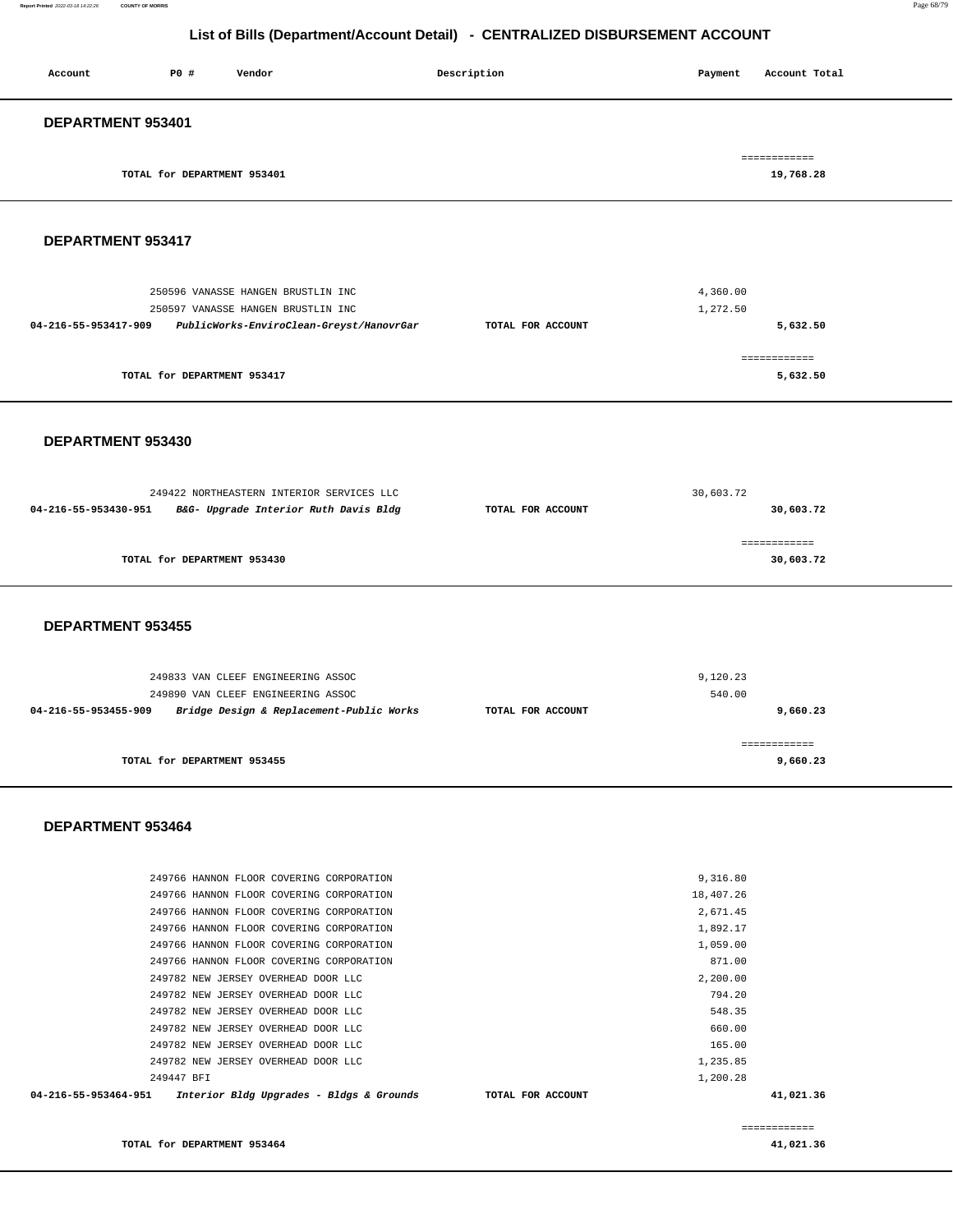# List of Bills (Department/Account Detail) - CENTRALIZED DISBURSEMENT ACCOUNT

| Account | PO # | Vendor | Description | Payment | Account Total |
|---|---|---|---|---|---|

## DEPARTMENT 953401

| | | |
|---|---|---|
| TOTAL for DEPARTMENT 953401 | | 19,768.28 |

## DEPARTMENT 953417

| Account | PO # Vendor | Description | Payment | Account Total |
|---|---|---|---|---|
| | 250596 VANASSE HANGEN BRUSTLIN INC | | 4,360.00 | |
| | 250597 VANASSE HANGEN BRUSTLIN INC | | 1,272.50 | |
| 04-216-55-953417-909 | *PublicWorks-EnviroClean-Greyst/HanovrGar* | TOTAL FOR ACCOUNT | | 5,632.50 |
| TOTAL for DEPARTMENT 953417 | | | | 5,632.50 |

## DEPARTMENT 953430

| Account | PO # Vendor | Description | Payment | Account Total |
|---|---|---|---|---|
| | 249422 NORTHEASTERN INTERIOR SERVICES LLC | | 30,603.72 | |
| 04-216-55-953430-951 | *B&G- Upgrade Interior Ruth Davis Bldg* | TOTAL FOR ACCOUNT | | 30,603.72 |
| TOTAL for DEPARTMENT 953430 | | | | 30,603.72 |

## DEPARTMENT 953455

| Account | PO # Vendor | Description | Payment | Account Total |
|---|---|---|---|---|
| | 249833 VAN CLEEF ENGINEERING ASSOC | | 9,120.23 | |
| | 249890 VAN CLEEF ENGINEERING ASSOC | | 540.00 | |
| 04-216-55-953455-909 | *Bridge Design & Replacement-Public Works* | TOTAL FOR ACCOUNT | | 9,660.23 |
| TOTAL for DEPARTMENT 953455 | | | | 9,660.23 |

## DEPARTMENT 953464

| Account | PO # Vendor | Description | Payment | Account Total |
|---|---|---|---|---|
| | 249766 HANNON FLOOR COVERING CORPORATION | | 9,316.80 | |
| | 249766 HANNON FLOOR COVERING CORPORATION | | 18,407.26 | |
| | 249766 HANNON FLOOR COVERING CORPORATION | | 2,671.45 | |
| | 249766 HANNON FLOOR COVERING CORPORATION | | 1,892.17 | |
| | 249766 HANNON FLOOR COVERING CORPORATION | | 1,059.00 | |
| | 249766 HANNON FLOOR COVERING CORPORATION | | 871.00 | |
| | 249782 NEW JERSEY OVERHEAD DOOR LLC | | 2,200.00 | |
| | 249782 NEW JERSEY OVERHEAD DOOR LLC | | 794.20 | |
| | 249782 NEW JERSEY OVERHEAD DOOR LLC | | 548.35 | |
| | 249782 NEW JERSEY OVERHEAD DOOR LLC | | 660.00 | |
| | 249782 NEW JERSEY OVERHEAD DOOR LLC | | 165.00 | |
| | 249782 NEW JERSEY OVERHEAD DOOR LLC | | 1,235.85 | |
| | 249447 BFI | | 1,200.28 | |
| 04-216-55-953464-951 | *Interior Bldg Upgrades - Bldgs & Grounds* | TOTAL FOR ACCOUNT | | 41,021.36 |
| TOTAL for DEPARTMENT 953464 | | | | 41,021.36 |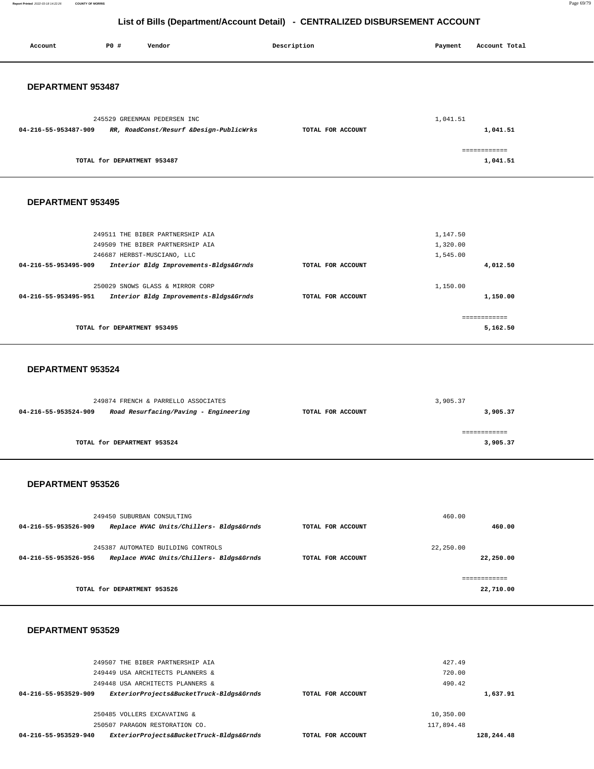# List of Bills (Department/Account Detail) - CENTRALIZED DISBURSEMENT ACCOUNT

| Account | PO # | Vendor | Description | Payment | Account Total |
|---|---|---|---|---|---|

## DEPARTMENT 953487

| Account | PO # | Vendor | Description | Payment | Account Total |
|---|---|---|---|---|---|
| | 245529 | GREENMAN PEDERSEN INC | | 1,041.51 | |
| **04-216-55-953487-909** | | ***RR, RoadConst/Resurf &Design-PublicWrks*** | **TOTAL FOR ACCOUNT** | | **1,041.51** |
| | | **TOTAL for DEPARTMENT 953487** | | | **1,041.51** |

## DEPARTMENT 953495

| Account | PO # | Vendor | Description | Payment | Account Total |
|---|---|---|---|---|---|
| | 249511 | THE BIBER PARTNERSHIP AIA | | 1,147.50 | |
| | 249509 | THE BIBER PARTNERSHIP AIA | | 1,320.00 | |
| | 246687 | HERBST-MUSCIANO, LLC | | 1,545.00 | |
| **04-216-55-953495-909** | | ***Interior Bldg Improvements-Bldgs&Grnds*** | **TOTAL FOR ACCOUNT** | | **4,012.50** |
| | 250029 | SNOWS GLASS & MIRROR CORP | | 1,150.00 | |
| **04-216-55-953495-951** | | ***Interior Bldg Improvements-Bldgs&Grnds*** | **TOTAL FOR ACCOUNT** | | **1,150.00** |
| | | **TOTAL for DEPARTMENT 953495** | | | **5,162.50** |

## DEPARTMENT 953524

| Account | PO # | Vendor | Description | Payment | Account Total |
|---|---|---|---|---|---|
| | 249874 | FRENCH & PARRELLO ASSOCIATES | | 3,905.37 | |
| **04-216-55-953524-909** | | ***Road Resurfacing/Paving - Engineering*** | **TOTAL FOR ACCOUNT** | | **3,905.37** |
| | | **TOTAL for DEPARTMENT 953524** | | | **3,905.37** |

## DEPARTMENT 953526

| Account | PO # | Vendor | Description | Payment | Account Total |
|---|---|---|---|---|---|
| | 249450 | SUBURBAN CONSULTING | | 460.00 | |
| **04-216-55-953526-909** | | ***Replace HVAC Units/Chillers- Bldgs&Grnds*** | **TOTAL FOR ACCOUNT** | | **460.00** |
| | 245387 | AUTOMATED BUILDING CONTROLS | | 22,250.00 | |
| **04-216-55-953526-956** | | ***Replace HVAC Units/Chillers- Bldgs&Grnds*** | **TOTAL FOR ACCOUNT** | | **22,250.00** |
| | | **TOTAL for DEPARTMENT 953526** | | | **22,710.00** |

## DEPARTMENT 953529

| Account | PO # | Vendor | Description | Payment | Account Total |
|---|---|---|---|---|---|
| | 249507 | THE BIBER PARTNERSHIP AIA | | 427.49 | |
| | 249449 | USA ARCHITECTS PLANNERS & | | 720.00 | |
| | 249448 | USA ARCHITECTS PLANNERS & | | 490.42 | |
| **04-216-55-953529-909** | | ***ExteriorProjects&BucketTruck-Bldgs&Grnds*** | **TOTAL FOR ACCOUNT** | | **1,637.91** |
| | 250485 | VOLLERS EXCAVATING & | | 10,350.00 | |
| | 250507 | PARAGON RESTORATION CO. | | 117,894.48 | |
| **04-216-55-953529-940** | | ***ExteriorProjects&BucketTruck-Bldgs&Grnds*** | **TOTAL FOR ACCOUNT** | | **128,244.48** |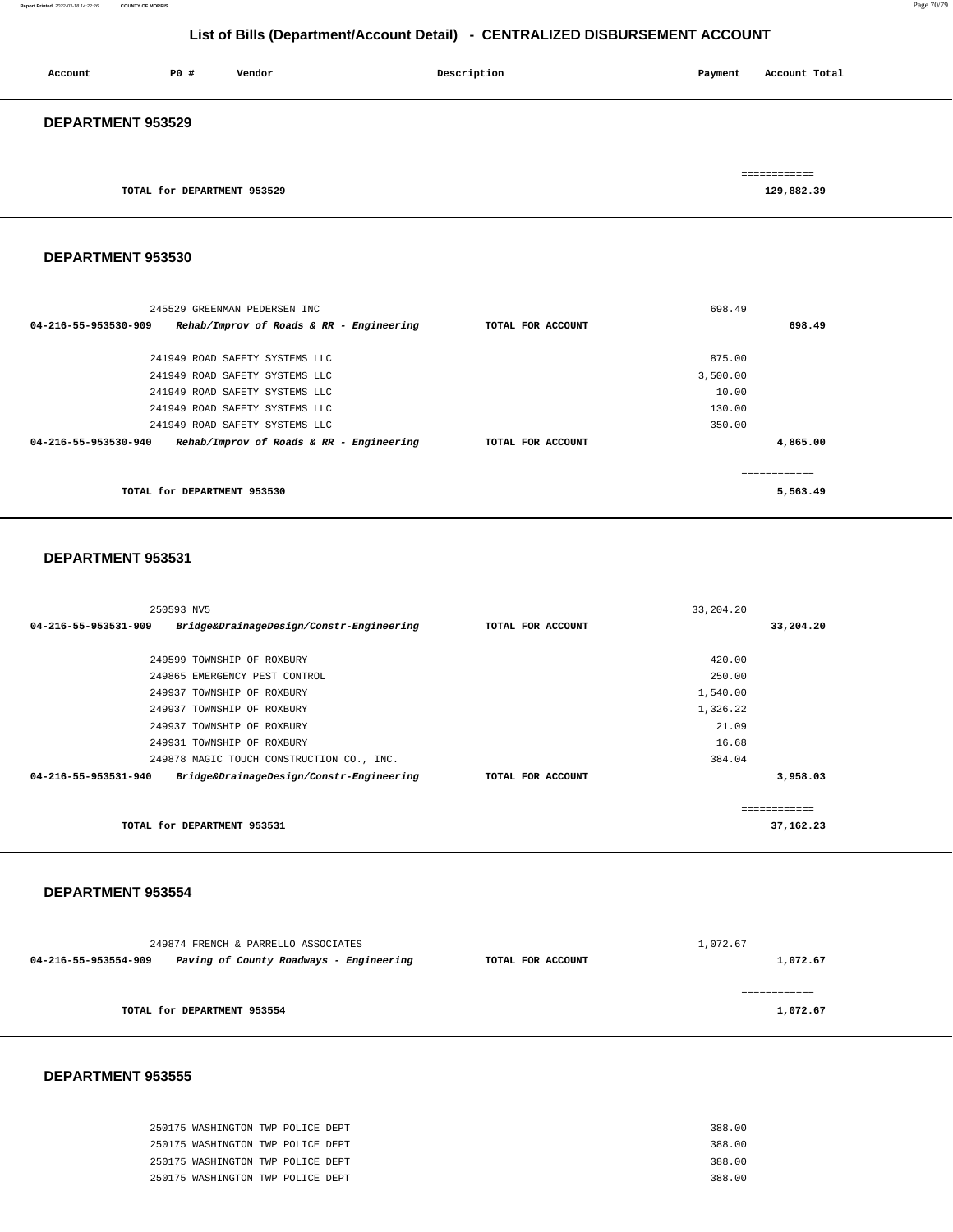# List of Bills (Department/Account Detail) - CENTRALIZED DISBURSEMENT ACCOUNT

| Account | PO # | Vendor | Description | Payment | Account Total |
|---|---|---|---|---|---|

## DEPARTMENT 953529

| | | | | | |
|---|---|---|---|---|---|
| | | TOTAL for DEPARTMENT 953529 | | | 129,882.39 |

## DEPARTMENT 953530

| Account | PO # | Vendor | Description | Payment | Account Total |
|---|---|---|---|---|---|
| | 245529 | GREENMAN PEDERSEN INC | | 698.49 | |
| 04-216-55-953530-909 | | *Rehab/Improv of Roads & RR - Engineering* | TOTAL FOR ACCOUNT | | 698.49 |
| | 241949 | ROAD SAFETY SYSTEMS LLC | | 875.00 | |
| | 241949 | ROAD SAFETY SYSTEMS LLC | | 3,500.00 | |
| | 241949 | ROAD SAFETY SYSTEMS LLC | | 10.00 | |
| | 241949 | ROAD SAFETY SYSTEMS LLC | | 130.00 | |
| | 241949 | ROAD SAFETY SYSTEMS LLC | | 350.00 | |
| 04-216-55-953530-940 | | *Rehab/Improv of Roads & RR - Engineering* | TOTAL FOR ACCOUNT | | 4,865.00 |
| | | TOTAL for DEPARTMENT 953530 | | | 5,563.49 |

## DEPARTMENT 953531

| Account | PO # | Vendor | Description | Payment | Account Total |
|---|---|---|---|---|---|
| | 250593 | NV5 | | 33,204.20 | |
| 04-216-55-953531-909 | | *Bridge&DrainageDesign/Constr-Engineering* | TOTAL FOR ACCOUNT | | 33,204.20 |
| | 249599 | TOWNSHIP OF ROXBURY | | 420.00 | |
| | 249865 | EMERGENCY PEST CONTROL | | 250.00 | |
| | 249937 | TOWNSHIP OF ROXBURY | | 1,540.00 | |
| | 249937 | TOWNSHIP OF ROXBURY | | 1,326.22 | |
| | 249937 | TOWNSHIP OF ROXBURY | | 21.09 | |
| | 249931 | TOWNSHIP OF ROXBURY | | 16.68 | |
| | 249878 | MAGIC TOUCH CONSTRUCTION CO., INC. | | 384.04 | |
| 04-216-55-953531-940 | | *Bridge&DrainageDesign/Constr-Engineering* | TOTAL FOR ACCOUNT | | 3,958.03 |
| | | TOTAL for DEPARTMENT 953531 | | | 37,162.23 |

## DEPARTMENT 953554

| Account | PO # | Vendor | Description | Payment | Account Total |
|---|---|---|---|---|---|
| | 249874 | FRENCH & PARRELLO ASSOCIATES | | 1,072.67 | |
| 04-216-55-953554-909 | | *Paving of County Roadways - Engineering* | TOTAL FOR ACCOUNT | | 1,072.67 |
| | | TOTAL for DEPARTMENT 953554 | | | 1,072.67 |

## DEPARTMENT 953555

| Account | PO # | Vendor | Description | Payment | Account Total |
|---|---|---|---|---|---|
| | 250175 | WASHINGTON TWP POLICE DEPT | | 388.00 | |
| | 250175 | WASHINGTON TWP POLICE DEPT | | 388.00 | |
| | 250175 | WASHINGTON TWP POLICE DEPT | | 388.00 | |
| | 250175 | WASHINGTON TWP POLICE DEPT | | 388.00 | |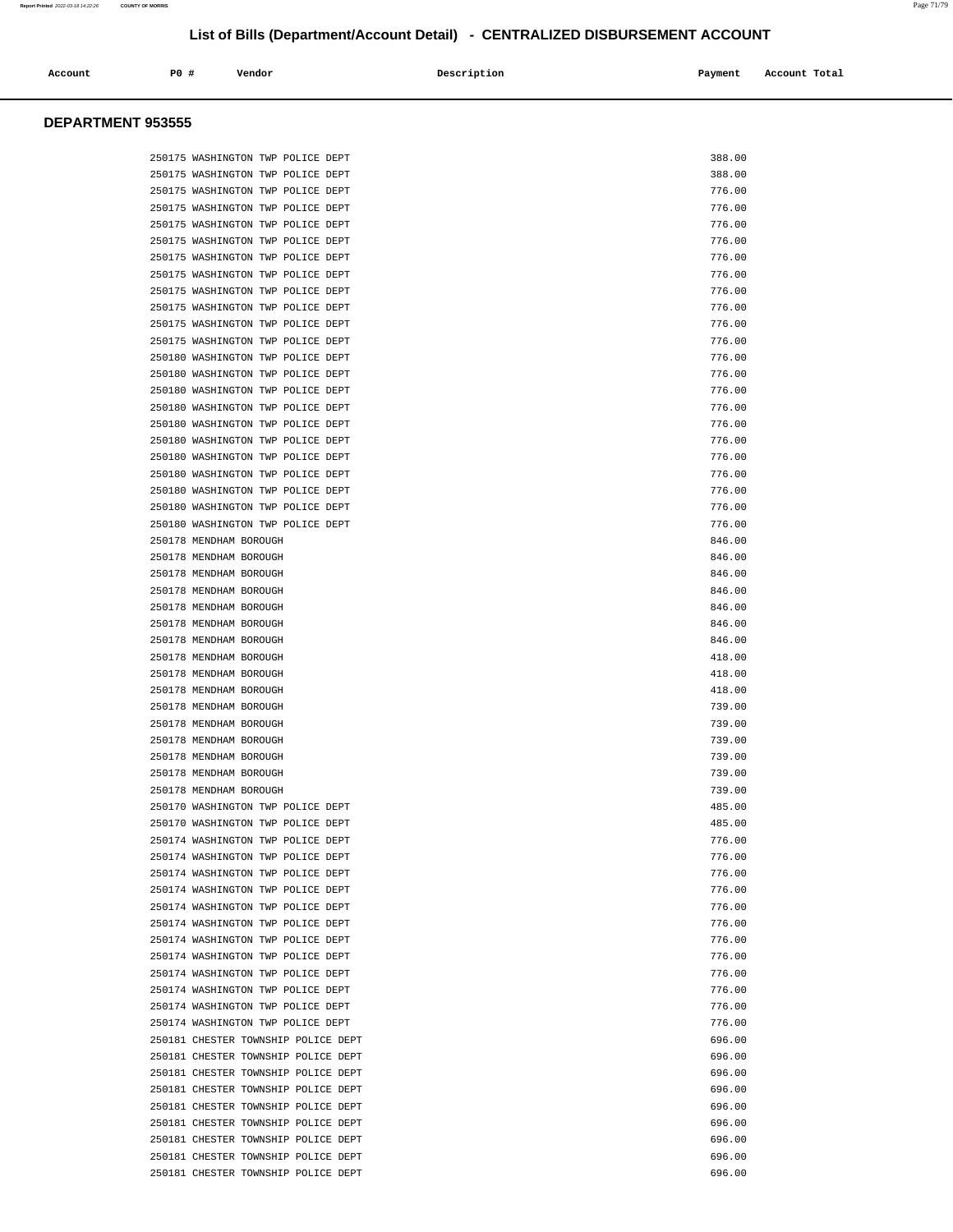## List of Bills (Department/Account Detail) - CENTRALIZED DISBURSEMENT ACCOUNT

| Account | PO # | Vendor | Description | Payment | Account Total |
| --- | --- | --- | --- | --- | --- |

### DEPARTMENT 953555

| Account | PO # | Vendor | Description | Payment | Account Total |
| --- | --- | --- | --- | --- | --- |
| | 250175 | WASHINGTON TWP POLICE DEPT | | 388.00 | |
| | 250175 | WASHINGTON TWP POLICE DEPT | | 388.00 | |
| | 250175 | WASHINGTON TWP POLICE DEPT | | 776.00 | |
| | 250175 | WASHINGTON TWP POLICE DEPT | | 776.00 | |
| | 250175 | WASHINGTON TWP POLICE DEPT | | 776.00 | |
| | 250175 | WASHINGTON TWP POLICE DEPT | | 776.00 | |
| | 250175 | WASHINGTON TWP POLICE DEPT | | 776.00 | |
| | 250175 | WASHINGTON TWP POLICE DEPT | | 776.00 | |
| | 250175 | WASHINGTON TWP POLICE DEPT | | 776.00 | |
| | 250175 | WASHINGTON TWP POLICE DEPT | | 776.00 | |
| | 250175 | WASHINGTON TWP POLICE DEPT | | 776.00 | |
| | 250175 | WASHINGTON TWP POLICE DEPT | | 776.00 | |
| | 250180 | WASHINGTON TWP POLICE DEPT | | 776.00 | |
| | 250180 | WASHINGTON TWP POLICE DEPT | | 776.00 | |
| | 250180 | WASHINGTON TWP POLICE DEPT | | 776.00 | |
| | 250180 | WASHINGTON TWP POLICE DEPT | | 776.00 | |
| | 250180 | WASHINGTON TWP POLICE DEPT | | 776.00 | |
| | 250180 | WASHINGTON TWP POLICE DEPT | | 776.00 | |
| | 250180 | WASHINGTON TWP POLICE DEPT | | 776.00 | |
| | 250180 | WASHINGTON TWP POLICE DEPT | | 776.00 | |
| | 250180 | WASHINGTON TWP POLICE DEPT | | 776.00 | |
| | 250180 | WASHINGTON TWP POLICE DEPT | | 776.00 | |
| | 250180 | WASHINGTON TWP POLICE DEPT | | 776.00 | |
| | 250178 | MENDHAM BOROUGH | | 846.00 | |
| | 250178 | MENDHAM BOROUGH | | 846.00 | |
| | 250178 | MENDHAM BOROUGH | | 846.00 | |
| | 250178 | MENDHAM BOROUGH | | 846.00 | |
| | 250178 | MENDHAM BOROUGH | | 846.00 | |
| | 250178 | MENDHAM BOROUGH | | 846.00 | |
| | 250178 | MENDHAM BOROUGH | | 846.00 | |
| | 250178 | MENDHAM BOROUGH | | 418.00 | |
| | 250178 | MENDHAM BOROUGH | | 418.00 | |
| | 250178 | MENDHAM BOROUGH | | 418.00 | |
| | 250178 | MENDHAM BOROUGH | | 739.00 | |
| | 250178 | MENDHAM BOROUGH | | 739.00 | |
| | 250178 | MENDHAM BOROUGH | | 739.00 | |
| | 250178 | MENDHAM BOROUGH | | 739.00 | |
| | 250178 | MENDHAM BOROUGH | | 739.00 | |
| | 250178 | MENDHAM BOROUGH | | 739.00 | |
| | 250170 | WASHINGTON TWP POLICE DEPT | | 485.00 | |
| | 250170 | WASHINGTON TWP POLICE DEPT | | 485.00 | |
| | 250174 | WASHINGTON TWP POLICE DEPT | | 776.00 | |
| | 250174 | WASHINGTON TWP POLICE DEPT | | 776.00 | |
| | 250174 | WASHINGTON TWP POLICE DEPT | | 776.00 | |
| | 250174 | WASHINGTON TWP POLICE DEPT | | 776.00 | |
| | 250174 | WASHINGTON TWP POLICE DEPT | | 776.00 | |
| | 250174 | WASHINGTON TWP POLICE DEPT | | 776.00 | |
| | 250174 | WASHINGTON TWP POLICE DEPT | | 776.00 | |
| | 250174 | WASHINGTON TWP POLICE DEPT | | 776.00 | |
| | 250174 | WASHINGTON TWP POLICE DEPT | | 776.00 | |
| | 250174 | WASHINGTON TWP POLICE DEPT | | 776.00 | |
| | 250174 | WASHINGTON TWP POLICE DEPT | | 776.00 | |
| | 250174 | WASHINGTON TWP POLICE DEPT | | 776.00 | |
| | 250181 | CHESTER TOWNSHIP POLICE DEPT | | 696.00 | |
| | 250181 | CHESTER TOWNSHIP POLICE DEPT | | 696.00 | |
| | 250181 | CHESTER TOWNSHIP POLICE DEPT | | 696.00 | |
| | 250181 | CHESTER TOWNSHIP POLICE DEPT | | 696.00 | |
| | 250181 | CHESTER TOWNSHIP POLICE DEPT | | 696.00 | |
| | 250181 | CHESTER TOWNSHIP POLICE DEPT | | 696.00 | |
| | 250181 | CHESTER TOWNSHIP POLICE DEPT | | 696.00 | |
| | 250181 | CHESTER TOWNSHIP POLICE DEPT | | 696.00 | |
| | 250181 | CHESTER TOWNSHIP POLICE DEPT | | 696.00 | |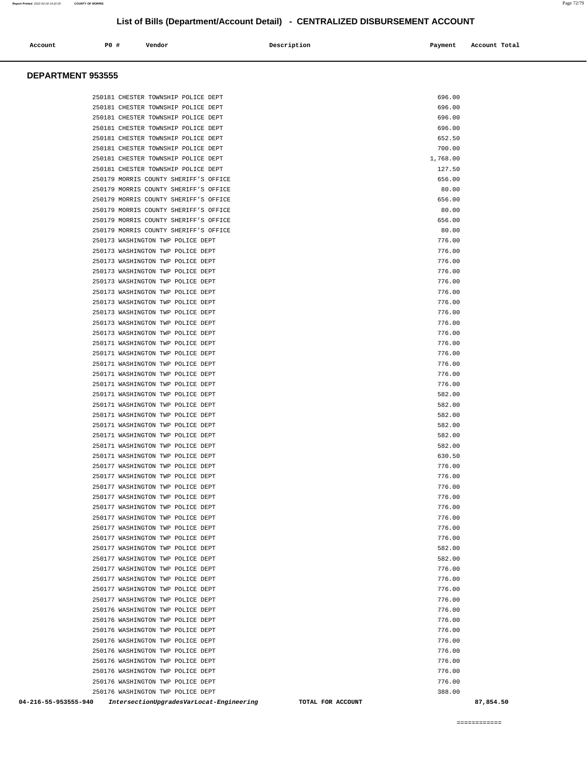## List of Bills (Department/Account Detail) - CENTRALIZED DISBURSEMENT ACCOUNT

| Account | PO # | Vendor | Description | Payment | Account Total |
|---|---|---|---|---|---|

### DEPARTMENT 953555

| Account | PO # | Vendor | Description | Payment | Account Total |
|---|---|---|---|---|---|
| | 250181 | CHESTER TOWNSHIP POLICE DEPT | | 696.00 | |
| | 250181 | CHESTER TOWNSHIP POLICE DEPT | | 696.00 | |
| | 250181 | CHESTER TOWNSHIP POLICE DEPT | | 696.00 | |
| | 250181 | CHESTER TOWNSHIP POLICE DEPT | | 696.00 | |
| | 250181 | CHESTER TOWNSHIP POLICE DEPT | | 652.50 | |
| | 250181 | CHESTER TOWNSHIP POLICE DEPT | | 700.00 | |
| | 250181 | CHESTER TOWNSHIP POLICE DEPT | | 1,768.00 | |
| | 250181 | CHESTER TOWNSHIP POLICE DEPT | | 127.50 | |
| | 250179 | MORRIS COUNTY SHERIFF'S OFFICE | | 656.00 | |
| | 250179 | MORRIS COUNTY SHERIFF'S OFFICE | | 80.00 | |
| | 250179 | MORRIS COUNTY SHERIFF'S OFFICE | | 656.00 | |
| | 250179 | MORRIS COUNTY SHERIFF'S OFFICE | | 80.00 | |
| | 250179 | MORRIS COUNTY SHERIFF'S OFFICE | | 656.00 | |
| | 250179 | MORRIS COUNTY SHERIFF'S OFFICE | | 80.00 | |
| | 250173 | WASHINGTON TWP POLICE DEPT | | 776.00 | |
| | 250173 | WASHINGTON TWP POLICE DEPT | | 776.00 | |
| | 250173 | WASHINGTON TWP POLICE DEPT | | 776.00 | |
| | 250173 | WASHINGTON TWP POLICE DEPT | | 776.00 | |
| | 250173 | WASHINGTON TWP POLICE DEPT | | 776.00 | |
| | 250173 | WASHINGTON TWP POLICE DEPT | | 776.00 | |
| | 250173 | WASHINGTON TWP POLICE DEPT | | 776.00 | |
| | 250173 | WASHINGTON TWP POLICE DEPT | | 776.00 | |
| | 250173 | WASHINGTON TWP POLICE DEPT | | 776.00 | |
| | 250173 | WASHINGTON TWP POLICE DEPT | | 776.00 | |
| | 250171 | WASHINGTON TWP POLICE DEPT | | 776.00 | |
| | 250171 | WASHINGTON TWP POLICE DEPT | | 776.00 | |
| | 250171 | WASHINGTON TWP POLICE DEPT | | 776.00 | |
| | 250171 | WASHINGTON TWP POLICE DEPT | | 776.00 | |
| | 250171 | WASHINGTON TWP POLICE DEPT | | 776.00 | |
| | 250171 | WASHINGTON TWP POLICE DEPT | | 582.00 | |
| | 250171 | WASHINGTON TWP POLICE DEPT | | 582.00 | |
| | 250171 | WASHINGTON TWP POLICE DEPT | | 582.00 | |
| | 250171 | WASHINGTON TWP POLICE DEPT | | 582.00 | |
| | 250171 | WASHINGTON TWP POLICE DEPT | | 582.00 | |
| | 250171 | WASHINGTON TWP POLICE DEPT | | 582.00 | |
| | 250171 | WASHINGTON TWP POLICE DEPT | | 630.50 | |
| | 250177 | WASHINGTON TWP POLICE DEPT | | 776.00 | |
| | 250177 | WASHINGTON TWP POLICE DEPT | | 776.00 | |
| | 250177 | WASHINGTON TWP POLICE DEPT | | 776.00 | |
| | 250177 | WASHINGTON TWP POLICE DEPT | | 776.00 | |
| | 250177 | WASHINGTON TWP POLICE DEPT | | 776.00 | |
| | 250177 | WASHINGTON TWP POLICE DEPT | | 776.00 | |
| | 250177 | WASHINGTON TWP POLICE DEPT | | 776.00 | |
| | 250177 | WASHINGTON TWP POLICE DEPT | | 776.00 | |
| | 250177 | WASHINGTON TWP POLICE DEPT | | 582.00 | |
| | 250177 | WASHINGTON TWP POLICE DEPT | | 582.00 | |
| | 250177 | WASHINGTON TWP POLICE DEPT | | 776.00 | |
| | 250177 | WASHINGTON TWP POLICE DEPT | | 776.00 | |
| | 250177 | WASHINGTON TWP POLICE DEPT | | 776.00 | |
| | 250177 | WASHINGTON TWP POLICE DEPT | | 776.00 | |
| | 250176 | WASHINGTON TWP POLICE DEPT | | 776.00 | |
| | 250176 | WASHINGTON TWP POLICE DEPT | | 776.00 | |
| | 250176 | WASHINGTON TWP POLICE DEPT | | 776.00 | |
| | 250176 | WASHINGTON TWP POLICE DEPT | | 776.00 | |
| | 250176 | WASHINGTON TWP POLICE DEPT | | 776.00 | |
| | 250176 | WASHINGTON TWP POLICE DEPT | | 776.00 | |
| | 250176 | WASHINGTON TWP POLICE DEPT | | 776.00 | |
| | 250176 | WASHINGTON TWP POLICE DEPT | | 776.00 | |
| | 250176 | WASHINGTON TWP POLICE DEPT | | 388.00 | |
| 04-216-55-953555-940 | | *IntersectionUpgradesVarLocat-Engineering* | TOTAL FOR ACCOUNT | | 87,854.50 |

============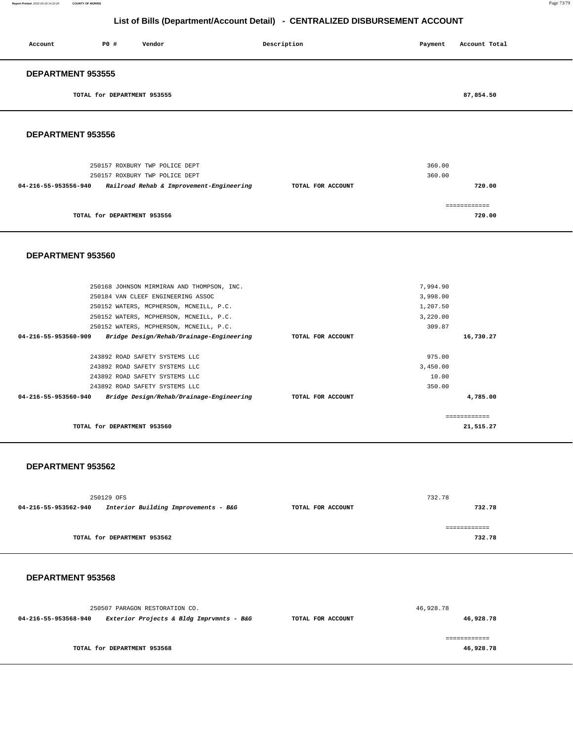## List of Bills (Department/Account Detail) - CENTRALIZED DISBURSEMENT ACCOUNT

| Account | PO # | Vendor | Description | Payment | Account Total |
|---|---|---|---|---|---|

### DEPARTMENT 953555

| | | | | | |
|---|---|---|---|---|---|
| | TOTAL for DEPARTMENT 953555 | | | | 87,854.50 |

### DEPARTMENT 953556

| Account | PO # | Vendor | Description | Payment | Account Total |
|---|---|---|---|---|---|
| | 250157 | ROXBURY TWP POLICE DEPT | | 360.00 | |
| | 250157 | ROXBURY TWP POLICE DEPT | | 360.00 | |
| 04-216-55-953556-940 | | *Railroad Rehab & Improvement-Engineering* | TOTAL FOR ACCOUNT | | 720.00 |
| | | | | | ============ |
| | TOTAL for DEPARTMENT 953556 | | | | 720.00 |

### DEPARTMENT 953560

| Account | PO # | Vendor | Description | Payment | Account Total |
|---|---|---|---|---|---|
| | 250168 | JOHNSON MIRMIRAN AND THOMPSON, INC. | | 7,994.90 | |
| | 250184 | VAN CLEEF ENGINEERING ASSOC | | 3,998.00 | |
| | 250152 | WATERS, MCPHERSON, MCNEILL, P.C. | | 1,207.50 | |
| | 250152 | WATERS, MCPHERSON, MCNEILL, P.C. | | 3,220.00 | |
| | 250152 | WATERS, MCPHERSON, MCNEILL, P.C. | | 309.87 | |
| 04-216-55-953560-909 | | *Bridge Design/Rehab/Drainage-Engineering* | TOTAL FOR ACCOUNT | | 16,730.27 |
| | 243892 | ROAD SAFETY SYSTEMS LLC | | 975.00 | |
| | 243892 | ROAD SAFETY SYSTEMS LLC | | 3,450.00 | |
| | 243892 | ROAD SAFETY SYSTEMS LLC | | 10.00 | |
| | 243892 | ROAD SAFETY SYSTEMS LLC | | 350.00 | |
| 04-216-55-953560-940 | | *Bridge Design/Rehab/Drainage-Engineering* | TOTAL FOR ACCOUNT | | 4,785.00 |
| | | | | | ============ |
| | TOTAL for DEPARTMENT 953560 | | | | 21,515.27 |

### DEPARTMENT 953562

| Account | PO # | Vendor | Description | Payment | Account Total |
|---|---|---|---|---|---|
| | 250129 | OFS | | 732.78 | |
| 04-216-55-953562-940 | | *Interior Building Improvements - B&G* | TOTAL FOR ACCOUNT | | 732.78 |
| | | | | | ============ |
| | TOTAL for DEPARTMENT 953562 | | | | 732.78 |

### DEPARTMENT 953568

| Account | PO # | Vendor | Description | Payment | Account Total |
|---|---|---|---|---|---|
| | 250507 | PARAGON RESTORATION CO. | | 46,928.78 | |
| 04-216-55-953568-940 | | *Exterior Projects & Bldg Imprvmnts - B&G* | TOTAL FOR ACCOUNT | | 46,928.78 |
| | | | | | ============ |
| | TOTAL for DEPARTMENT 953568 | | | | 46,928.78 |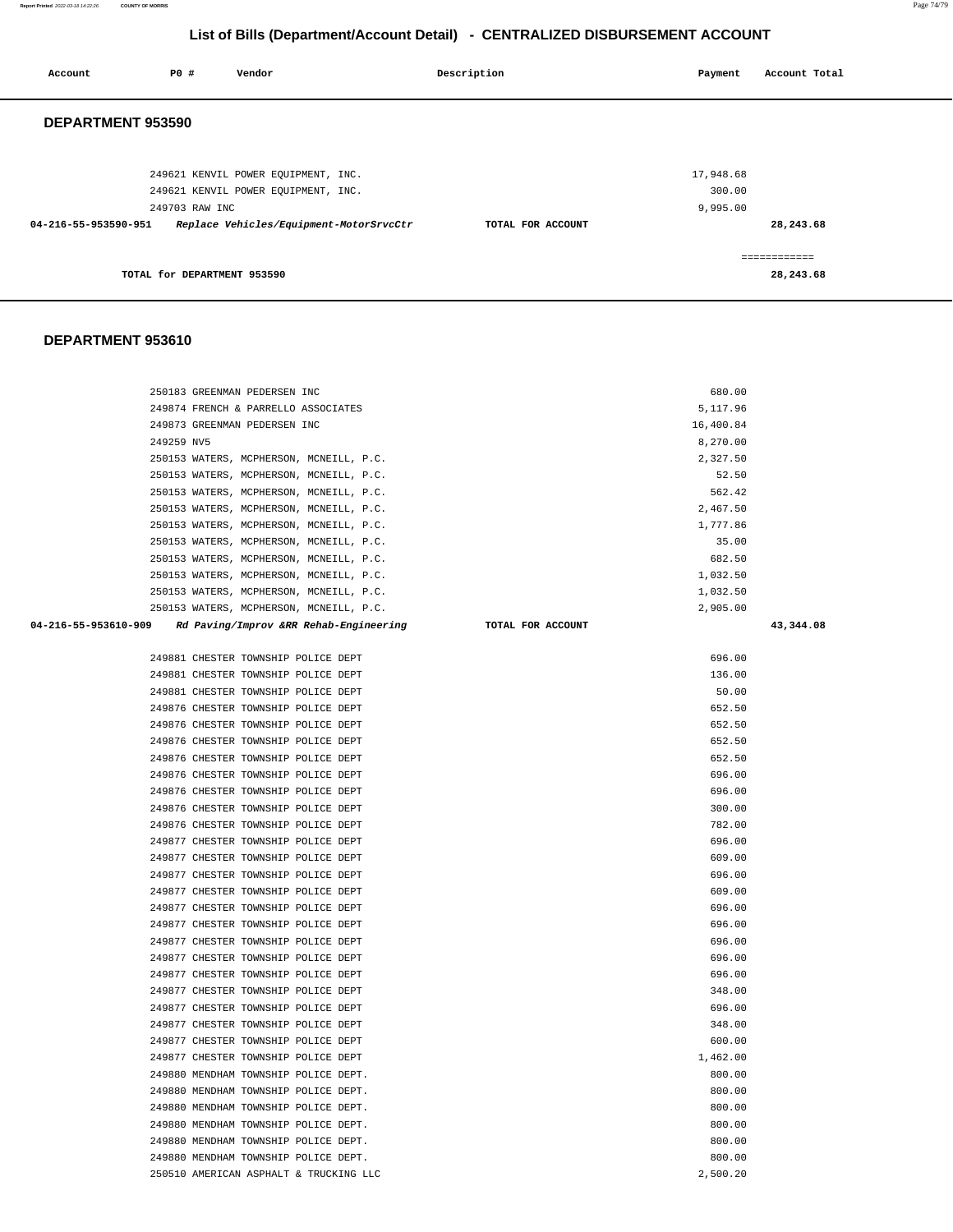# List of Bills (Department/Account Detail) - CENTRALIZED DISBURSEMENT ACCOUNT

| Account | PO # | Vendor | Description | Payment | Account Total |
|---|---|---|---|---|---|

## DEPARTMENT 953590

| Account | PO # | Vendor | Description | Payment | Account Total |
|---|---|---|---|---|---|
| | 249621 | KENVIL POWER EQUIPMENT, INC. | | 17,948.68 | |
| | 249621 | KENVIL POWER EQUIPMENT, INC. | | 300.00 | |
| | 249703 | RAW INC | | 9,995.00 | |
| 04-216-55-953590-951 | | *Replace Vehicles/Equipment-MotorSrvcCtr* | TOTAL FOR ACCOUNT | | 28,243.68 |
| | | | | | ============ |
| | | TOTAL for DEPARTMENT 953590 | | | 28,243.68 |

## DEPARTMENT 953610

| Account | PO # | Vendor | Description | Payment | Account Total |
|---|---|---|---|---|---|
| | 250183 | GREENMAN PEDERSEN INC | | 680.00 | |
| | 249874 | FRENCH & PARRELLO ASSOCIATES | | 5,117.96 | |
| | 249873 | GREENMAN PEDERSEN INC | | 16,400.84 | |
| | 249259 | NV5 | | 8,270.00 | |
| | 250153 | WATERS, MCPHERSON, MCNEILL, P.C. | | 2,327.50 | |
| | 250153 | WATERS, MCPHERSON, MCNEILL, P.C. | | 52.50 | |
| | 250153 | WATERS, MCPHERSON, MCNEILL, P.C. | | 562.42 | |
| | 250153 | WATERS, MCPHERSON, MCNEILL, P.C. | | 2,467.50 | |
| | 250153 | WATERS, MCPHERSON, MCNEILL, P.C. | | 1,777.86 | |
| | 250153 | WATERS, MCPHERSON, MCNEILL, P.C. | | 35.00 | |
| | 250153 | WATERS, MCPHERSON, MCNEILL, P.C. | | 682.50 | |
| | 250153 | WATERS, MCPHERSON, MCNEILL, P.C. | | 1,032.50 | |
| | 250153 | WATERS, MCPHERSON, MCNEILL, P.C. | | 1,032.50 | |
| | 250153 | WATERS, MCPHERSON, MCNEILL, P.C. | | 2,905.00 | |
| 04-216-55-953610-909 | | *Rd Paving/Improv &RR Rehab-Engineering* | TOTAL FOR ACCOUNT | | 43,344.08 |
| | 249881 | CHESTER TOWNSHIP POLICE DEPT | | 696.00 | |
| | 249881 | CHESTER TOWNSHIP POLICE DEPT | | 136.00 | |
| | 249881 | CHESTER TOWNSHIP POLICE DEPT | | 50.00 | |
| | 249876 | CHESTER TOWNSHIP POLICE DEPT | | 652.50 | |
| | 249876 | CHESTER TOWNSHIP POLICE DEPT | | 652.50 | |
| | 249876 | CHESTER TOWNSHIP POLICE DEPT | | 652.50 | |
| | 249876 | CHESTER TOWNSHIP POLICE DEPT | | 652.50 | |
| | 249876 | CHESTER TOWNSHIP POLICE DEPT | | 696.00 | |
| | 249876 | CHESTER TOWNSHIP POLICE DEPT | | 696.00 | |
| | 249876 | CHESTER TOWNSHIP POLICE DEPT | | 300.00 | |
| | 249876 | CHESTER TOWNSHIP POLICE DEPT | | 782.00 | |
| | 249877 | CHESTER TOWNSHIP POLICE DEPT | | 696.00 | |
| | 249877 | CHESTER TOWNSHIP POLICE DEPT | | 609.00 | |
| | 249877 | CHESTER TOWNSHIP POLICE DEPT | | 696.00 | |
| | 249877 | CHESTER TOWNSHIP POLICE DEPT | | 609.00 | |
| | 249877 | CHESTER TOWNSHIP POLICE DEPT | | 696.00 | |
| | 249877 | CHESTER TOWNSHIP POLICE DEPT | | 696.00 | |
| | 249877 | CHESTER TOWNSHIP POLICE DEPT | | 696.00 | |
| | 249877 | CHESTER TOWNSHIP POLICE DEPT | | 696.00 | |
| | 249877 | CHESTER TOWNSHIP POLICE DEPT | | 696.00 | |
| | 249877 | CHESTER TOWNSHIP POLICE DEPT | | 348.00 | |
| | 249877 | CHESTER TOWNSHIP POLICE DEPT | | 696.00 | |
| | 249877 | CHESTER TOWNSHIP POLICE DEPT | | 348.00 | |
| | 249877 | CHESTER TOWNSHIP POLICE DEPT | | 600.00 | |
| | 249877 | CHESTER TOWNSHIP POLICE DEPT | | 1,462.00 | |
| | 249880 | MENDHAM TOWNSHIP POLICE DEPT. | | 800.00 | |
| | 249880 | MENDHAM TOWNSHIP POLICE DEPT. | | 800.00 | |
| | 249880 | MENDHAM TOWNSHIP POLICE DEPT. | | 800.00 | |
| | 249880 | MENDHAM TOWNSHIP POLICE DEPT. | | 800.00 | |
| | 249880 | MENDHAM TOWNSHIP POLICE DEPT. | | 800.00 | |
| | 249880 | MENDHAM TOWNSHIP POLICE DEPT. | | 800.00 | |
| | 250510 | AMERICAN ASPHALT & TRUCKING LLC | | 2,500.20 | |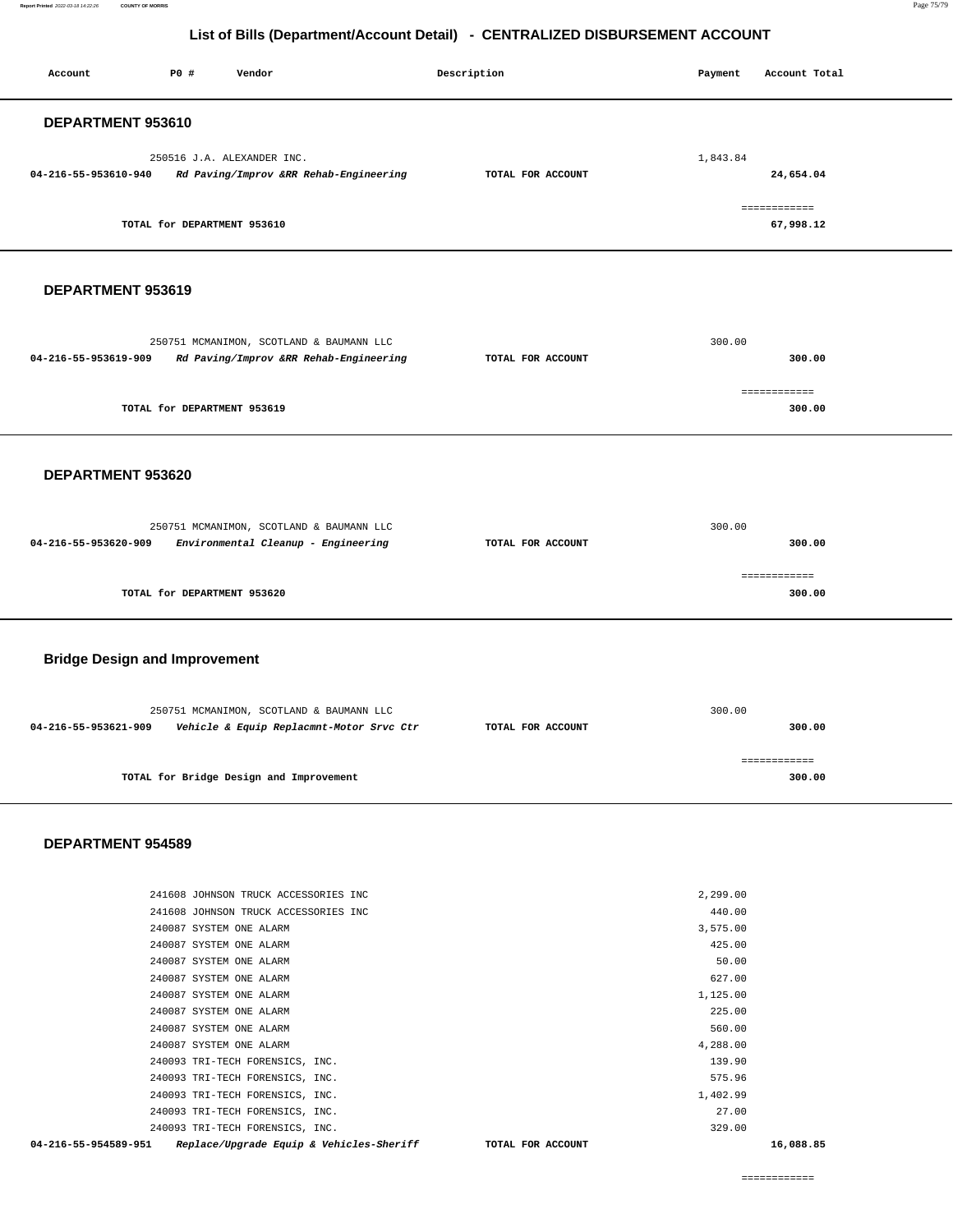## List of Bills (Department/Account Detail) - CENTRALIZED DISBURSEMENT ACCOUNT

| Account | PO # | Vendor | Description | Payment | Account Total |
|---|---|---|---|---|---|

### DEPARTMENT 953610

| Account | PO # | Vendor | Description | Payment | Account Total |
|---|---|---|---|---|---|
| | 250516 | J.A. ALEXANDER INC. | | 1,843.84 | |
| **04-216-55-953610-940** | | ***Rd Paving/Improv &RR Rehab-Engineering*** | **TOTAL FOR ACCOUNT** | | **24,654.04** |
| | | | | | ============ |
| | | **TOTAL for DEPARTMENT 953610** | | | **67,998.12** |

### DEPARTMENT 953619

| Account | PO # | Vendor | Description | Payment | Account Total |
|---|---|---|---|---|---|
| | 250751 | MCMANIMON, SCOTLAND & BAUMANN LLC | | 300.00 | |
| **04-216-55-953619-909** | | ***Rd Paving/Improv &RR Rehab-Engineering*** | **TOTAL FOR ACCOUNT** | | **300.00** |
| | | | | | ============ |
| | | **TOTAL for DEPARTMENT 953619** | | | **300.00** |

### DEPARTMENT 953620

| Account | PO # | Vendor | Description | Payment | Account Total |
|---|---|---|---|---|---|
| | 250751 | MCMANIMON, SCOTLAND & BAUMANN LLC | | 300.00 | |
| **04-216-55-953620-909** | | ***Environmental Cleanup - Engineering*** | **TOTAL FOR ACCOUNT** | | **300.00** |
| | | | | | ============ |
| | | **TOTAL for DEPARTMENT 953620** | | | **300.00** |

### Bridge Design and Improvement

| Account | PO # | Vendor | Description | Payment | Account Total |
|---|---|---|---|---|---|
| | 250751 | MCMANIMON, SCOTLAND & BAUMANN LLC | | 300.00 | |
| **04-216-55-953621-909** | | ***Vehicle & Equip Replacmnt-Motor Srvc Ctr*** | **TOTAL FOR ACCOUNT** | | **300.00** |
| | | | | | ============ |
| | | **TOTAL for Bridge Design and Improvement** | | | **300.00** |

### DEPARTMENT 954589

| Account | PO # | Vendor | Description | Payment | Account Total |
|---|---|---|---|---|---|
| | 241608 | JOHNSON TRUCK ACCESSORIES INC | | 2,299.00 | |
| | 241608 | JOHNSON TRUCK ACCESSORIES INC | | 440.00 | |
| | 240087 | SYSTEM ONE ALARM | | 3,575.00 | |
| | 240087 | SYSTEM ONE ALARM | | 425.00 | |
| | 240087 | SYSTEM ONE ALARM | | 50.00 | |
| | 240087 | SYSTEM ONE ALARM | | 627.00 | |
| | 240087 | SYSTEM ONE ALARM | | 1,125.00 | |
| | 240087 | SYSTEM ONE ALARM | | 225.00 | |
| | 240087 | SYSTEM ONE ALARM | | 560.00 | |
| | 240087 | SYSTEM ONE ALARM | | 4,288.00 | |
| | 240093 | TRI-TECH FORENSICS, INC. | | 139.90 | |
| | 240093 | TRI-TECH FORENSICS, INC. | | 575.96 | |
| | 240093 | TRI-TECH FORENSICS, INC. | | 1,402.99 | |
| | 240093 | TRI-TECH FORENSICS, INC. | | 27.00 | |
| | 240093 | TRI-TECH FORENSICS, INC. | | 329.00 | |
| **04-216-55-954589-951** | | ***Replace/Upgrade Equip & Vehicles-Sheriff*** | **TOTAL FOR ACCOUNT** | | **16,088.85** |
| | | | | | ============ |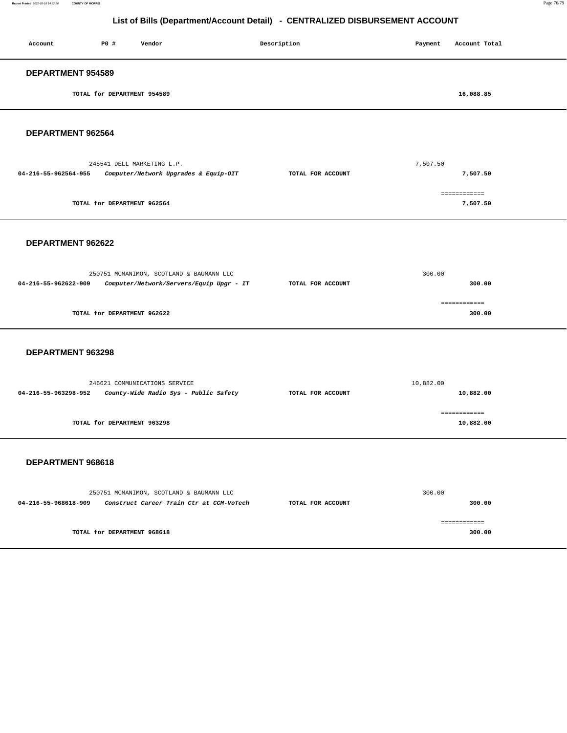## List of Bills (Department/Account Detail) - CENTRALIZED DISBURSEMENT ACCOUNT

| Account | PO # | Vendor | Description | Payment | Account Total |
|---|---|---|---|---|---|

### DEPARTMENT 954589

| | | | | | |
|---|---|---|---|---|---|
| TOTAL for DEPARTMENT 954589 | | | | | 16,088.85 |

### DEPARTMENT 962564

| Account | PO # | Vendor | Description | Payment | Account Total |
|---|---|---|---|---|---|
| | 245541 | DELL MARKETING L.P. | | 7,507.50 | |
| 04-216-55-962564-955 | | *Computer/Network Upgrades & Equip-OIT* | TOTAL FOR ACCOUNT | | 7,507.50 |
| | | | | | ============ |
| TOTAL for DEPARTMENT 962564 | | | | | 7,507.50 |

### DEPARTMENT 962622

| Account | PO # | Vendor | Description | Payment | Account Total |
|---|---|---|---|---|---|
| | 250751 | MCMANIMON, SCOTLAND & BAUMANN LLC | | 300.00 | |
| 04-216-55-962622-909 | | *Computer/Network/Servers/Equip Upgr - IT* | TOTAL FOR ACCOUNT | | 300.00 |
| | | | | | ============ |
| TOTAL for DEPARTMENT 962622 | | | | | 300.00 |

### DEPARTMENT 963298

| Account | PO # | Vendor | Description | Payment | Account Total |
|---|---|---|---|---|---|
| | 246621 | COMMUNICATIONS SERVICE | | 10,882.00 | |
| 04-216-55-963298-952 | | *County-Wide Radio Sys - Public Safety* | TOTAL FOR ACCOUNT | | 10,882.00 |
| | | | | | ============ |
| TOTAL for DEPARTMENT 963298 | | | | | 10,882.00 |

### DEPARTMENT 968618

| Account | PO # | Vendor | Description | Payment | Account Total |
|---|---|---|---|---|---|
| | 250751 | MCMANIMON, SCOTLAND & BAUMANN LLC | | 300.00 | |
| 04-216-55-968618-909 | | *Construct Career Train Ctr at CCM-VoTech* | TOTAL FOR ACCOUNT | | 300.00 |
| | | | | | ============ |
| TOTAL for DEPARTMENT 968618 | | | | | 300.00 |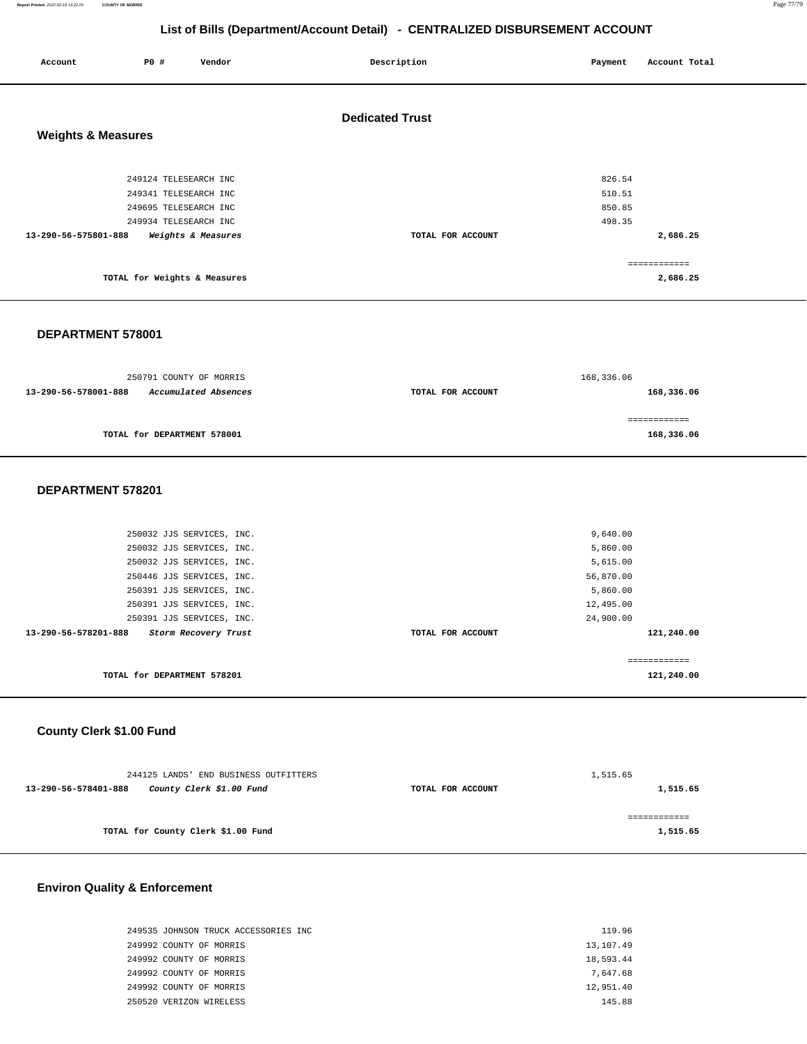# List of Bills (Department/Account Detail) - CENTRALIZED DISBURSEMENT ACCOUNT

| Account | PO # | Vendor | Description | Payment | Account Total |
|---|---|---|---|---|---|

## Dedicated Trust

### Weights & Measures

| Account | PO # | Vendor | Description | Payment | Account Total |
|---|---|---|---|---|---|
| | 249124 | TELESEARCH INC | | 826.54 | |
| | 249341 | TELESEARCH INC | | 510.51 | |
| | 249695 | TELESEARCH INC | | 850.85 | |
| | 249934 | TELESEARCH INC | | 498.35 | |
| **13-290-56-575801-888** | | ***Weights & Measures*** | **TOTAL FOR ACCOUNT** | | **2,686.25** |
| | | **TOTAL for Weights & Measures** | | | **2,686.25** |

### DEPARTMENT 578001

| Account | PO # | Vendor | Description | Payment | Account Total |
|---|---|---|---|---|---|
| | 250791 | COUNTY OF MORRIS | | 168,336.06 | |
| **13-290-56-578001-888** | | ***Accumulated Absences*** | **TOTAL FOR ACCOUNT** | | **168,336.06** |
| | | **TOTAL for DEPARTMENT 578001** | | | **168,336.06** |

### DEPARTMENT 578201

| Account | PO # | Vendor | Description | Payment | Account Total |
|---|---|---|---|---|---|
| | 250032 | JJS SERVICES, INC. | | 9,640.00 | |
| | 250032 | JJS SERVICES, INC. | | 5,860.00 | |
| | 250032 | JJS SERVICES, INC. | | 5,615.00 | |
| | 250446 | JJS SERVICES, INC. | | 56,870.00 | |
| | 250391 | JJS SERVICES, INC. | | 5,860.00 | |
| | 250391 | JJS SERVICES, INC. | | 12,495.00 | |
| | 250391 | JJS SERVICES, INC. | | 24,900.00 | |
| **13-290-56-578201-888** | | ***Storm Recovery Trust*** | **TOTAL FOR ACCOUNT** | | **121,240.00** |
| | | **TOTAL for DEPARTMENT 578201** | | | **121,240.00** |

### County Clerk $1.00 Fund

| Account | PO # | Vendor | Description | Payment | Account Total |
|---|---|---|---|---|---|
| | 244125 | LANDS' END BUSINESS OUTFITTERS | | 1,515.65 | |
| **13-290-56-578401-888** | | ***County Clerk $1.00 Fund*** | **TOTAL FOR ACCOUNT** | | **1,515.65** |
| | | **TOTAL for County Clerk $1.00 Fund** | | | **1,515.65** |

### Environ Quality & Enforcement

| Account | PO # | Vendor | Description | Payment | Account Total |
|---|---|---|---|---|---|
| | 249535 | JOHNSON TRUCK ACCESSORIES INC | | 119.96 | |
| | 249992 | COUNTY OF MORRIS | | 13,107.49 | |
| | 249992 | COUNTY OF MORRIS | | 18,593.44 | |
| | 249992 | COUNTY OF MORRIS | | 7,647.68 | |
| | 249992 | COUNTY OF MORRIS | | 12,951.40 | |
| | 250520 | VERIZON WIRELESS | | 145.88 | |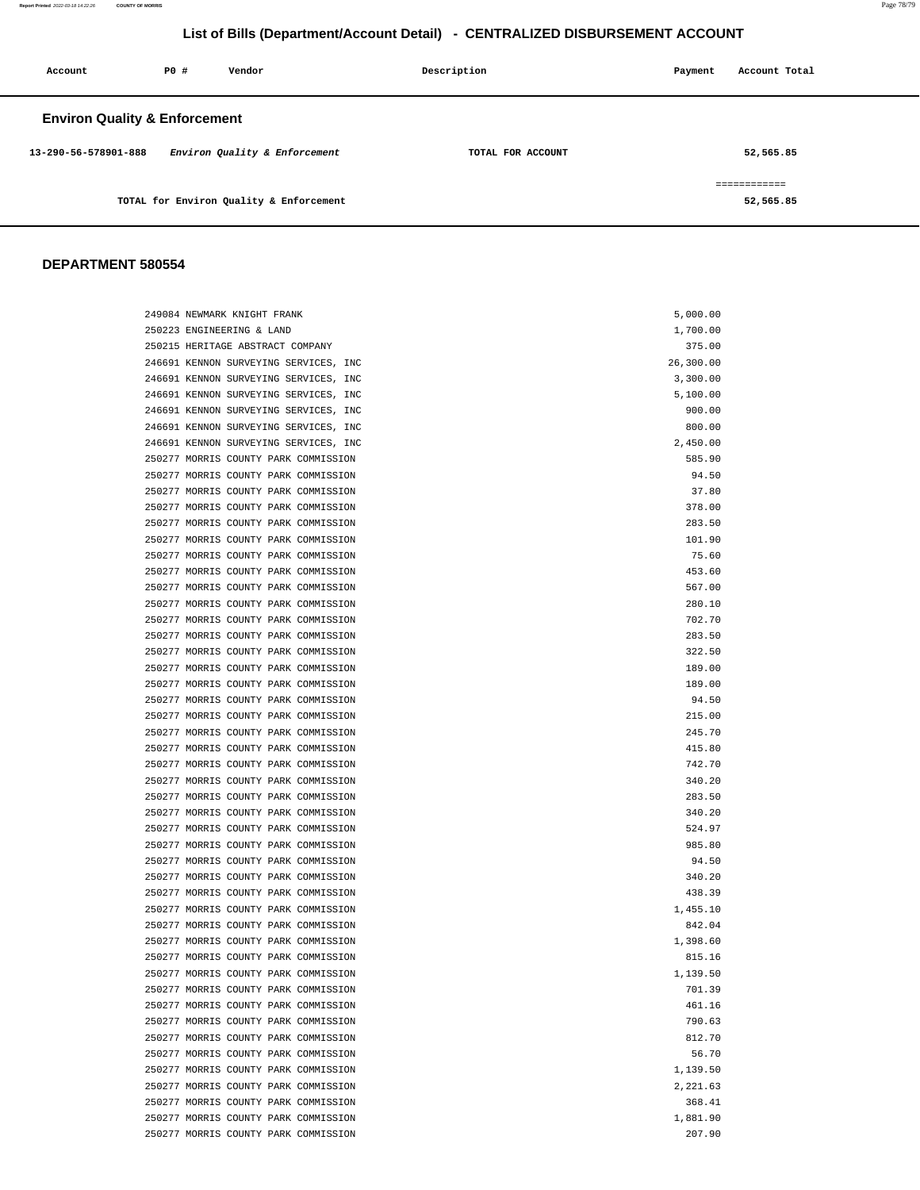# List of Bills (Department/Account Detail) - CENTRALIZED DISBURSEMENT ACCOUNT

| Account | PO # | Vendor | Description | Payment | Account Total |
|---|---|---|---|---|---|

## Environ Quality & Enforcement

| Account | PO # | Vendor | Description | Payment | Account Total |
|---|---|---|---|---|---|
| 13-290-56-578901-888 | | *Environ Quality & Enforcement* | TOTAL FOR ACCOUNT | | 52,565.85 |
| | | | | | ============ |
| | | TOTAL for Environ Quality & Enforcement | | | 52,565.85 |

## DEPARTMENT 580554

| PO # | Vendor | Payment |
|---|---|---|
| 249084 | NEWMARK KNIGHT FRANK | 5,000.00 |
| 250223 | ENGINEERING & LAND | 1,700.00 |
| 250215 | HERITAGE ABSTRACT COMPANY | 375.00 |
| 246691 | KENNON SURVEYING SERVICES, INC | 26,300.00 |
| 246691 | KENNON SURVEYING SERVICES, INC | 3,300.00 |
| 246691 | KENNON SURVEYING SERVICES, INC | 5,100.00 |
| 246691 | KENNON SURVEYING SERVICES, INC | 900.00 |
| 246691 | KENNON SURVEYING SERVICES, INC | 800.00 |
| 246691 | KENNON SURVEYING SERVICES, INC | 2,450.00 |
| 250277 | MORRIS COUNTY PARK COMMISSION | 585.90 |
| 250277 | MORRIS COUNTY PARK COMMISSION | 94.50 |
| 250277 | MORRIS COUNTY PARK COMMISSION | 37.80 |
| 250277 | MORRIS COUNTY PARK COMMISSION | 378.00 |
| 250277 | MORRIS COUNTY PARK COMMISSION | 283.50 |
| 250277 | MORRIS COUNTY PARK COMMISSION | 101.90 |
| 250277 | MORRIS COUNTY PARK COMMISSION | 75.60 |
| 250277 | MORRIS COUNTY PARK COMMISSION | 453.60 |
| 250277 | MORRIS COUNTY PARK COMMISSION | 567.00 |
| 250277 | MORRIS COUNTY PARK COMMISSION | 280.10 |
| 250277 | MORRIS COUNTY PARK COMMISSION | 702.70 |
| 250277 | MORRIS COUNTY PARK COMMISSION | 283.50 |
| 250277 | MORRIS COUNTY PARK COMMISSION | 322.50 |
| 250277 | MORRIS COUNTY PARK COMMISSION | 189.00 |
| 250277 | MORRIS COUNTY PARK COMMISSION | 189.00 |
| 250277 | MORRIS COUNTY PARK COMMISSION | 94.50 |
| 250277 | MORRIS COUNTY PARK COMMISSION | 215.00 |
| 250277 | MORRIS COUNTY PARK COMMISSION | 245.70 |
| 250277 | MORRIS COUNTY PARK COMMISSION | 415.80 |
| 250277 | MORRIS COUNTY PARK COMMISSION | 742.70 |
| 250277 | MORRIS COUNTY PARK COMMISSION | 340.20 |
| 250277 | MORRIS COUNTY PARK COMMISSION | 283.50 |
| 250277 | MORRIS COUNTY PARK COMMISSION | 340.20 |
| 250277 | MORRIS COUNTY PARK COMMISSION | 524.97 |
| 250277 | MORRIS COUNTY PARK COMMISSION | 985.80 |
| 250277 | MORRIS COUNTY PARK COMMISSION | 94.50 |
| 250277 | MORRIS COUNTY PARK COMMISSION | 340.20 |
| 250277 | MORRIS COUNTY PARK COMMISSION | 438.39 |
| 250277 | MORRIS COUNTY PARK COMMISSION | 1,455.10 |
| 250277 | MORRIS COUNTY PARK COMMISSION | 842.04 |
| 250277 | MORRIS COUNTY PARK COMMISSION | 1,398.60 |
| 250277 | MORRIS COUNTY PARK COMMISSION | 815.16 |
| 250277 | MORRIS COUNTY PARK COMMISSION | 1,139.50 |
| 250277 | MORRIS COUNTY PARK COMMISSION | 701.39 |
| 250277 | MORRIS COUNTY PARK COMMISSION | 461.16 |
| 250277 | MORRIS COUNTY PARK COMMISSION | 790.63 |
| 250277 | MORRIS COUNTY PARK COMMISSION | 812.70 |
| 250277 | MORRIS COUNTY PARK COMMISSION | 56.70 |
| 250277 | MORRIS COUNTY PARK COMMISSION | 1,139.50 |
| 250277 | MORRIS COUNTY PARK COMMISSION | 2,221.63 |
| 250277 | MORRIS COUNTY PARK COMMISSION | 368.41 |
| 250277 | MORRIS COUNTY PARK COMMISSION | 1,881.90 |
| 250277 | MORRIS COUNTY PARK COMMISSION | 207.90 |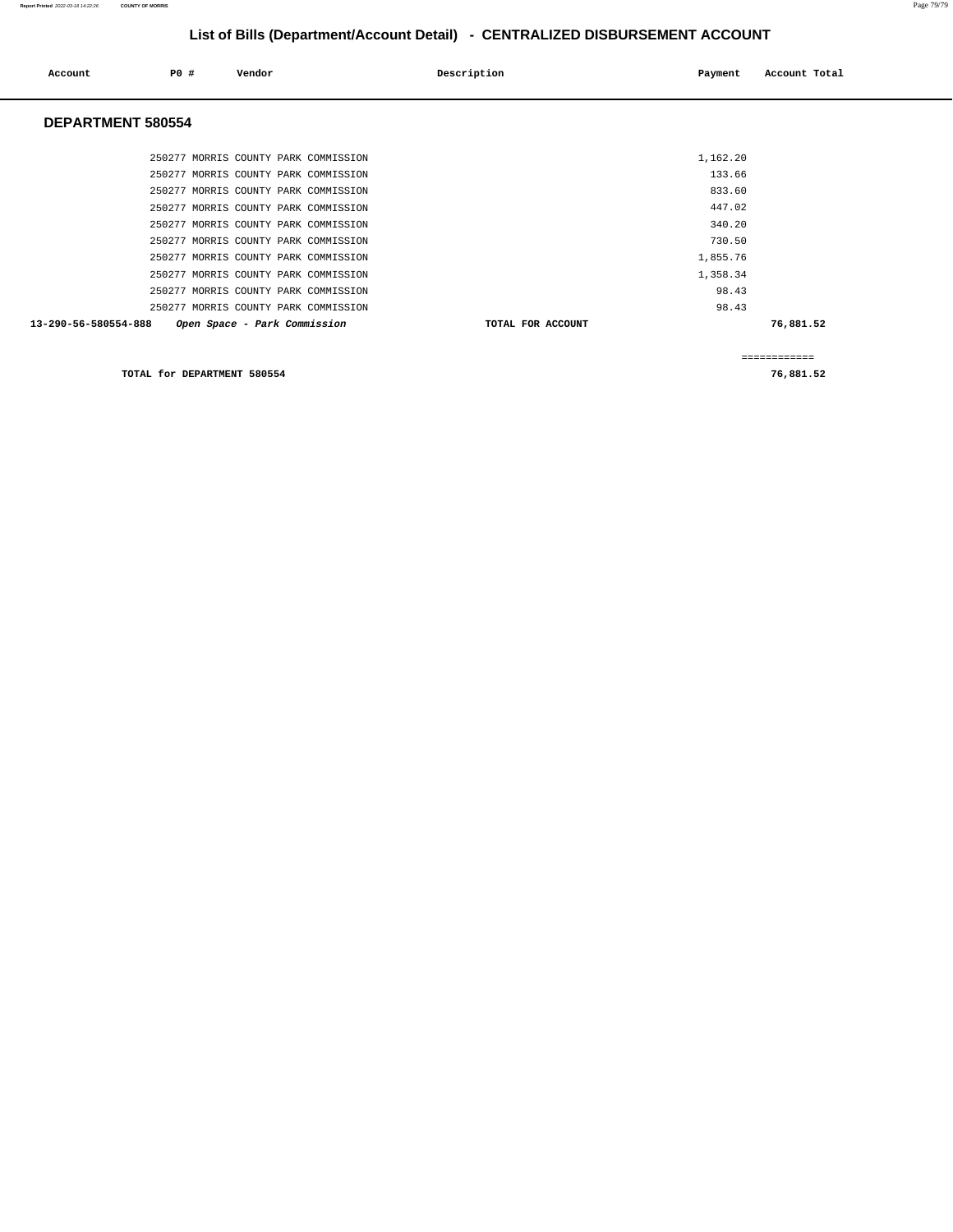# List of Bills (Department/Account Detail) - CENTRALIZED DISBURSEMENT ACCOUNT

| Account | PO # | Vendor | Description | Payment | Account Total |
|---|---|---|---|---|---|

## DEPARTMENT 580554

| Account | PO # | Vendor | Description | Payment | Account Total |
|---|---|---|---|---|---|
| | 250277 | MORRIS COUNTY PARK COMMISSION | | 1,162.20 | |
| | 250277 | MORRIS COUNTY PARK COMMISSION | | 133.66 | |
| | 250277 | MORRIS COUNTY PARK COMMISSION | | 833.60 | |
| | 250277 | MORRIS COUNTY PARK COMMISSION | | 447.02 | |
| | 250277 | MORRIS COUNTY PARK COMMISSION | | 340.20 | |
| | 250277 | MORRIS COUNTY PARK COMMISSION | | 730.50 | |
| | 250277 | MORRIS COUNTY PARK COMMISSION | | 1,855.76 | |
| | 250277 | MORRIS COUNTY PARK COMMISSION | | 1,358.34 | |
| | 250277 | MORRIS COUNTY PARK COMMISSION | | 98.43 | |
| | 250277 | MORRIS COUNTY PARK COMMISSION | | 98.43 | |
| **13-290-56-580554-888** | | ***Open Space - Park Commission*** | **TOTAL FOR ACCOUNT** | | **76,881.52** |

============

**TOTAL for DEPARTMENT 580554** **76,881.52**